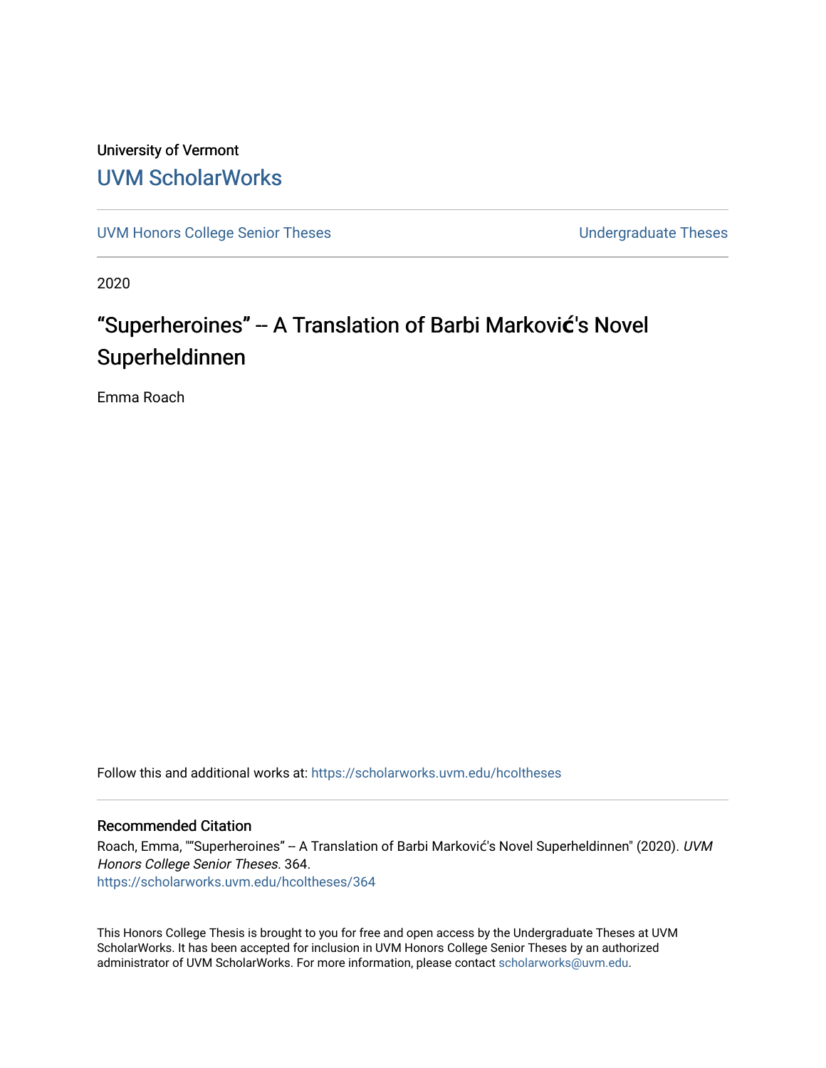University of Vermont

## UVM ScholarWorks

UVM Honors College Senior Theses | Undergraduate Theses

2020

# "Superheroines" -- A Translation of Barbi Marković's Novel Superheldinnen

Emma Roach

Follow this and additional works at: https://scholarworks.uvm.edu/hcoltheses

### Recommended Citation

Roach, Emma, ""Superheroines" -- A Translation of Barbi Marković's Novel Superheldinnen" (2020). *UVM Honors College Senior Theses*. 364.
https://scholarworks.uvm.edu/hcoltheses/364

This Honors College Thesis is brought to you for free and open access by the Undergraduate Theses at UVM ScholarWorks. It has been accepted for inclusion in UVM Honors College Senior Theses by an authorized administrator of UVM ScholarWorks. For more information, please contact scholarworks@uvm.edu.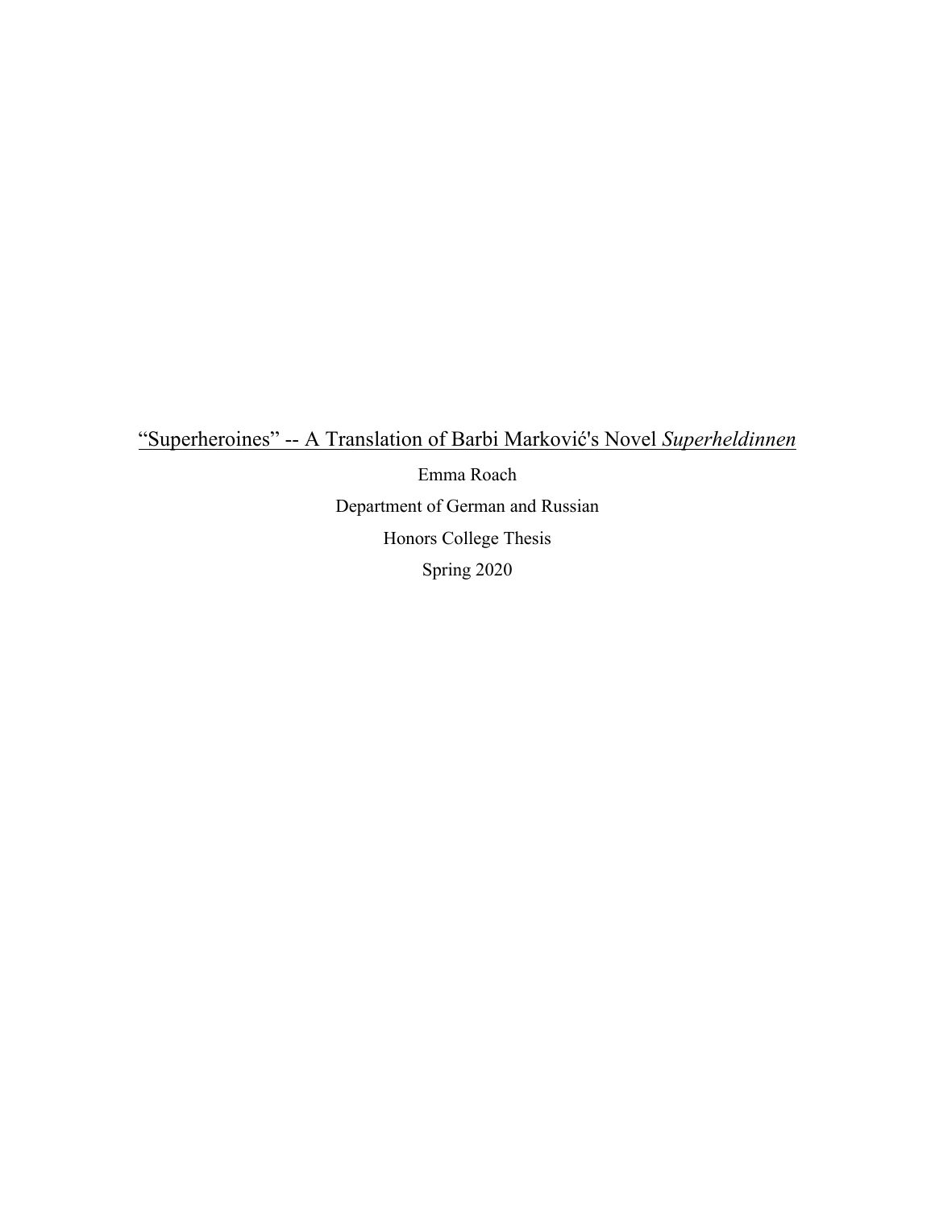“Superheroines” -- A Translation of Barbi Marković's Novel *Superheldinnen*

Emma Roach

Department of German and Russian

Honors College Thesis

Spring 2020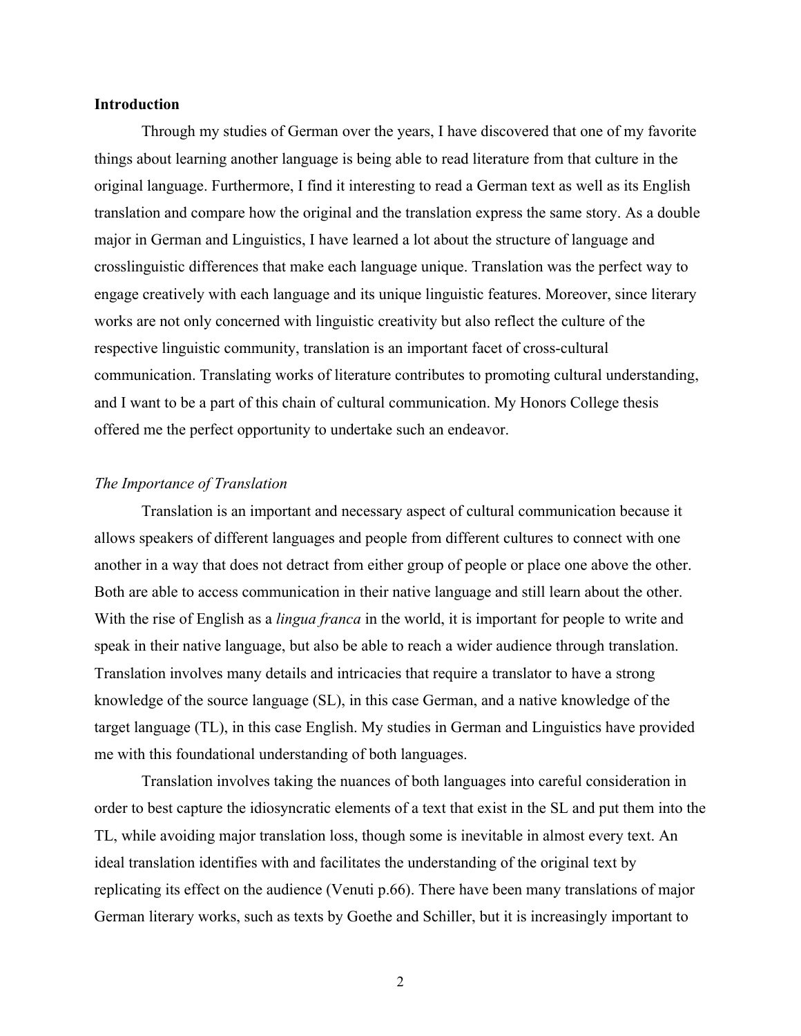## Introduction

Through my studies of German over the years, I have discovered that one of my favorite things about learning another language is being able to read literature from that culture in the original language. Furthermore, I find it interesting to read a German text as well as its English translation and compare how the original and the translation express the same story. As a double major in German and Linguistics, I have learned a lot about the structure of language and crosslinguistic differences that make each language unique. Translation was the perfect way to engage creatively with each language and its unique linguistic features. Moreover, since literary works are not only concerned with linguistic creativity but also reflect the culture of the respective linguistic community, translation is an important facet of cross-cultural communication. Translating works of literature contributes to promoting cultural understanding, and I want to be a part of this chain of cultural communication. My Honors College thesis offered me the perfect opportunity to undertake such an endeavor.

### *The Importance of Translation*

Translation is an important and necessary aspect of cultural communication because it allows speakers of different languages and people from different cultures to connect with one another in a way that does not detract from either group of people or place one above the other. Both are able to access communication in their native language and still learn about the other. With the rise of English as a *lingua franca* in the world, it is important for people to write and speak in their native language, but also be able to reach a wider audience through translation. Translation involves many details and intricacies that require a translator to have a strong knowledge of the source language (SL), in this case German, and a native knowledge of the target language (TL), in this case English. My studies in German and Linguistics have provided me with this foundational understanding of both languages.

Translation involves taking the nuances of both languages into careful consideration in order to best capture the idiosyncratic elements of a text that exist in the SL and put them into the TL, while avoiding major translation loss, though some is inevitable in almost every text. An ideal translation identifies with and facilitates the understanding of the original text by replicating its effect on the audience (Venuti p.66). There have been many translations of major German literary works, such as texts by Goethe and Schiller, but it is increasingly important to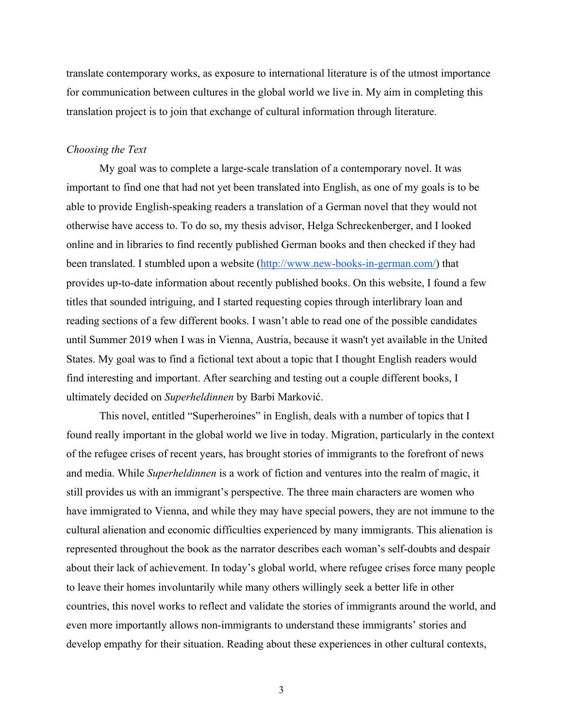translate contemporary works, as exposure to international literature is of the utmost importance for communication between cultures in the global world we live in. My aim in completing this translation project is to join that exchange of cultural information through literature.

*Choosing the Text*

My goal was to complete a large-scale translation of a contemporary novel. It was important to find one that had not yet been translated into English, as one of my goals is to be able to provide English-speaking readers a translation of a German novel that they would not otherwise have access to. To do so, my thesis advisor, Helga Schreckenberger, and I looked online and in libraries to find recently published German books and then checked if they had been translated. I stumbled upon a website (http://www.new-books-in-german.com/) that provides up-to-date information about recently published books. On this website, I found a few titles that sounded intriguing, and I started requesting copies through interlibrary loan and reading sections of a few different books. I wasn't able to read one of the possible candidates until Summer 2019 when I was in Vienna, Austria, because it wasn't yet available in the United States. My goal was to find a fictional text about a topic that I thought English readers would find interesting and important. After searching and testing out a couple different books, I ultimately decided on *Superheldinnen* by Barbi Marković.

This novel, entitled "Superheroines" in English, deals with a number of topics that I found really important in the global world we live in today. Migration, particularly in the context of the refugee crises of recent years, has brought stories of immigrants to the forefront of news and media. While *Superheldinnen* is a work of fiction and ventures into the realm of magic, it still provides us with an immigrant's perspective. The three main characters are women who have immigrated to Vienna, and while they may have special powers, they are not immune to the cultural alienation and economic difficulties experienced by many immigrants. This alienation is represented throughout the book as the narrator describes each woman's self-doubts and despair about their lack of achievement. In today's global world, where refugee crises force many people to leave their homes involuntarily while many others willingly seek a better life in other countries, this novel works to reflect and validate the stories of immigrants around the world, and even more importantly allows non-immigrants to understand these immigrants' stories and develop empathy for their situation. Reading about these experiences in other cultural contexts,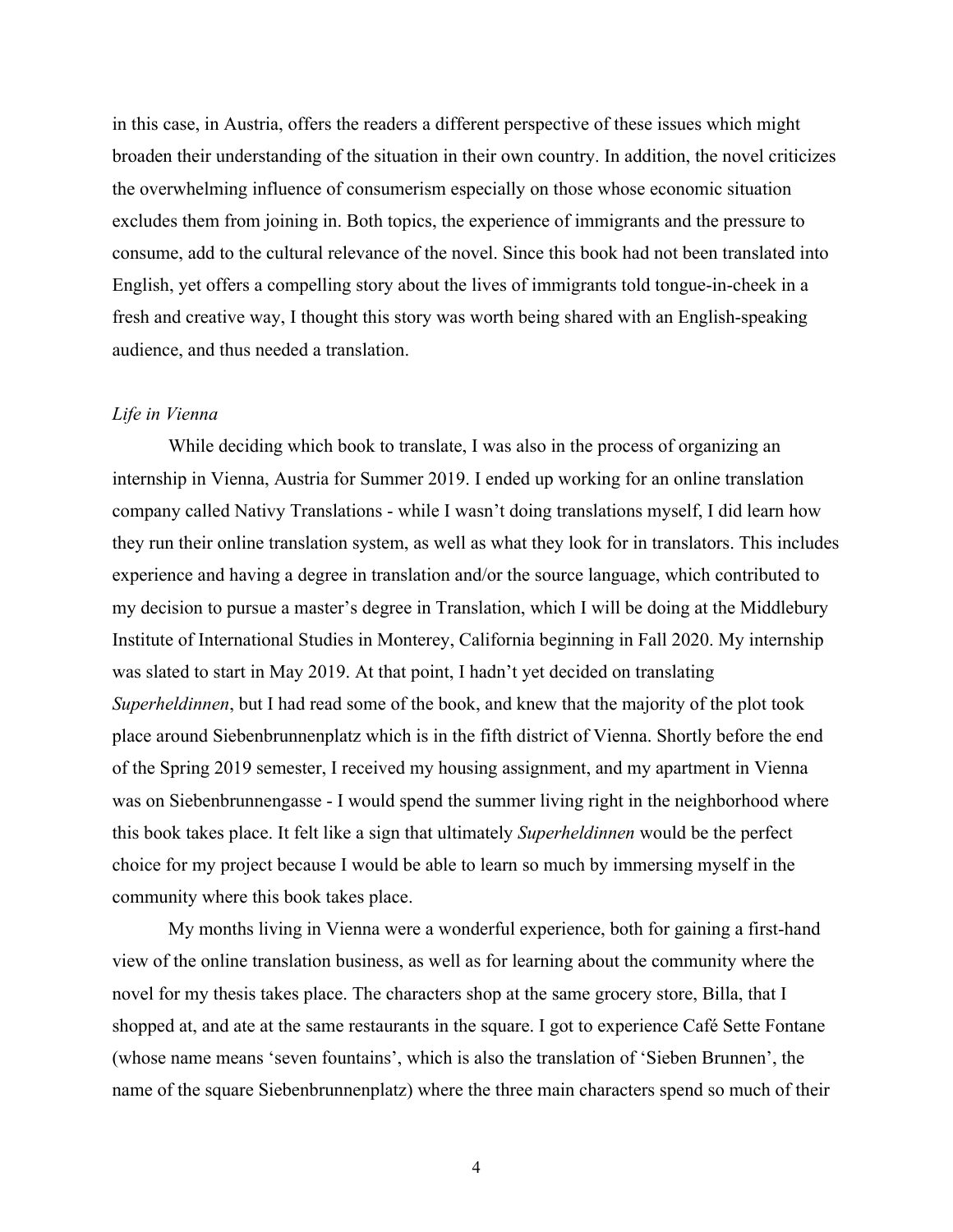in this case, in Austria, offers the readers a different perspective of these issues which might broaden their understanding of the situation in their own country. In addition, the novel criticizes the overwhelming influence of consumerism especially on those whose economic situation excludes them from joining in. Both topics, the experience of immigrants and the pressure to consume, add to the cultural relevance of the novel. Since this book had not been translated into English, yet offers a compelling story about the lives of immigrants told tongue-in-cheek in a fresh and creative way, I thought this story was worth being shared with an English-speaking audience, and thus needed a translation.

*Life in Vienna*

While deciding which book to translate, I was also in the process of organizing an internship in Vienna, Austria for Summer 2019. I ended up working for an online translation company called Nativy Translations - while I wasn't doing translations myself, I did learn how they run their online translation system, as well as what they look for in translators. This includes experience and having a degree in translation and/or the source language, which contributed to my decision to pursue a master's degree in Translation, which I will be doing at the Middlebury Institute of International Studies in Monterey, California beginning in Fall 2020. My internship was slated to start in May 2019. At that point, I hadn't yet decided on translating *Superheldinnen*, but I had read some of the book, and knew that the majority of the plot took place around Siebenbrunnenplatz which is in the fifth district of Vienna. Shortly before the end of the Spring 2019 semester, I received my housing assignment, and my apartment in Vienna was on Siebenbrunnengasse - I would spend the summer living right in the neighborhood where this book takes place. It felt like a sign that ultimately *Superheldinnen* would be the perfect choice for my project because I would be able to learn so much by immersing myself in the community where this book takes place.

My months living in Vienna were a wonderful experience, both for gaining a first-hand view of the online translation business, as well as for learning about the community where the novel for my thesis takes place. The characters shop at the same grocery store, Billa, that I shopped at, and ate at the same restaurants in the square. I got to experience Café Sette Fontane (whose name means 'seven fountains', which is also the translation of 'Sieben Brunnen', the name of the square Siebenbrunnenplatz) where the three main characters spend so much of their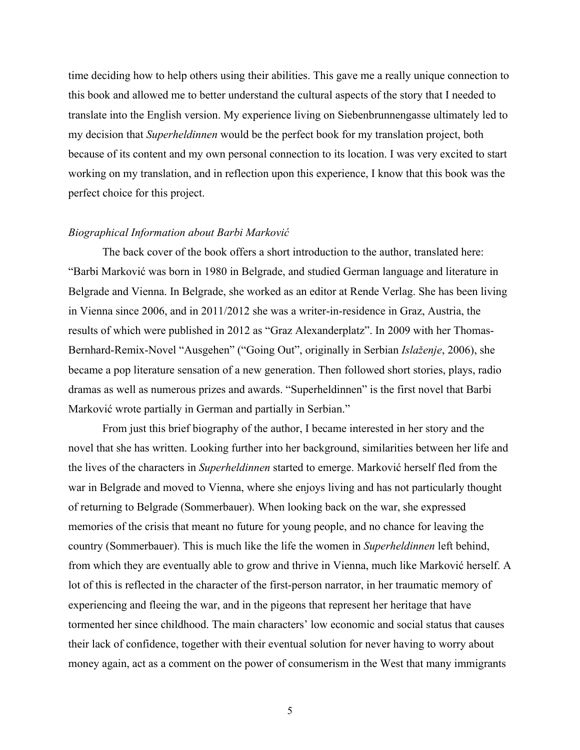time deciding how to help others using their abilities. This gave me a really unique connection to this book and allowed me to better understand the cultural aspects of the story that I needed to translate into the English version. My experience living on Siebenbrunnengasse ultimately led to my decision that *Superheldinnen* would be the perfect book for my translation project, both because of its content and my own personal connection to its location. I was very excited to start working on my translation, and in reflection upon this experience, I know that this book was the perfect choice for this project.

### *Biographical Information about Barbi Marković*

The back cover of the book offers a short introduction to the author, translated here: "Barbi Marković was born in 1980 in Belgrade, and studied German language and literature in Belgrade and Vienna. In Belgrade, she worked as an editor at Rende Verlag. She has been living in Vienna since 2006, and in 2011/2012 she was a writer-in-residence in Graz, Austria, the results of which were published in 2012 as "Graz Alexanderplatz". In 2009 with her Thomas-Bernhard-Remix-Novel "Ausgehen" ("Going Out", originally in Serbian *Izlaženje*, 2006), she became a pop literature sensation of a new generation. Then followed short stories, plays, radio dramas as well as numerous prizes and awards. "Superheldinnen" is the first novel that Barbi Marković wrote partially in German and partially in Serbian."

From just this brief biography of the author, I became interested in her story and the novel that she has written. Looking further into her background, similarities between her life and the lives of the characters in *Superheldinnen* started to emerge. Marković herself fled from the war in Belgrade and moved to Vienna, where she enjoys living and has not particularly thought of returning to Belgrade (Sommerbauer). When looking back on the war, she expressed memories of the crisis that meant no future for young people, and no chance for leaving the country (Sommerbauer). This is much like the life the women in *Superheldinnen* left behind, from which they are eventually able to grow and thrive in Vienna, much like Marković herself. A lot of this is reflected in the character of the first-person narrator, in her traumatic memory of experiencing and fleeing the war, and in the pigeons that represent her heritage that have tormented her since childhood. The main characters' low economic and social status that causes their lack of confidence, together with their eventual solution for never having to worry about money again, act as a comment on the power of consumerism in the West that many immigrants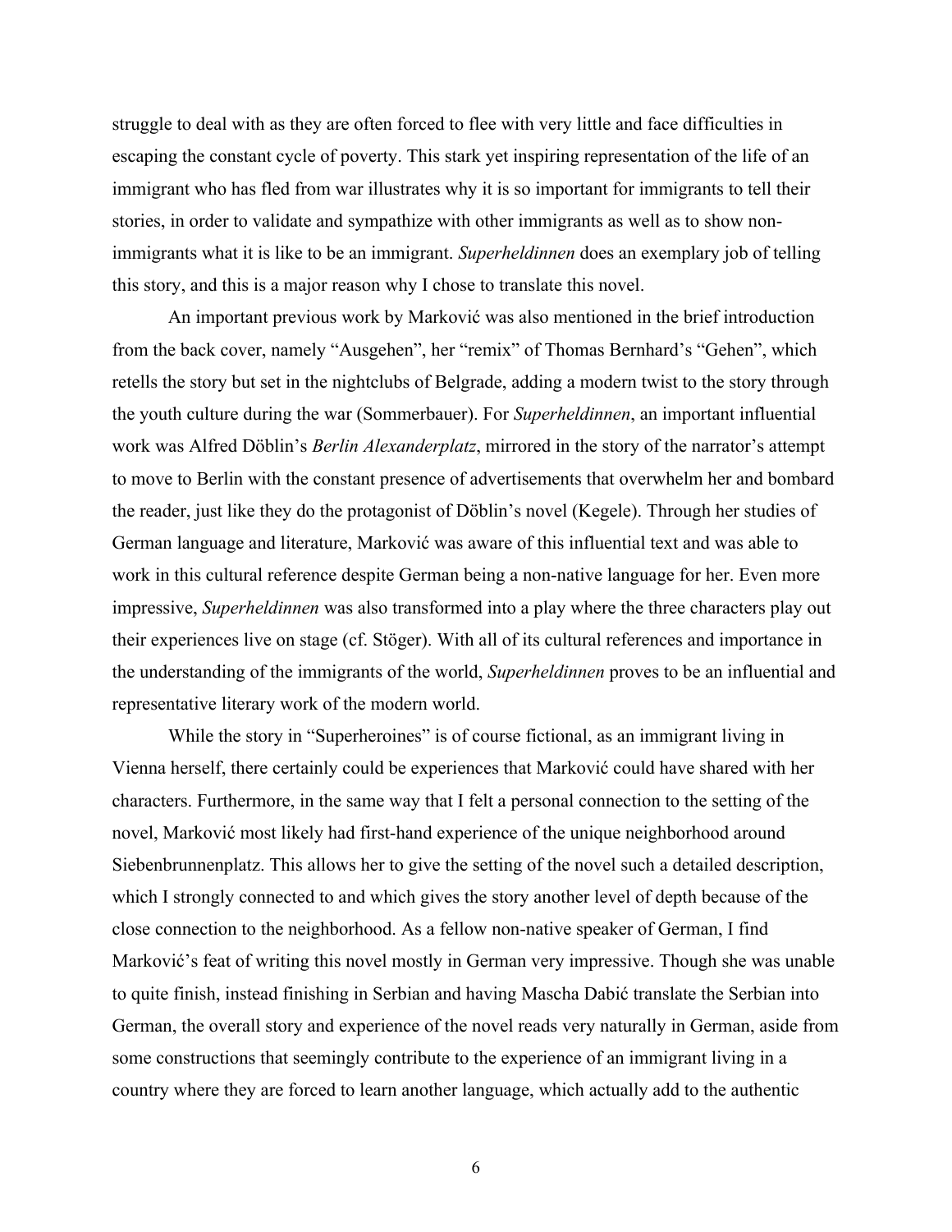struggle to deal with as they are often forced to flee with very little and face difficulties in escaping the constant cycle of poverty. This stark yet inspiring representation of the life of an immigrant who has fled from war illustrates why it is so important for immigrants to tell their stories, in order to validate and sympathize with other immigrants as well as to show non-immigrants what it is like to be an immigrant. *Superheldinnen* does an exemplary job of telling this story, and this is a major reason why I chose to translate this novel.

An important previous work by Marković was also mentioned in the brief introduction from the back cover, namely "Ausgehen", her "remix" of Thomas Bernhard's "Gehen", which retells the story but set in the nightclubs of Belgrade, adding a modern twist to the story through the youth culture during the war (Sommerbauer). For *Superheldinnen*, an important influential work was Alfred Döblin's *Berlin Alexanderplatz*, mirrored in the story of the narrator's attempt to move to Berlin with the constant presence of advertisements that overwhelm her and bombard the reader, just like they do the protagonist of Döblin's novel (Kegele). Through her studies of German language and literature, Marković was aware of this influential text and was able to work in this cultural reference despite German being a non-native language for her. Even more impressive, *Superheldinnen* was also transformed into a play where the three characters play out their experiences live on stage (cf. Stöger). With all of its cultural references and importance in the understanding of the immigrants of the world, *Superheldinnen* proves to be an influential and representative literary work of the modern world.

While the story in "Superheroines" is of course fictional, as an immigrant living in Vienna herself, there certainly could be experiences that Marković could have shared with her characters. Furthermore, in the same way that I felt a personal connection to the setting of the novel, Marković most likely had first-hand experience of the unique neighborhood around Siebenbrunnenplatz. This allows her to give the setting of the novel such a detailed description, which I strongly connected to and which gives the story another level of depth because of the close connection to the neighborhood. As a fellow non-native speaker of German, I find Marković's feat of writing this novel mostly in German very impressive. Though she was unable to quite finish, instead finishing in Serbian and having Mascha Dabić translate the Serbian into German, the overall story and experience of the novel reads very naturally in German, aside from some constructions that seemingly contribute to the experience of an immigrant living in a country where they are forced to learn another language, which actually add to the authentic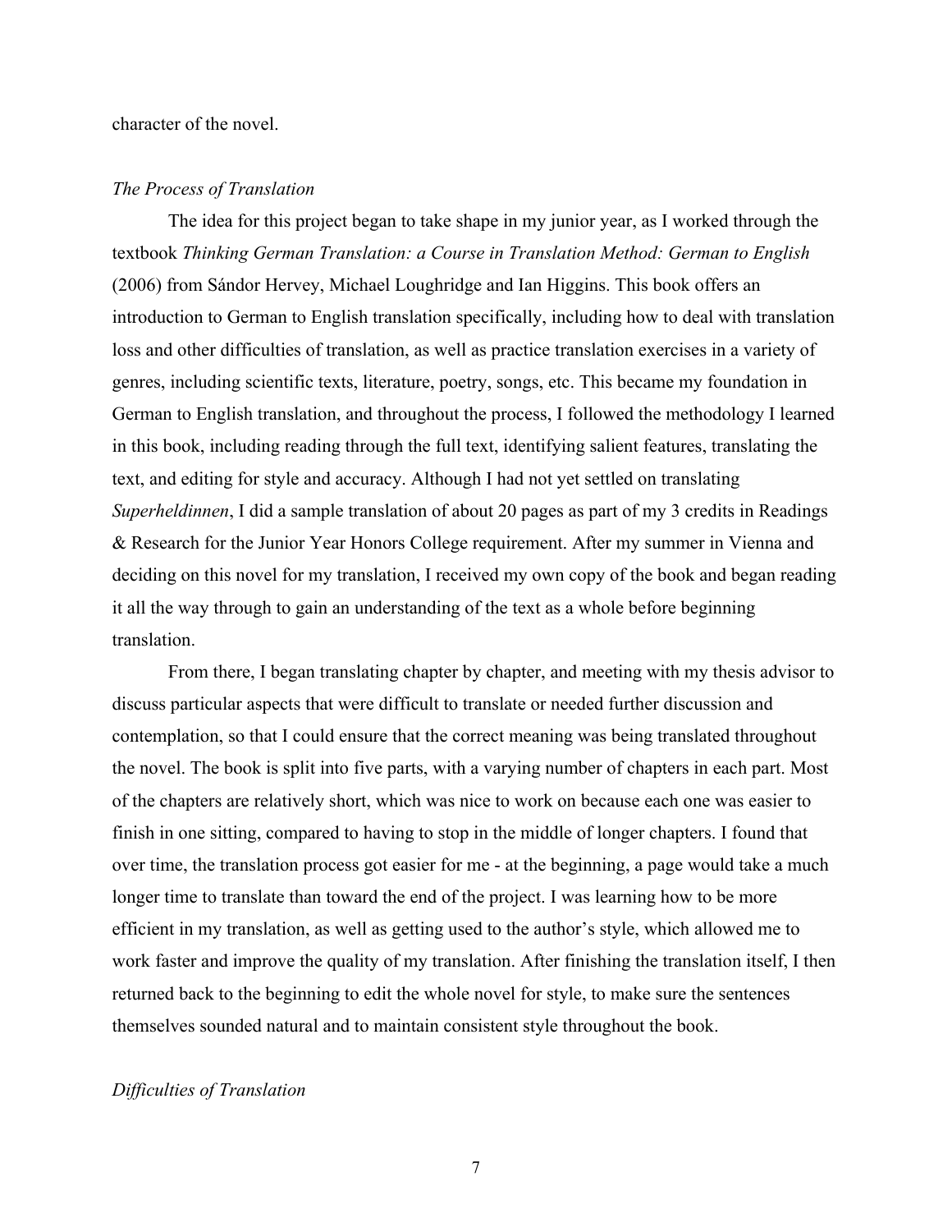character of the novel.

*The Process of Translation*

The idea for this project began to take shape in my junior year, as I worked through the textbook *Thinking German Translation: a Course in Translation Method: German to English* (2006) from Sándor Hervey, Michael Loughridge and Ian Higgins. This book offers an introduction to German to English translation specifically, including how to deal with translation loss and other difficulties of translation, as well as practice translation exercises in a variety of genres, including scientific texts, literature, poetry, songs, etc. This became my foundation in German to English translation, and throughout the process, I followed the methodology I learned in this book, including reading through the full text, identifying salient features, translating the text, and editing for style and accuracy. Although I had not yet settled on translating *Superheldinnen*, I did a sample translation of about 20 pages as part of my 3 credits in Readings & Research for the Junior Year Honors College requirement. After my summer in Vienna and deciding on this novel for my translation, I received my own copy of the book and began reading it all the way through to gain an understanding of the text as a whole before beginning translation.

From there, I began translating chapter by chapter, and meeting with my thesis advisor to discuss particular aspects that were difficult to translate or needed further discussion and contemplation, so that I could ensure that the correct meaning was being translated throughout the novel. The book is split into five parts, with a varying number of chapters in each part. Most of the chapters are relatively short, which was nice to work on because each one was easier to finish in one sitting, compared to having to stop in the middle of longer chapters. I found that over time, the translation process got easier for me - at the beginning, a page would take a much longer time to translate than toward the end of the project. I was learning how to be more efficient in my translation, as well as getting used to the author's style, which allowed me to work faster and improve the quality of my translation. After finishing the translation itself, I then returned back to the beginning to edit the whole novel for style, to make sure the sentences themselves sounded natural and to maintain consistent style throughout the book.

*Difficulties of Translation*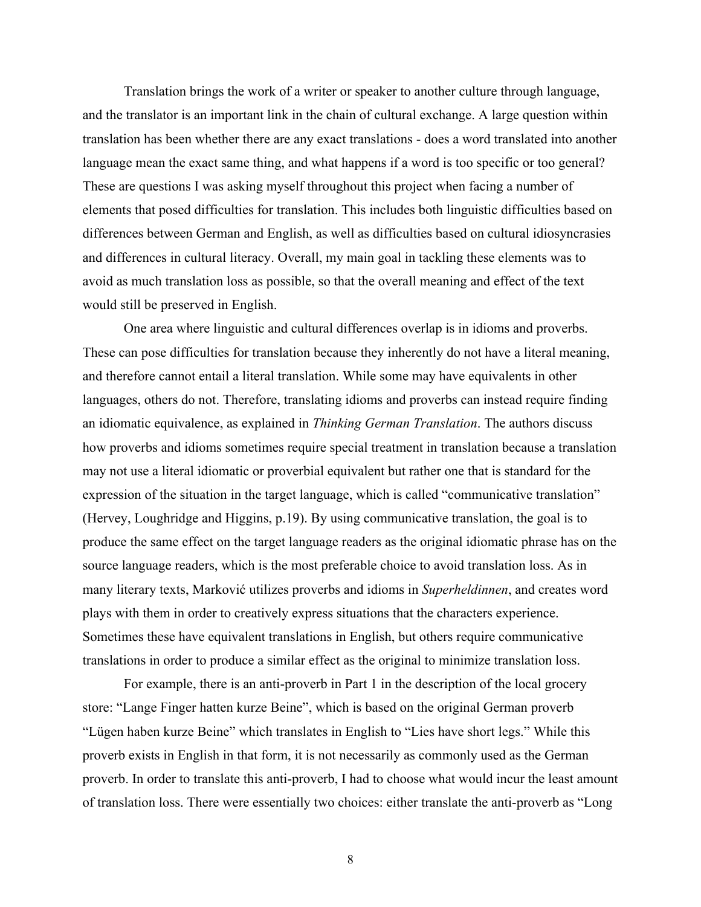Translation brings the work of a writer or speaker to another culture through language, and the translator is an important link in the chain of cultural exchange. A large question within translation has been whether there are any exact translations - does a word translated into another language mean the exact same thing, and what happens if a word is too specific or too general? These are questions I was asking myself throughout this project when facing a number of elements that posed difficulties for translation. This includes both linguistic difficulties based on differences between German and English, as well as difficulties based on cultural idiosyncrasies and differences in cultural literacy. Overall, my main goal in tackling these elements was to avoid as much translation loss as possible, so that the overall meaning and effect of the text would still be preserved in English.

One area where linguistic and cultural differences overlap is in idioms and proverbs. These can pose difficulties for translation because they inherently do not have a literal meaning, and therefore cannot entail a literal translation. While some may have equivalents in other languages, others do not. Therefore, translating idioms and proverbs can instead require finding an idiomatic equivalence, as explained in *Thinking German Translation*. The authors discuss how proverbs and idioms sometimes require special treatment in translation because a translation may not use a literal idiomatic or proverbial equivalent but rather one that is standard for the expression of the situation in the target language, which is called "communicative translation" (Hervey, Loughridge and Higgins, p.19). By using communicative translation, the goal is to produce the same effect on the target language readers as the original idiomatic phrase has on the source language readers, which is the most preferable choice to avoid translation loss. As in many literary texts, Marković utilizes proverbs and idioms in *Superheldinnen*, and creates word plays with them in order to creatively express situations that the characters experience. Sometimes these have equivalent translations in English, but others require communicative translations in order to produce a similar effect as the original to minimize translation loss.

For example, there is an anti-proverb in Part 1 in the description of the local grocery store: "Lange Finger hatten kurze Beine", which is based on the original German proverb "Lügen haben kurze Beine" which translates in English to "Lies have short legs." While this proverb exists in English in that form, it is not necessarily as commonly used as the German proverb. In order to translate this anti-proverb, I had to choose what would incur the least amount of translation loss. There were essentially two choices: either translate the anti-proverb as "Long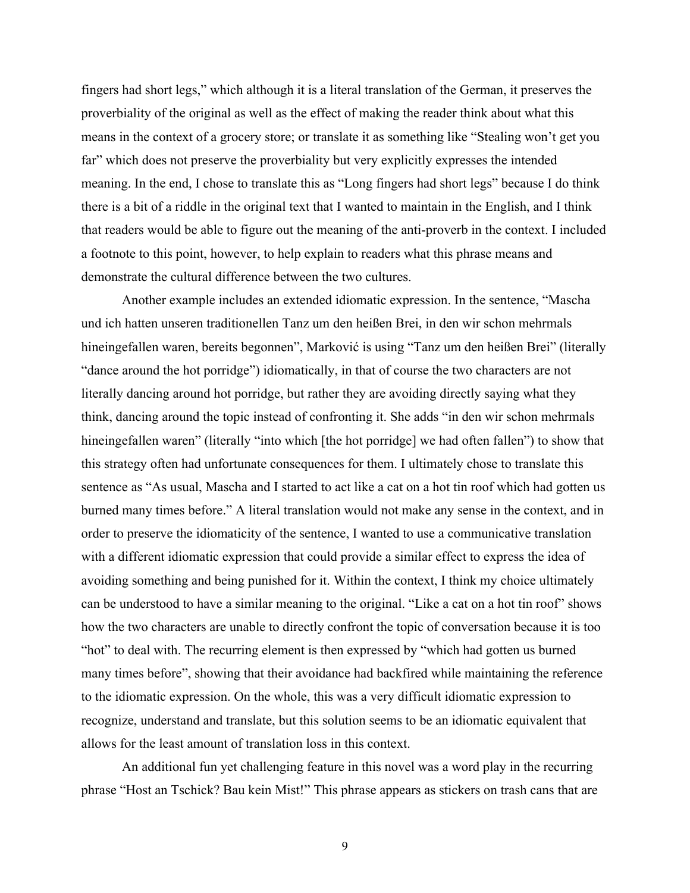fingers had short legs," which although it is a literal translation of the German, it preserves the proverbiality of the original as well as the effect of making the reader think about what this means in the context of a grocery store; or translate it as something like "Stealing won't get you far" which does not preserve the proverbiality but very explicitly expresses the intended meaning. In the end, I chose to translate this as "Long fingers had short legs" because I do think there is a bit of a riddle in the original text that I wanted to maintain in the English, and I think that readers would be able to figure out the meaning of the anti-proverb in the context. I included a footnote to this point, however, to help explain to readers what this phrase means and demonstrate the cultural difference between the two cultures.

Another example includes an extended idiomatic expression. In the sentence, "Mascha und ich hatten unseren traditionellen Tanz um den heißen Brei, in den wir schon mehrmals hineingefallen waren, bereits begonnen", Marković is using "Tanz um den heißen Brei" (literally "dance around the hot porridge") idiomatically, in that of course the two characters are not literally dancing around hot porridge, but rather they are avoiding directly saying what they think, dancing around the topic instead of confronting it. She adds "in den wir schon mehrmals hineingefallen waren" (literally "into which [the hot porridge] we had often fallen") to show that this strategy often had unfortunate consequences for them. I ultimately chose to translate this sentence as "As usual, Mascha and I started to act like a cat on a hot tin roof which had gotten us burned many times before." A literal translation would not make any sense in the context, and in order to preserve the idiomaticity of the sentence, I wanted to use a communicative translation with a different idiomatic expression that could provide a similar effect to express the idea of avoiding something and being punished for it. Within the context, I think my choice ultimately can be understood to have a similar meaning to the original. "Like a cat on a hot tin roof" shows how the two characters are unable to directly confront the topic of conversation because it is too "hot" to deal with. The recurring element is then expressed by "which had gotten us burned many times before", showing that their avoidance had backfired while maintaining the reference to the idiomatic expression. On the whole, this was a very difficult idiomatic expression to recognize, understand and translate, but this solution seems to be an idiomatic equivalent that allows for the least amount of translation loss in this context.

An additional fun yet challenging feature in this novel was a word play in the recurring phrase "Host an Tschick? Bau kein Mist!" This phrase appears as stickers on trash cans that are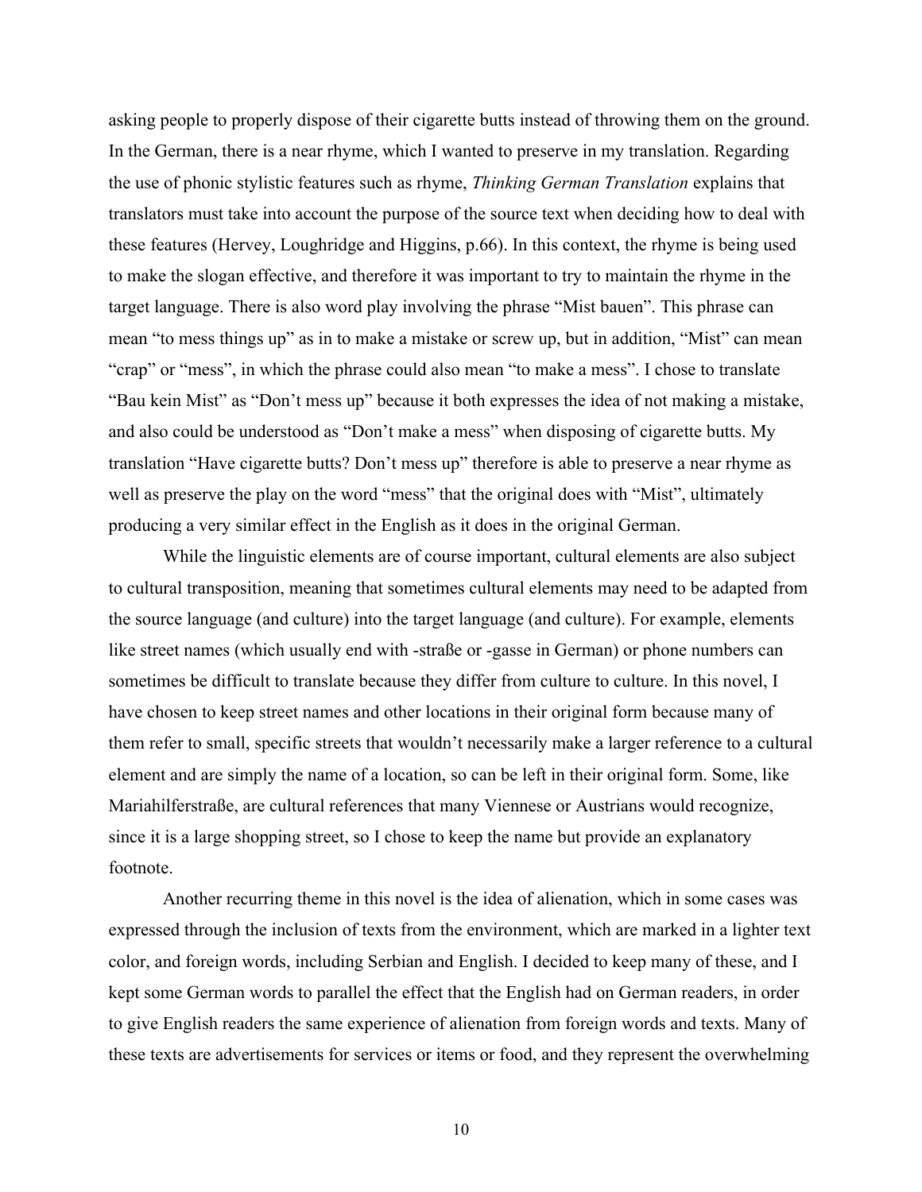asking people to properly dispose of their cigarette butts instead of throwing them on the ground. In the German, there is a near rhyme, which I wanted to preserve in my translation. Regarding the use of phonic stylistic features such as rhyme, *Thinking German Translation* explains that translators must take into account the purpose of the source text when deciding how to deal with these features (Hervey, Loughridge and Higgins, p.66). In this context, the rhyme is being used to make the slogan effective, and therefore it was important to try to maintain the rhyme in the target language. There is also word play involving the phrase "Mist bauen". This phrase can mean "to mess things up" as in to make a mistake or screw up, but in addition, "Mist" can mean "crap" or "mess", in which the phrase could also mean "to make a mess". I chose to translate "Bau kein Mist" as "Don't mess up" because it both expresses the idea of not making a mistake, and also could be understood as "Don't make a mess" when disposing of cigarette butts. My translation "Have cigarette butts? Don't mess up" therefore is able to preserve a near rhyme as well as preserve the play on the word "mess" that the original does with "Mist", ultimately producing a very similar effect in the English as it does in the original German.

While the linguistic elements are of course important, cultural elements are also subject to cultural transposition, meaning that sometimes cultural elements may need to be adapted from the source language (and culture) into the target language (and culture). For example, elements like street names (which usually end with -straße or -gasse in German) or phone numbers can sometimes be difficult to translate because they differ from culture to culture. In this novel, I have chosen to keep street names and other locations in their original form because many of them refer to small, specific streets that wouldn't necessarily make a larger reference to a cultural element and are simply the name of a location, so can be left in their original form. Some, like Mariahilferstraße, are cultural references that many Viennese or Austrians would recognize, since it is a large shopping street, so I chose to keep the name but provide an explanatory footnote.

Another recurring theme in this novel is the idea of alienation, which in some cases was expressed through the inclusion of texts from the environment, which are marked in a lighter text color, and foreign words, including Serbian and English. I decided to keep many of these, and I kept some German words to parallel the effect that the English had on German readers, in order to give English readers the same experience of alienation from foreign words and texts. Many of these texts are advertisements for services or items or food, and they represent the overwhelming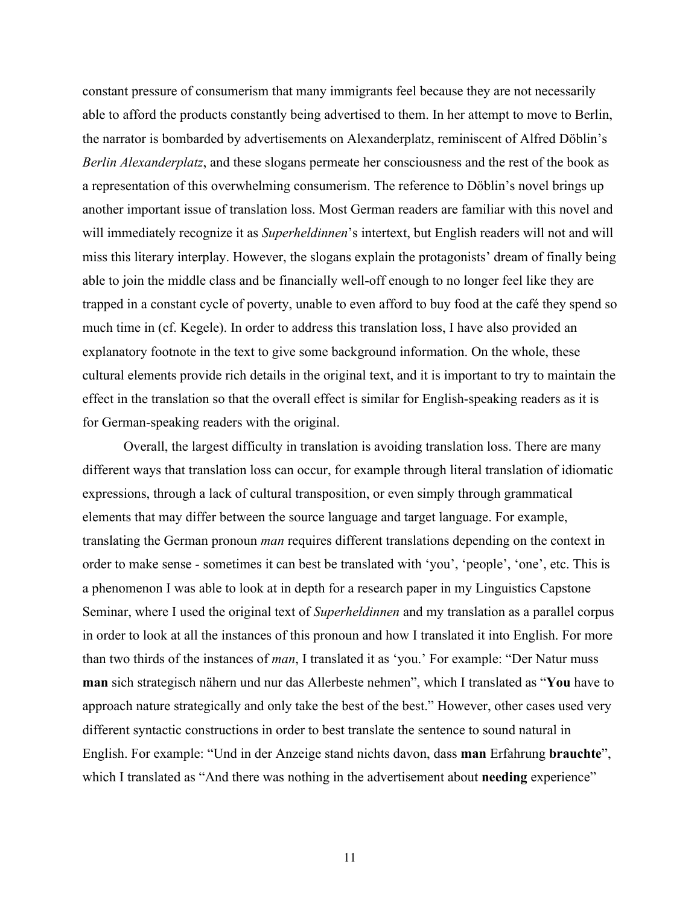constant pressure of consumerism that many immigrants feel because they are not necessarily able to afford the products constantly being advertised to them. In her attempt to move to Berlin, the narrator is bombarded by advertisements on Alexanderplatz, reminiscent of Alfred Döblin's *Berlin Alexanderplatz*, and these slogans permeate her consciousness and the rest of the book as a representation of this overwhelming consumerism. The reference to Döblin's novel brings up another important issue of translation loss. Most German readers are familiar with this novel and will immediately recognize it as *Superheldinnen*'s intertext, but English readers will not and will miss this literary interplay. However, the slogans explain the protagonists' dream of finally being able to join the middle class and be financially well-off enough to no longer feel like they are trapped in a constant cycle of poverty, unable to even afford to buy food at the café they spend so much time in (cf. Kegele). In order to address this translation loss, I have also provided an explanatory footnote in the text to give some background information. On the whole, these cultural elements provide rich details in the original text, and it is important to try to maintain the effect in the translation so that the overall effect is similar for English-speaking readers as it is for German-speaking readers with the original.

Overall, the largest difficulty in translation is avoiding translation loss. There are many different ways that translation loss can occur, for example through literal translation of idiomatic expressions, through a lack of cultural transposition, or even simply through grammatical elements that may differ between the source language and target language. For example, translating the German pronoun *man* requires different translations depending on the context in order to make sense - sometimes it can best be translated with 'you', 'people', 'one', etc. This is a phenomenon I was able to look at in depth for a research paper in my Linguistics Capstone Seminar, where I used the original text of *Superheldinnen* and my translation as a parallel corpus in order to look at all the instances of this pronoun and how I translated it into English. For more than two thirds of the instances of *man*, I translated it as 'you.' For example: "Der Natur muss **man** sich strategisch nähern und nur das Allerbeste nehmen", which I translated as "**You** have to approach nature strategically and only take the best of the best." However, other cases used very different syntactic constructions in order to best translate the sentence to sound natural in English. For example: "Und in der Anzeige stand nichts davon, dass **man** Erfahrung **brauchte**", which I translated as "And there was nothing in the advertisement about **needing** experience"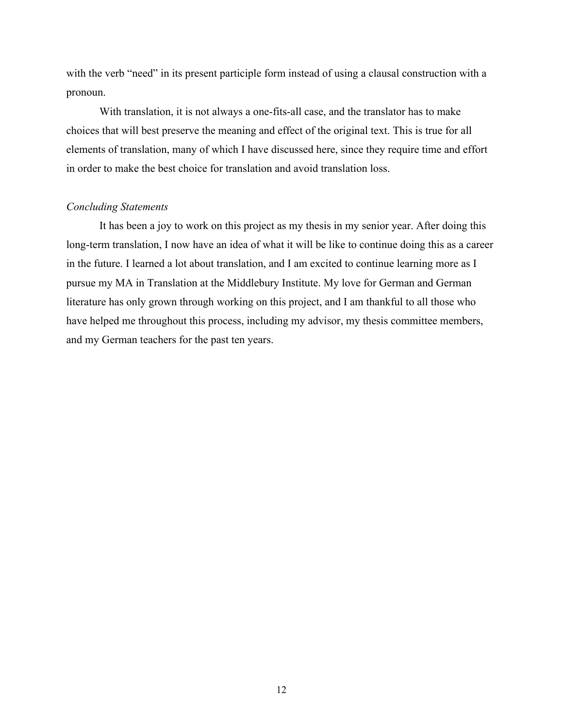with the verb “need” in its present participle form instead of using a clausal construction with a pronoun.

With translation, it is not always a one-fits-all case, and the translator has to make choices that will best preserve the meaning and effect of the original text. This is true for all elements of translation, many of which I have discussed here, since they require time and effort in order to make the best choice for translation and avoid translation loss.

*Concluding Statements*

It has been a joy to work on this project as my thesis in my senior year. After doing this long-term translation, I now have an idea of what it will be like to continue doing this as a career in the future. I learned a lot about translation, and I am excited to continue learning more as I pursue my MA in Translation at the Middlebury Institute. My love for German and German literature has only grown through working on this project, and I am thankful to all those who have helped me throughout this process, including my advisor, my thesis committee members, and my German teachers for the past ten years.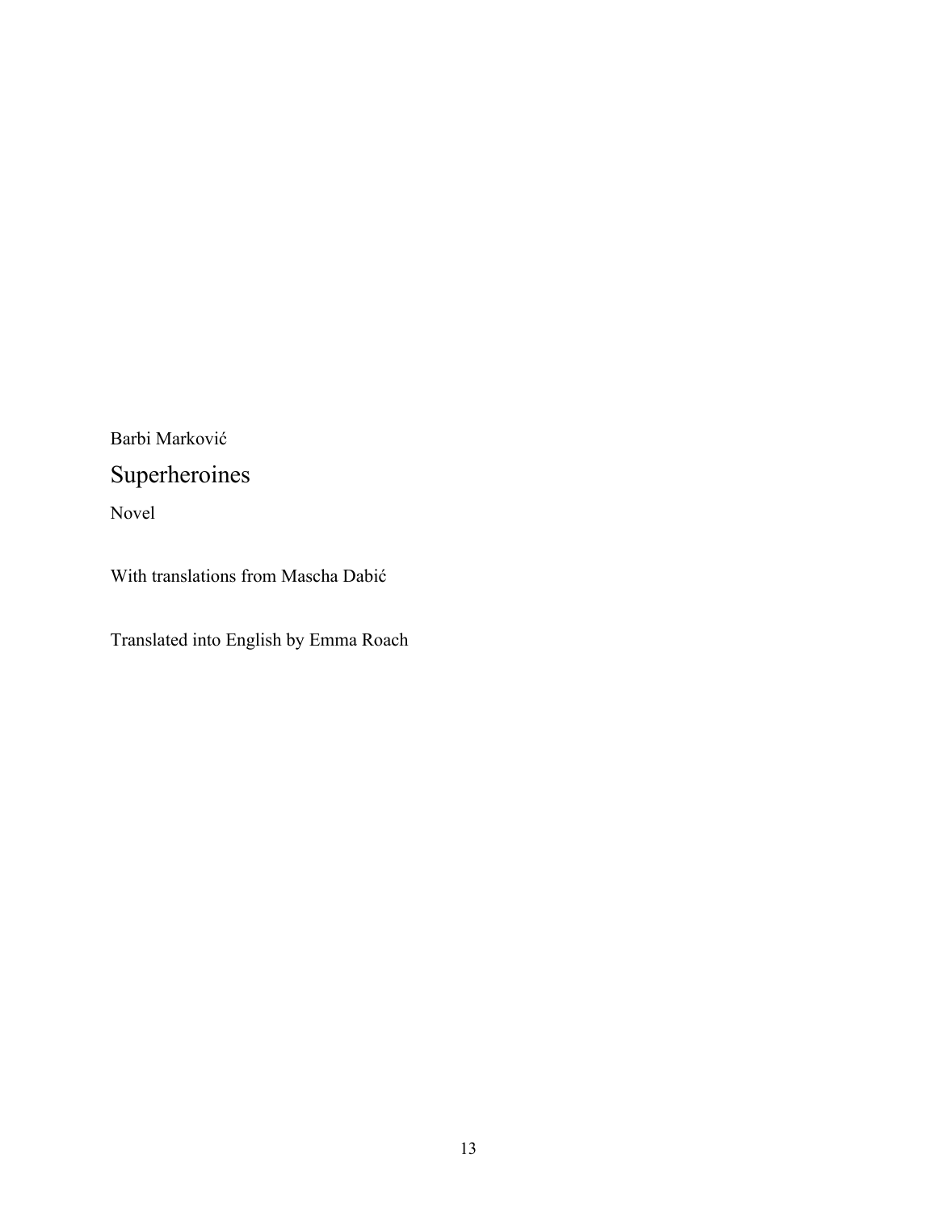Barbi Marković

# Superheroines

Novel

With translations from Mascha Dabić

Translated into English by Emma Roach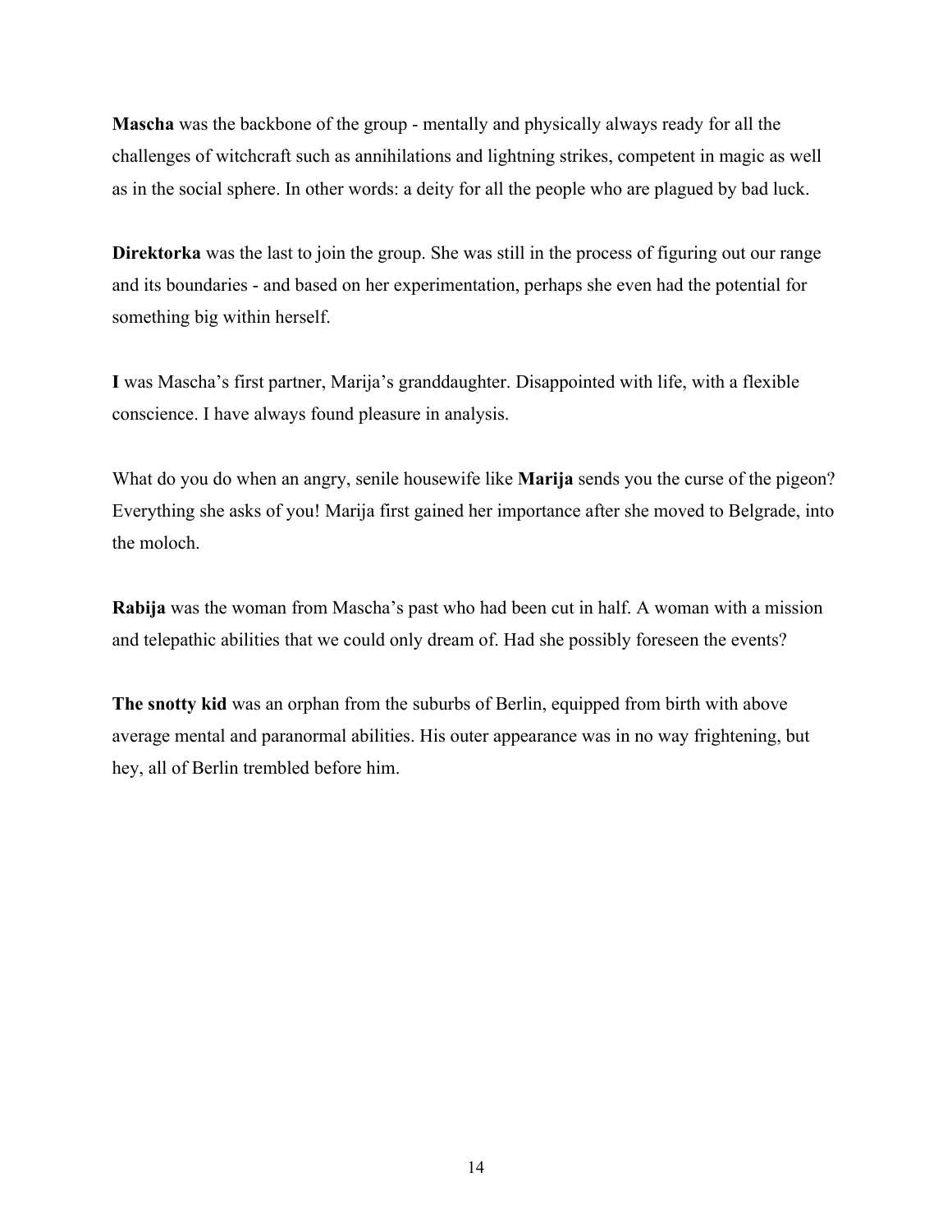**Mascha** was the backbone of the group - mentally and physically always ready for all the challenges of witchcraft such as annihilations and lightning strikes, competent in magic as well as in the social sphere. In other words: a deity for all the people who are plagued by bad luck.

**Direktorka** was the last to join the group. She was still in the process of figuring out our range and its boundaries - and based on her experimentation, perhaps she even had the potential for something big within herself.

**I** was Mascha's first partner, Marija's granddaughter. Disappointed with life, with a flexible conscience. I have always found pleasure in analysis.

What do you do when an angry, senile housewife like **Marija** sends you the curse of the pigeon? Everything she asks of you! Marija first gained her importance after she moved to Belgrade, into the moloch.

**Rabija** was the woman from Mascha's past who had been cut in half. A woman with a mission and telepathic abilities that we could only dream of. Had she possibly foreseen the events?

**The snotty kid** was an orphan from the suburbs of Berlin, equipped from birth with above average mental and paranormal abilities. His outer appearance was in no way frightening, but hey, all of Berlin trembled before him.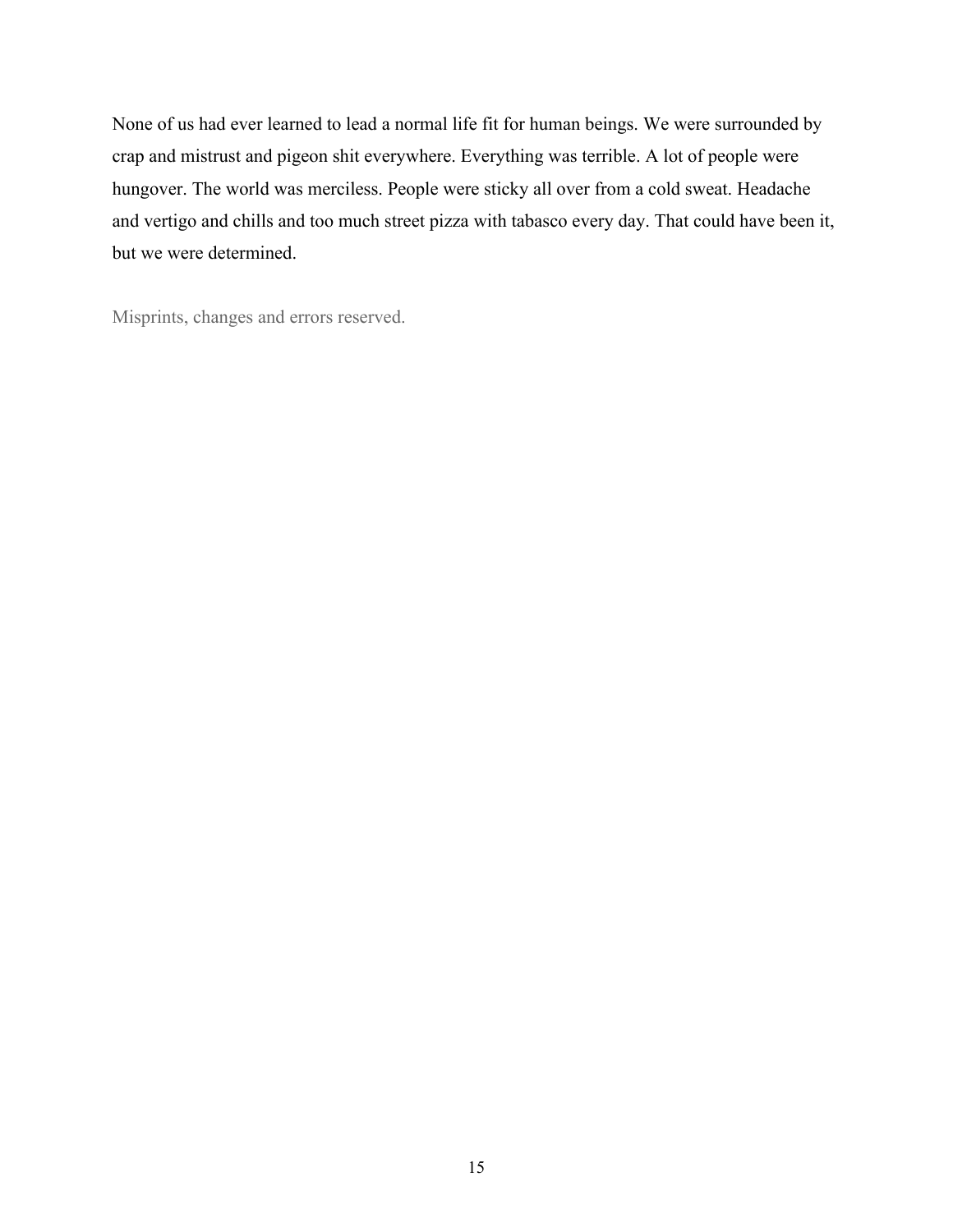None of us had ever learned to lead a normal life fit for human beings. We were surrounded by crap and mistrust and pigeon shit everywhere. Everything was terrible. A lot of people were hungover. The world was merciless. People were sticky all over from a cold sweat. Headache and vertigo and chills and too much street pizza with tabasco every day. That could have been it, but we were determined.

Misprints, changes and errors reserved.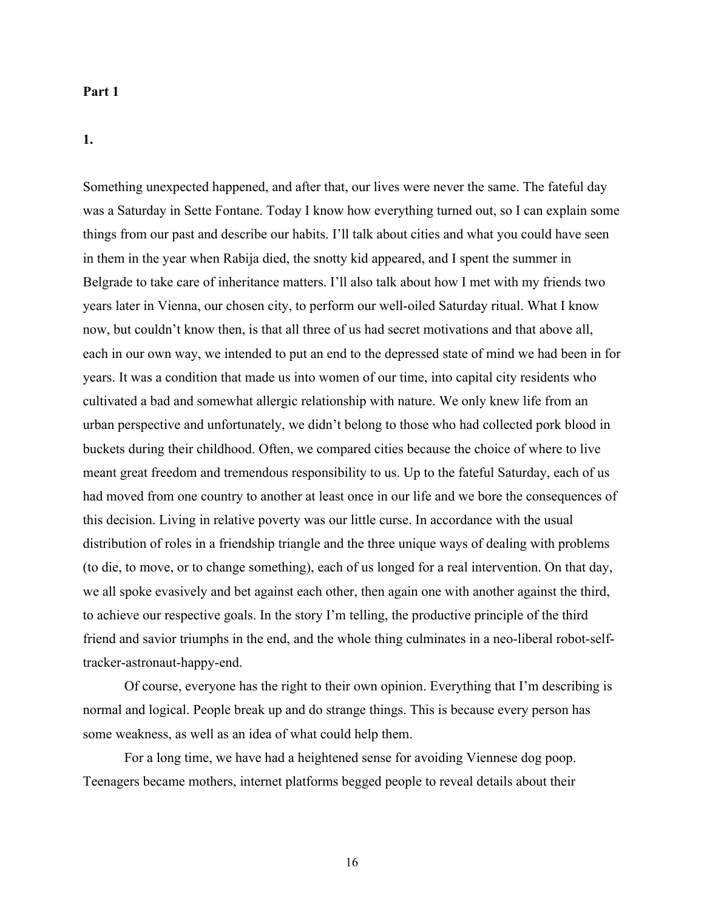**Part 1**

**1.**

Something unexpected happened, and after that, our lives were never the same. The fateful day was a Saturday in Sette Fontane. Today I know how everything turned out, so I can explain some things from our past and describe our habits. I'll talk about cities and what you could have seen in them in the year when Rabija died, the snotty kid appeared, and I spent the summer in Belgrade to take care of inheritance matters. I'll also talk about how I met with my friends two years later in Vienna, our chosen city, to perform our well-oiled Saturday ritual. What I know now, but couldn't know then, is that all three of us had secret motivations and that above all, each in our own way, we intended to put an end to the depressed state of mind we had been in for years. It was a condition that made us into women of our time, into capital city residents who cultivated a bad and somewhat allergic relationship with nature. We only knew life from an urban perspective and unfortunately, we didn't belong to those who had collected pork blood in buckets during their childhood. Often, we compared cities because the choice of where to live meant great freedom and tremendous responsibility to us. Up to the fateful Saturday, each of us had moved from one country to another at least once in our life and we bore the consequences of this decision. Living in relative poverty was our little curse. In accordance with the usual distribution of roles in a friendship triangle and the three unique ways of dealing with problems (to die, to move, or to change something), each of us longed for a real intervention. On that day, we all spoke evasively and bet against each other, then again one with another against the third, to achieve our respective goals. In the story I'm telling, the productive principle of the third friend and savior triumphs in the end, and the whole thing culminates in a neo-liberal robot-self-tracker-astronaut-happy-end.

Of course, everyone has the right to their own opinion. Everything that I'm describing is normal and logical. People break up and do strange things. This is because every person has some weakness, as well as an idea of what could help them.

For a long time, we have had a heightened sense for avoiding Viennese dog poop. Teenagers became mothers, internet platforms begged people to reveal details about their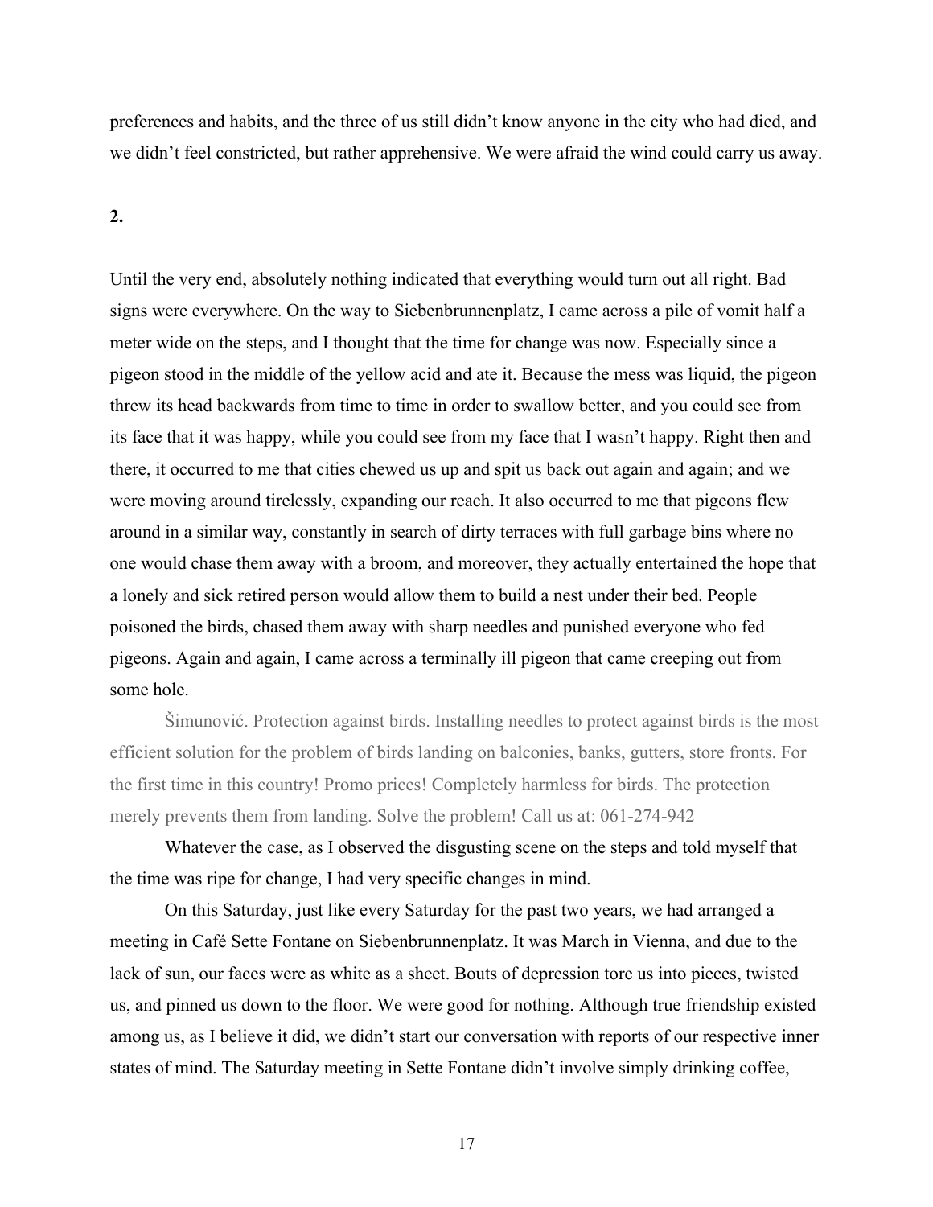preferences and habits, and the three of us still didn't know anyone in the city who had died, and we didn't feel constricted, but rather apprehensive. We were afraid the wind could carry us away.

**2.**

Until the very end, absolutely nothing indicated that everything would turn out all right. Bad signs were everywhere. On the way to Siebenbrunnenplatz, I came across a pile of vomit half a meter wide on the steps, and I thought that the time for change was now. Especially since a pigeon stood in the middle of the yellow acid and ate it. Because the mess was liquid, the pigeon threw its head backwards from time to time in order to swallow better, and you could see from its face that it was happy, while you could see from my face that I wasn't happy. Right then and there, it occurred to me that cities chewed us up and spit us back out again and again; and we were moving around tirelessly, expanding our reach. It also occurred to me that pigeons flew around in a similar way, constantly in search of dirty terraces with full garbage bins where no one would chase them away with a broom, and moreover, they actually entertained the hope that a lonely and sick retired person would allow them to build a nest under their bed. People poisoned the birds, chased them away with sharp needles and punished everyone who fed pigeons. Again and again, I came across a terminally ill pigeon that came creeping out from some hole.

Šimunović. Protection against birds. Installing needles to protect against birds is the most efficient solution for the problem of birds landing on balconies, banks, gutters, store fronts. For the first time in this country! Promo prices! Completely harmless for birds. The protection merely prevents them from landing. Solve the problem! Call us at: 061-274-942

Whatever the case, as I observed the disgusting scene on the steps and told myself that the time was ripe for change, I had very specific changes in mind.

On this Saturday, just like every Saturday for the past two years, we had arranged a meeting in Café Sette Fontane on Siebenbrunnenplatz. It was March in Vienna, and due to the lack of sun, our faces were as white as a sheet. Bouts of depression tore us into pieces, twisted us, and pinned us down to the floor. We were good for nothing. Although true friendship existed among us, as I believe it did, we didn't start our conversation with reports of our respective inner states of mind. The Saturday meeting in Sette Fontane didn't involve simply drinking coffee,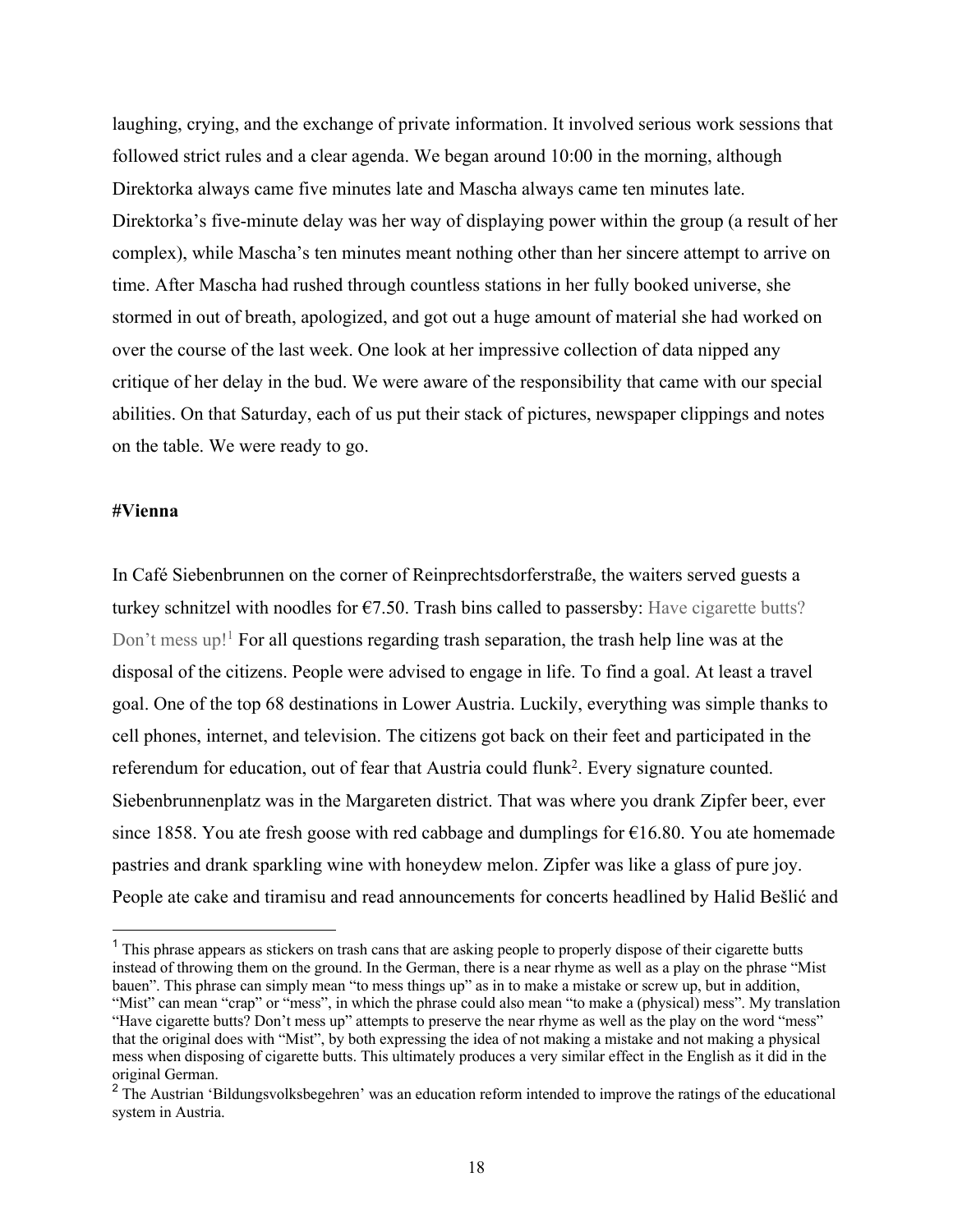laughing, crying, and the exchange of private information. It involved serious work sessions that followed strict rules and a clear agenda. We began around 10:00 in the morning, although Direktorka always came five minutes late and Mascha always came ten minutes late. Direktorka's five-minute delay was her way of displaying power within the group (a result of her complex), while Mascha's ten minutes meant nothing other than her sincere attempt to arrive on time. After Mascha had rushed through countless stations in her fully booked universe, she stormed in out of breath, apologized, and got out a huge amount of material she had worked on over the course of the last week. One look at her impressive collection of data nipped any critique of her delay in the bud. We were aware of the responsibility that came with our special abilities. On that Saturday, each of us put their stack of pictures, newspaper clippings and notes on the table. We were ready to go.

**#Vienna**

In Café Siebenbrunnen on the corner of Reinprechtsdorferstraße, the waiters served guests a turkey schnitzel with noodles for €7.50. Trash bins called to passersby: Have cigarette butts? Don't mess up![1] For all questions regarding trash separation, the trash help line was at the disposal of the citizens. People were advised to engage in life. To find a goal. At least a travel goal. One of the top 68 destinations in Lower Austria. Luckily, everything was simple thanks to cell phones, internet, and television. The citizens got back on their feet and participated in the referendum for education, out of fear that Austria could flunk[2]. Every signature counted. Siebenbrunnenplatz was in the Margareten district. That was where you drank Zipfer beer, ever since 1858. You ate fresh goose with red cabbage and dumplings for €16.80. You ate homemade pastries and drank sparkling wine with honeydew melon. Zipfer was like a glass of pure joy. People ate cake and tiramisu and read announcements for concerts headlined by Halid Bešlić and

---

[1] This phrase appears as stickers on trash cans that are asking people to properly dispose of their cigarette butts instead of throwing them on the ground. In the German, there is a near rhyme as well as a play on the phrase "Mist bauen". This phrase can simply mean "to mess things up" as in to make a mistake or screw up, but in addition, "Mist" can mean "crap" or "mess", in which the phrase could also mean "to make a (physical) mess". My translation "Have cigarette butts? Don't mess up" attempts to preserve the near rhyme as well as the play on the word "mess" that the original does with "Mist", by both expressing the idea of not making a mistake and not making a physical mess when disposing of cigarette butts. This ultimately produces a very similar effect in the English as it did in the original German.

[2] The Austrian 'Bildungsvolksbegehren' was an education reform intended to improve the ratings of the educational system in Austria.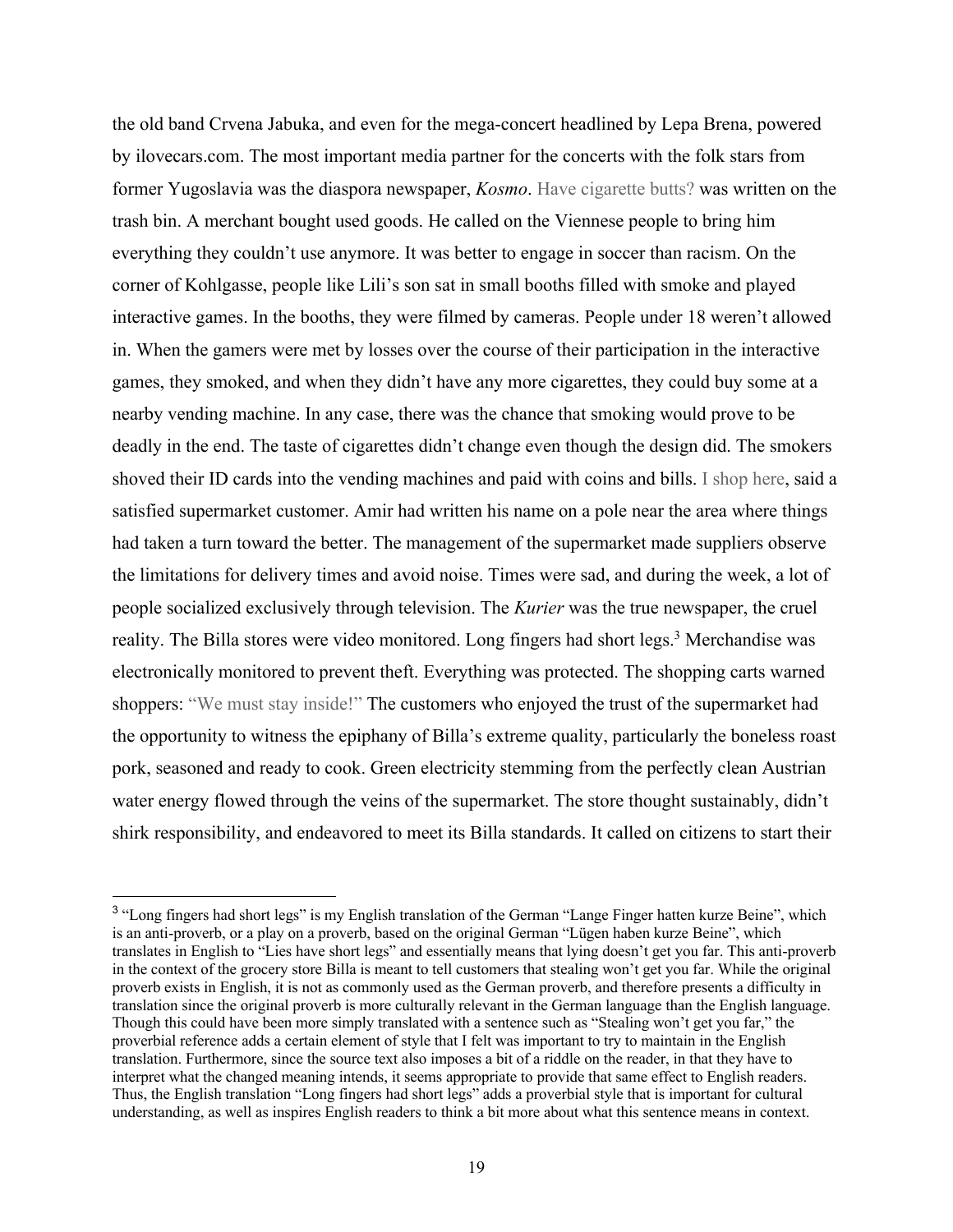the old band Crvena Jabuka, and even for the mega-concert headlined by Lepa Brena, powered by ilovecars.com. The most important media partner for the concerts with the folk stars from former Yugoslavia was the diaspora newspaper, *Kosmo*. Have cigarette butts? was written on the trash bin. A merchant bought used goods. He called on the Viennese people to bring him everything they couldn't use anymore. It was better to engage in soccer than racism. On the corner of Kohlgasse, people like Lili's son sat in small booths filled with smoke and played interactive games. In the booths, they were filmed by cameras. People under 18 weren't allowed in. When the gamers were met by losses over the course of their participation in the interactive games, they smoked, and when they didn't have any more cigarettes, they could buy some at a nearby vending machine. In any case, there was the chance that smoking would prove to be deadly in the end. The taste of cigarettes didn't change even though the design did. The smokers shoved their ID cards into the vending machines and paid with coins and bills. I shop here, said a satisfied supermarket customer. Amir had written his name on a pole near the area where things had taken a turn toward the better. The management of the supermarket made suppliers observe the limitations for delivery times and avoid noise. Times were sad, and during the week, a lot of people socialized exclusively through television. The *Kurier* was the true newspaper, the cruel reality. The Billa stores were video monitored. Long fingers had short legs.[3] Merchandise was electronically monitored to prevent theft. Everything was protected. The shopping carts warned shoppers: "We must stay inside!" The customers who enjoyed the trust of the supermarket had the opportunity to witness the epiphany of Billa's extreme quality, particularly the boneless roast pork, seasoned and ready to cook. Green electricity stemming from the perfectly clean Austrian water energy flowed through the veins of the supermarket. The store thought sustainably, didn't shirk responsibility, and endeavored to meet its Billa standards. It called on citizens to start their

---

[3] "Long fingers had short legs" is my English translation of the German "Lange Finger hatten kurze Beine", which is an anti-proverb, or a play on a proverb, based on the original German "Lügen haben kurze Beine", which translates in English to "Lies have short legs" and essentially means that lying doesn't get you far. This anti-proverb in the context of the grocery store Billa is meant to tell customers that stealing won't get you far. While the original proverb exists in English, it is not as commonly used as the German proverb, and therefore presents a difficulty in translation since the original proverb is more culturally relevant in the German language than the English language. Though this could have been more simply translated with a sentence such as "Stealing won't get you far," the proverbial reference adds a certain element of style that I felt was important to try to maintain in the English translation. Furthermore, since the source text also imposes a bit of a riddle on the reader, in that they have to interpret what the changed meaning intends, it seems appropriate to provide that same effect to English readers. Thus, the English translation "Long fingers had short legs" adds a proverbial style that is important for cultural understanding, as well as inspires English readers to think a bit more about what this sentence means in context.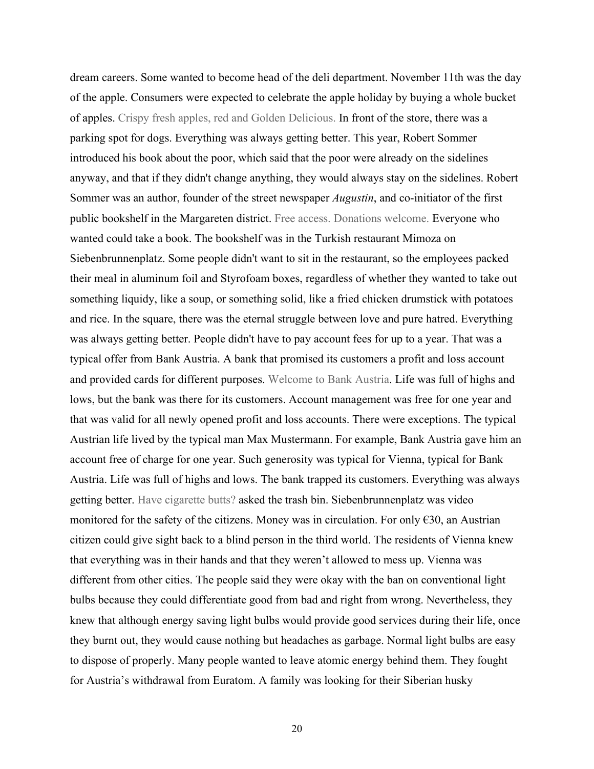dream careers. Some wanted to become head of the deli department. November 11th was the day of the apple. Consumers were expected to celebrate the apple holiday by buying a whole bucket of apples. Crispy fresh apples, red and Golden Delicious. In front of the store, there was a parking spot for dogs. Everything was always getting better. This year, Robert Sommer introduced his book about the poor, which said that the poor were already on the sidelines anyway, and that if they didn't change anything, they would always stay on the sidelines. Robert Sommer was an author, founder of the street newspaper *Augustin*, and co-initiator of the first public bookshelf in the Margareten district. Free access. Donations welcome. Everyone who wanted could take a book. The bookshelf was in the Turkish restaurant Mimoza on Siebenbrunnenplatz. Some people didn't want to sit in the restaurant, so the employees packed their meal in aluminum foil and Styrofoam boxes, regardless of whether they wanted to take out something liquidy, like a soup, or something solid, like a fried chicken drumstick with potatoes and rice. In the square, there was the eternal struggle between love and pure hatred. Everything was always getting better. People didn't have to pay account fees for up to a year. That was a typical offer from Bank Austria. A bank that promised its customers a profit and loss account and provided cards for different purposes. Welcome to Bank Austria. Life was full of highs and lows, but the bank was there for its customers. Account management was free for one year and that was valid for all newly opened profit and loss accounts. There were exceptions. The typical Austrian life lived by the typical man Max Mustermann. For example, Bank Austria gave him an account free of charge for one year. Such generosity was typical for Vienna, typical for Bank Austria. Life was full of highs and lows. The bank trapped its customers. Everything was always getting better. Have cigarette butts? asked the trash bin. Siebenbrunnenplatz was video monitored for the safety of the citizens. Money was in circulation. For only €30, an Austrian citizen could give sight back to a blind person in the third world. The residents of Vienna knew that everything was in their hands and that they weren't allowed to mess up. Vienna was different from other cities. The people said they were okay with the ban on conventional light bulbs because they could differentiate good from bad and right from wrong. Nevertheless, they knew that although energy saving light bulbs would provide good services during their life, once they burnt out, they would cause nothing but headaches as garbage. Normal light bulbs are easy to dispose of properly. Many people wanted to leave atomic energy behind them. They fought for Austria's withdrawal from Euratom. A family was looking for their Siberian husky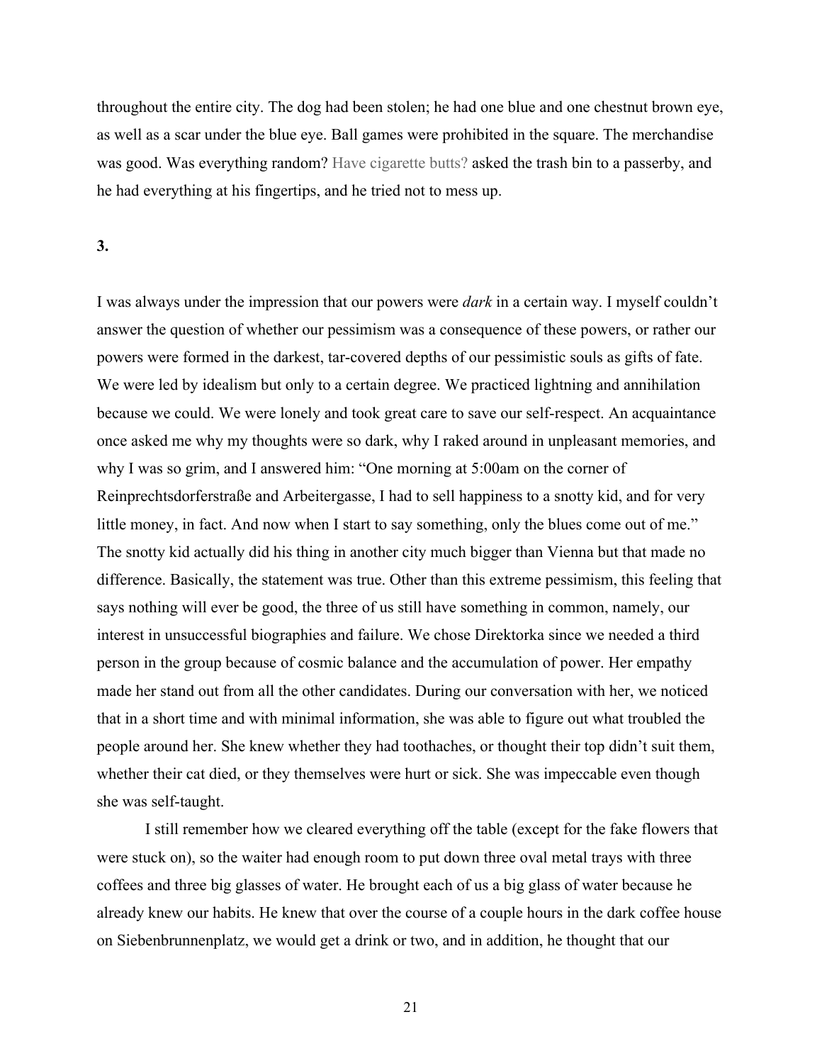throughout the entire city. The dog had been stolen; he had one blue and one chestnut brown eye, as well as a scar under the blue eye. Ball games were prohibited in the square. The merchandise was good. Was everything random? Have cigarette butts? asked the trash bin to a passerby, and he had everything at his fingertips, and he tried not to mess up.

**3.**

I was always under the impression that our powers were *dark* in a certain way. I myself couldn't answer the question of whether our pessimism was a consequence of these powers, or rather our powers were formed in the darkest, tar-covered depths of our pessimistic souls as gifts of fate. We were led by idealism but only to a certain degree. We practiced lightning and annihilation because we could. We were lonely and took great care to save our self-respect. An acquaintance once asked me why my thoughts were so dark, why I raked around in unpleasant memories, and why I was so grim, and I answered him: "One morning at 5:00am on the corner of Reinprechtsdorferstraße and Arbeitergasse, I had to sell happiness to a snotty kid, and for very little money, in fact. And now when I start to say something, only the blues come out of me." The snotty kid actually did his thing in another city much bigger than Vienna but that made no difference. Basically, the statement was true. Other than this extreme pessimism, this feeling that says nothing will ever be good, the three of us still have something in common, namely, our interest in unsuccessful biographies and failure. We chose Direktorka since we needed a third person in the group because of cosmic balance and the accumulation of power. Her empathy made her stand out from all the other candidates. During our conversation with her, we noticed that in a short time and with minimal information, she was able to figure out what troubled the people around her. She knew whether they had toothaches, or thought their top didn't suit them, whether their cat died, or they themselves were hurt or sick. She was impeccable even though she was self-taught.

I still remember how we cleared everything off the table (except for the fake flowers that were stuck on), so the waiter had enough room to put down three oval metal trays with three coffees and three big glasses of water. He brought each of us a big glass of water because he already knew our habits. He knew that over the course of a couple hours in the dark coffee house on Siebenbrunnenplatz, we would get a drink or two, and in addition, he thought that our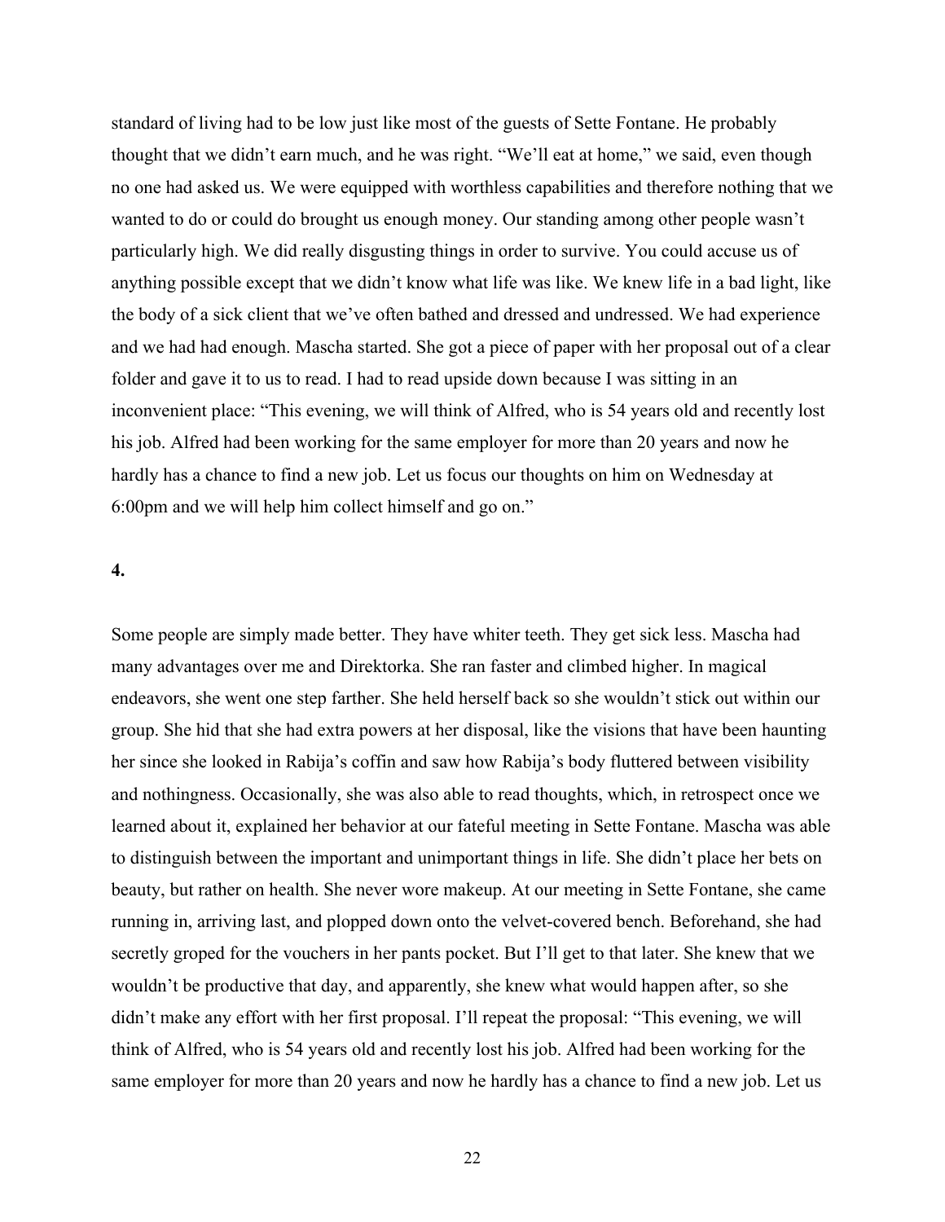standard of living had to be low just like most of the guests of Sette Fontane. He probably thought that we didn't earn much, and he was right. "We'll eat at home," we said, even though no one had asked us. We were equipped with worthless capabilities and therefore nothing that we wanted to do or could do brought us enough money. Our standing among other people wasn't particularly high. We did really disgusting things in order to survive. You could accuse us of anything possible except that we didn't know what life was like. We knew life in a bad light, like the body of a sick client that we've often bathed and dressed and undressed. We had experience and we had had enough. Mascha started. She got a piece of paper with her proposal out of a clear folder and gave it to us to read. I had to read upside down because I was sitting in an inconvenient place: "This evening, we will think of Alfred, who is 54 years old and recently lost his job. Alfred had been working for the same employer for more than 20 years and now he hardly has a chance to find a new job. Let us focus our thoughts on him on Wednesday at 6:00pm and we will help him collect himself and go on."

**4.**

Some people are simply made better. They have whiter teeth. They get sick less. Mascha had many advantages over me and Direktorka. She ran faster and climbed higher. In magical endeavors, she went one step farther. She held herself back so she wouldn't stick out within our group. She hid that she had extra powers at her disposal, like the visions that have been haunting her since she looked in Rabija's coffin and saw how Rabija's body fluttered between visibility and nothingness. Occasionally, she was also able to read thoughts, which, in retrospect once we learned about it, explained her behavior at our fateful meeting in Sette Fontane. Mascha was able to distinguish between the important and unimportant things in life. She didn't place her bets on beauty, but rather on health. She never wore makeup. At our meeting in Sette Fontane, she came running in, arriving last, and plopped down onto the velvet-covered bench. Beforehand, she had secretly groped for the vouchers in her pants pocket. But I'll get to that later. She knew that we wouldn't be productive that day, and apparently, she knew what would happen after, so she didn't make any effort with her first proposal. I'll repeat the proposal: "This evening, we will think of Alfred, who is 54 years old and recently lost his job. Alfred had been working for the same employer for more than 20 years and now he hardly has a chance to find a new job. Let us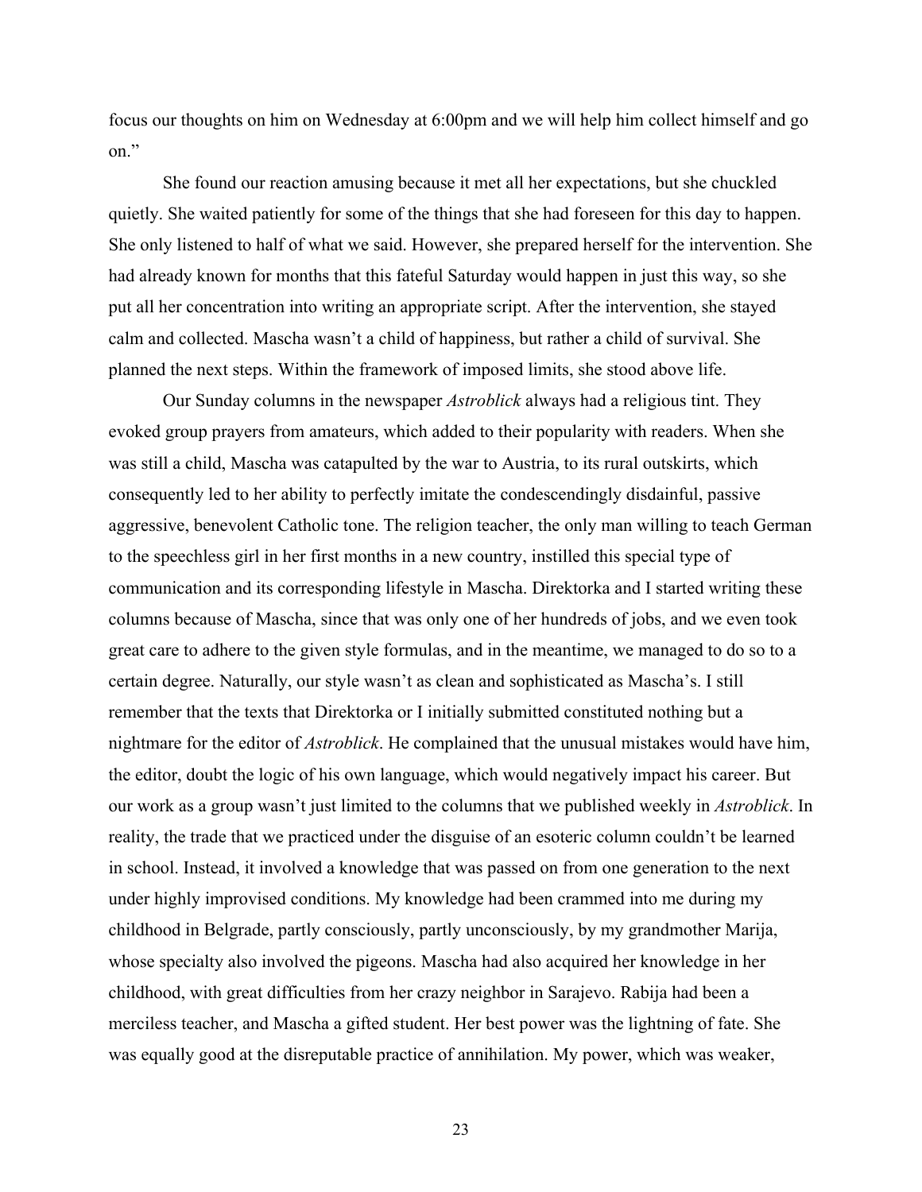focus our thoughts on him on Wednesday at 6:00pm and we will help him collect himself and go on."

She found our reaction amusing because it met all her expectations, but she chuckled quietly. She waited patiently for some of the things that she had foreseen for this day to happen. She only listened to half of what we said. However, she prepared herself for the intervention. She had already known for months that this fateful Saturday would happen in just this way, so she put all her concentration into writing an appropriate script. After the intervention, she stayed calm and collected. Mascha wasn't a child of happiness, but rather a child of survival. She planned the next steps. Within the framework of imposed limits, she stood above life.

Our Sunday columns in the newspaper *Astroblick* always had a religious tint. They evoked group prayers from amateurs, which added to their popularity with readers. When she was still a child, Mascha was catapulted by the war to Austria, to its rural outskirts, which consequently led to her ability to perfectly imitate the condescendingly disdainful, passive aggressive, benevolent Catholic tone. The religion teacher, the only man willing to teach German to the speechless girl in her first months in a new country, instilled this special type of communication and its corresponding lifestyle in Mascha. Direktorka and I started writing these columns because of Mascha, since that was only one of her hundreds of jobs, and we even took great care to adhere to the given style formulas, and in the meantime, we managed to do so to a certain degree. Naturally, our style wasn't as clean and sophisticated as Mascha's. I still remember that the texts that Direktorka or I initially submitted constituted nothing but a nightmare for the editor of *Astroblick*. He complained that the unusual mistakes would have him, the editor, doubt the logic of his own language, which would negatively impact his career. But our work as a group wasn't just limited to the columns that we published weekly in *Astroblick*. In reality, the trade that we practiced under the disguise of an esoteric column couldn't be learned in school. Instead, it involved a knowledge that was passed on from one generation to the next under highly improvised conditions. My knowledge had been crammed into me during my childhood in Belgrade, partly consciously, partly unconsciously, by my grandmother Marija, whose specialty also involved the pigeons. Mascha had also acquired her knowledge in her childhood, with great difficulties from her crazy neighbor in Sarajevo. Rabija had been a merciless teacher, and Mascha a gifted student. Her best power was the lightning of fate. She was equally good at the disreputable practice of annihilation. My power, which was weaker,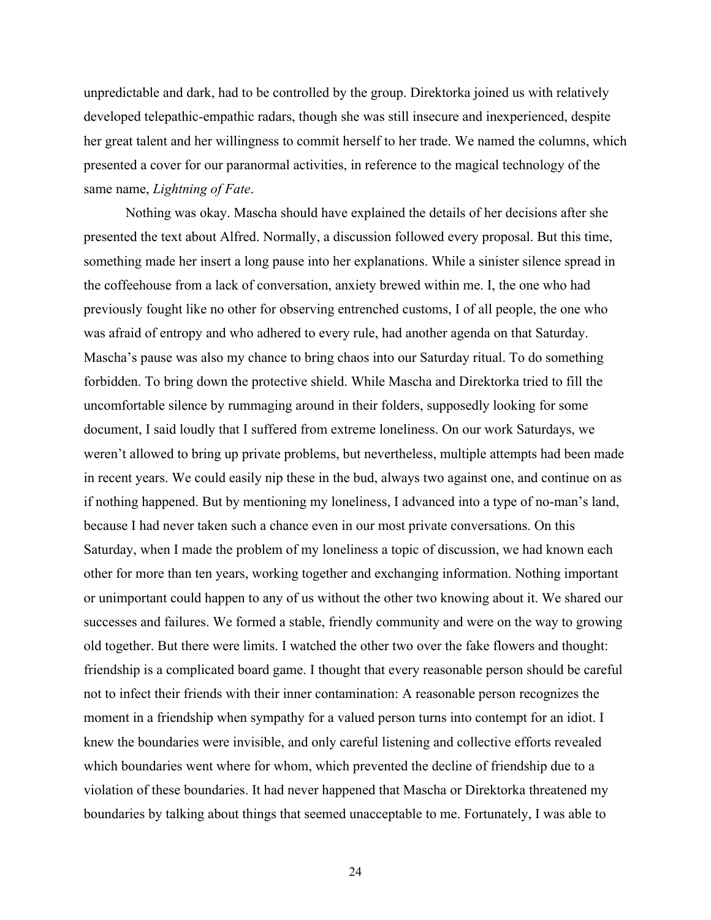unpredictable and dark, had to be controlled by the group. Direktorka joined us with relatively developed telepathic-empathic radars, though she was still insecure and inexperienced, despite her great talent and her willingness to commit herself to her trade. We named the columns, which presented a cover for our paranormal activities, in reference to the magical technology of the same name, *Lightning of Fate*.

Nothing was okay. Mascha should have explained the details of her decisions after she presented the text about Alfred. Normally, a discussion followed every proposal. But this time, something made her insert a long pause into her explanations. While a sinister silence spread in the coffeehouse from a lack of conversation, anxiety brewed within me. I, the one who had previously fought like no other for observing entrenched customs, I of all people, the one who was afraid of entropy and who adhered to every rule, had another agenda on that Saturday. Mascha's pause was also my chance to bring chaos into our Saturday ritual. To do something forbidden. To bring down the protective shield. While Mascha and Direktorka tried to fill the uncomfortable silence by rummaging around in their folders, supposedly looking for some document, I said loudly that I suffered from extreme loneliness. On our work Saturdays, we weren't allowed to bring up private problems, but nevertheless, multiple attempts had been made in recent years. We could easily nip these in the bud, always two against one, and continue on as if nothing happened. But by mentioning my loneliness, I advanced into a type of no-man's land, because I had never taken such a chance even in our most private conversations. On this Saturday, when I made the problem of my loneliness a topic of discussion, we had known each other for more than ten years, working together and exchanging information. Nothing important or unimportant could happen to any of us without the other two knowing about it. We shared our successes and failures. We formed a stable, friendly community and were on the way to growing old together. But there were limits. I watched the other two over the fake flowers and thought: friendship is a complicated board game. I thought that every reasonable person should be careful not to infect their friends with their inner contamination: A reasonable person recognizes the moment in a friendship when sympathy for a valued person turns into contempt for an idiot. I knew the boundaries were invisible, and only careful listening and collective efforts revealed which boundaries went where for whom, which prevented the decline of friendship due to a violation of these boundaries. It had never happened that Mascha or Direktorka threatened my boundaries by talking about things that seemed unacceptable to me. Fortunately, I was able to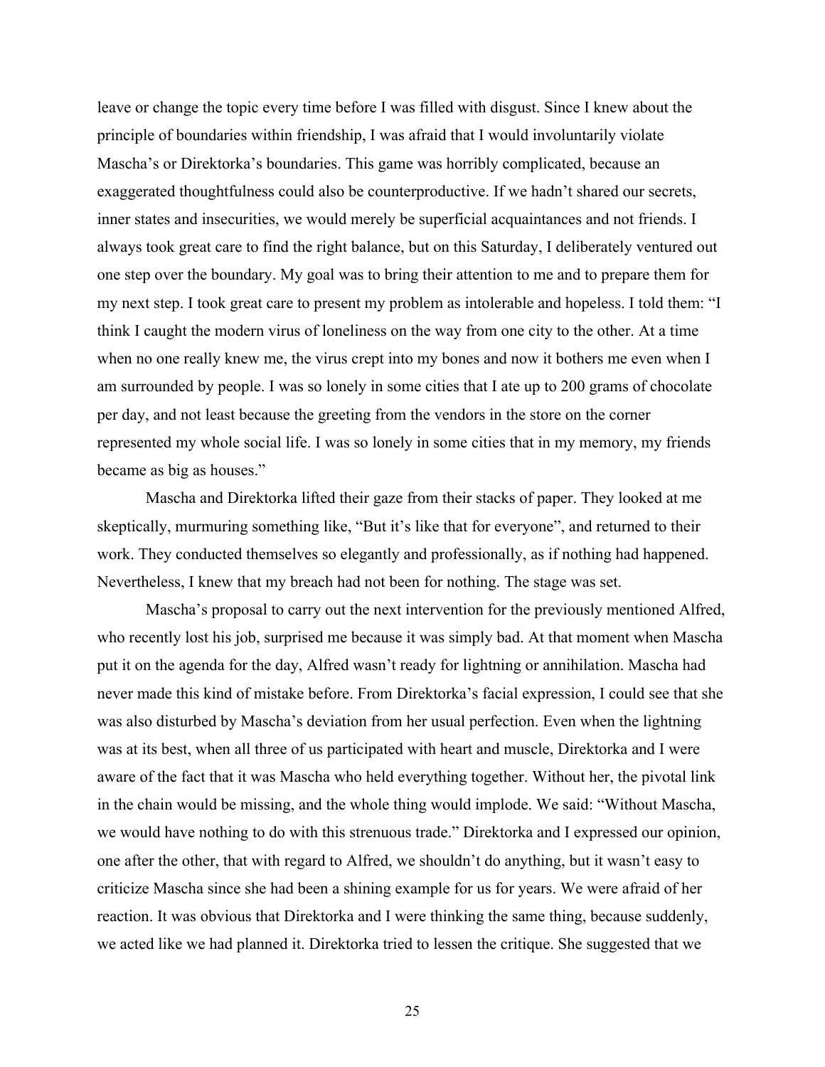leave or change the topic every time before I was filled with disgust. Since I knew about the principle of boundaries within friendship, I was afraid that I would involuntarily violate Mascha's or Direktorka's boundaries. This game was horribly complicated, because an exaggerated thoughtfulness could also be counterproductive. If we hadn't shared our secrets, inner states and insecurities, we would merely be superficial acquaintances and not friends. I always took great care to find the right balance, but on this Saturday, I deliberately ventured out one step over the boundary. My goal was to bring their attention to me and to prepare them for my next step. I took great care to present my problem as intolerable and hopeless. I told them: "I think I caught the modern virus of loneliness on the way from one city to the other. At a time when no one really knew me, the virus crept into my bones and now it bothers me even when I am surrounded by people. I was so lonely in some cities that I ate up to 200 grams of chocolate per day, and not least because the greeting from the vendors in the store on the corner represented my whole social life. I was so lonely in some cities that in my memory, my friends became as big as houses."

Mascha and Direktorka lifted their gaze from their stacks of paper. They looked at me skeptically, murmuring something like, "But it's like that for everyone", and returned to their work. They conducted themselves so elegantly and professionally, as if nothing had happened. Nevertheless, I knew that my breach had not been for nothing. The stage was set.

Mascha's proposal to carry out the next intervention for the previously mentioned Alfred, who recently lost his job, surprised me because it was simply bad. At that moment when Mascha put it on the agenda for the day, Alfred wasn't ready for lightning or annihilation. Mascha had never made this kind of mistake before. From Direktorka's facial expression, I could see that she was also disturbed by Mascha's deviation from her usual perfection. Even when the lightning was at its best, when all three of us participated with heart and muscle, Direktorka and I were aware of the fact that it was Mascha who held everything together. Without her, the pivotal link in the chain would be missing, and the whole thing would implode. We said: "Without Mascha, we would have nothing to do with this strenuous trade." Direktorka and I expressed our opinion, one after the other, that with regard to Alfred, we shouldn't do anything, but it wasn't easy to criticize Mascha since she had been a shining example for us for years. We were afraid of her reaction. It was obvious that Direktorka and I were thinking the same thing, because suddenly, we acted like we had planned it. Direktorka tried to lessen the critique. She suggested that we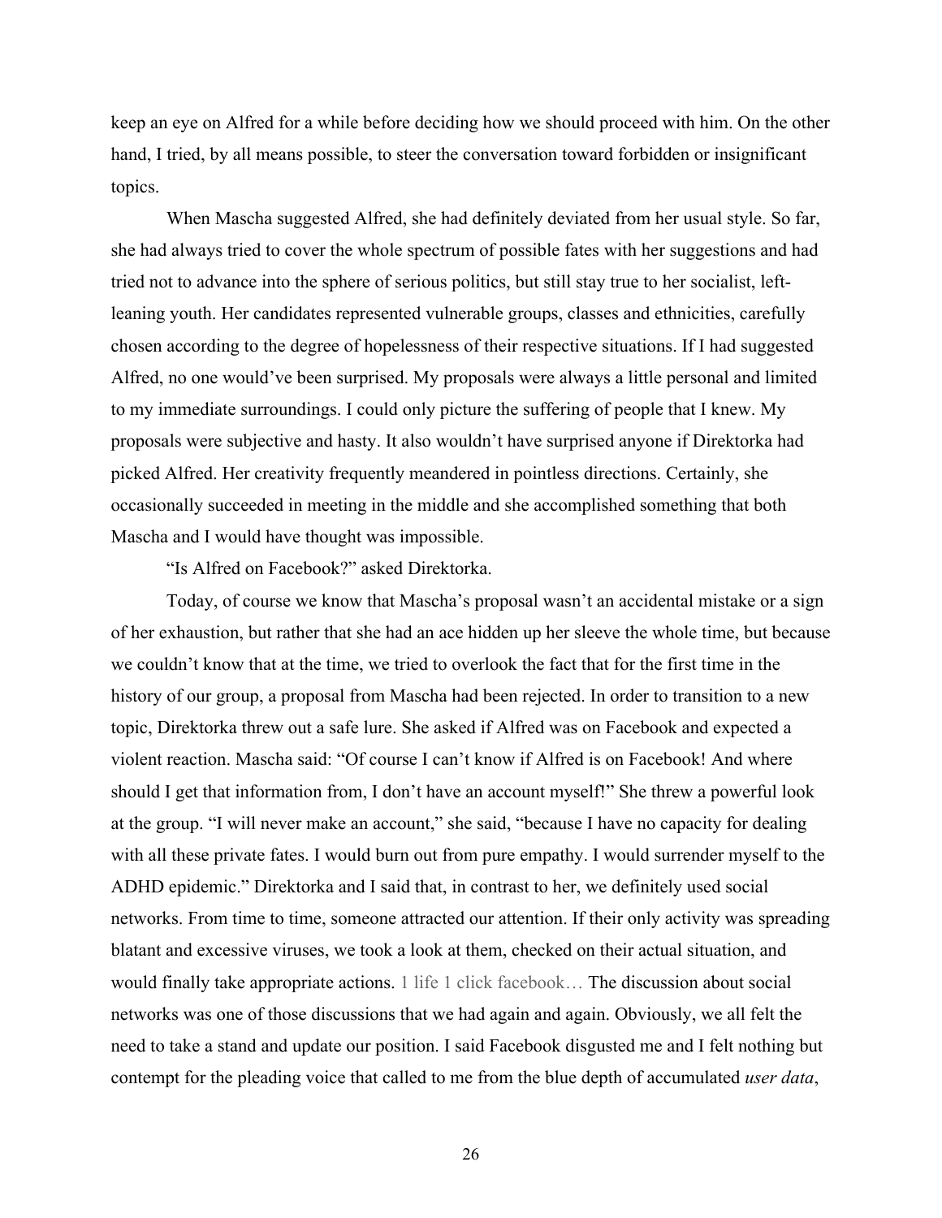keep an eye on Alfred for a while before deciding how we should proceed with him. On the other hand, I tried, by all means possible, to steer the conversation toward forbidden or insignificant topics.

When Mascha suggested Alfred, she had definitely deviated from her usual style. So far, she had always tried to cover the whole spectrum of possible fates with her suggestions and had tried not to advance into the sphere of serious politics, but still stay true to her socialist, left-leaning youth. Her candidates represented vulnerable groups, classes and ethnicities, carefully chosen according to the degree of hopelessness of their respective situations. If I had suggested Alfred, no one would've been surprised. My proposals were always a little personal and limited to my immediate surroundings. I could only picture the suffering of people that I knew. My proposals were subjective and hasty. It also wouldn't have surprised anyone if Direktorka had picked Alfred. Her creativity frequently meandered in pointless directions. Certainly, she occasionally succeeded in meeting in the middle and she accomplished something that both Mascha and I would have thought was impossible.

"Is Alfred on Facebook?" asked Direktorka.

Today, of course we know that Mascha's proposal wasn't an accidental mistake or a sign of her exhaustion, but rather that she had an ace hidden up her sleeve the whole time, but because we couldn't know that at the time, we tried to overlook the fact that for the first time in the history of our group, a proposal from Mascha had been rejected. In order to transition to a new topic, Direktorka threw out a safe lure. She asked if Alfred was on Facebook and expected a violent reaction. Mascha said: "Of course I can't know if Alfred is on Facebook! And where should I get that information from, I don't have an account myself!" She threw a powerful look at the group. "I will never make an account," she said, "because I have no capacity for dealing with all these private fates. I would burn out from pure empathy. I would surrender myself to the ADHD epidemic." Direktorka and I said that, in contrast to her, we definitely used social networks. From time to time, someone attracted our attention. If their only activity was spreading blatant and excessive viruses, we took a look at them, checked on their actual situation, and would finally take appropriate actions. 1 life 1 click facebook… The discussion about social networks was one of those discussions that we had again and again. Obviously, we all felt the need to take a stand and update our position. I said Facebook disgusted me and I felt nothing but contempt for the pleading voice that called to me from the blue depth of accumulated *user data*,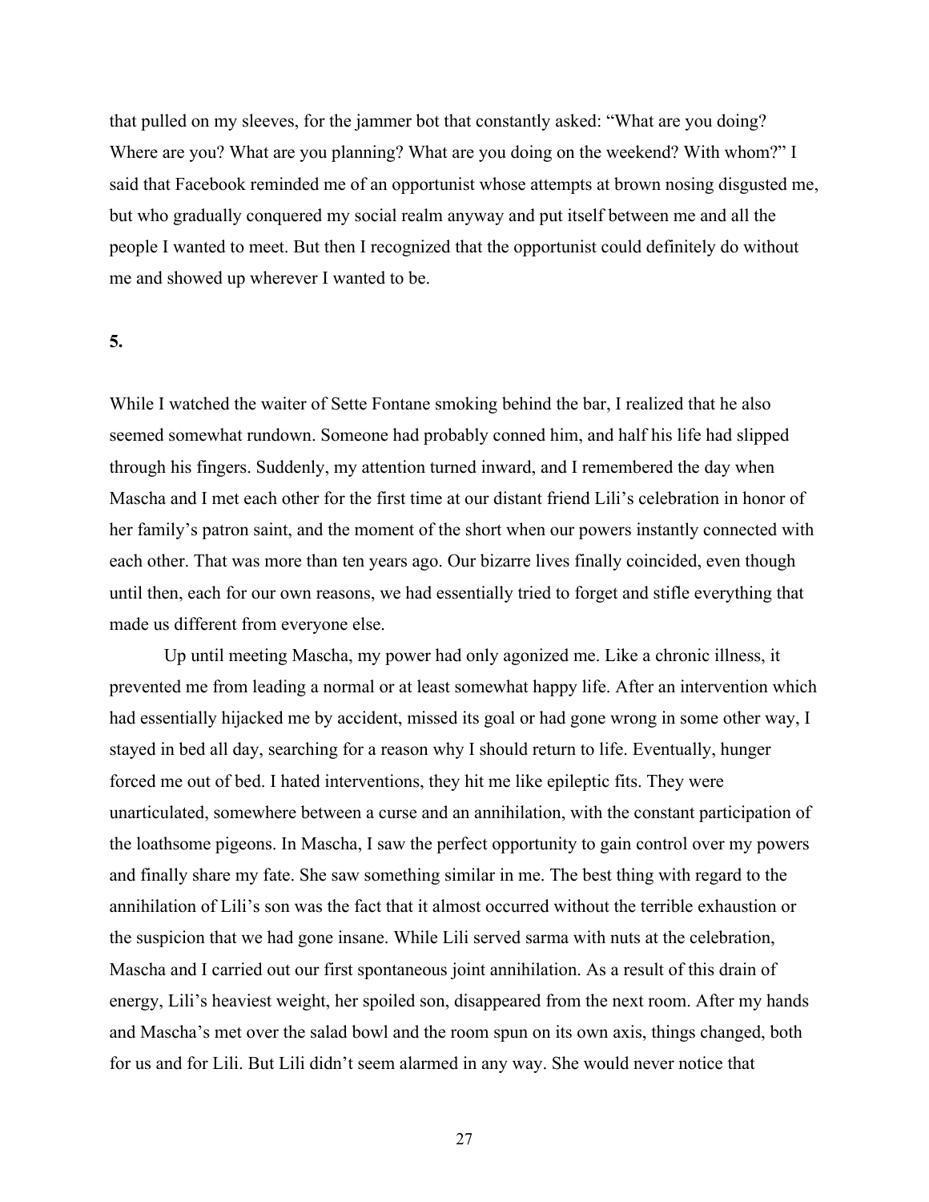that pulled on my sleeves, for the jammer bot that constantly asked: "What are you doing? Where are you? What are you planning? What are you doing on the weekend? With whom?" I said that Facebook reminded me of an opportunist whose attempts at brown nosing disgusted me, but who gradually conquered my social realm anyway and put itself between me and all the people I wanted to meet. But then I recognized that the opportunist could definitely do without me and showed up wherever I wanted to be.

**5.**

While I watched the waiter of Sette Fontane smoking behind the bar, I realized that he also seemed somewhat rundown. Someone had probably conned him, and half his life had slipped through his fingers. Suddenly, my attention turned inward, and I remembered the day when Mascha and I met each other for the first time at our distant friend Lili's celebration in honor of her family's patron saint, and the moment of the short when our powers instantly connected with each other. That was more than ten years ago. Our bizarre lives finally coincided, even though until then, each for our own reasons, we had essentially tried to forget and stifle everything that made us different from everyone else.

Up until meeting Mascha, my power had only agonized me. Like a chronic illness, it prevented me from leading a normal or at least somewhat happy life. After an intervention which had essentially hijacked me by accident, missed its goal or had gone wrong in some other way, I stayed in bed all day, searching for a reason why I should return to life. Eventually, hunger forced me out of bed. I hated interventions, they hit me like epileptic fits. They were unarticulated, somewhere between a curse and an annihilation, with the constant participation of the loathsome pigeons. In Mascha, I saw the perfect opportunity to gain control over my powers and finally share my fate. She saw something similar in me. The best thing with regard to the annihilation of Lili's son was the fact that it almost occurred without the terrible exhaustion or the suspicion that we had gone insane. While Lili served sarma with nuts at the celebration, Mascha and I carried out our first spontaneous joint annihilation. As a result of this drain of energy, Lili's heaviest weight, her spoiled son, disappeared from the next room. After my hands and Mascha's met over the salad bowl and the room spun on its own axis, things changed, both for us and for Lili. But Lili didn't seem alarmed in any way. She would never notice that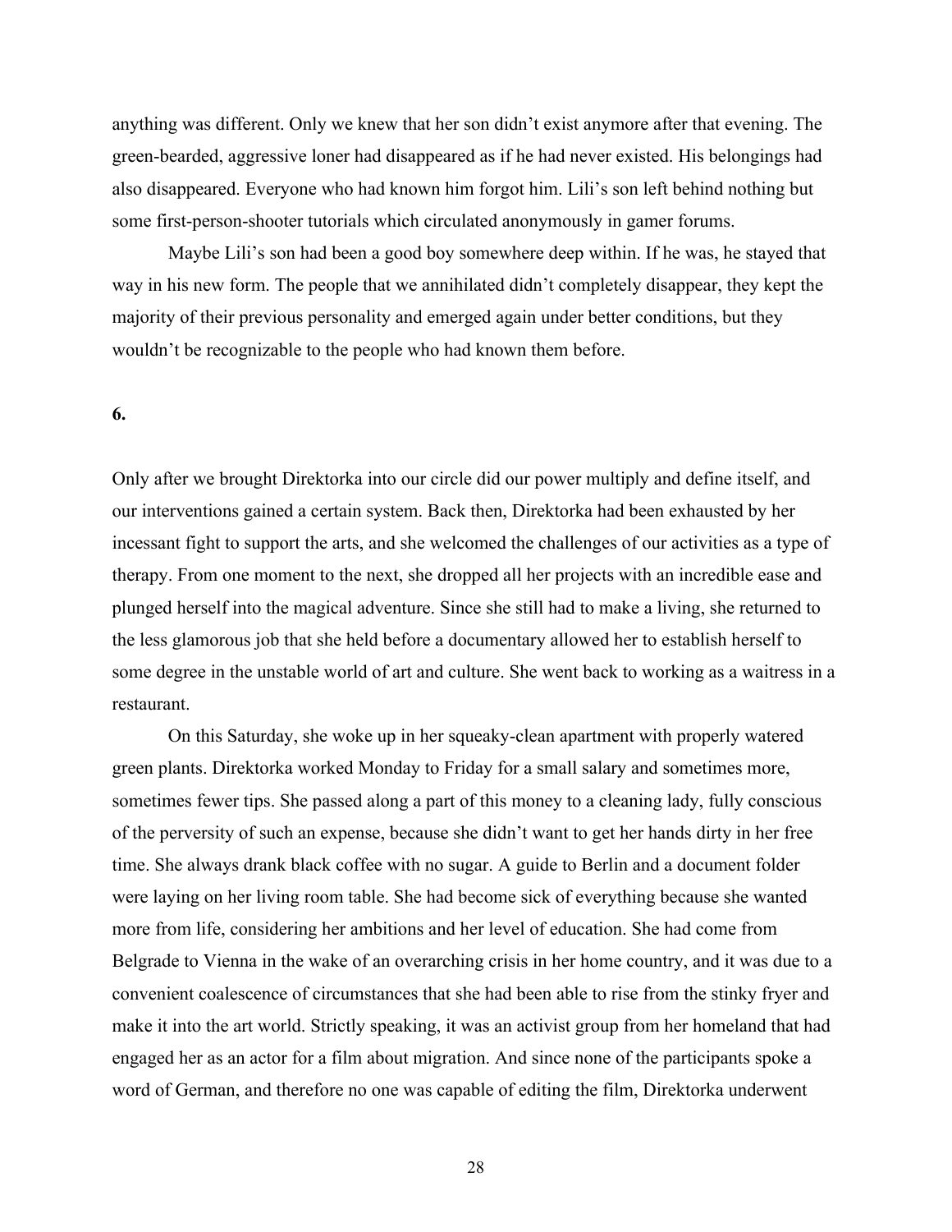anything was different. Only we knew that her son didn't exist anymore after that evening. The green-bearded, aggressive loner had disappeared as if he had never existed. His belongings had also disappeared. Everyone who had known him forgot him. Lili's son left behind nothing but some first-person-shooter tutorials which circulated anonymously in gamer forums.

Maybe Lili's son had been a good boy somewhere deep within. If he was, he stayed that way in his new form. The people that we annihilated didn't completely disappear, they kept the majority of their previous personality and emerged again under better conditions, but they wouldn't be recognizable to the people who had known them before.

**6.**

Only after we brought Direktorka into our circle did our power multiply and define itself, and our interventions gained a certain system. Back then, Direktorka had been exhausted by her incessant fight to support the arts, and she welcomed the challenges of our activities as a type of therapy. From one moment to the next, she dropped all her projects with an incredible ease and plunged herself into the magical adventure. Since she still had to make a living, she returned to the less glamorous job that she held before a documentary allowed her to establish herself to some degree in the unstable world of art and culture. She went back to working as a waitress in a restaurant.

On this Saturday, she woke up in her squeaky-clean apartment with properly watered green plants. Direktorka worked Monday to Friday for a small salary and sometimes more, sometimes fewer tips. She passed along a part of this money to a cleaning lady, fully conscious of the perversity of such an expense, because she didn't want to get her hands dirty in her free time. She always drank black coffee with no sugar. A guide to Berlin and a document folder were laying on her living room table. She had become sick of everything because she wanted more from life, considering her ambitions and her level of education. She had come from Belgrade to Vienna in the wake of an overarching crisis in her home country, and it was due to a convenient coalescence of circumstances that she had been able to rise from the stinky fryer and make it into the art world. Strictly speaking, it was an activist group from her homeland that had engaged her as an actor for a film about migration. And since none of the participants spoke a word of German, and therefore no one was capable of editing the film, Direktorka underwent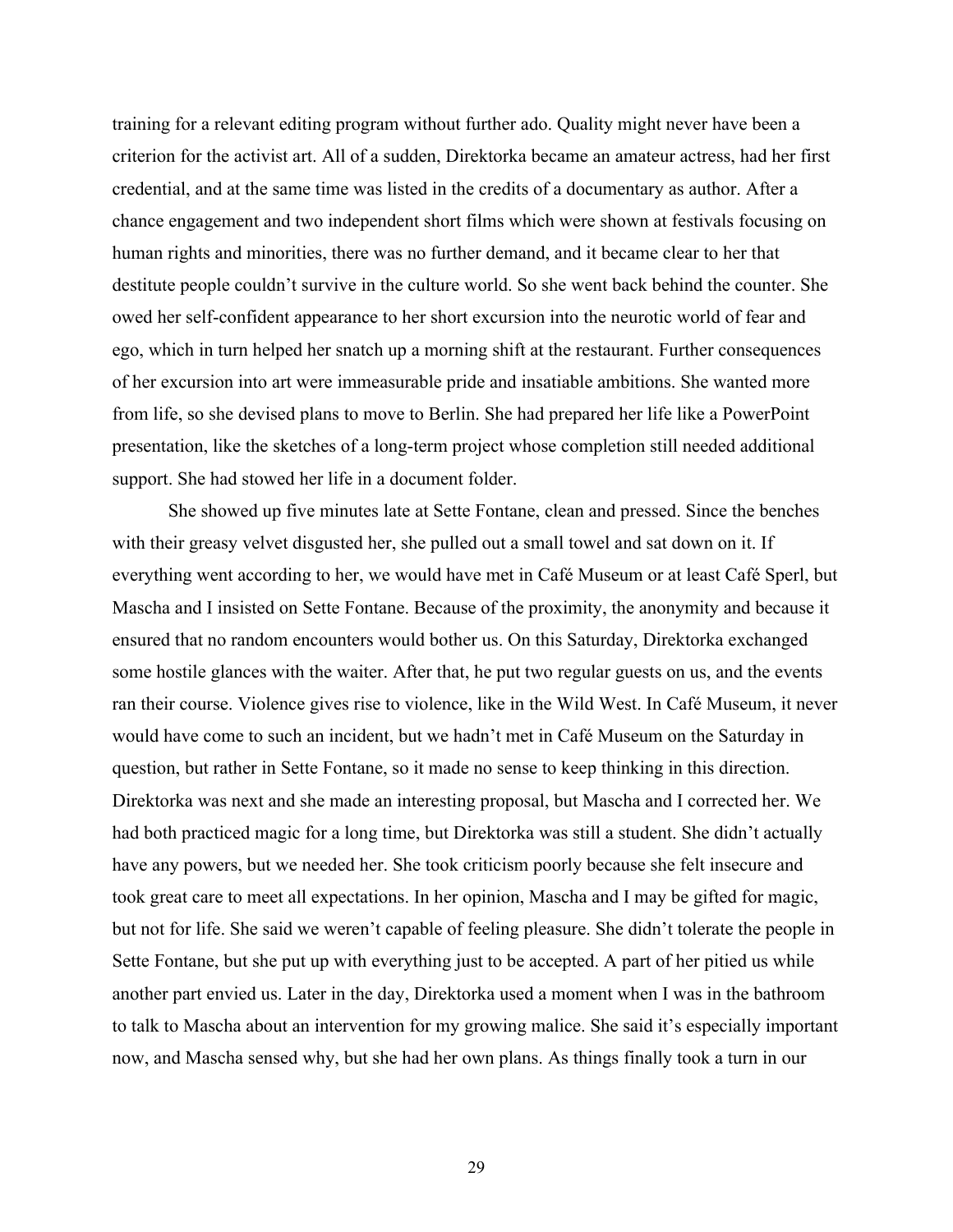training for a relevant editing program without further ado. Quality might never have been a criterion for the activist art. All of a sudden, Direktorka became an amateur actress, had her first credential, and at the same time was listed in the credits of a documentary as author. After a chance engagement and two independent short films which were shown at festivals focusing on human rights and minorities, there was no further demand, and it became clear to her that destitute people couldn't survive in the culture world. So she went back behind the counter. She owed her self-confident appearance to her short excursion into the neurotic world of fear and ego, which in turn helped her snatch up a morning shift at the restaurant. Further consequences of her excursion into art were immeasurable pride and insatiable ambitions. She wanted more from life, so she devised plans to move to Berlin. She had prepared her life like a PowerPoint presentation, like the sketches of a long-term project whose completion still needed additional support. She had stowed her life in a document folder.

She showed up five minutes late at Sette Fontane, clean and pressed. Since the benches with their greasy velvet disgusted her, she pulled out a small towel and sat down on it. If everything went according to her, we would have met in Café Museum or at least Café Sperl, but Mascha and I insisted on Sette Fontane. Because of the proximity, the anonymity and because it ensured that no random encounters would bother us. On this Saturday, Direktorka exchanged some hostile glances with the waiter. After that, he put two regular guests on us, and the events ran their course. Violence gives rise to violence, like in the Wild West. In Café Museum, it never would have come to such an incident, but we hadn't met in Café Museum on the Saturday in question, but rather in Sette Fontane, so it made no sense to keep thinking in this direction. Direktorka was next and she made an interesting proposal, but Mascha and I corrected her. We had both practiced magic for a long time, but Direktorka was still a student. She didn't actually have any powers, but we needed her. She took criticism poorly because she felt insecure and took great care to meet all expectations. In her opinion, Mascha and I may be gifted for magic, but not for life. She said we weren't capable of feeling pleasure. She didn't tolerate the people in Sette Fontane, but she put up with everything just to be accepted. A part of her pitied us while another part envied us. Later in the day, Direktorka used a moment when I was in the bathroom to talk to Mascha about an intervention for my growing malice. She said it's especially important now, and Mascha sensed why, but she had her own plans. As things finally took a turn in our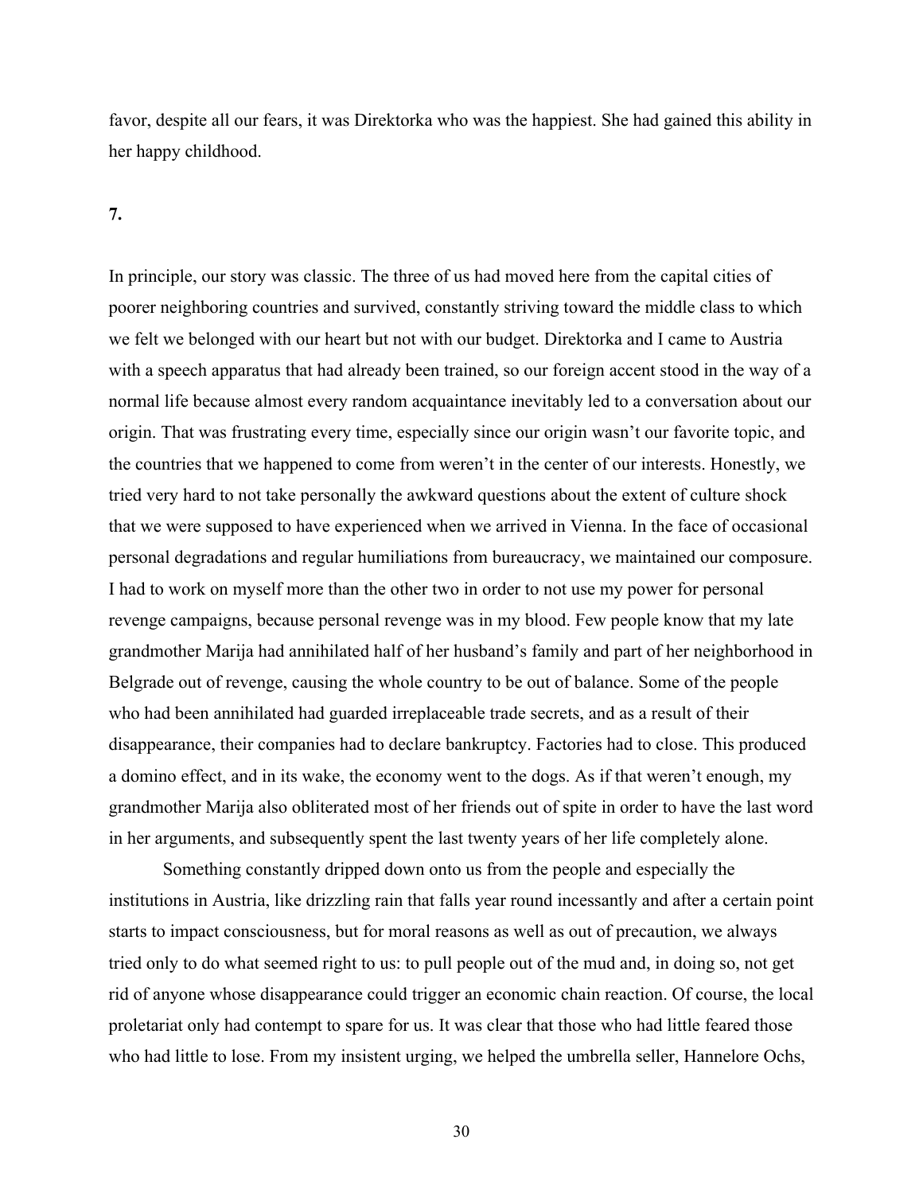favor, despite all our fears, it was Direktorka who was the happiest. She had gained this ability in her happy childhood.

**7.**

In principle, our story was classic. The three of us had moved here from the capital cities of poorer neighboring countries and survived, constantly striving toward the middle class to which we felt we belonged with our heart but not with our budget. Direktorka and I came to Austria with a speech apparatus that had already been trained, so our foreign accent stood in the way of a normal life because almost every random acquaintance inevitably led to a conversation about our origin. That was frustrating every time, especially since our origin wasn't our favorite topic, and the countries that we happened to come from weren't in the center of our interests. Honestly, we tried very hard to not take personally the awkward questions about the extent of culture shock that we were supposed to have experienced when we arrived in Vienna. In the face of occasional personal degradations and regular humiliations from bureaucracy, we maintained our composure. I had to work on myself more than the other two in order to not use my power for personal revenge campaigns, because personal revenge was in my blood. Few people know that my late grandmother Marija had annihilated half of her husband's family and part of her neighborhood in Belgrade out of revenge, causing the whole country to be out of balance. Some of the people who had been annihilated had guarded irreplaceable trade secrets, and as a result of their disappearance, their companies had to declare bankruptcy. Factories had to close. This produced a domino effect, and in its wake, the economy went to the dogs. As if that weren't enough, my grandmother Marija also obliterated most of her friends out of spite in order to have the last word in her arguments, and subsequently spent the last twenty years of her life completely alone.

Something constantly dripped down onto us from the people and especially the institutions in Austria, like drizzling rain that falls year round incessantly and after a certain point starts to impact consciousness, but for moral reasons as well as out of precaution, we always tried only to do what seemed right to us: to pull people out of the mud and, in doing so, not get rid of anyone whose disappearance could trigger an economic chain reaction. Of course, the local proletariat only had contempt to spare for us. It was clear that those who had little feared those who had little to lose. From my insistent urging, we helped the umbrella seller, Hannelore Ochs,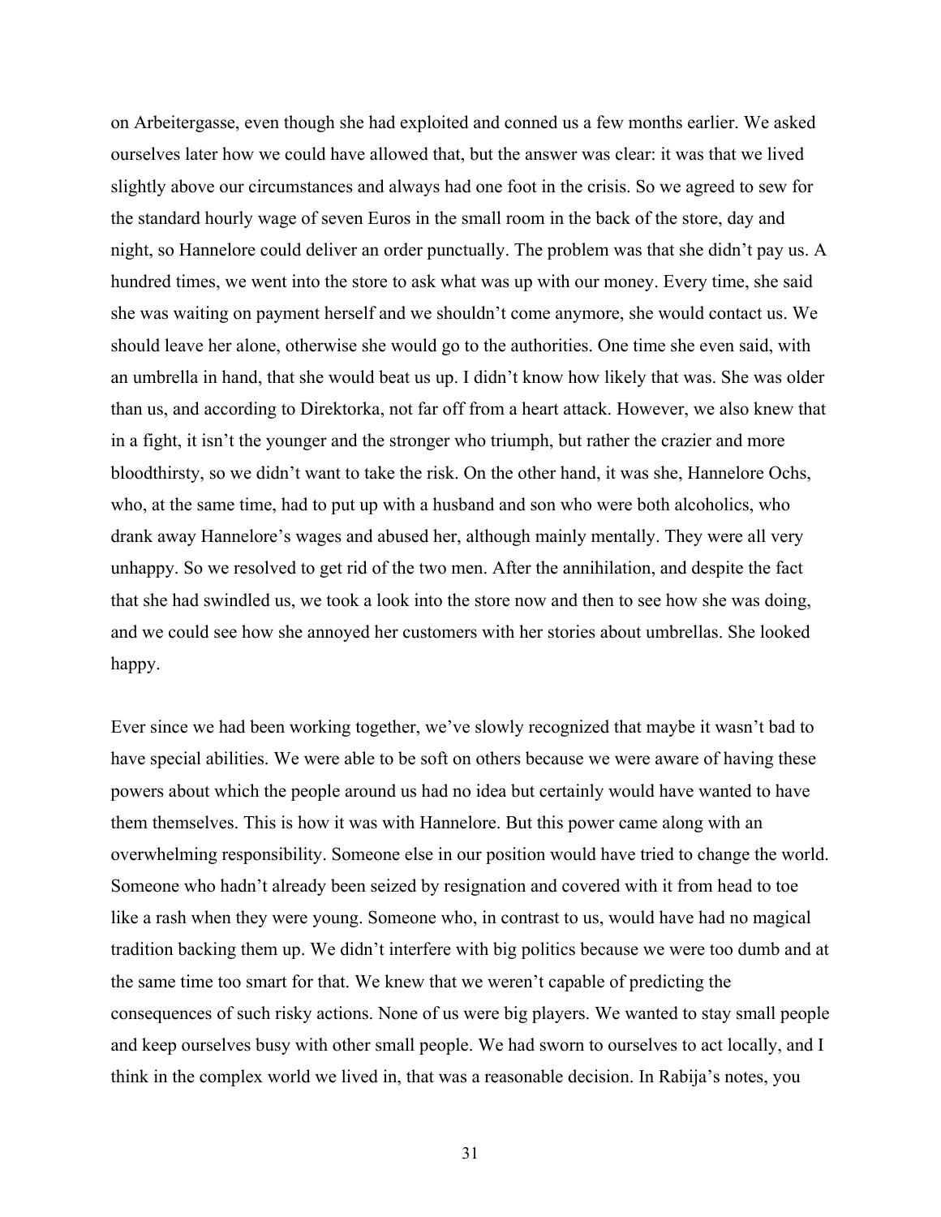on Arbeitergasse, even though she had exploited and conned us a few months earlier. We asked ourselves later how we could have allowed that, but the answer was clear: it was that we lived slightly above our circumstances and always had one foot in the crisis. So we agreed to sew for the standard hourly wage of seven Euros in the small room in the back of the store, day and night, so Hannelore could deliver an order punctually. The problem was that she didn't pay us. A hundred times, we went into the store to ask what was up with our money. Every time, she said she was waiting on payment herself and we shouldn't come anymore, she would contact us. We should leave her alone, otherwise she would go to the authorities. One time she even said, with an umbrella in hand, that she would beat us up. I didn't know how likely that was. She was older than us, and according to Direktorka, not far off from a heart attack. However, we also knew that in a fight, it isn't the younger and the stronger who triumph, but rather the crazier and more bloodthirsty, so we didn't want to take the risk. On the other hand, it was she, Hannelore Ochs, who, at the same time, had to put up with a husband and son who were both alcoholics, who drank away Hannelore's wages and abused her, although mainly mentally. They were all very unhappy. So we resolved to get rid of the two men. After the annihilation, and despite the fact that she had swindled us, we took a look into the store now and then to see how she was doing, and we could see how she annoyed her customers with her stories about umbrellas. She looked happy.

Ever since we had been working together, we've slowly recognized that maybe it wasn't bad to have special abilities. We were able to be soft on others because we were aware of having these powers about which the people around us had no idea but certainly would have wanted to have them themselves. This is how it was with Hannelore. But this power came along with an overwhelming responsibility. Someone else in our position would have tried to change the world. Someone who hadn't already been seized by resignation and covered with it from head to toe like a rash when they were young. Someone who, in contrast to us, would have had no magical tradition backing them up. We didn't interfere with big politics because we were too dumb and at the same time too smart for that. We knew that we weren't capable of predicting the consequences of such risky actions. None of us were big players. We wanted to stay small people and keep ourselves busy with other small people. We had sworn to ourselves to act locally, and I think in the complex world we lived in, that was a reasonable decision. In Rabija's notes, you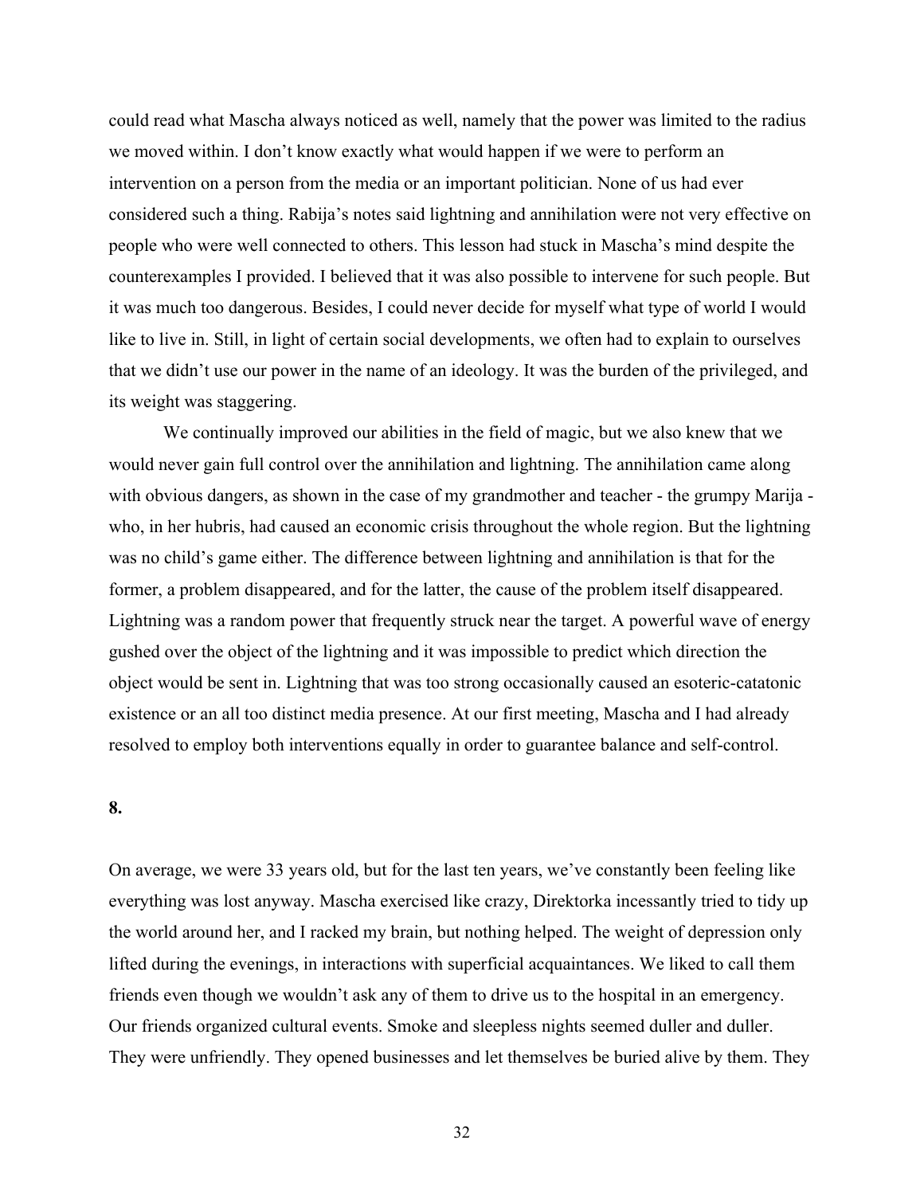could read what Mascha always noticed as well, namely that the power was limited to the radius we moved within. I don't know exactly what would happen if we were to perform an intervention on a person from the media or an important politician. None of us had ever considered such a thing. Rabija's notes said lightning and annihilation were not very effective on people who were well connected to others. This lesson had stuck in Mascha's mind despite the counterexamples I provided. I believed that it was also possible to intervene for such people. But it was much too dangerous. Besides, I could never decide for myself what type of world I would like to live in. Still, in light of certain social developments, we often had to explain to ourselves that we didn't use our power in the name of an ideology. It was the burden of the privileged, and its weight was staggering.

We continually improved our abilities in the field of magic, but we also knew that we would never gain full control over the annihilation and lightning. The annihilation came along with obvious dangers, as shown in the case of my grandmother and teacher - the grumpy Marija - who, in her hubris, had caused an economic crisis throughout the whole region. But the lightning was no child's game either. The difference between lightning and annihilation is that for the former, a problem disappeared, and for the latter, the cause of the problem itself disappeared. Lightning was a random power that frequently struck near the target. A powerful wave of energy gushed over the object of the lightning and it was impossible to predict which direction the object would be sent in. Lightning that was too strong occasionally caused an esoteric-catatonic existence or an all too distinct media presence. At our first meeting, Mascha and I had already resolved to employ both interventions equally in order to guarantee balance and self-control.

**8.**

On average, we were 33 years old, but for the last ten years, we've constantly been feeling like everything was lost anyway. Mascha exercised like crazy, Direktorka incessantly tried to tidy up the world around her, and I racked my brain, but nothing helped. The weight of depression only lifted during the evenings, in interactions with superficial acquaintances. We liked to call them friends even though we wouldn't ask any of them to drive us to the hospital in an emergency. Our friends organized cultural events. Smoke and sleepless nights seemed duller and duller. They were unfriendly. They opened businesses and let themselves be buried alive by them. They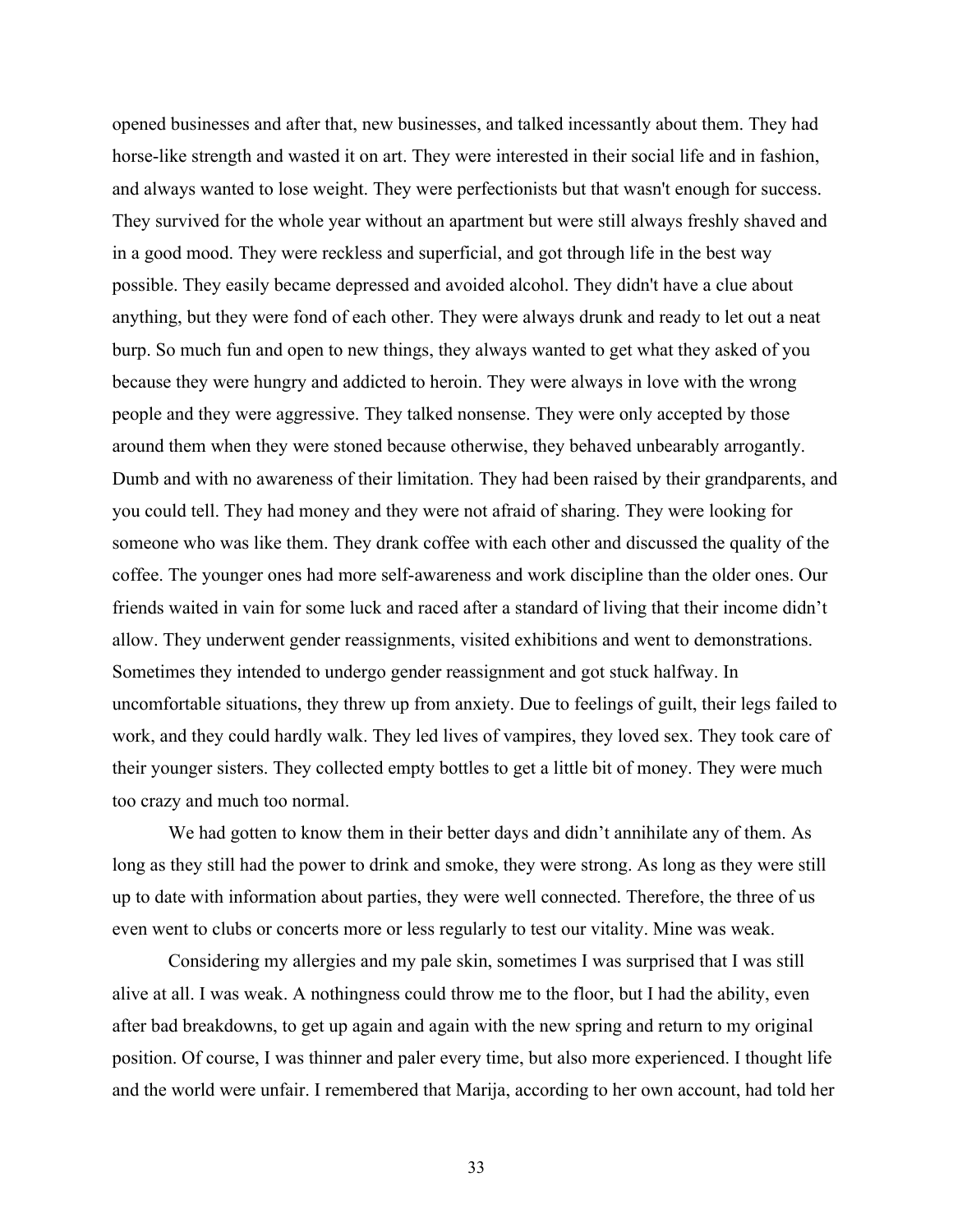opened businesses and after that, new businesses, and talked incessantly about them. They had horse-like strength and wasted it on art. They were interested in their social life and in fashion, and always wanted to lose weight. They were perfectionists but that wasn't enough for success. They survived for the whole year without an apartment but were still always freshly shaved and in a good mood. They were reckless and superficial, and got through life in the best way possible. They easily became depressed and avoided alcohol. They didn't have a clue about anything, but they were fond of each other. They were always drunk and ready to let out a neat burp. So much fun and open to new things, they always wanted to get what they asked of you because they were hungry and addicted to heroin. They were always in love with the wrong people and they were aggressive. They talked nonsense. They were only accepted by those around them when they were stoned because otherwise, they behaved unbearably arrogantly. Dumb and with no awareness of their limitation. They had been raised by their grandparents, and you could tell. They had money and they were not afraid of sharing. They were looking for someone who was like them. They drank coffee with each other and discussed the quality of the coffee. The younger ones had more self-awareness and work discipline than the older ones. Our friends waited in vain for some luck and raced after a standard of living that their income didn't allow. They underwent gender reassignments, visited exhibitions and went to demonstrations. Sometimes they intended to undergo gender reassignment and got stuck halfway. In uncomfortable situations, they threw up from anxiety. Due to feelings of guilt, their legs failed to work, and they could hardly walk. They led lives of vampires, they loved sex. They took care of their younger sisters. They collected empty bottles to get a little bit of money. They were much too crazy and much too normal.

We had gotten to know them in their better days and didn't annihilate any of them. As long as they still had the power to drink and smoke, they were strong. As long as they were still up to date with information about parties, they were well connected. Therefore, the three of us even went to clubs or concerts more or less regularly to test our vitality. Mine was weak.

Considering my allergies and my pale skin, sometimes I was surprised that I was still alive at all. I was weak. A nothingness could throw me to the floor, but I had the ability, even after bad breakdowns, to get up again and again with the new spring and return to my original position. Of course, I was thinner and paler every time, but also more experienced. I thought life and the world were unfair. I remembered that Marija, according to her own account, had told her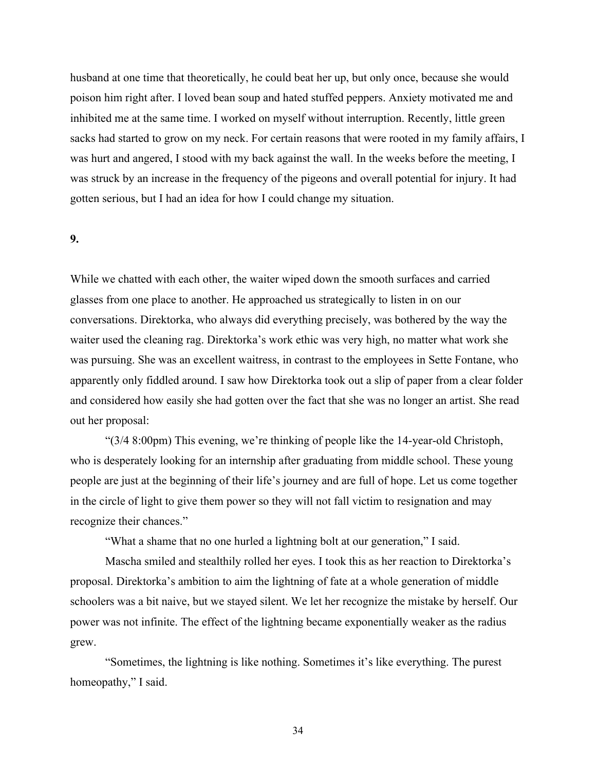husband at one time that theoretically, he could beat her up, but only once, because she would poison him right after. I loved bean soup and hated stuffed peppers. Anxiety motivated me and inhibited me at the same time. I worked on myself without interruption. Recently, little green sacks had started to grow on my neck. For certain reasons that were rooted in my family affairs, I was hurt and angered, I stood with my back against the wall. In the weeks before the meeting, I was struck by an increase in the frequency of the pigeons and overall potential for injury. It had gotten serious, but I had an idea for how I could change my situation.

**9.**

While we chatted with each other, the waiter wiped down the smooth surfaces and carried glasses from one place to another. He approached us strategically to listen in on our conversations. Direktorka, who always did everything precisely, was bothered by the way the waiter used the cleaning rag. Direktorka's work ethic was very high, no matter what work she was pursuing. She was an excellent waitress, in contrast to the employees in Sette Fontane, who apparently only fiddled around. I saw how Direktorka took out a slip of paper from a clear folder and considered how easily she had gotten over the fact that she was no longer an artist. She read out her proposal:

"(3/4 8:00pm) This evening, we're thinking of people like the 14-year-old Christoph, who is desperately looking for an internship after graduating from middle school. These young people are just at the beginning of their life's journey and are full of hope. Let us come together in the circle of light to give them power so they will not fall victim to resignation and may recognize their chances."

"What a shame that no one hurled a lightning bolt at our generation," I said.

Mascha smiled and stealthily rolled her eyes. I took this as her reaction to Direktorka's proposal. Direktorka's ambition to aim the lightning of fate at a whole generation of middle schoolers was a bit naive, but we stayed silent. We let her recognize the mistake by herself. Our power was not infinite. The effect of the lightning became exponentially weaker as the radius grew.

"Sometimes, the lightning is like nothing. Sometimes it's like everything. The purest homeopathy," I said.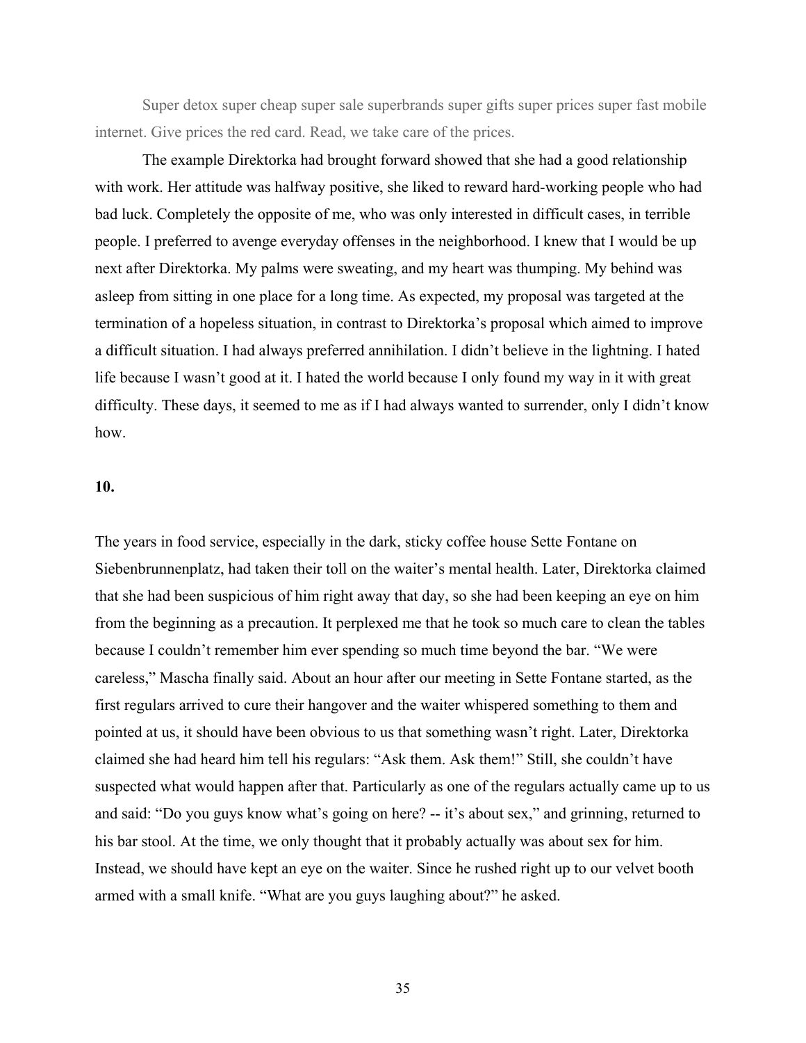Super detox super cheap super sale superbrands super gifts super prices super fast mobile internet. Give prices the red card. Read, we take care of the prices.

The example Direktorka had brought forward showed that she had a good relationship with work. Her attitude was halfway positive, she liked to reward hard-working people who had bad luck. Completely the opposite of me, who was only interested in difficult cases, in terrible people. I preferred to avenge everyday offenses in the neighborhood. I knew that I would be up next after Direktorka. My palms were sweating, and my heart was thumping. My behind was asleep from sitting in one place for a long time. As expected, my proposal was targeted at the termination of a hopeless situation, in contrast to Direktorka's proposal which aimed to improve a difficult situation. I had always preferred annihilation. I didn't believe in the lightning. I hated life because I wasn't good at it. I hated the world because I only found my way in it with great difficulty. These days, it seemed to me as if I had always wanted to surrender, only I didn't know how.

**10.**

The years in food service, especially in the dark, sticky coffee house Sette Fontane on Siebenbrunnenplatz, had taken their toll on the waiter's mental health. Later, Direktorka claimed that she had been suspicious of him right away that day, so she had been keeping an eye on him from the beginning as a precaution. It perplexed me that he took so much care to clean the tables because I couldn't remember him ever spending so much time beyond the bar. "We were careless," Mascha finally said. About an hour after our meeting in Sette Fontane started, as the first regulars arrived to cure their hangover and the waiter whispered something to them and pointed at us, it should have been obvious to us that something wasn't right. Later, Direktorka claimed she had heard him tell his regulars: "Ask them. Ask them!" Still, she couldn't have suspected what would happen after that. Particularly as one of the regulars actually came up to us and said: "Do you guys know what's going on here? -- it's about sex," and grinning, returned to his bar stool. At the time, we only thought that it probably actually was about sex for him. Instead, we should have kept an eye on the waiter. Since he rushed right up to our velvet booth armed with a small knife. "What are you guys laughing about?" he asked.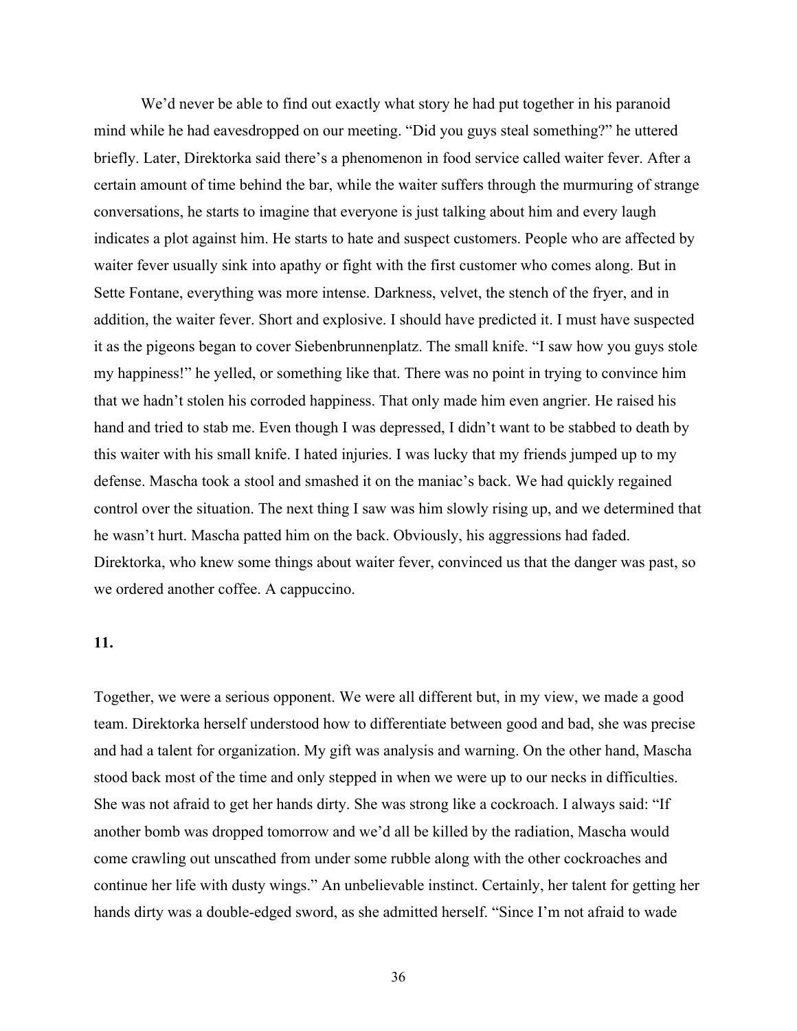We'd never be able to find out exactly what story he had put together in his paranoid mind while he had eavesdropped on our meeting. "Did you guys steal something?" he uttered briefly. Later, Direktorka said there's a phenomenon in food service called waiter fever. After a certain amount of time behind the bar, while the waiter suffers through the murmuring of strange conversations, he starts to imagine that everyone is just talking about him and every laugh indicates a plot against him. He starts to hate and suspect customers. People who are affected by waiter fever usually sink into apathy or fight with the first customer who comes along. But in Sette Fontane, everything was more intense. Darkness, velvet, the stench of the fryer, and in addition, the waiter fever. Short and explosive. I should have predicted it. I must have suspected it as the pigeons began to cover Siebenbrunnenplatz. The small knife. "I saw how you guys stole my happiness!" he yelled, or something like that. There was no point in trying to convince him that we hadn't stolen his corroded happiness. That only made him even angrier. He raised his hand and tried to stab me. Even though I was depressed, I didn't want to be stabbed to death by this waiter with his small knife. I hated injuries. I was lucky that my friends jumped up to my defense. Mascha took a stool and smashed it on the maniac's back. We had quickly regained control over the situation. The next thing I saw was him slowly rising up, and we determined that he wasn't hurt. Mascha patted him on the back. Obviously, his aggressions had faded. Direktorka, who knew some things about waiter fever, convinced us that the danger was past, so we ordered another coffee. A cappuccino.

**11.**

Together, we were a serious opponent. We were all different but, in my view, we made a good team. Direktorka herself understood how to differentiate between good and bad, she was precise and had a talent for organization. My gift was analysis and warning. On the other hand, Mascha stood back most of the time and only stepped in when we were up to our necks in difficulties. She was not afraid to get her hands dirty. She was strong like a cockroach. I always said: "If another bomb was dropped tomorrow and we'd all be killed by the radiation, Mascha would come crawling out unscathed from under some rubble along with the other cockroaches and continue her life with dusty wings." An unbelievable instinct. Certainly, her talent for getting her hands dirty was a double-edged sword, as she admitted herself. "Since I'm not afraid to wade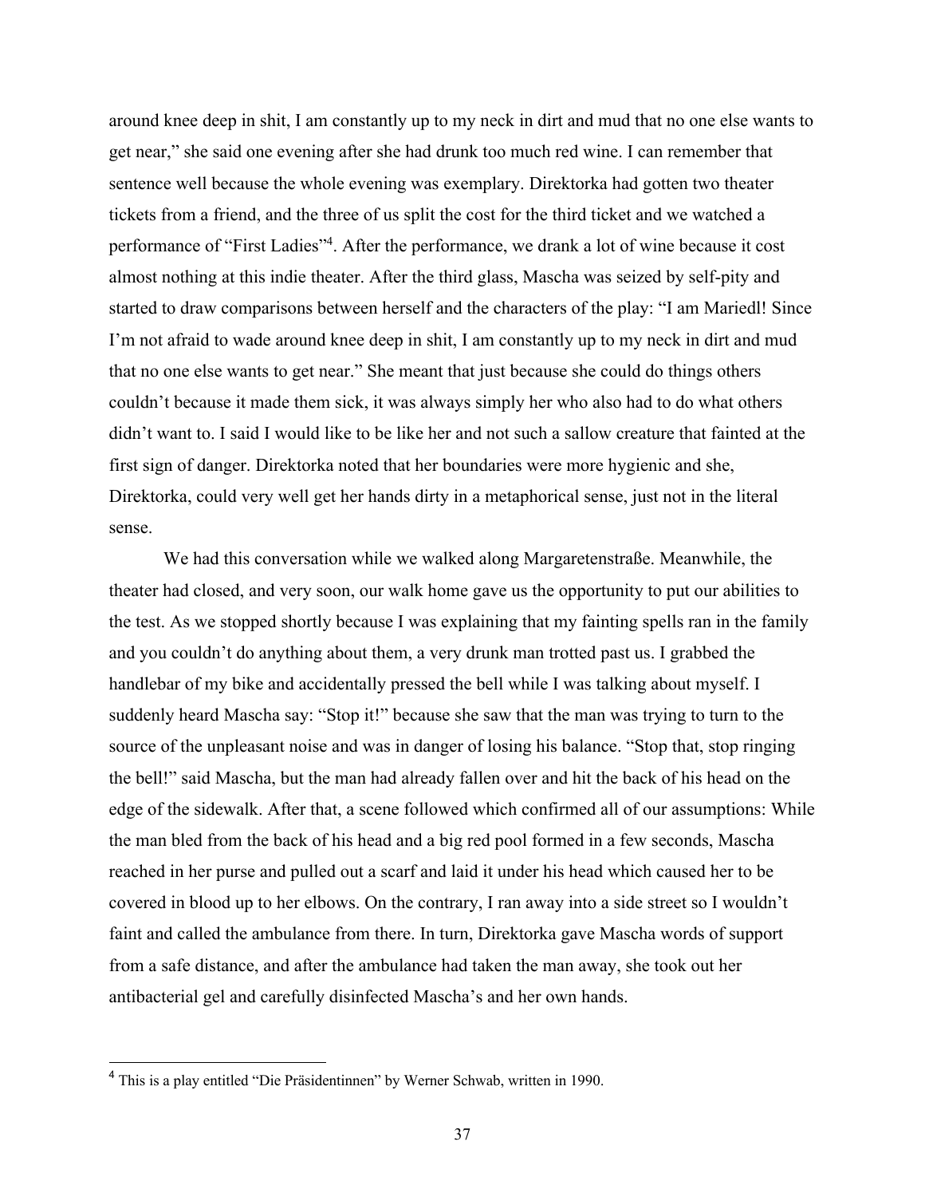around knee deep in shit, I am constantly up to my neck in dirt and mud that no one else wants to get near," she said one evening after she had drunk too much red wine. I can remember that sentence well because the whole evening was exemplary. Direktorka had gotten two theater tickets from a friend, and the three of us split the cost for the third ticket and we watched a performance of "First Ladies"[4]. After the performance, we drank a lot of wine because it cost almost nothing at this indie theater. After the third glass, Mascha was seized by self-pity and started to draw comparisons between herself and the characters of the play: "I am Mariedl! Since I'm not afraid to wade around knee deep in shit, I am constantly up to my neck in dirt and mud that no one else wants to get near." She meant that just because she could do things others couldn't because it made them sick, it was always simply her who also had to do what others didn't want to. I said I would like to be like her and not such a sallow creature that fainted at the first sign of danger. Direktorka noted that her boundaries were more hygienic and she, Direktorka, could very well get her hands dirty in a metaphorical sense, just not in the literal sense.

We had this conversation while we walked along Margaretenstraße. Meanwhile, the theater had closed, and very soon, our walk home gave us the opportunity to put our abilities to the test. As we stopped shortly because I was explaining that my fainting spells ran in the family and you couldn't do anything about them, a very drunk man trotted past us. I grabbed the handlebar of my bike and accidentally pressed the bell while I was talking about myself. I suddenly heard Mascha say: "Stop it!" because she saw that the man was trying to turn to the source of the unpleasant noise and was in danger of losing his balance. "Stop that, stop ringing the bell!" said Mascha, but the man had already fallen over and hit the back of his head on the edge of the sidewalk. After that, a scene followed which confirmed all of our assumptions: While the man bled from the back of his head and a big red pool formed in a few seconds, Mascha reached in her purse and pulled out a scarf and laid it under his head which caused her to be covered in blood up to her elbows. On the contrary, I ran away into a side street so I wouldn't faint and called the ambulance from there. In turn, Direktorka gave Mascha words of support from a safe distance, and after the ambulance had taken the man away, she took out her antibacterial gel and carefully disinfected Mascha's and her own hands.

---

[4] This is a play entitled "Die Präsidentinnen" by Werner Schwab, written in 1990.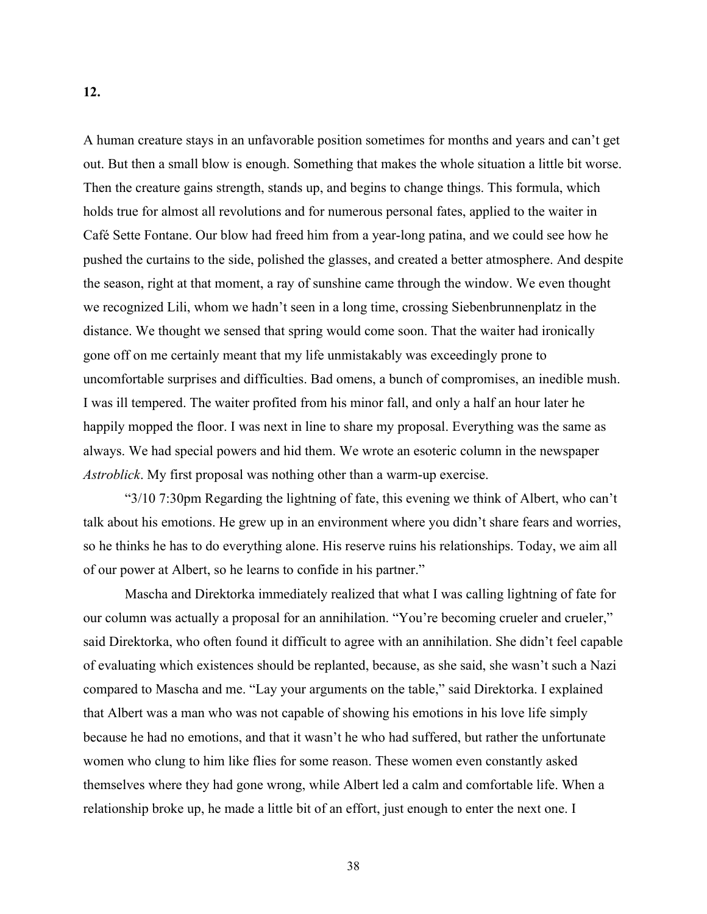**12.**

A human creature stays in an unfavorable position sometimes for months and years and can't get out. But then a small blow is enough. Something that makes the whole situation a little bit worse. Then the creature gains strength, stands up, and begins to change things. This formula, which holds true for almost all revolutions and for numerous personal fates, applied to the waiter in Café Sette Fontane. Our blow had freed him from a year-long patina, and we could see how he pushed the curtains to the side, polished the glasses, and created a better atmosphere. And despite the season, right at that moment, a ray of sunshine came through the window. We even thought we recognized Lili, whom we hadn't seen in a long time, crossing Siebenbrunnenplatz in the distance. We thought we sensed that spring would come soon. That the waiter had ironically gone off on me certainly meant that my life unmistakably was exceedingly prone to uncomfortable surprises and difficulties. Bad omens, a bunch of compromises, an inedible mush. I was ill tempered. The waiter profited from his minor fall, and only a half an hour later he happily mopped the floor. I was next in line to share my proposal. Everything was the same as always. We had special powers and hid them. We wrote an esoteric column in the newspaper *Astroblick*. My first proposal was nothing other than a warm-up exercise.

"3/10 7:30pm Regarding the lightning of fate, this evening we think of Albert, who can't talk about his emotions. He grew up in an environment where you didn't share fears and worries, so he thinks he has to do everything alone. His reserve ruins his relationships. Today, we aim all of our power at Albert, so he learns to confide in his partner."

Mascha and Direktorka immediately realized that what I was calling lightning of fate for our column was actually a proposal for an annihilation. "You're becoming crueler and crueler," said Direktorka, who often found it difficult to agree with an annihilation. She didn't feel capable of evaluating which existences should be replanted, because, as she said, she wasn't such a Nazi compared to Mascha and me. "Lay your arguments on the table," said Direktorka. I explained that Albert was a man who was not capable of showing his emotions in his love life simply because he had no emotions, and that it wasn't he who had suffered, but rather the unfortunate women who clung to him like flies for some reason. These women even constantly asked themselves where they had gone wrong, while Albert led a calm and comfortable life. When a relationship broke up, he made a little bit of an effort, just enough to enter the next one. I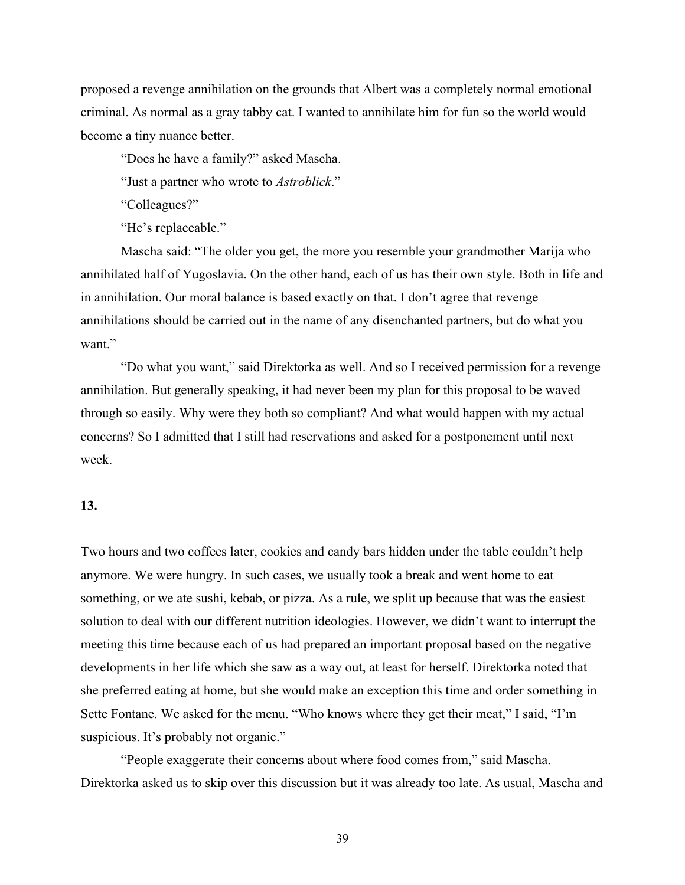proposed a revenge annihilation on the grounds that Albert was a completely normal emotional criminal. As normal as a gray tabby cat. I wanted to annihilate him for fun so the world would become a tiny nuance better.

"Does he have a family?" asked Mascha.

"Just a partner who wrote to *Astroblick*."

"Colleagues?"

"He's replaceable."

Mascha said: "The older you get, the more you resemble your grandmother Marija who annihilated half of Yugoslavia. On the other hand, each of us has their own style. Both in life and in annihilation. Our moral balance is based exactly on that. I don't agree that revenge annihilations should be carried out in the name of any disenchanted partners, but do what you want."

"Do what you want," said Direktorka as well. And so I received permission for a revenge annihilation. But generally speaking, it had never been my plan for this proposal to be waved through so easily. Why were they both so compliant? And what would happen with my actual concerns? So I admitted that I still had reservations and asked for a postponement until next week.

**13.**

Two hours and two coffees later, cookies and candy bars hidden under the table couldn't help anymore. We were hungry. In such cases, we usually took a break and went home to eat something, or we ate sushi, kebab, or pizza. As a rule, we split up because that was the easiest solution to deal with our different nutrition ideologies. However, we didn't want to interrupt the meeting this time because each of us had prepared an important proposal based on the negative developments in her life which she saw as a way out, at least for herself. Direktorka noted that she preferred eating at home, but she would make an exception this time and order something in Sette Fontane. We asked for the menu. "Who knows where they get their meat," I said, "I'm suspicious. It's probably not organic."

"People exaggerate their concerns about where food comes from," said Mascha. Direktorka asked us to skip over this discussion but it was already too late. As usual, Mascha and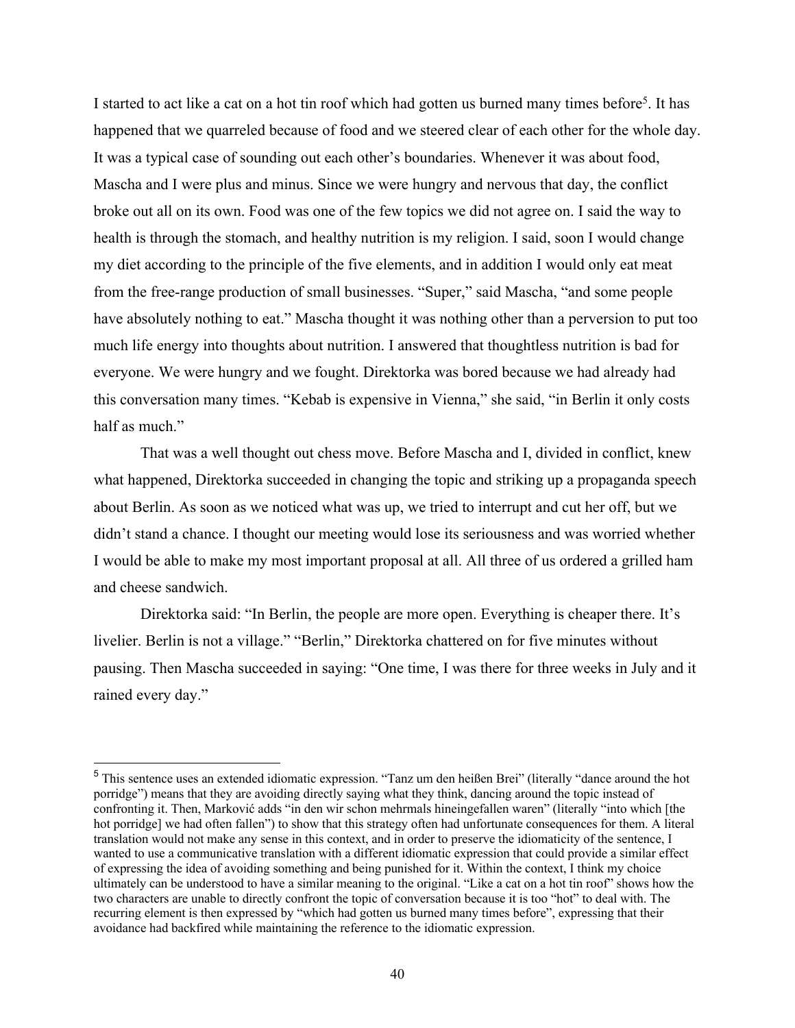I started to act like a cat on a hot tin roof which had gotten us burned many times before[5]. It has happened that we quarreled because of food and we steered clear of each other for the whole day. It was a typical case of sounding out each other's boundaries. Whenever it was about food, Mascha and I were plus and minus. Since we were hungry and nervous that day, the conflict broke out all on its own. Food was one of the few topics we did not agree on. I said the way to health is through the stomach, and healthy nutrition is my religion. I said, soon I would change my diet according to the principle of the five elements, and in addition I would only eat meat from the free-range production of small businesses. "Super," said Mascha, "and some people have absolutely nothing to eat." Mascha thought it was nothing other than a perversion to put too much life energy into thoughts about nutrition. I answered that thoughtless nutrition is bad for everyone. We were hungry and we fought. Direktorka was bored because we had already had this conversation many times. "Kebab is expensive in Vienna," she said, "in Berlin it only costs half as much."

That was a well thought out chess move. Before Mascha and I, divided in conflict, knew what happened, Direktorka succeeded in changing the topic and striking up a propaganda speech about Berlin. As soon as we noticed what was up, we tried to interrupt and cut her off, but we didn't stand a chance. I thought our meeting would lose its seriousness and was worried whether I would be able to make my most important proposal at all. All three of us ordered a grilled ham and cheese sandwich.

Direktorka said: "In Berlin, the people are more open. Everything is cheaper there. It's livelier. Berlin is not a village." "Berlin," Direktorka chattered on for five minutes without pausing. Then Mascha succeeded in saying: "One time, I was there for three weeks in July and it rained every day."

---

[5] This sentence uses an extended idiomatic expression. "Tanz um den heißen Brei" (literally "dance around the hot porridge") means that they are avoiding directly saying what they think, dancing around the topic instead of confronting it. Then, Marković adds "in den wir schon mehrmals hineingefallen waren" (literally "into which [the hot porridge] we had often fallen") to show that this strategy often had unfortunate consequences for them. A literal translation would not make any sense in this context, and in order to preserve the idiomaticity of the sentence, I wanted to use a communicative translation with a different idiomatic expression that could provide a similar effect of expressing the idea of avoiding something and being punished for it. Within the context, I think my choice ultimately can be understood to have a similar meaning to the original. "Like a cat on a hot tin roof" shows how the two characters are unable to directly confront the topic of conversation because it is too "hot" to deal with. The recurring element is then expressed by "which had gotten us burned many times before", expressing that their avoidance had backfired while maintaining the reference to the idiomatic expression.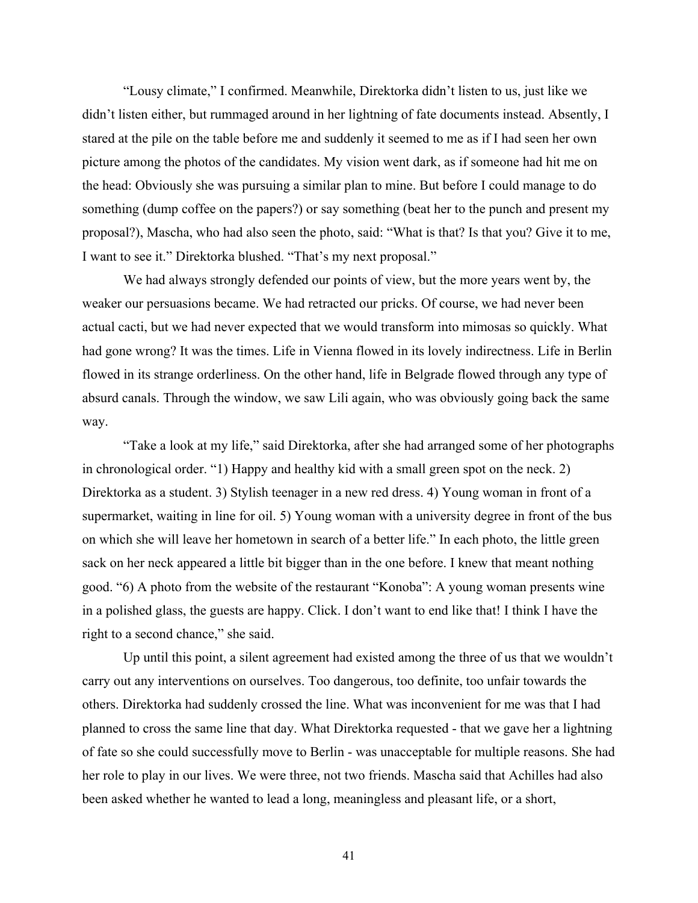"Lousy climate," I confirmed. Meanwhile, Direktorka didn't listen to us, just like we didn't listen either, but rummaged around in her lightning of fate documents instead. Absently, I stared at the pile on the table before me and suddenly it seemed to me as if I had seen her own picture among the photos of the candidates. My vision went dark, as if someone had hit me on the head: Obviously she was pursuing a similar plan to mine. But before I could manage to do something (dump coffee on the papers?) or say something (beat her to the punch and present my proposal?), Mascha, who had also seen the photo, said: "What is that? Is that you? Give it to me, I want to see it." Direktorka blushed. "That's my next proposal."

We had always strongly defended our points of view, but the more years went by, the weaker our persuasions became. We had retracted our pricks. Of course, we had never been actual cacti, but we had never expected that we would transform into mimosas so quickly. What had gone wrong? It was the times. Life in Vienna flowed in its lovely indirectness. Life in Berlin flowed in its strange orderliness. On the other hand, life in Belgrade flowed through any type of absurd canals. Through the window, we saw Lili again, who was obviously going back the same way.

"Take a look at my life," said Direktorka, after she had arranged some of her photographs in chronological order. "1) Happy and healthy kid with a small green spot on the neck. 2) Direktorka as a student. 3) Stylish teenager in a new red dress. 4) Young woman in front of a supermarket, waiting in line for oil. 5) Young woman with a university degree in front of the bus on which she will leave her hometown in search of a better life." In each photo, the little green sack on her neck appeared a little bit bigger than in the one before. I knew that meant nothing good. "6) A photo from the website of the restaurant "Konoba": A young woman presents wine in a polished glass, the guests are happy. Click. I don't want to end like that! I think I have the right to a second chance," she said.

Up until this point, a silent agreement had existed among the three of us that we wouldn't carry out any interventions on ourselves. Too dangerous, too definite, too unfair towards the others. Direktorka had suddenly crossed the line. What was inconvenient for me was that I had planned to cross the same line that day. What Direktorka requested - that we gave her a lightning of fate so she could successfully move to Berlin - was unacceptable for multiple reasons. She had her role to play in our lives. We were three, not two friends. Mascha said that Achilles had also been asked whether he wanted to lead a long, meaningless and pleasant life, or a short,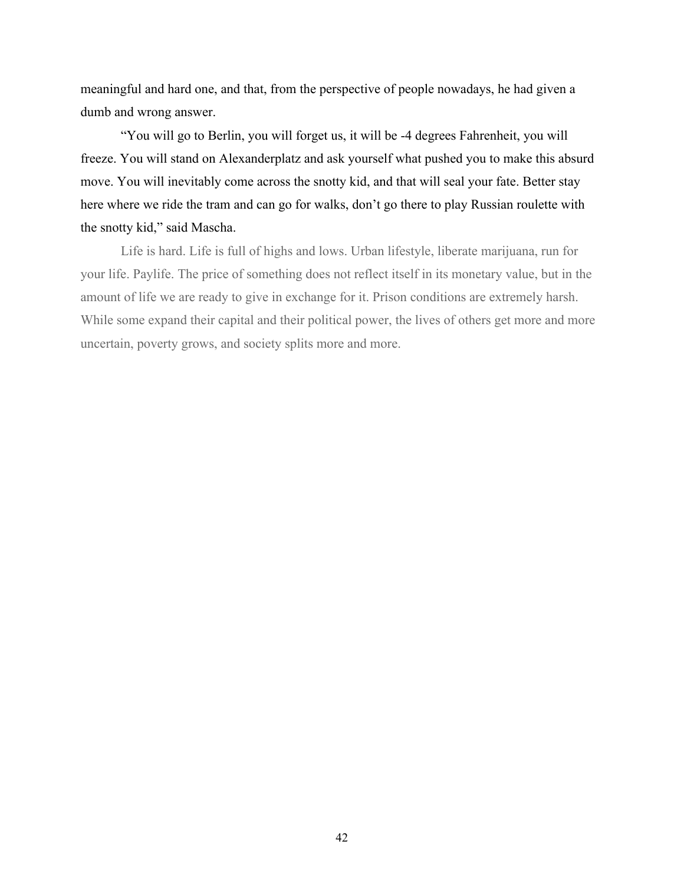meaningful and hard one, and that, from the perspective of people nowadays, he had given a dumb and wrong answer.

"You will go to Berlin, you will forget us, it will be -4 degrees Fahrenheit, you will freeze. You will stand on Alexanderplatz and ask yourself what pushed you to make this absurd move. You will inevitably come across the snotty kid, and that will seal your fate. Better stay here where we ride the tram and can go for walks, don't go there to play Russian roulette with the snotty kid," said Mascha.

Life is hard. Life is full of highs and lows. Urban lifestyle, liberate marijuana, run for your life. Paylife. The price of something does not reflect itself in its monetary value, but in the amount of life we are ready to give in exchange for it. Prison conditions are extremely harsh. While some expand their capital and their political power, the lives of others get more and more uncertain, poverty grows, and society splits more and more.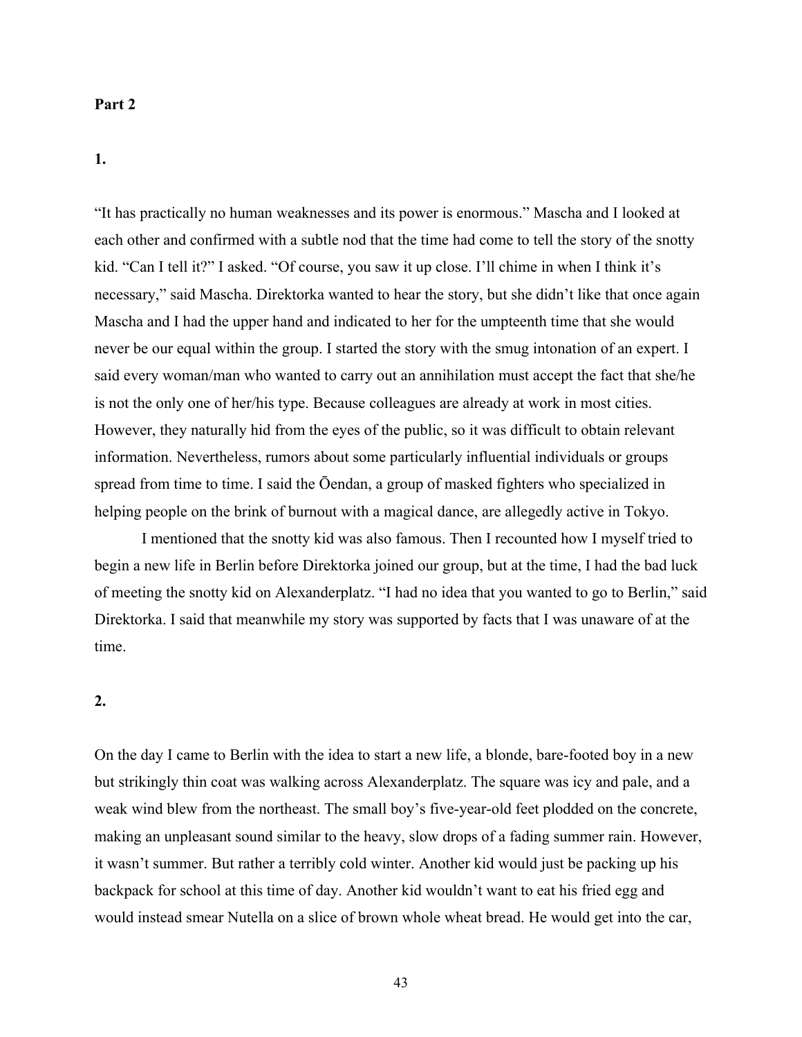**Part 2**

**1.**

"It has practically no human weaknesses and its power is enormous." Mascha and I looked at each other and confirmed with a subtle nod that the time had come to tell the story of the snotty kid. "Can I tell it?" I asked. "Of course, you saw it up close. I'll chime in when I think it's necessary," said Mascha. Direktorka wanted to hear the story, but she didn't like that once again Mascha and I had the upper hand and indicated to her for the umpteenth time that she would never be our equal within the group. I started the story with the smug intonation of an expert. I said every woman/man who wanted to carry out an annihilation must accept the fact that she/he is not the only one of her/his type. Because colleagues are already at work in most cities. However, they naturally hid from the eyes of the public, so it was difficult to obtain relevant information. Nevertheless, rumors about some particularly influential individuals or groups spread from time to time. I said the Ōendan, a group of masked fighters who specialized in helping people on the brink of burnout with a magical dance, are allegedly active in Tokyo.

I mentioned that the snotty kid was also famous. Then I recounted how I myself tried to begin a new life in Berlin before Direktorka joined our group, but at the time, I had the bad luck of meeting the snotty kid on Alexanderplatz. "I had no idea that you wanted to go to Berlin," said Direktorka. I said that meanwhile my story was supported by facts that I was unaware of at the time.

**2.**

On the day I came to Berlin with the idea to start a new life, a blonde, bare-footed boy in a new but strikingly thin coat was walking across Alexanderplatz. The square was icy and pale, and a weak wind blew from the northeast. The small boy's five-year-old feet plodded on the concrete, making an unpleasant sound similar to the heavy, slow drops of a fading summer rain. However, it wasn't summer. But rather a terribly cold winter. Another kid would just be packing up his backpack for school at this time of day. Another kid wouldn't want to eat his fried egg and would instead smear Nutella on a slice of brown whole wheat bread. He would get into the car,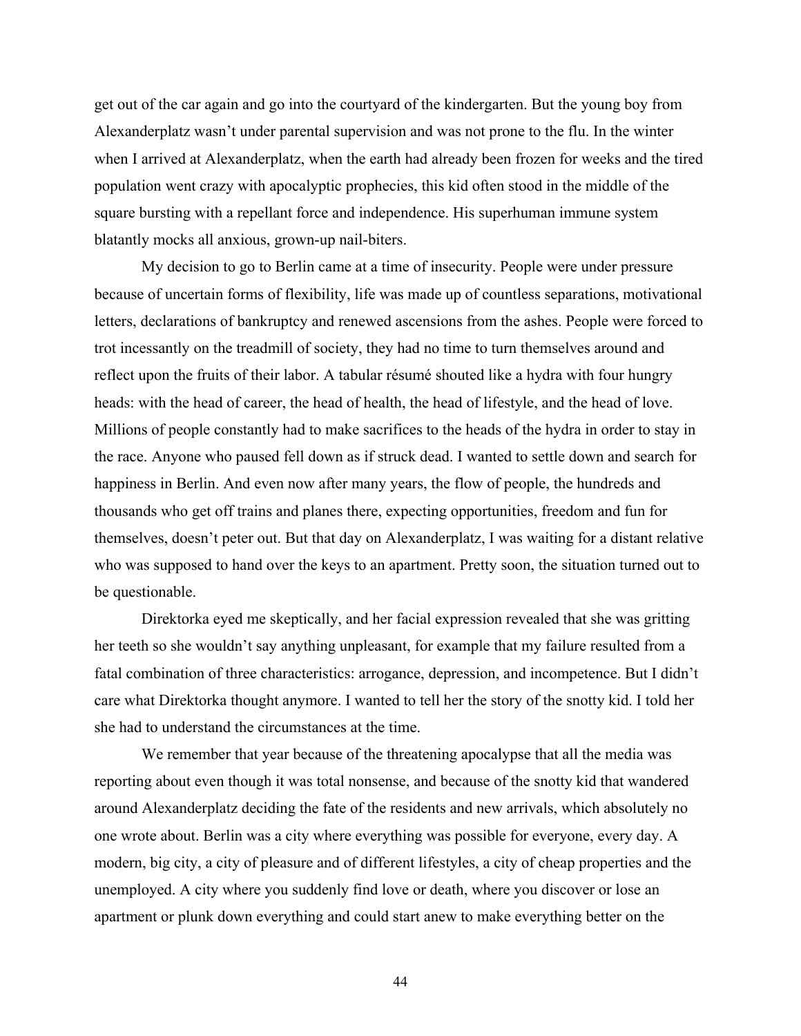get out of the car again and go into the courtyard of the kindergarten. But the young boy from Alexanderplatz wasn't under parental supervision and was not prone to the flu. In the winter when I arrived at Alexanderplatz, when the earth had already been frozen for weeks and the tired population went crazy with apocalyptic prophecies, this kid often stood in the middle of the square bursting with a repellant force and independence. His superhuman immune system blatantly mocks all anxious, grown-up nail-biters.

My decision to go to Berlin came at a time of insecurity. People were under pressure because of uncertain forms of flexibility, life was made up of countless separations, motivational letters, declarations of bankruptcy and renewed ascensions from the ashes. People were forced to trot incessantly on the treadmill of society, they had no time to turn themselves around and reflect upon the fruits of their labor. A tabular résumé shouted like a hydra with four hungry heads: with the head of career, the head of health, the head of lifestyle, and the head of love. Millions of people constantly had to make sacrifices to the heads of the hydra in order to stay in the race. Anyone who paused fell down as if struck dead. I wanted to settle down and search for happiness in Berlin. And even now after many years, the flow of people, the hundreds and thousands who get off trains and planes there, expecting opportunities, freedom and fun for themselves, doesn't peter out. But that day on Alexanderplatz, I was waiting for a distant relative who was supposed to hand over the keys to an apartment. Pretty soon, the situation turned out to be questionable.

Direktorka eyed me skeptically, and her facial expression revealed that she was gritting her teeth so she wouldn't say anything unpleasant, for example that my failure resulted from a fatal combination of three characteristics: arrogance, depression, and incompetence. But I didn't care what Direktorka thought anymore. I wanted to tell her the story of the snotty kid. I told her she had to understand the circumstances at the time.

We remember that year because of the threatening apocalypse that all the media was reporting about even though it was total nonsense, and because of the snotty kid that wandered around Alexanderplatz deciding the fate of the residents and new arrivals, which absolutely no one wrote about. Berlin was a city where everything was possible for everyone, every day. A modern, big city, a city of pleasure and of different lifestyles, a city of cheap properties and the unemployed. A city where you suddenly find love or death, where you discover or lose an apartment or plunk down everything and could start anew to make everything better on the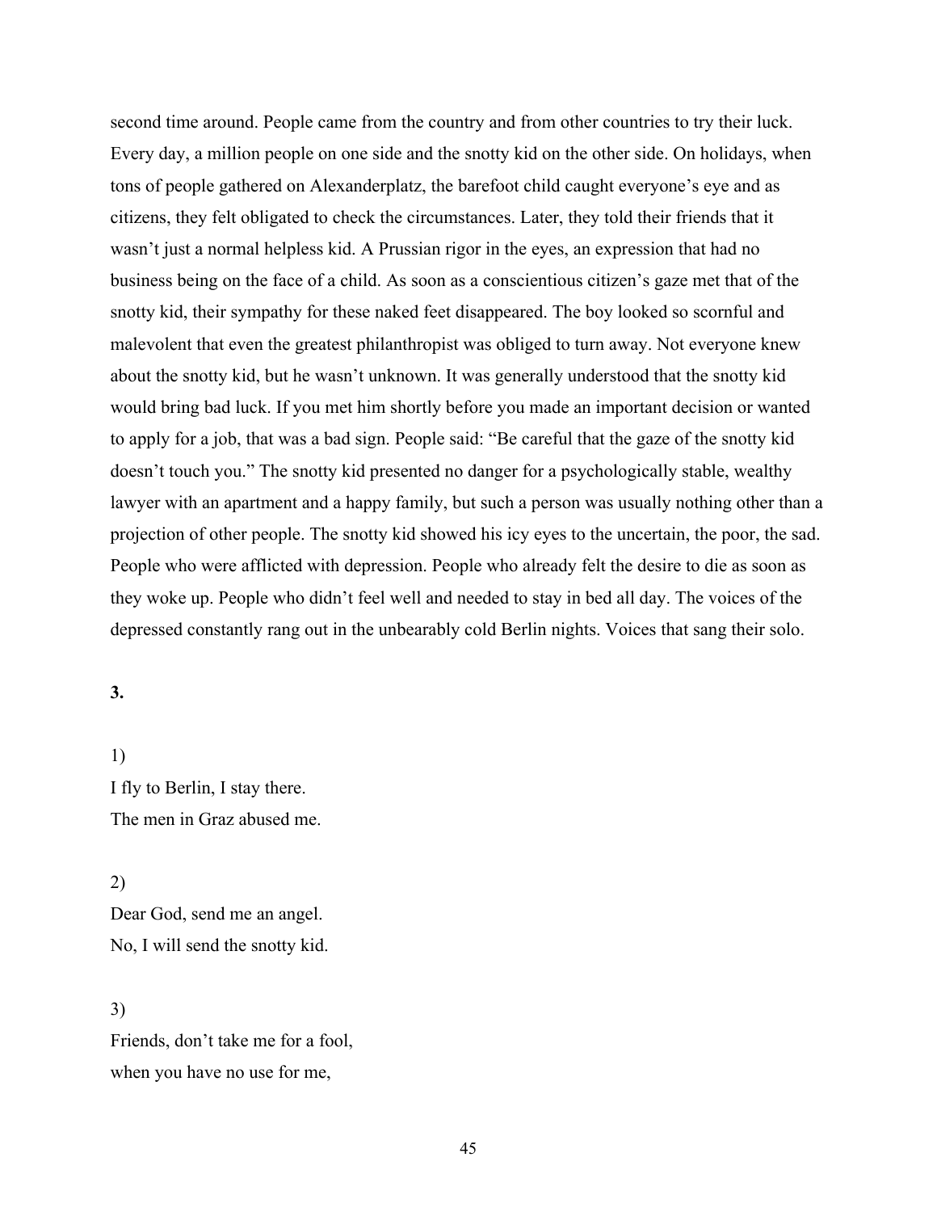second time around. People came from the country and from other countries to try their luck. Every day, a million people on one side and the snotty kid on the other side. On holidays, when tons of people gathered on Alexanderplatz, the barefoot child caught everyone's eye and as citizens, they felt obligated to check the circumstances. Later, they told their friends that it wasn't just a normal helpless kid. A Prussian rigor in the eyes, an expression that had no business being on the face of a child. As soon as a conscientious citizen's gaze met that of the snotty kid, their sympathy for these naked feet disappeared. The boy looked so scornful and malevolent that even the greatest philanthropist was obliged to turn away. Not everyone knew about the snotty kid, but he wasn't unknown. It was generally understood that the snotty kid would bring bad luck. If you met him shortly before you made an important decision or wanted to apply for a job, that was a bad sign. People said: "Be careful that the gaze of the snotty kid doesn't touch you." The snotty kid presented no danger for a psychologically stable, wealthy lawyer with an apartment and a happy family, but such a person was usually nothing other than a projection of other people. The snotty kid showed his icy eyes to the uncertain, the poor, the sad. People who were afflicted with depression. People who already felt the desire to die as soon as they woke up. People who didn't feel well and needed to stay in bed all day. The voices of the depressed constantly rang out in the unbearably cold Berlin nights. Voices that sang their solo.

**3.**

1)
I fly to Berlin, I stay there.
The men in Graz abused me.

2)
Dear God, send me an angel.
No, I will send the snotty kid.

3)
Friends, don't take me for a fool,
when you have no use for me,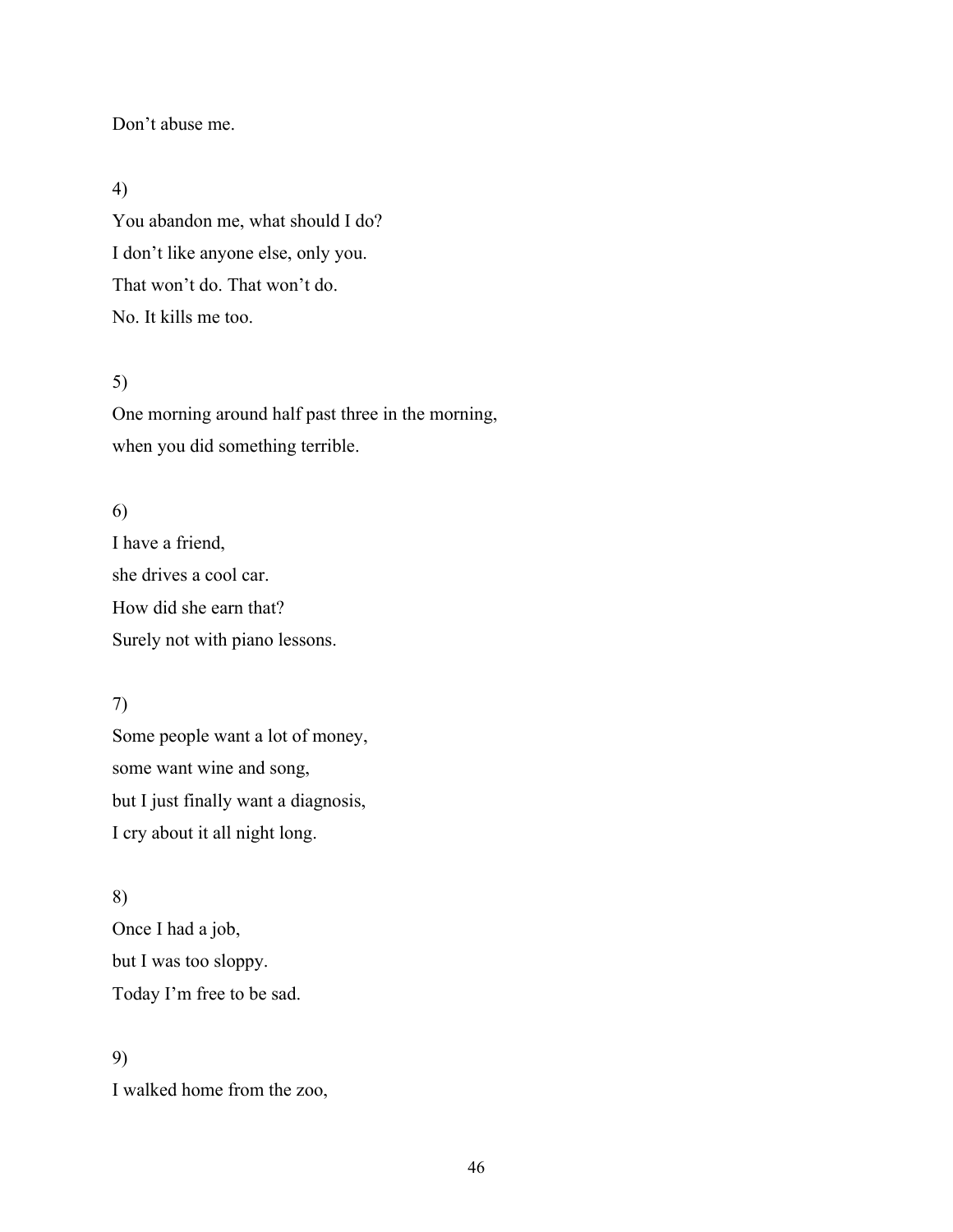Don't abuse me.

4)

You abandon me, what should I do?
I don't like anyone else, only you.
That won't do. That won't do.
No. It kills me too.

5)

One morning around half past three in the morning,
when you did something terrible.

6)

I have a friend,
she drives a cool car.
How did she earn that?
Surely not with piano lessons.

7)

Some people want a lot of money,
some want wine and song,
but I just finally want a diagnosis,
I cry about it all night long.

8)

Once I had a job,
but I was too sloppy.
Today I'm free to be sad.

9)

I walked home from the zoo,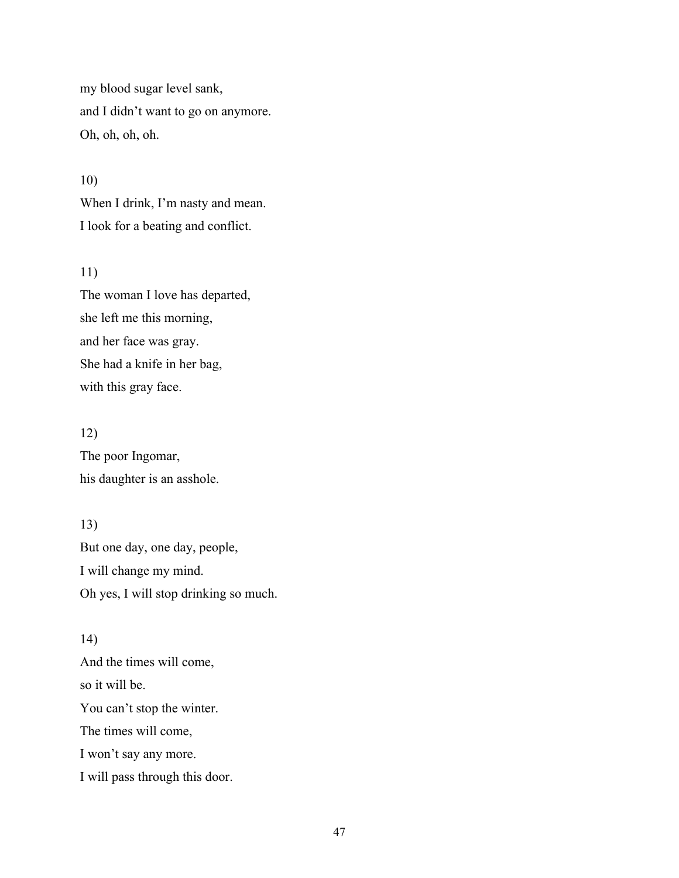my blood sugar level sank,  
and I didn't want to go on anymore.  
Oh, oh, oh, oh.

10)  
When I drink, I'm nasty and mean.  
I look for a beating and conflict.

11)  
The woman I love has departed,  
she left me this morning,  
and her face was gray.  
She had a knife in her bag,  
with this gray face.

12)  
The poor Ingomar,  
his daughter is an asshole.

13)  
But one day, one day, people,  
I will change my mind.  
Oh yes, I will stop drinking so much.

14)  
And the times will come,  
so it will be.  
You can't stop the winter.  
The times will come,  
I won't say any more.  
I will pass through this door.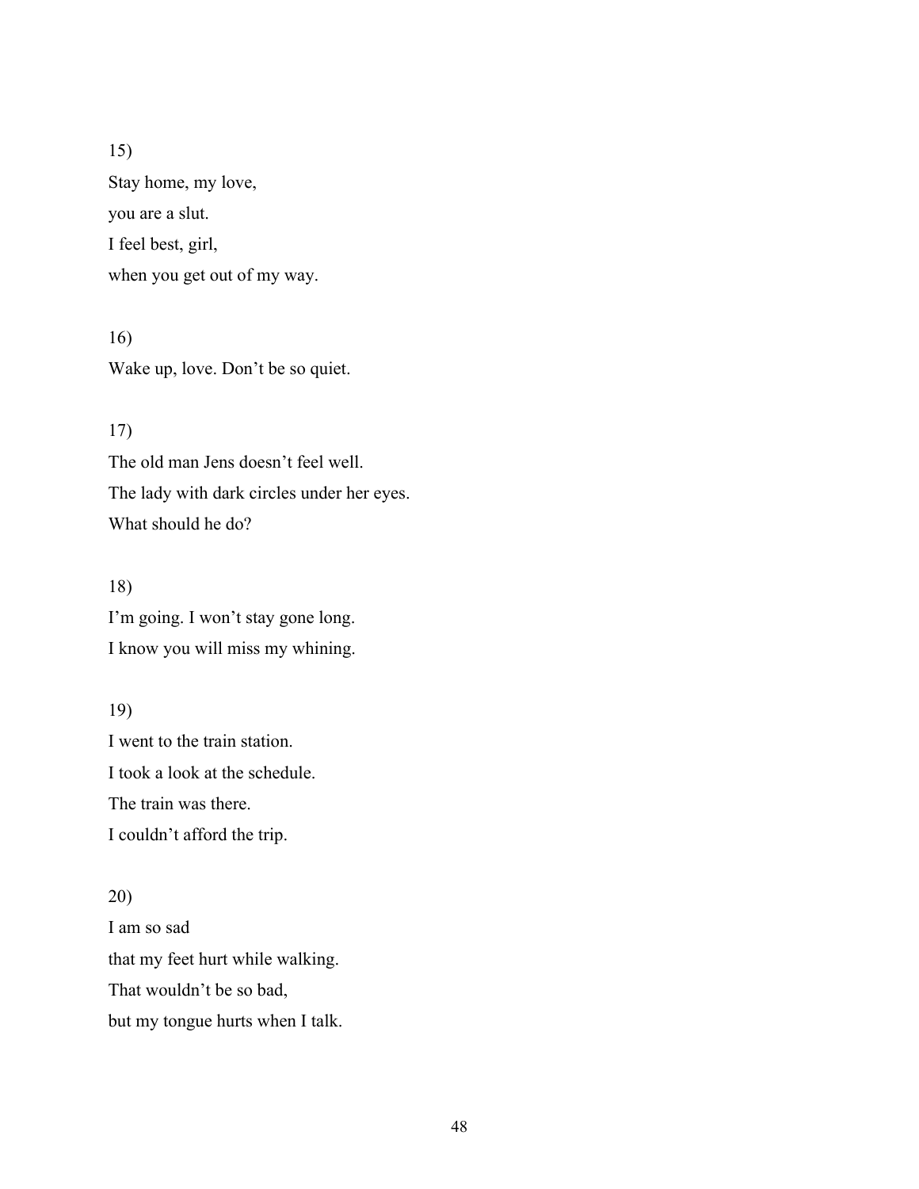15)

Stay home, my love,
you are a slut.
I feel best, girl,
when you get out of my way.

16)

Wake up, love. Don't be so quiet.

17)

The old man Jens doesn't feel well.
The lady with dark circles under her eyes.
What should he do?

18)

I'm going. I won't stay gone long.
I know you will miss my whining.

19)

I went to the train station.
I took a look at the schedule.
The train was there.
I couldn't afford the trip.

20)

I am so sad
that my feet hurt while walking.
That wouldn't be so bad,
but my tongue hurts when I talk.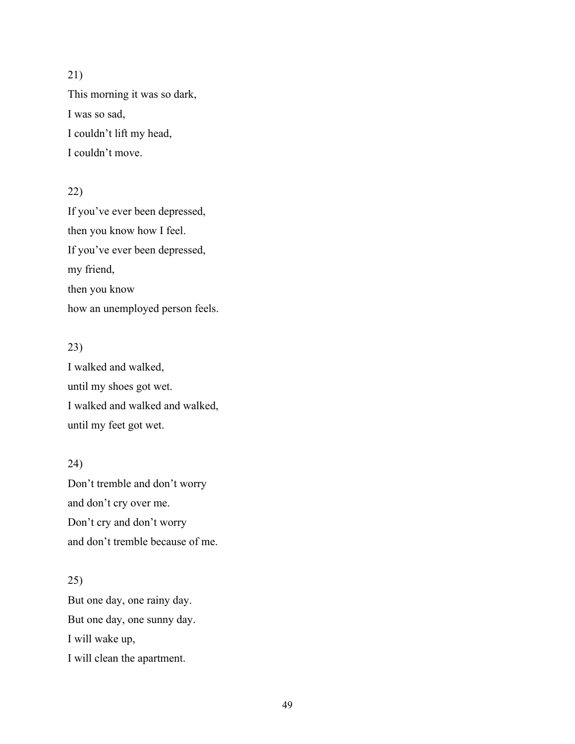21)

This morning it was so dark,  
I was so sad,  
I couldn't lift my head,  
I couldn't move.

22)

If you've ever been depressed,  
then you know how I feel.  
If you've ever been depressed,  
my friend,  
then you know  
how an unemployed person feels.

23)

I walked and walked,  
until my shoes got wet.  
I walked and walked and walked,  
until my feet got wet.

24)

Don't tremble and don't worry  
and don't cry over me.  
Don't cry and don't worry  
and don't tremble because of me.

25)

But one day, one rainy day.  
But one day, one sunny day.  
I will wake up,  
I will clean the apartment.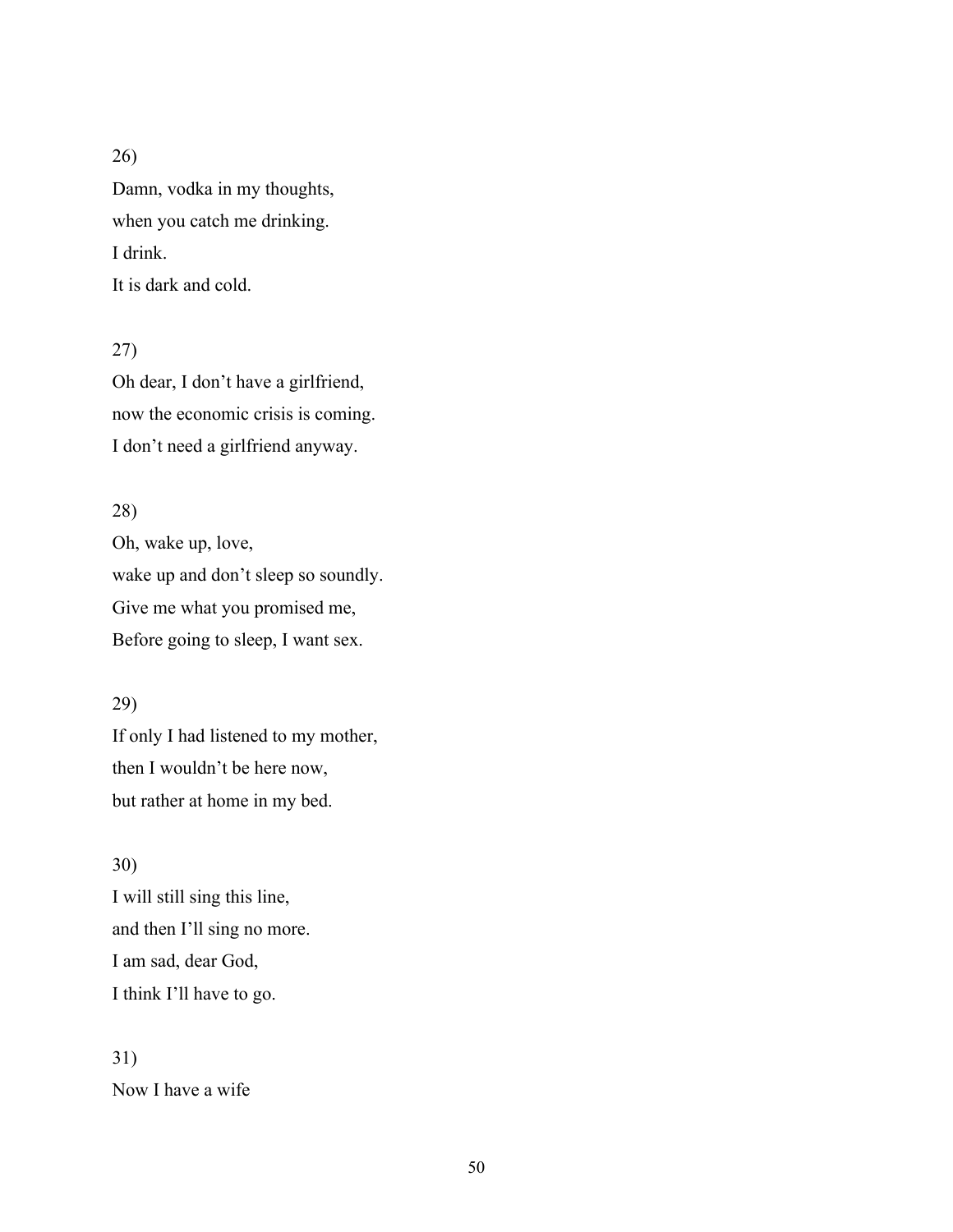26)
Damn, vodka in my thoughts,
when you catch me drinking.
I drink.
It is dark and cold.

27)
Oh dear, I don't have a girlfriend,
now the economic crisis is coming.
I don't need a girlfriend anyway.

28)
Oh, wake up, love,
wake up and don't sleep so soundly.
Give me what you promised me,
Before going to sleep, I want sex.

29)
If only I had listened to my mother,
then I wouldn't be here now,
but rather at home in my bed.

30)
I will still sing this line,
and then I'll sing no more.
I am sad, dear God,
I think I'll have to go.

31)
Now I have a wife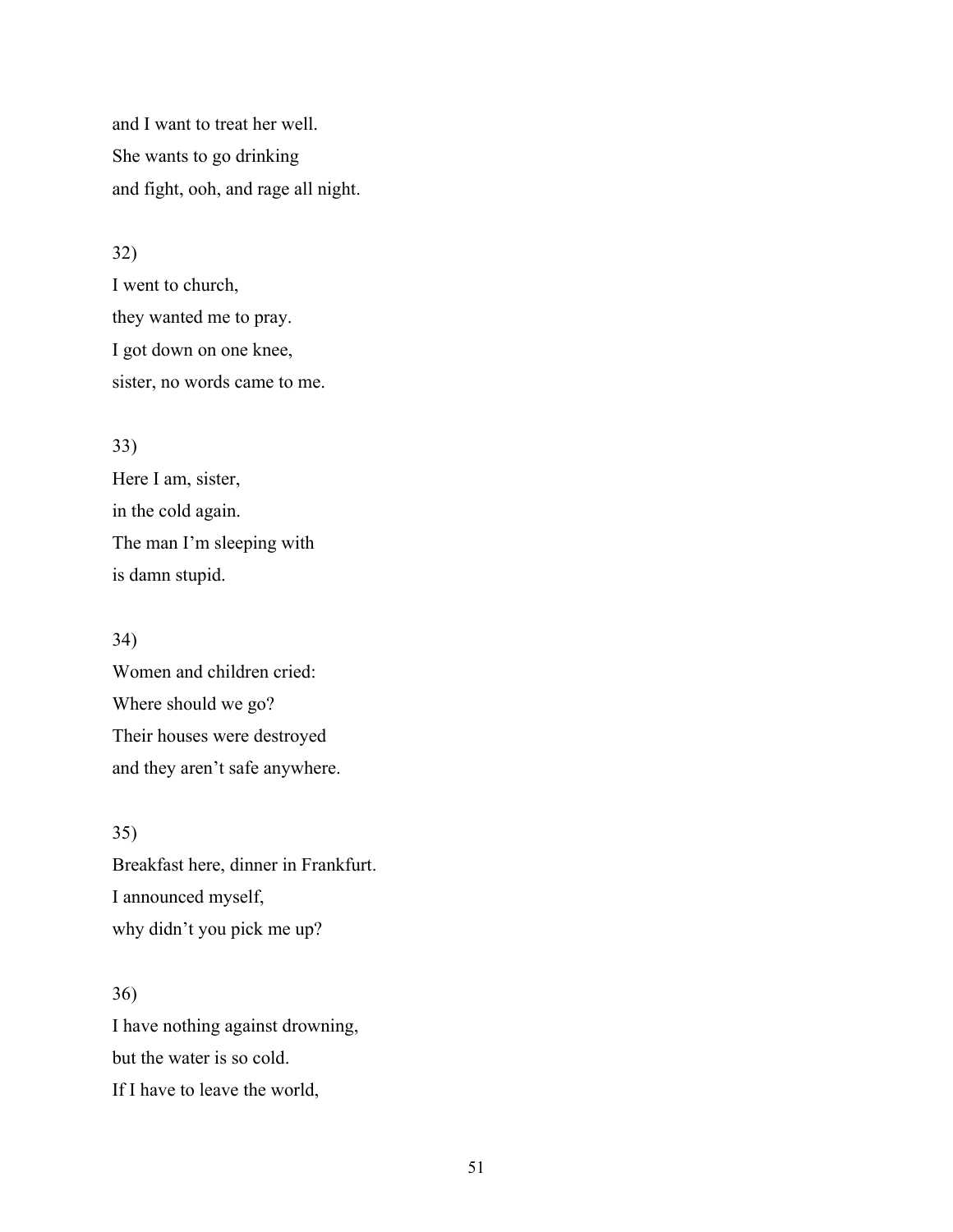and I want to treat her well.
She wants to go drinking
and fight, ooh, and rage all night.

32)
I went to church,
they wanted me to pray.
I got down on one knee,
sister, no words came to me.

33)
Here I am, sister,
in the cold again.
The man I'm sleeping with
is damn stupid.

34)
Women and children cried:
Where should we go?
Their houses were destroyed
and they aren't safe anywhere.

35)
Breakfast here, dinner in Frankfurt.
I announced myself,
why didn't you pick me up?

36)
I have nothing against drowning,
but the water is so cold.
If I have to leave the world,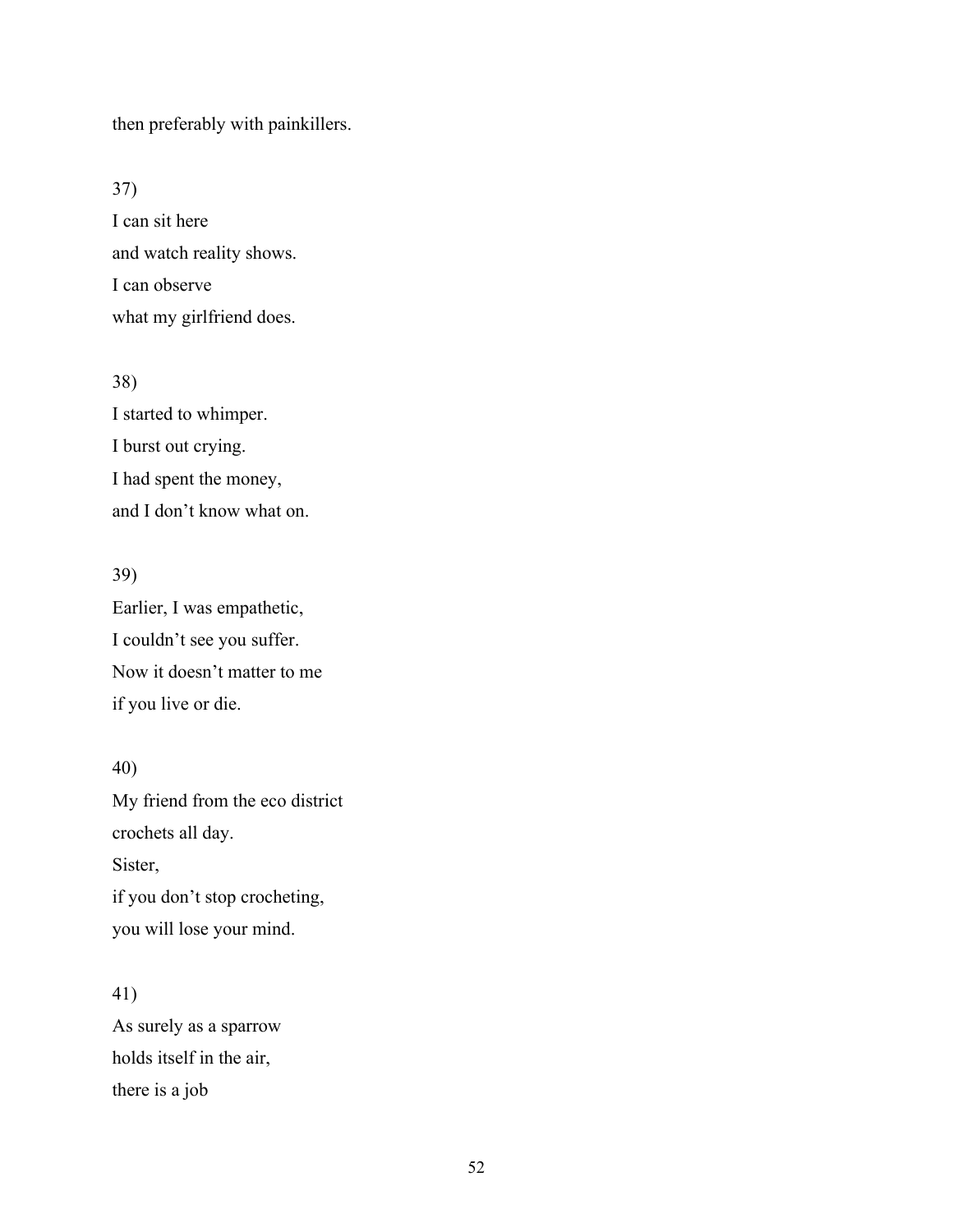then preferably with painkillers.

37)
I can sit here
and watch reality shows.
I can observe
what my girlfriend does.

38)
I started to whimper.
I burst out crying.
I had spent the money,
and I don't know what on.

39)
Earlier, I was empathetic,
I couldn't see you suffer.
Now it doesn't matter to me
if you live or die.

40)
My friend from the eco district
crochets all day.
Sister,
if you don't stop crocheting,
you will lose your mind.

41)
As surely as a sparrow
holds itself in the air,
there is a job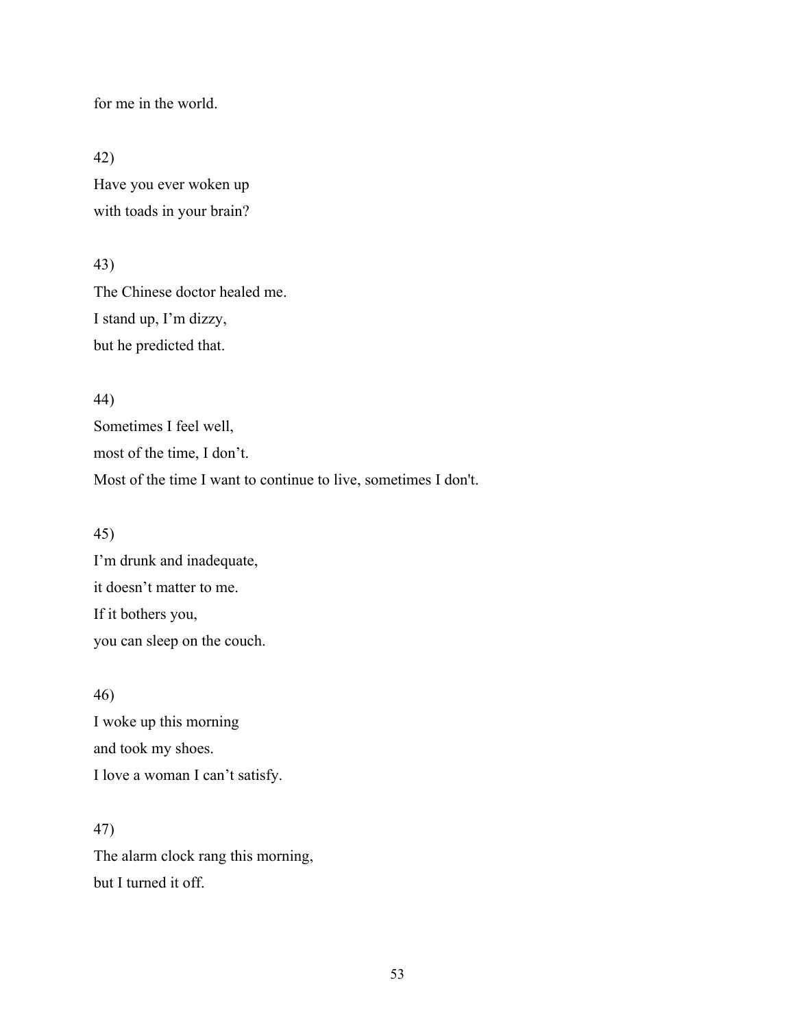for me in the world.

42)
Have you ever woken up
with toads in your brain?

43)
The Chinese doctor healed me.
I stand up, I’m dizzy,
but he predicted that.

44)
Sometimes I feel well,
most of the time, I don’t.
Most of the time I want to continue to live, sometimes I don't.

45)
I’m drunk and inadequate,
it doesn’t matter to me.
If it bothers you,
you can sleep on the couch.

46)
I woke up this morning
and took my shoes.
I love a woman I can’t satisfy.

47)
The alarm clock rang this morning,
but I turned it off.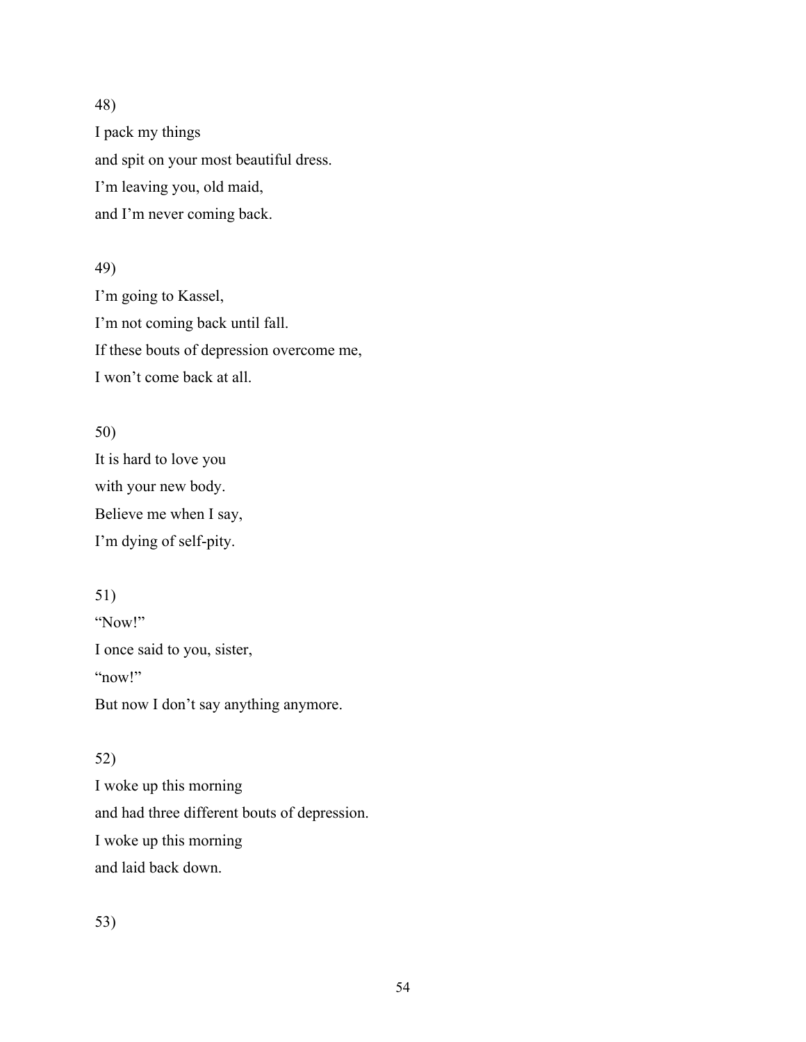48)

I pack my things  
and spit on your most beautiful dress.  
I'm leaving you, old maid,  
and I'm never coming back.

49)

I'm going to Kassel,  
I'm not coming back until fall.  
If these bouts of depression overcome me,  
I won't come back at all.

50)

It is hard to love you  
with your new body.  
Believe me when I say,  
I'm dying of self-pity.

51)

"Now!"  
I once said to you, sister,  
"now!"  
But now I don't say anything anymore.

52)

I woke up this morning  
and had three different bouts of depression.  
I woke up this morning  
and laid back down.

53)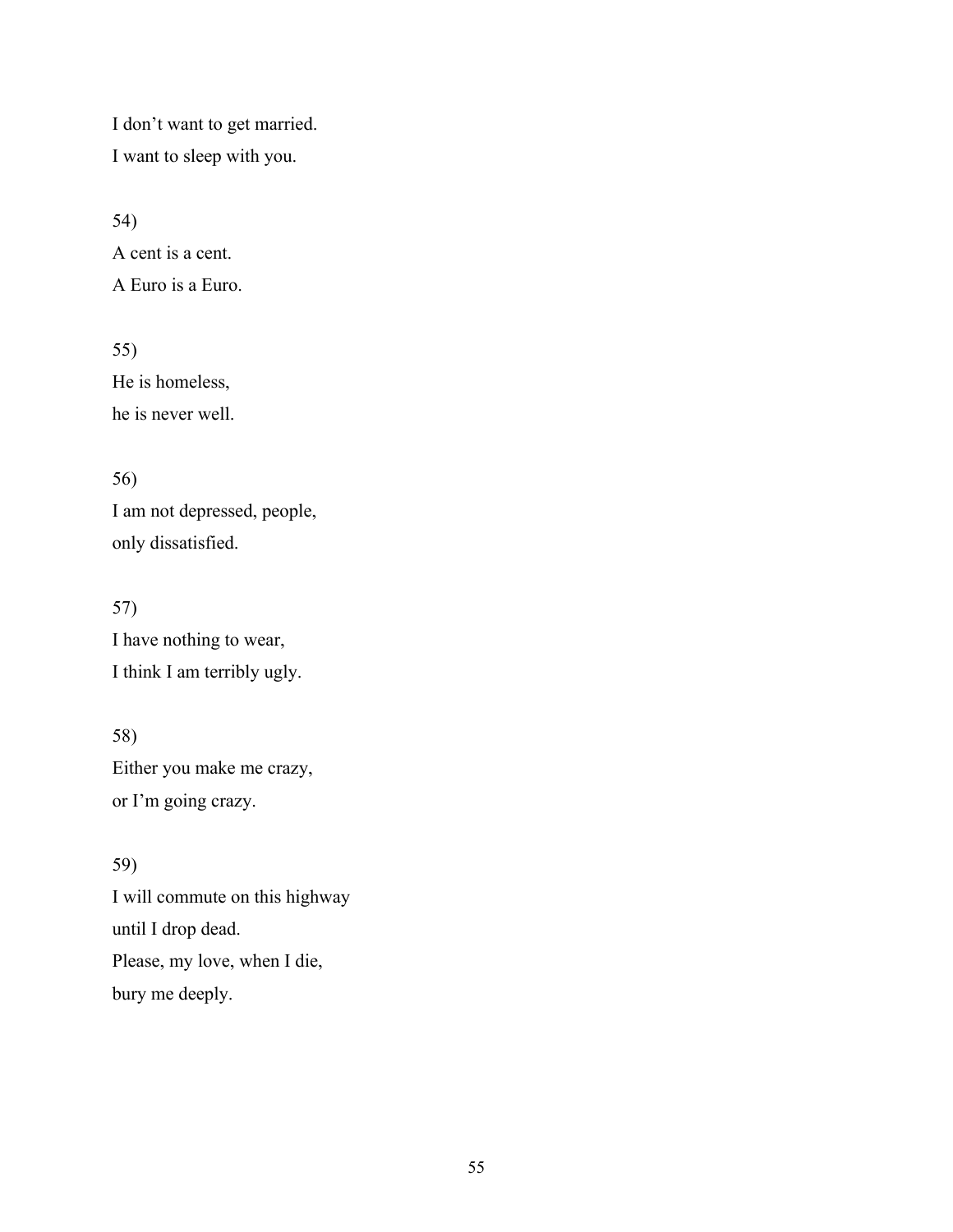I don't want to get married.
I want to sleep with you.

54)
A cent is a cent.
A Euro is a Euro.

55)
He is homeless,
he is never well.

56)
I am not depressed, people,
only dissatisfied.

57)
I have nothing to wear,
I think I am terribly ugly.

58)
Either you make me crazy,
or I'm going crazy.

59)
I will commute on this highway
until I drop dead.
Please, my love, when I die,
bury me deeply.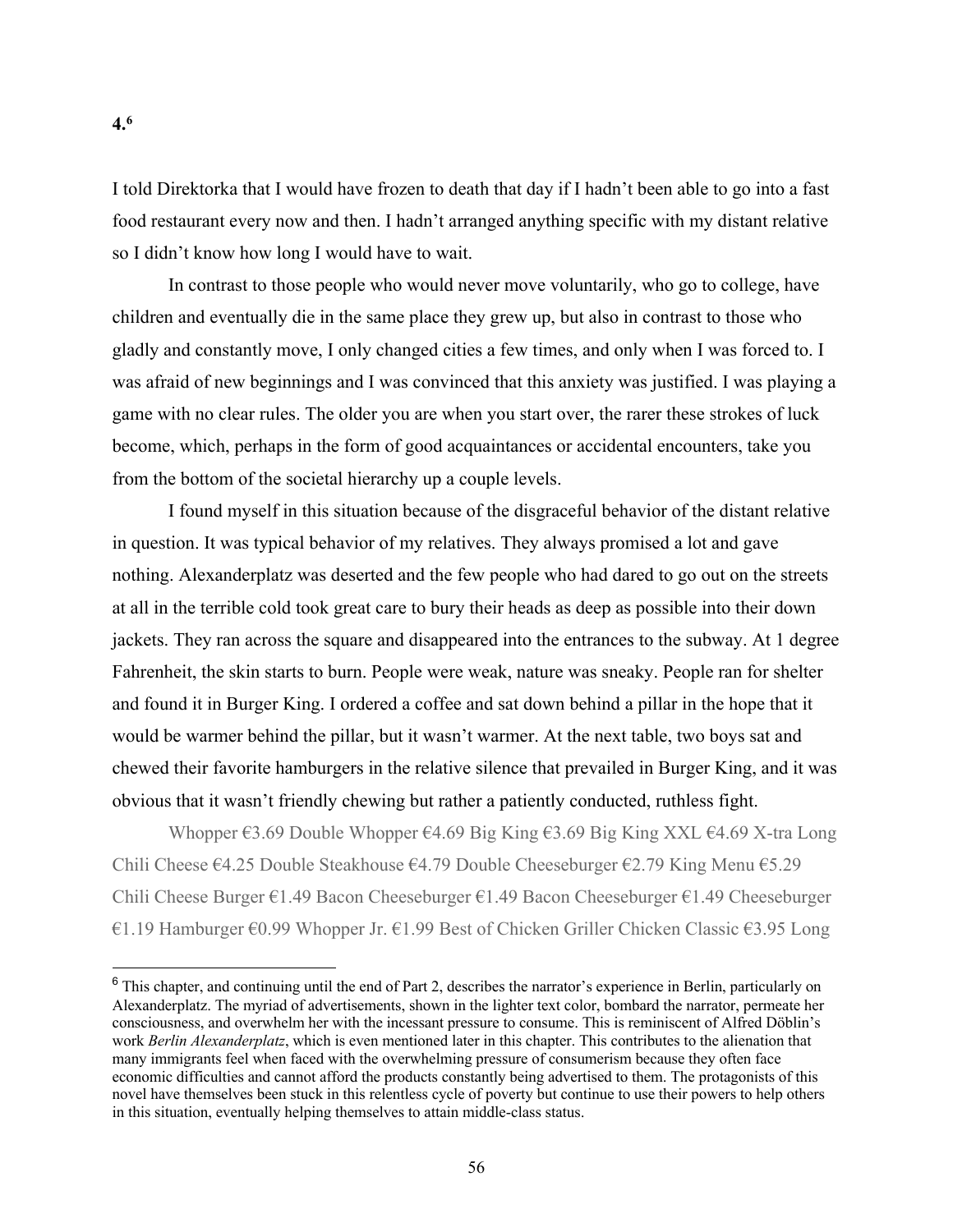**4.**[6]

I told Direktorka that I would have frozen to death that day if I hadn't been able to go into a fast food restaurant every now and then. I hadn't arranged anything specific with my distant relative so I didn't know how long I would have to wait.

In contrast to those people who would never move voluntarily, who go to college, have children and eventually die in the same place they grew up, but also in contrast to those who gladly and constantly move, I only changed cities a few times, and only when I was forced to. I was afraid of new beginnings and I was convinced that this anxiety was justified. I was playing a game with no clear rules. The older you are when you start over, the rarer these strokes of luck become, which, perhaps in the form of good acquaintances or accidental encounters, take you from the bottom of the societal hierarchy up a couple levels.

I found myself in this situation because of the disgraceful behavior of the distant relative in question. It was typical behavior of my relatives. They always promised a lot and gave nothing. Alexanderplatz was deserted and the few people who had dared to go out on the streets at all in the terrible cold took great care to bury their heads as deep as possible into their down jackets. They ran across the square and disappeared into the entrances to the subway. At 1 degree Fahrenheit, the skin starts to burn. People were weak, nature was sneaky. People ran for shelter and found it in Burger King. I ordered a coffee and sat down behind a pillar in the hope that it would be warmer behind the pillar, but it wasn't warmer. At the next table, two boys sat and chewed their favorite hamburgers in the relative silence that prevailed in Burger King, and it was obvious that it wasn't friendly chewing but rather a patiently conducted, ruthless fight.

Whopper €3.69 Double Whopper €4.69 Big King €3.69 Big King XXL €4.69 X-tra Long Chili Cheese €4.25 Double Steakhouse €4.79 Double Cheeseburger €2.79 King Menu €5.29 Chili Cheese Burger €1.49 Bacon Cheeseburger €1.49 Bacon Cheeseburger €1.49 Cheeseburger €1.19 Hamburger €0.99 Whopper Jr. €1.99 Best of Chicken Griller Chicken Classic €3.95 Long

---

[6] This chapter, and continuing until the end of Part 2, describes the narrator's experience in Berlin, particularly on Alexanderplatz. The myriad of advertisements, shown in the lighter text color, bombard the narrator, permeate her consciousness, and overwhelm her with the incessant pressure to consume. This is reminiscent of Alfred Döblin's work *Berlin Alexanderplatz*, which is even mentioned later in this chapter. This contributes to the alienation that many immigrants feel when faced with the overwhelming pressure of consumerism because they often face economic difficulties and cannot afford the products constantly being advertised to them. The protagonists of this novel have themselves been stuck in this relentless cycle of poverty but continue to use their powers to help others in this situation, eventually helping themselves to attain middle-class status.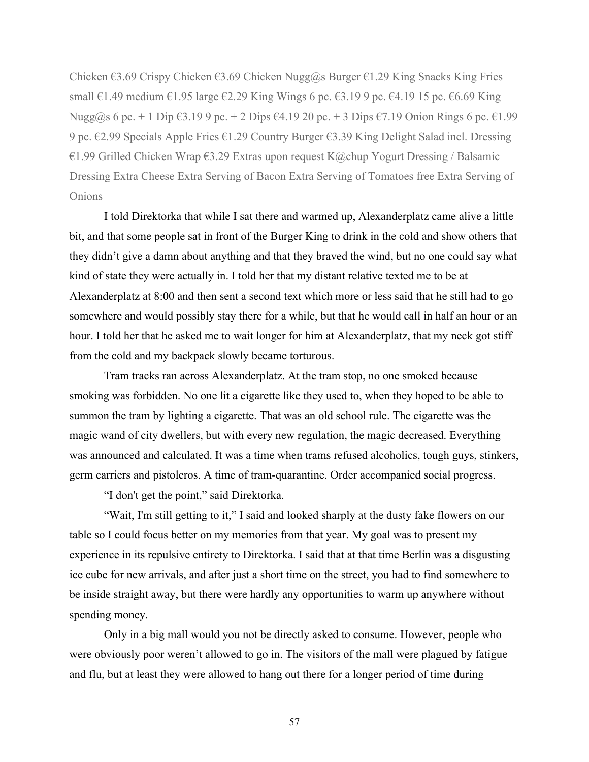Chicken €3.69 Crispy Chicken €3.69 Chicken Nugg@s Burger €1.29 King Snacks King Fries small €1.49 medium €1.95 large €2.29 King Wings 6 pc. €3.19 9 pc. €4.19 15 pc. €6.69 King Nugg@s 6 pc. + 1 Dip €3.19 9 pc. + 2 Dips €4.19 20 pc. + 3 Dips €7.19 Onion Rings 6 pc. €1.99 9 pc. €2.99 Specials Apple Fries €1.29 Country Burger €3.39 King Delight Salad incl. Dressing €1.99 Grilled Chicken Wrap €3.29 Extras upon request K@chup Yogurt Dressing / Balsamic Dressing Extra Cheese Extra Serving of Bacon Extra Serving of Tomatoes free Extra Serving of Onions

I told Direktorka that while I sat there and warmed up, Alexanderplatz came alive a little bit, and that some people sat in front of the Burger King to drink in the cold and show others that they didn't give a damn about anything and that they braved the wind, but no one could say what kind of state they were actually in. I told her that my distant relative texted me to be at Alexanderplatz at 8:00 and then sent a second text which more or less said that he still had to go somewhere and would possibly stay there for a while, but that he would call in half an hour or an hour. I told her that he asked me to wait longer for him at Alexanderplatz, that my neck got stiff from the cold and my backpack slowly became torturous.

Tram tracks ran across Alexanderplatz. At the tram stop, no one smoked because smoking was forbidden. No one lit a cigarette like they used to, when they hoped to be able to summon the tram by lighting a cigarette. That was an old school rule. The cigarette was the magic wand of city dwellers, but with every new regulation, the magic decreased. Everything was announced and calculated. It was a time when trams refused alcoholics, tough guys, stinkers, germ carriers and pistoleros. A time of tram-quarantine. Order accompanied social progress.

"I don't get the point," said Direktorka.

"Wait, I'm still getting to it," I said and looked sharply at the dusty fake flowers on our table so I could focus better on my memories from that year. My goal was to present my experience in its repulsive entirety to Direktorka. I said that at that time Berlin was a disgusting ice cube for new arrivals, and after just a short time on the street, you had to find somewhere to be inside straight away, but there were hardly any opportunities to warm up anywhere without spending money.

Only in a big mall would you not be directly asked to consume. However, people who were obviously poor weren't allowed to go in. The visitors of the mall were plagued by fatigue and flu, but at least they were allowed to hang out there for a longer period of time during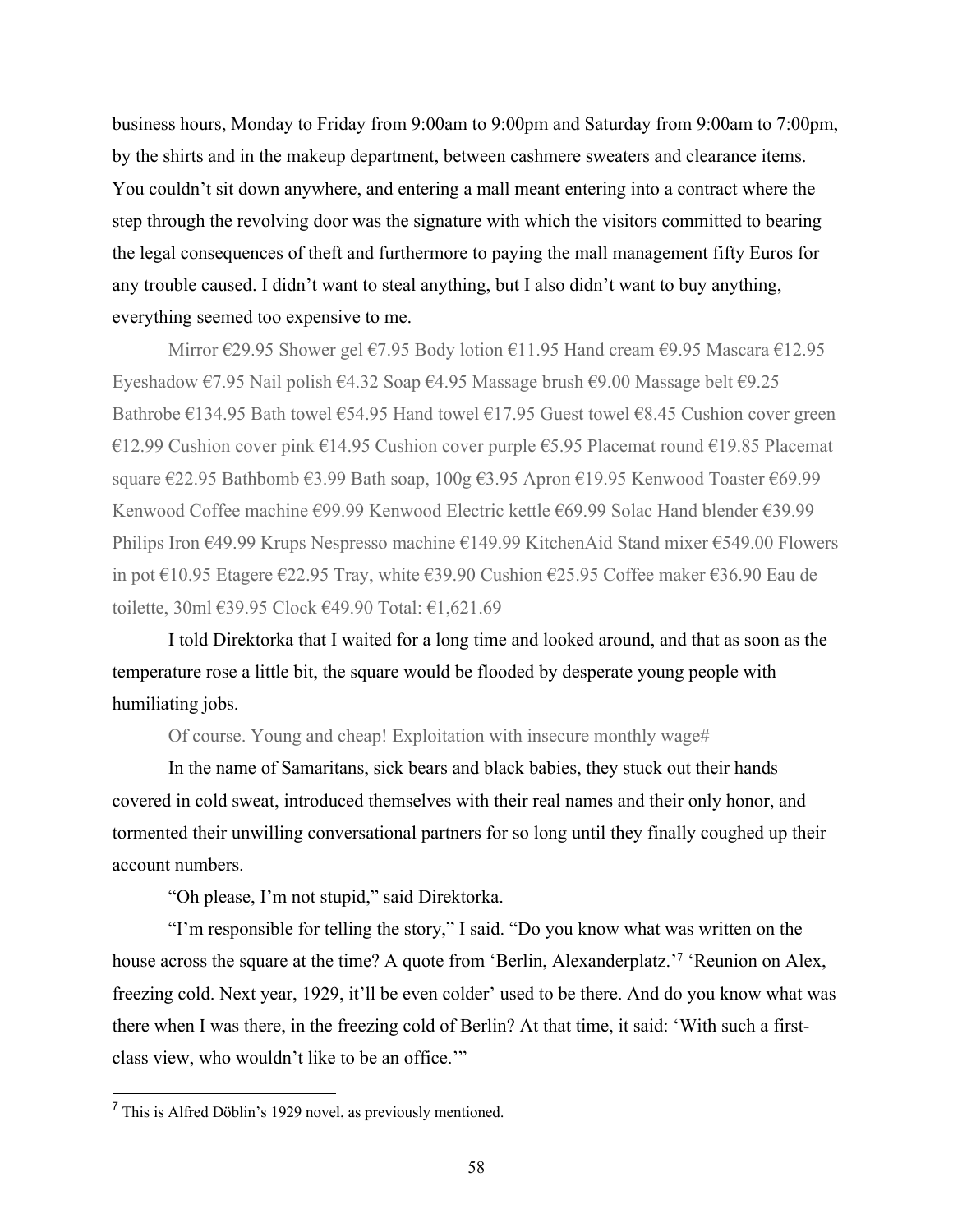business hours, Monday to Friday from 9:00am to 9:00pm and Saturday from 9:00am to 7:00pm, by the shirts and in the makeup department, between cashmere sweaters and clearance items. You couldn't sit down anywhere, and entering a mall meant entering into a contract where the step through the revolving door was the signature with which the visitors committed to bearing the legal consequences of theft and furthermore to paying the mall management fifty Euros for any trouble caused. I didn't want to steal anything, but I also didn't want to buy anything, everything seemed too expensive to me.

Mirror €29.95 Shower gel €7.95 Body lotion €11.95 Hand cream €9.95 Mascara €12.95 Eyeshadow €7.95 Nail polish €4.32 Soap €4.95 Massage brush €9.00 Massage belt €9.25 Bathrobe €134.95 Bath towel €54.95 Hand towel €17.95 Guest towel €8.45 Cushion cover green €12.99 Cushion cover pink €14.95 Cushion cover purple €5.95 Placemat round €19.85 Placemat square €22.95 Bathbomb €3.99 Bath soap, 100g €3.95 Apron €19.95 Kenwood Toaster €69.99 Kenwood Coffee machine €99.99 Kenwood Electric kettle €69.99 Solac Hand blender €39.99 Philips Iron €49.99 Krups Nespresso machine €149.99 KitchenAid Stand mixer €549.00 Flowers in pot €10.95 Etagere €22.95 Tray, white €39.90 Cushion €25.95 Coffee maker €36.90 Eau de toilette, 30ml €39.95 Clock €49.90 Total: €1,621.69

I told Direktorka that I waited for a long time and looked around, and that as soon as the temperature rose a little bit, the square would be flooded by desperate young people with humiliating jobs.

Of course. Young and cheap! Exploitation with insecure monthly wage#

In the name of Samaritans, sick bears and black babies, they stuck out their hands covered in cold sweat, introduced themselves with their real names and their only honor, and tormented their unwilling conversational partners for so long until they finally coughed up their account numbers.

"Oh please, I'm not stupid," said Direktorka.

"I'm responsible for telling the story," I said. "Do you know what was written on the house across the square at the time? A quote from 'Berlin, Alexanderplatz.'[7] 'Reunion on Alex, freezing cold. Next year, 1929, it'll be even colder' used to be there. And do you know what was there when I was there, in the freezing cold of Berlin? At that time, it said: 'With such a first-class view, who wouldn't like to be an office.'"

---

[7] This is Alfred Döblin's 1929 novel, as previously mentioned.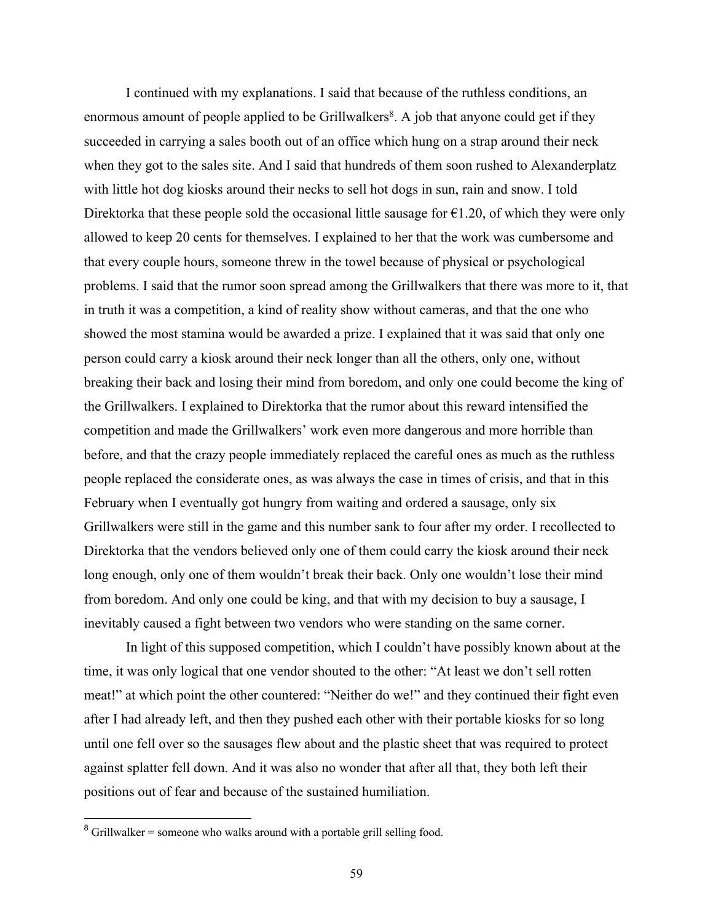I continued with my explanations. I said that because of the ruthless conditions, an enormous amount of people applied to be Grillwalkers[8]. A job that anyone could get if they succeeded in carrying a sales booth out of an office which hung on a strap around their neck when they got to the sales site. And I said that hundreds of them soon rushed to Alexanderplatz with little hot dog kiosks around their necks to sell hot dogs in sun, rain and snow. I told Direktorka that these people sold the occasional little sausage for €1.20, of which they were only allowed to keep 20 cents for themselves. I explained to her that the work was cumbersome and that every couple hours, someone threw in the towel because of physical or psychological problems. I said that the rumor soon spread among the Grillwalkers that there was more to it, that in truth it was a competition, a kind of reality show without cameras, and that the one who showed the most stamina would be awarded a prize. I explained that it was said that only one person could carry a kiosk around their neck longer than all the others, only one, without breaking their back and losing their mind from boredom, and only one could become the king of the Grillwalkers. I explained to Direktorka that the rumor about this reward intensified the competition and made the Grillwalkers' work even more dangerous and more horrible than before, and that the crazy people immediately replaced the careful ones as much as the ruthless people replaced the considerate ones, as was always the case in times of crisis, and that in this February when I eventually got hungry from waiting and ordered a sausage, only six Grillwalkers were still in the game and this number sank to four after my order. I recollected to Direktorka that the vendors believed only one of them could carry the kiosk around their neck long enough, only one of them wouldn't break their back. Only one wouldn't lose their mind from boredom. And only one could be king, and that with my decision to buy a sausage, I inevitably caused a fight between two vendors who were standing on the same corner.

In light of this supposed competition, which I couldn't have possibly known about at the time, it was only logical that one vendor shouted to the other: "At least we don't sell rotten meat!" at which point the other countered: "Neither do we!" and they continued their fight even after I had already left, and then they pushed each other with their portable kiosks for so long until one fell over so the sausages flew about and the plastic sheet that was required to protect against splatter fell down. And it was also no wonder that after all that, they both left their positions out of fear and because of the sustained humiliation.

[8] Grillwalker = someone who walks around with a portable grill selling food.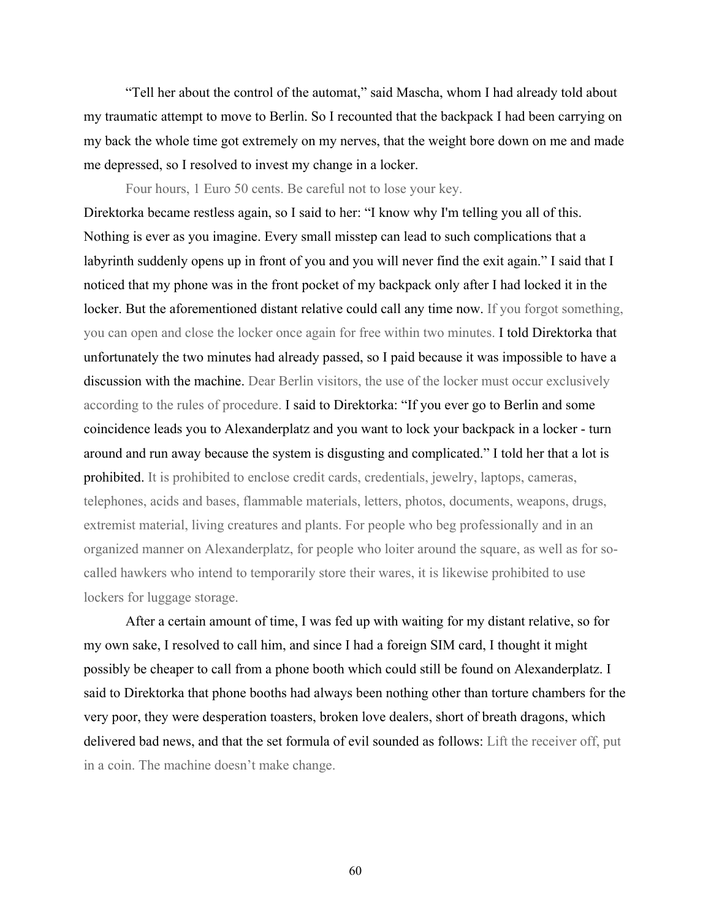"Tell her about the control of the automat," said Mascha, whom I had already told about my traumatic attempt to move to Berlin. So I recounted that the backpack I had been carrying on my back the whole time got extremely on my nerves, that the weight bore down on me and made me depressed, so I resolved to invest my change in a locker.

Four hours, 1 Euro 50 cents. Be careful not to lose your key.

Direktorka became restless again, so I said to her: "I know why I'm telling you all of this. Nothing is ever as you imagine. Every small misstep can lead to such complications that a labyrinth suddenly opens up in front of you and you will never find the exit again." I said that I noticed that my phone was in the front pocket of my backpack only after I had locked it in the locker. But the aforementioned distant relative could call any time now. If you forgot something, you can open and close the locker once again for free within two minutes. I told Direktorka that unfortunately the two minutes had already passed, so I paid because it was impossible to have a discussion with the machine. Dear Berlin visitors, the use of the locker must occur exclusively according to the rules of procedure. I said to Direktorka: "If you ever go to Berlin and some coincidence leads you to Alexanderplatz and you want to lock your backpack in a locker - turn around and run away because the system is disgusting and complicated." I told her that a lot is prohibited. It is prohibited to enclose credit cards, credentials, jewelry, laptops, cameras, telephones, acids and bases, flammable materials, letters, photos, documents, weapons, drugs, extremist material, living creatures and plants. For people who beg professionally and in an organized manner on Alexanderplatz, for people who loiter around the square, as well as for so-called hawkers who intend to temporarily store their wares, it is likewise prohibited to use lockers for luggage storage.

After a certain amount of time, I was fed up with waiting for my distant relative, so for my own sake, I resolved to call him, and since I had a foreign SIM card, I thought it might possibly be cheaper to call from a phone booth which could still be found on Alexanderplatz. I said to Direktorka that phone booths had always been nothing other than torture chambers for the very poor, they were desperation toasters, broken love dealers, short of breath dragons, which delivered bad news, and that the set formula of evil sounded as follows: Lift the receiver off, put in a coin. The machine doesn't make change.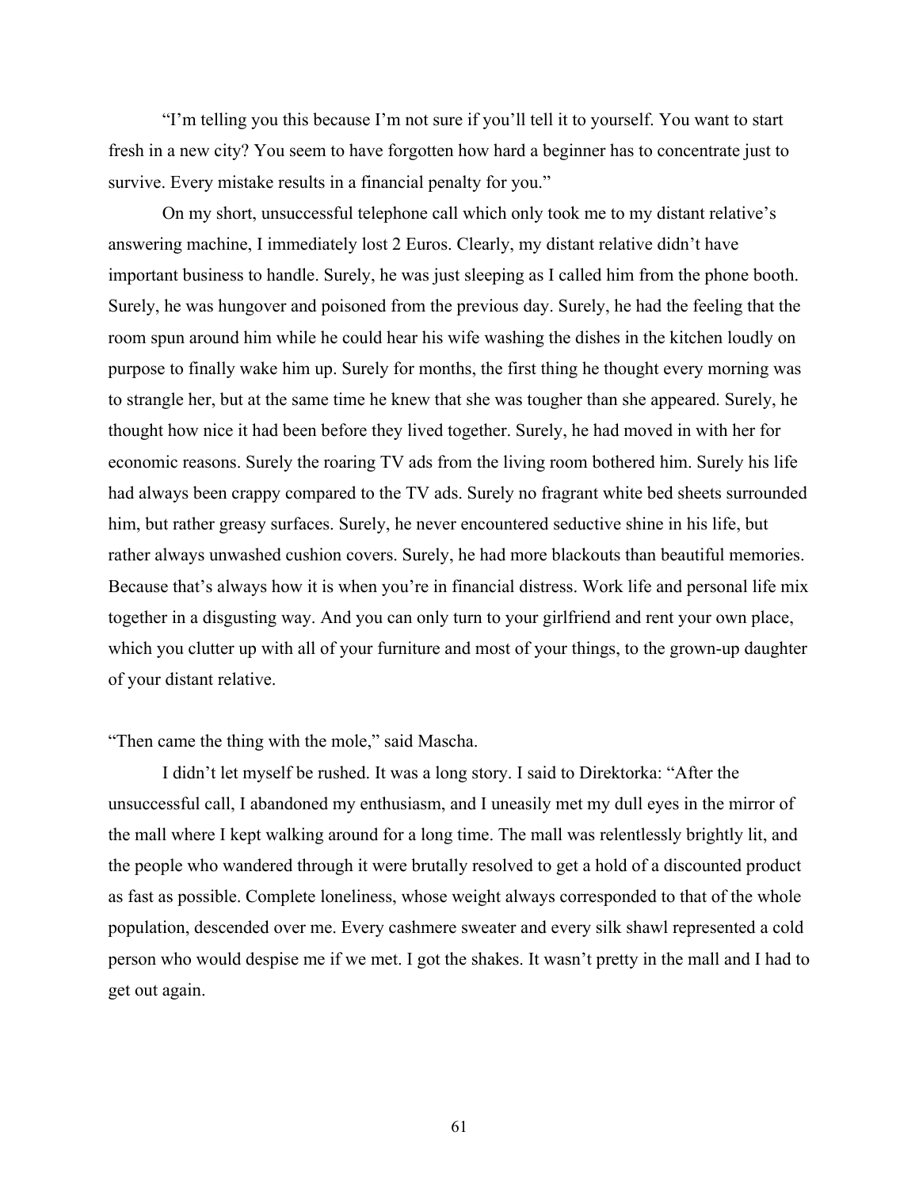"I'm telling you this because I'm not sure if you'll tell it to yourself. You want to start fresh in a new city? You seem to have forgotten how hard a beginner has to concentrate just to survive. Every mistake results in a financial penalty for you."

On my short, unsuccessful telephone call which only took me to my distant relative's answering machine, I immediately lost 2 Euros. Clearly, my distant relative didn't have important business to handle. Surely, he was just sleeping as I called him from the phone booth. Surely, he was hungover and poisoned from the previous day. Surely, he had the feeling that the room spun around him while he could hear his wife washing the dishes in the kitchen loudly on purpose to finally wake him up. Surely for months, the first thing he thought every morning was to strangle her, but at the same time he knew that she was tougher than she appeared. Surely, he thought how nice it had been before they lived together. Surely, he had moved in with her for economic reasons. Surely the roaring TV ads from the living room bothered him. Surely his life had always been crappy compared to the TV ads. Surely no fragrant white bed sheets surrounded him, but rather greasy surfaces. Surely, he never encountered seductive shine in his life, but rather always unwashed cushion covers. Surely, he had more blackouts than beautiful memories. Because that's always how it is when you're in financial distress. Work life and personal life mix together in a disgusting way. And you can only turn to your girlfriend and rent your own place, which you clutter up with all of your furniture and most of your things, to the grown-up daughter of your distant relative.

"Then came the thing with the mole," said Mascha.

I didn't let myself be rushed. It was a long story. I said to Direktorka: "After the unsuccessful call, I abandoned my enthusiasm, and I uneasily met my dull eyes in the mirror of the mall where I kept walking around for a long time. The mall was relentlessly brightly lit, and the people who wandered through it were brutally resolved to get a hold of a discounted product as fast as possible. Complete loneliness, whose weight always corresponded to that of the whole population, descended over me. Every cashmere sweater and every silk shawl represented a cold person who would despise me if we met. I got the shakes. It wasn't pretty in the mall and I had to get out again.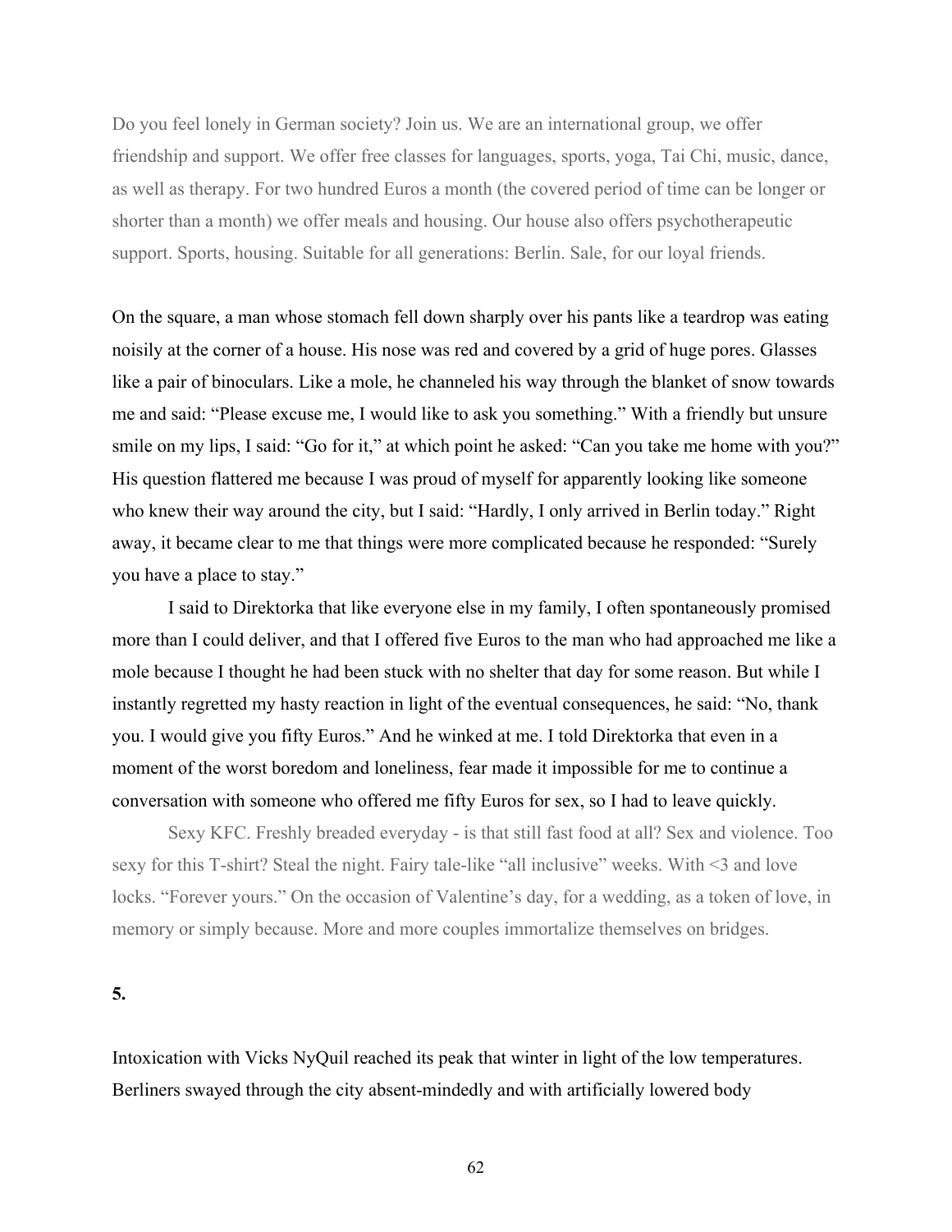Do you feel lonely in German society? Join us. We are an international group, we offer friendship and support. We offer free classes for languages, sports, yoga, Tai Chi, music, dance, as well as therapy. For two hundred Euros a month (the covered period of time can be longer or shorter than a month) we offer meals and housing. Our house also offers psychotherapeutic support. Sports, housing. Suitable for all generations: Berlin. Sale, for our loyal friends.

On the square, a man whose stomach fell down sharply over his pants like a teardrop was eating noisily at the corner of a house. His nose was red and covered by a grid of huge pores. Glasses like a pair of binoculars. Like a mole, he channeled his way through the blanket of snow towards me and said: "Please excuse me, I would like to ask you something." With a friendly but unsure smile on my lips, I said: "Go for it," at which point he asked: "Can you take me home with you?" His question flattered me because I was proud of myself for apparently looking like someone who knew their way around the city, but I said: "Hardly, I only arrived in Berlin today." Right away, it became clear to me that things were more complicated because he responded: "Surely you have a place to stay."

I said to Direktorka that like everyone else in my family, I often spontaneously promised more than I could deliver, and that I offered five Euros to the man who had approached me like a mole because I thought he had been stuck with no shelter that day for some reason. But while I instantly regretted my hasty reaction in light of the eventual consequences, he said: "No, thank you. I would give you fifty Euros." And he winked at me. I told Direktorka that even in a moment of the worst boredom and loneliness, fear made it impossible for me to continue a conversation with someone who offered me fifty Euros for sex, so I had to leave quickly.

Sexy KFC. Freshly breaded everyday - is that still fast food at all? Sex and violence. Too sexy for this T-shirt? Steal the night. Fairy tale-like "all inclusive" weeks. With <3 and love locks. "Forever yours." On the occasion of Valentine's day, for a wedding, as a token of love, in memory or simply because. More and more couples immortalize themselves on bridges.

**5.**

Intoxication with Vicks NyQuil reached its peak that winter in light of the low temperatures. Berliners swayed through the city absent-mindedly and with artificially lowered body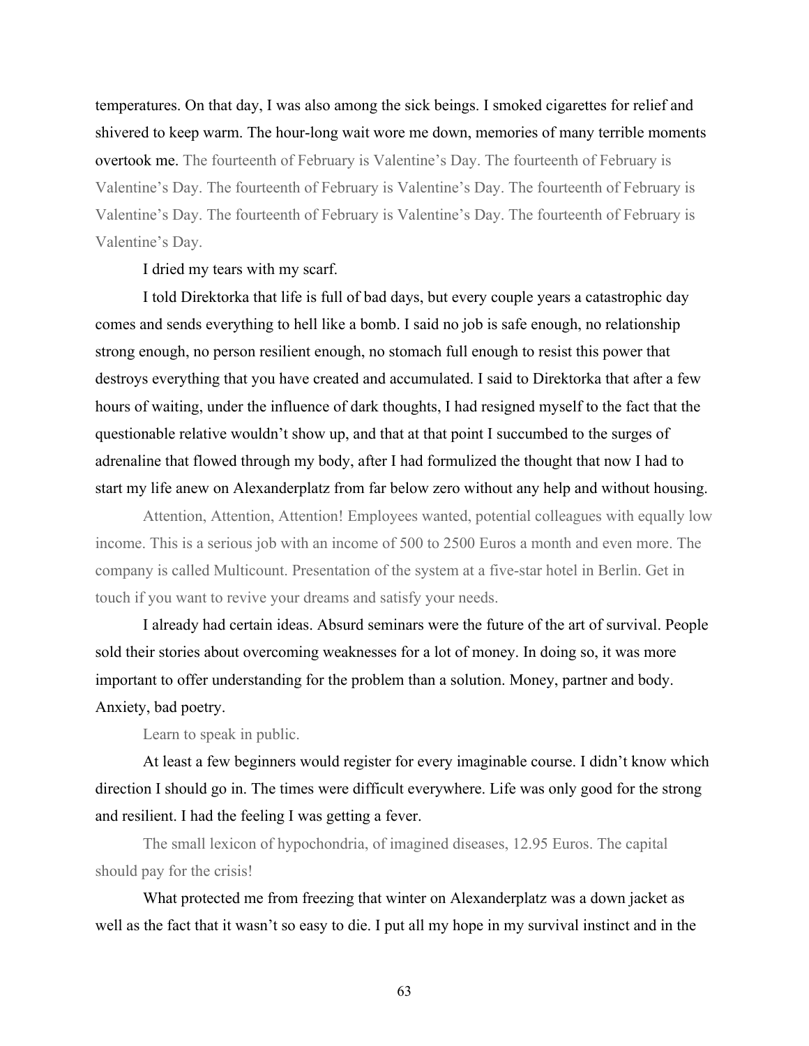temperatures. On that day, I was also among the sick beings. I smoked cigarettes for relief and shivered to keep warm. The hour-long wait wore me down, memories of many terrible moments overtook me. The fourteenth of February is Valentine's Day. The fourteenth of February is Valentine's Day. The fourteenth of February is Valentine's Day. The fourteenth of February is Valentine's Day. The fourteenth of February is Valentine's Day. The fourteenth of February is Valentine's Day.

I dried my tears with my scarf.

I told Direktorka that life is full of bad days, but every couple years a catastrophic day comes and sends everything to hell like a bomb. I said no job is safe enough, no relationship strong enough, no person resilient enough, no stomach full enough to resist this power that destroys everything that you have created and accumulated. I said to Direktorka that after a few hours of waiting, under the influence of dark thoughts, I had resigned myself to the fact that the questionable relative wouldn't show up, and that at that point I succumbed to the surges of adrenaline that flowed through my body, after I had formulized the thought that now I had to start my life anew on Alexanderplatz from far below zero without any help and without housing.

Attention, Attention, Attention! Employees wanted, potential colleagues with equally low income. This is a serious job with an income of 500 to 2500 Euros a month and even more. The company is called Multicount. Presentation of the system at a five-star hotel in Berlin. Get in touch if you want to revive your dreams and satisfy your needs.

I already had certain ideas. Absurd seminars were the future of the art of survival. People sold their stories about overcoming weaknesses for a lot of money. In doing so, it was more important to offer understanding for the problem than a solution. Money, partner and body. Anxiety, bad poetry.

Learn to speak in public.

At least a few beginners would register for every imaginable course. I didn't know which direction I should go in. The times were difficult everywhere. Life was only good for the strong and resilient. I had the feeling I was getting a fever.

The small lexicon of hypochondria, of imagined diseases, 12.95 Euros. The capital should pay for the crisis!

What protected me from freezing that winter on Alexanderplatz was a down jacket as well as the fact that it wasn't so easy to die. I put all my hope in my survival instinct and in the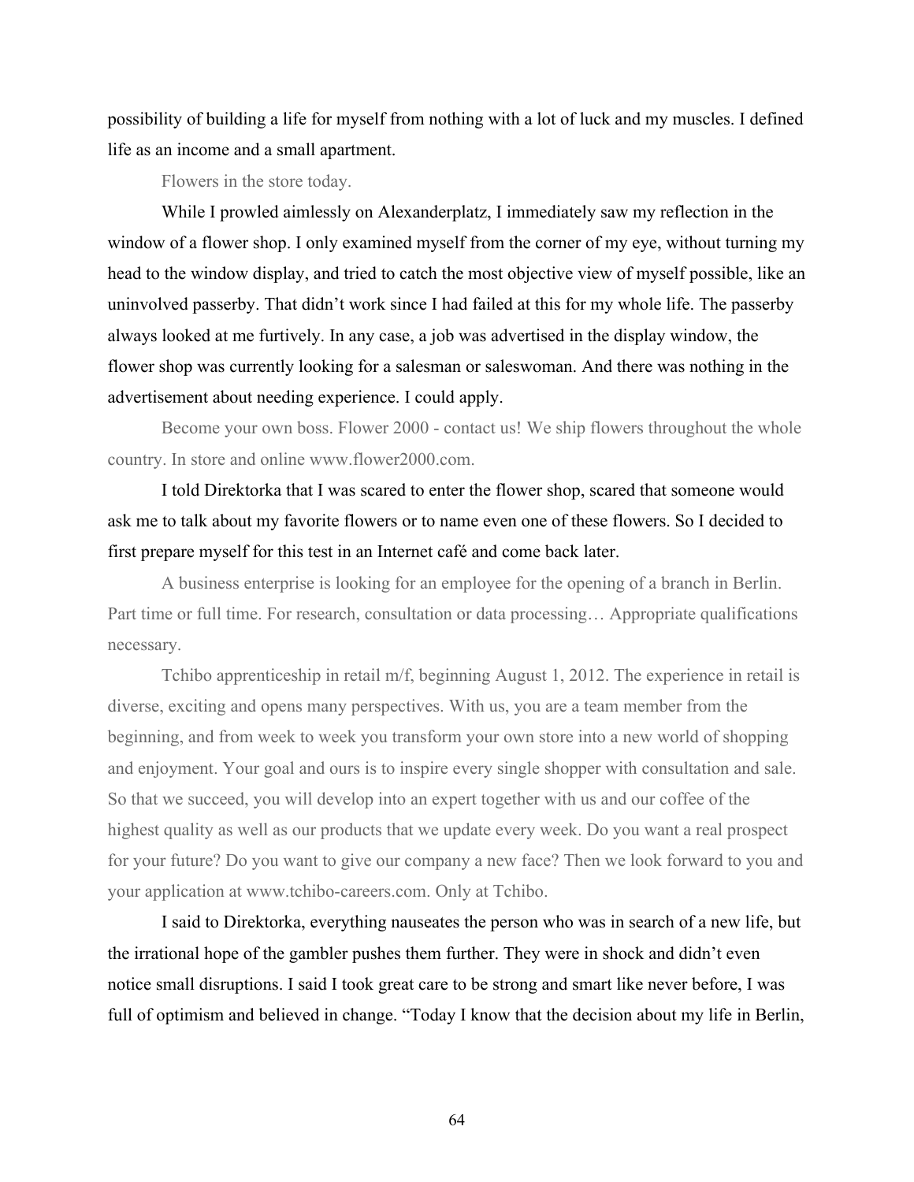possibility of building a life for myself from nothing with a lot of luck and my muscles. I defined life as an income and a small apartment.

Flowers in the store today.

While I prowled aimlessly on Alexanderplatz, I immediately saw my reflection in the window of a flower shop. I only examined myself from the corner of my eye, without turning my head to the window display, and tried to catch the most objective view of myself possible, like an uninvolved passerby. That didn't work since I had failed at this for my whole life. The passerby always looked at me furtively. In any case, a job was advertised in the display window, the flower shop was currently looking for a salesman or saleswoman. And there was nothing in the advertisement about needing experience. I could apply.

Become your own boss. Flower 2000 - contact us! We ship flowers throughout the whole country. In store and online www.flower2000.com.

I told Direktorka that I was scared to enter the flower shop, scared that someone would ask me to talk about my favorite flowers or to name even one of these flowers. So I decided to first prepare myself for this test in an Internet café and come back later.

A business enterprise is looking for an employee for the opening of a branch in Berlin. Part time or full time. For research, consultation or data processing… Appropriate qualifications necessary.

Tchibo apprenticeship in retail m/f, beginning August 1, 2012. The experience in retail is diverse, exciting and opens many perspectives. With us, you are a team member from the beginning, and from week to week you transform your own store into a new world of shopping and enjoyment. Your goal and ours is to inspire every single shopper with consultation and sale. So that we succeed, you will develop into an expert together with us and our coffee of the highest quality as well as our products that we update every week. Do you want a real prospect for your future? Do you want to give our company a new face? Then we look forward to you and your application at www.tchibo-careers.com. Only at Tchibo.

I said to Direktorka, everything nauseates the person who was in search of a new life, but the irrational hope of the gambler pushes them further. They were in shock and didn't even notice small disruptions. I said I took great care to be strong and smart like never before, I was full of optimism and believed in change. "Today I know that the decision about my life in Berlin,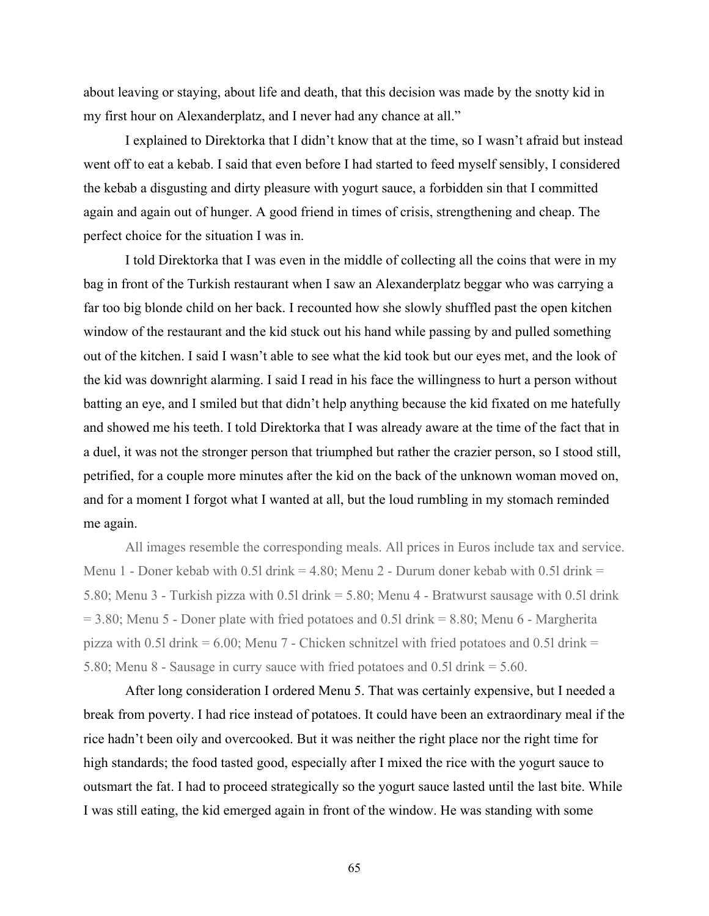about leaving or staying, about life and death, that this decision was made by the snotty kid in my first hour on Alexanderplatz, and I never had any chance at all."

I explained to Direktorka that I didn't know that at the time, so I wasn't afraid but instead went off to eat a kebab. I said that even before I had started to feed myself sensibly, I considered the kebab a disgusting and dirty pleasure with yogurt sauce, a forbidden sin that I committed again and again out of hunger. A good friend in times of crisis, strengthening and cheap. The perfect choice for the situation I was in.

I told Direktorka that I was even in the middle of collecting all the coins that were in my bag in front of the Turkish restaurant when I saw an Alexanderplatz beggar who was carrying a far too big blonde child on her back. I recounted how she slowly shuffled past the open kitchen window of the restaurant and the kid stuck out his hand while passing by and pulled something out of the kitchen. I said I wasn't able to see what the kid took but our eyes met, and the look of the kid was downright alarming. I said I read in his face the willingness to hurt a person without batting an eye, and I smiled but that didn't help anything because the kid fixated on me hatefully and showed me his teeth. I told Direktorka that I was already aware at the time of the fact that in a duel, it was not the stronger person that triumphed but rather the crazier person, so I stood still, petrified, for a couple more minutes after the kid on the back of the unknown woman moved on, and for a moment I forgot what I wanted at all, but the loud rumbling in my stomach reminded me again.

All images resemble the corresponding meals. All prices in Euros include tax and service. Menu 1 - Doner kebab with 0.5l drink = 4.80; Menu 2 - Durum doner kebab with 0.5l drink = 5.80; Menu 3 - Turkish pizza with 0.5l drink = 5.80; Menu 4 - Bratwurst sausage with 0.5l drink = 3.80; Menu 5 - Doner plate with fried potatoes and 0.5l drink = 8.80; Menu 6 - Margherita pizza with 0.5l drink = 6.00; Menu 7 - Chicken schnitzel with fried potatoes and 0.5l drink = 5.80; Menu 8 - Sausage in curry sauce with fried potatoes and 0.5l drink = 5.60.

After long consideration I ordered Menu 5. That was certainly expensive, but I needed a break from poverty. I had rice instead of potatoes. It could have been an extraordinary meal if the rice hadn't been oily and overcooked. But it was neither the right place nor the right time for high standards; the food tasted good, especially after I mixed the rice with the yogurt sauce to outsmart the fat. I had to proceed strategically so the yogurt sauce lasted until the last bite. While I was still eating, the kid emerged again in front of the window. He was standing with some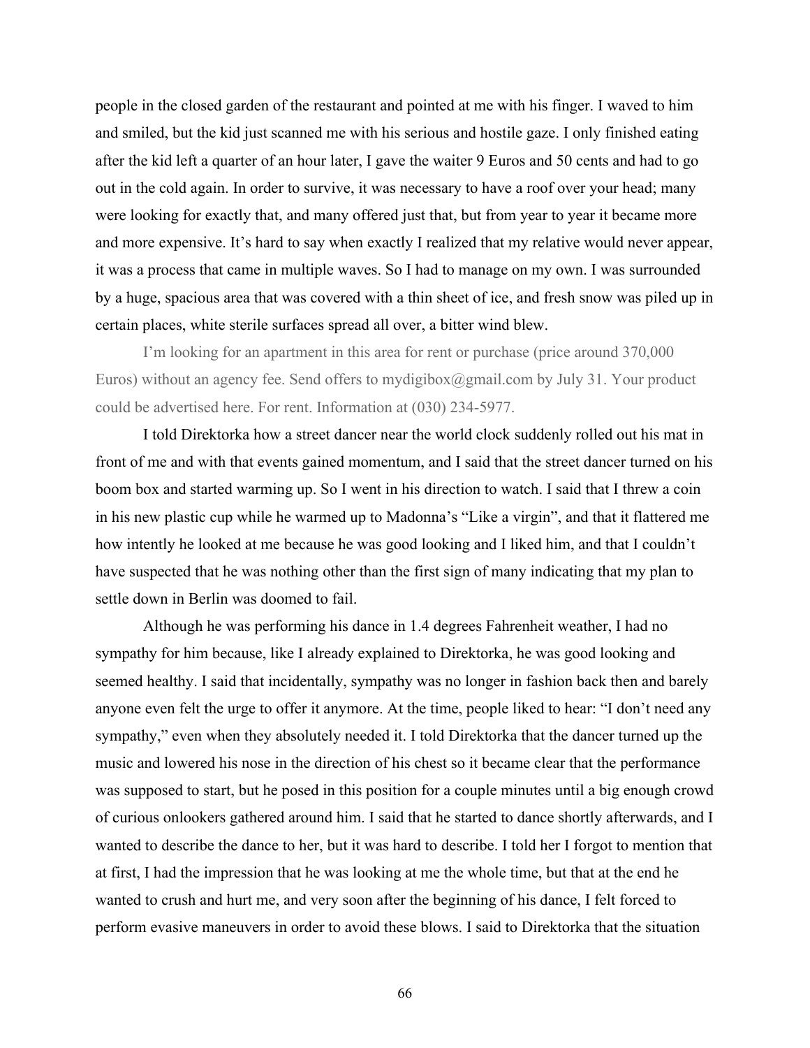people in the closed garden of the restaurant and pointed at me with his finger. I waved to him and smiled, but the kid just scanned me with his serious and hostile gaze. I only finished eating after the kid left a quarter of an hour later, I gave the waiter 9 Euros and 50 cents and had to go out in the cold again. In order to survive, it was necessary to have a roof over your head; many were looking for exactly that, and many offered just that, but from year to year it became more and more expensive. It's hard to say when exactly I realized that my relative would never appear, it was a process that came in multiple waves. So I had to manage on my own. I was surrounded by a huge, spacious area that was covered with a thin sheet of ice, and fresh snow was piled up in certain places, white sterile surfaces spread all over, a bitter wind blew.

I'm looking for an apartment in this area for rent or purchase (price around 370,000 Euros) without an agency fee. Send offers to mydigibox@gmail.com by July 31. Your product could be advertised here. For rent. Information at (030) 234-5977.

I told Direktorka how a street dancer near the world clock suddenly rolled out his mat in front of me and with that events gained momentum, and I said that the street dancer turned on his boom box and started warming up. So I went in his direction to watch. I said that I threw a coin in his new plastic cup while he warmed up to Madonna's "Like a virgin", and that it flattered me how intently he looked at me because he was good looking and I liked him, and that I couldn't have suspected that he was nothing other than the first sign of many indicating that my plan to settle down in Berlin was doomed to fail.

Although he was performing his dance in 1.4 degrees Fahrenheit weather, I had no sympathy for him because, like I already explained to Direktorka, he was good looking and seemed healthy. I said that incidentally, sympathy was no longer in fashion back then and barely anyone even felt the urge to offer it anymore. At the time, people liked to hear: "I don't need any sympathy," even when they absolutely needed it. I told Direktorka that the dancer turned up the music and lowered his nose in the direction of his chest so it became clear that the performance was supposed to start, but he posed in this position for a couple minutes until a big enough crowd of curious onlookers gathered around him. I said that he started to dance shortly afterwards, and I wanted to describe the dance to her, but it was hard to describe. I told her I forgot to mention that at first, I had the impression that he was looking at me the whole time, but that at the end he wanted to crush and hurt me, and very soon after the beginning of his dance, I felt forced to perform evasive maneuvers in order to avoid these blows. I said to Direktorka that the situation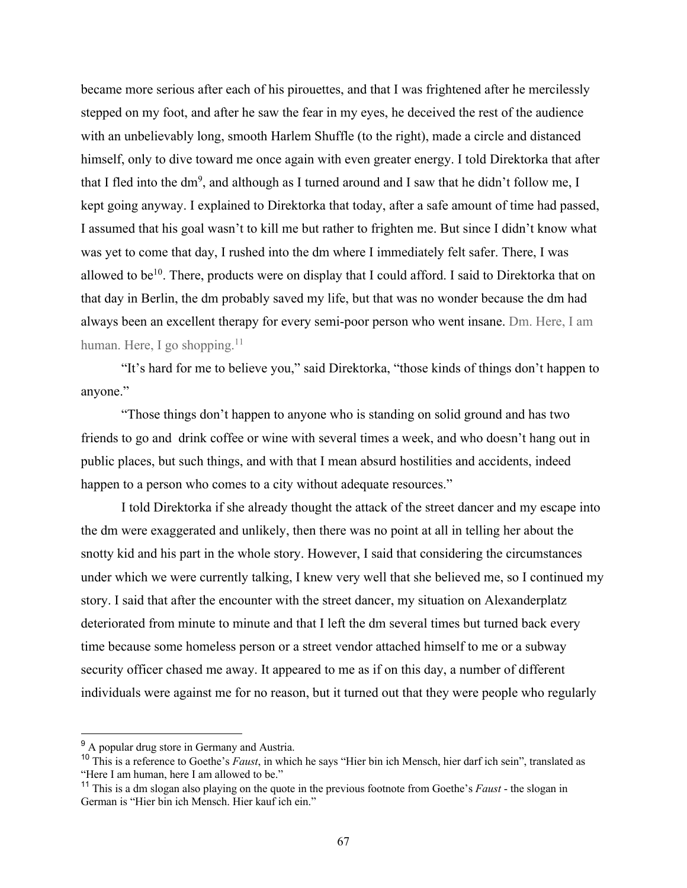became more serious after each of his pirouettes, and that I was frightened after he mercilessly stepped on my foot, and after he saw the fear in my eyes, he deceived the rest of the audience with an unbelievably long, smooth Harlem Shuffle (to the right), made a circle and distanced himself, only to dive toward me once again with even greater energy. I told Direktorka that after that I fled into the dm[9], and although as I turned around and I saw that he didn't follow me, I kept going anyway. I explained to Direktorka that today, after a safe amount of time had passed, I assumed that his goal wasn't to kill me but rather to frighten me. But since I didn't know what was yet to come that day, I rushed into the dm where I immediately felt safer. There, I was allowed to be[10]. There, products were on display that I could afford. I said to Direktorka that on that day in Berlin, the dm probably saved my life, but that was no wonder because the dm had always been an excellent therapy for every semi-poor person who went insane. Dm. Here, I am human. Here, I go shopping.[11]

"It's hard for me to believe you," said Direktorka, "those kinds of things don't happen to anyone."

"Those things don't happen to anyone who is standing on solid ground and has two friends to go and drink coffee or wine with several times a week, and who doesn't hang out in public places, but such things, and with that I mean absurd hostilities and accidents, indeed happen to a person who comes to a city without adequate resources."

I told Direktorka if she already thought the attack of the street dancer and my escape into the dm were exaggerated and unlikely, then there was no point at all in telling her about the snotty kid and his part in the whole story. However, I said that considering the circumstances under which we were currently talking, I knew very well that she believed me, so I continued my story. I said that after the encounter with the street dancer, my situation on Alexanderplatz deteriorated from minute to minute and that I left the dm several times but turned back every time because some homeless person or a street vendor attached himself to me or a subway security officer chased me away. It appeared to me as if on this day, a number of different individuals were against me for no reason, but it turned out that they were people who regularly

---

[9] A popular drug store in Germany and Austria.

[10] This is a reference to Goethe's *Faust*, in which he says "Hier bin ich Mensch, hier darf ich sein", translated as "Here I am human, here I am allowed to be."

[11] This is a dm slogan also playing on the quote in the previous footnote from Goethe's *Faust* - the slogan in German is "Hier bin ich Mensch. Hier kauf ich ein."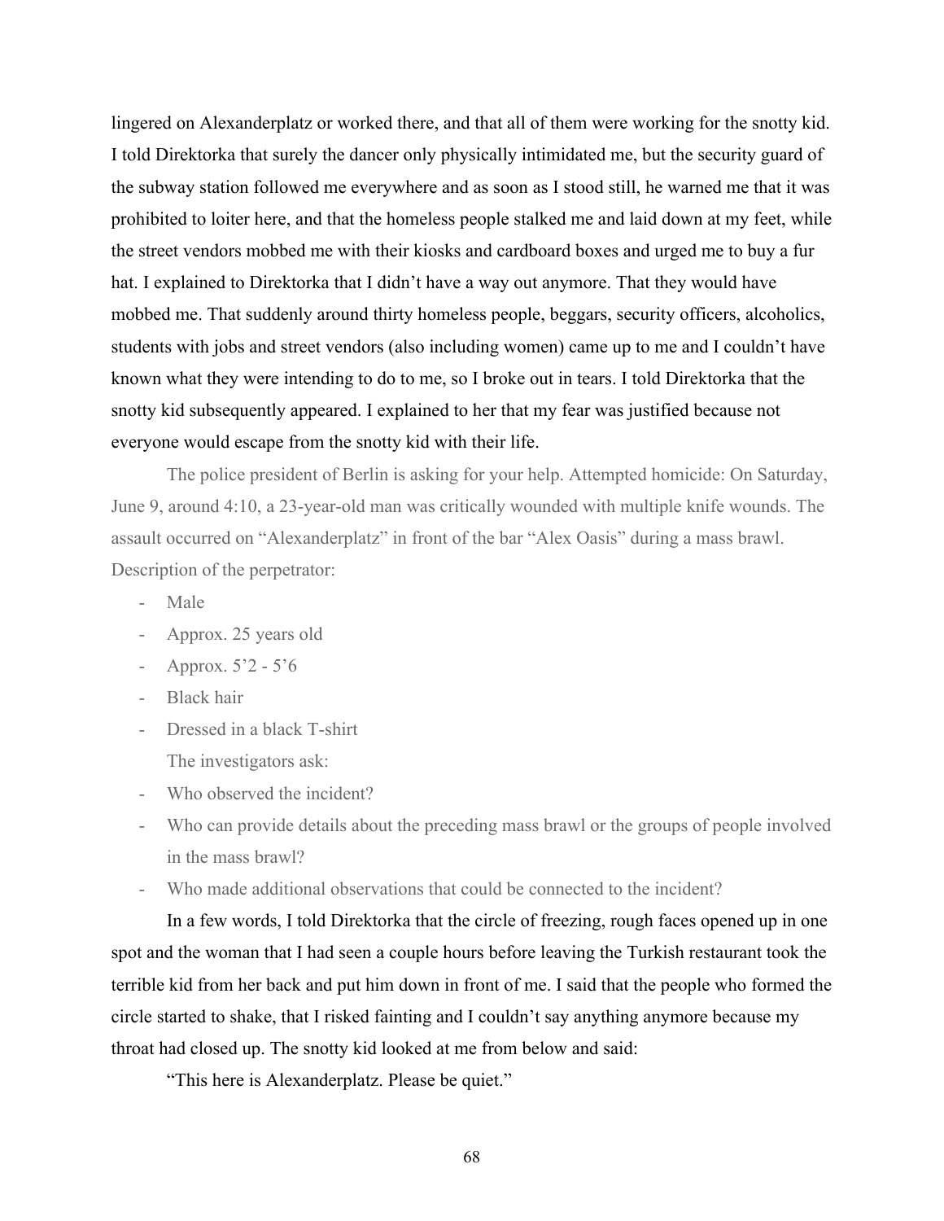lingered on Alexanderplatz or worked there, and that all of them were working for the snotty kid. I told Direktorka that surely the dancer only physically intimidated me, but the security guard of the subway station followed me everywhere and as soon as I stood still, he warned me that it was prohibited to loiter here, and that the homeless people stalked me and laid down at my feet, while the street vendors mobbed me with their kiosks and cardboard boxes and urged me to buy a fur hat. I explained to Direktorka that I didn't have a way out anymore. That they would have mobbed me. That suddenly around thirty homeless people, beggars, security officers, alcoholics, students with jobs and street vendors (also including women) came up to me and I couldn't have known what they were intending to do to me, so I broke out in tears. I told Direktorka that the snotty kid subsequently appeared. I explained to her that my fear was justified because not everyone would escape from the snotty kid with their life.

The police president of Berlin is asking for your help. Attempted homicide: On Saturday, June 9, around 4:10, a 23-year-old man was critically wounded with multiple knife wounds. The assault occurred on "Alexanderplatz" in front of the bar "Alex Oasis" during a mass brawl. Description of the perpetrator:

- Male
- Approx. 25 years old
- Approx. 5'2 - 5'6
- Black hair
- Dressed in a black T-shirt

The investigators ask:

- Who observed the incident?
- Who can provide details about the preceding mass brawl or the groups of people involved in the mass brawl?
- Who made additional observations that could be connected to the incident?

In a few words, I told Direktorka that the circle of freezing, rough faces opened up in one spot and the woman that I had seen a couple hours before leaving the Turkish restaurant took the terrible kid from her back and put him down in front of me. I said that the people who formed the circle started to shake, that I risked fainting and I couldn't say anything anymore because my throat had closed up. The snotty kid looked at me from below and said:

"This here is Alexanderplatz. Please be quiet."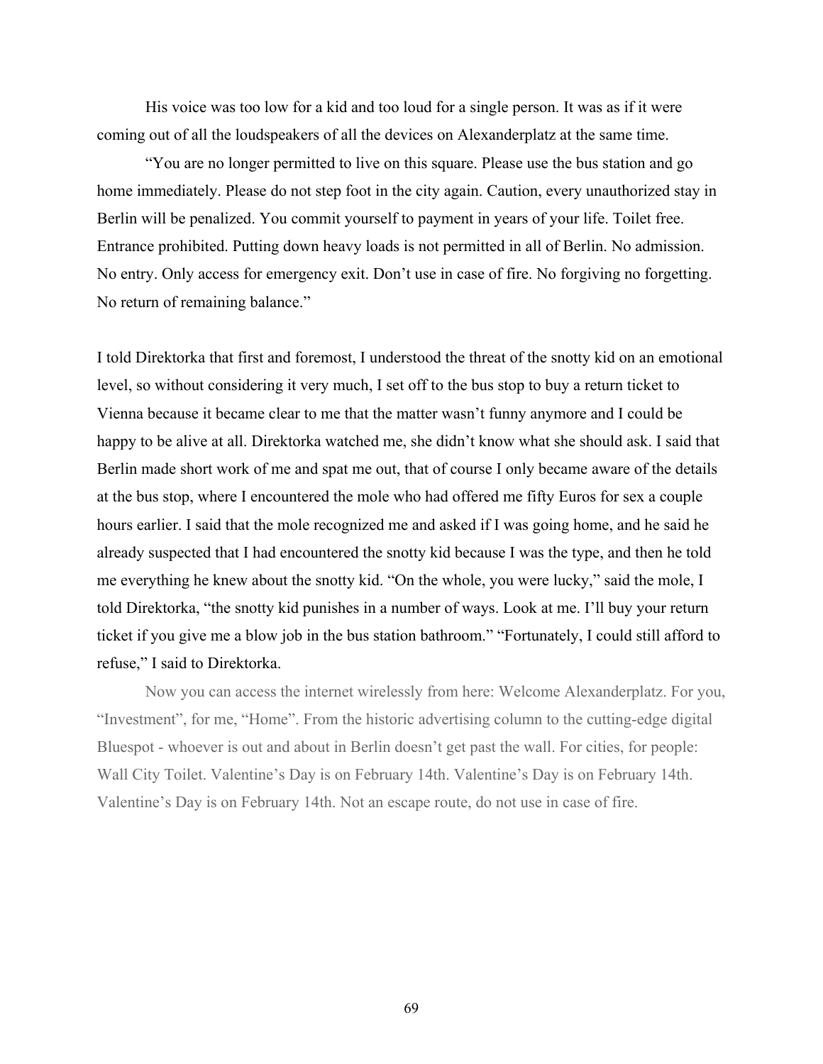His voice was too low for a kid and too loud for a single person. It was as if it were coming out of all the loudspeakers of all the devices on Alexanderplatz at the same time.

"You are no longer permitted to live on this square. Please use the bus station and go home immediately. Please do not step foot in the city again. Caution, every unauthorized stay in Berlin will be penalized. You commit yourself to payment in years of your life. Toilet free. Entrance prohibited. Putting down heavy loads is not permitted in all of Berlin. No admission. No entry. Only access for emergency exit. Don't use in case of fire. No forgiving no forgetting. No return of remaining balance."

I told Direktorka that first and foremost, I understood the threat of the snotty kid on an emotional level, so without considering it very much, I set off to the bus stop to buy a return ticket to Vienna because it became clear to me that the matter wasn't funny anymore and I could be happy to be alive at all. Direktorka watched me, she didn't know what she should ask. I said that Berlin made short work of me and spat me out, that of course I only became aware of the details at the bus stop, where I encountered the mole who had offered me fifty Euros for sex a couple hours earlier. I said that the mole recognized me and asked if I was going home, and he said he already suspected that I had encountered the snotty kid because I was the type, and then he told me everything he knew about the snotty kid. "On the whole, you were lucky," said the mole, I told Direktorka, "the snotty kid punishes in a number of ways. Look at me. I'll buy your return ticket if you give me a blow job in the bus station bathroom." "Fortunately, I could still afford to refuse," I said to Direktorka.

Now you can access the internet wirelessly from here: Welcome Alexanderplatz. For you, "Investment", for me, "Home". From the historic advertising column to the cutting-edge digital Bluespot - whoever is out and about in Berlin doesn't get past the wall. For cities, for people: Wall City Toilet. Valentine's Day is on February 14th. Valentine's Day is on February 14th. Valentine's Day is on February 14th. Not an escape route, do not use in case of fire.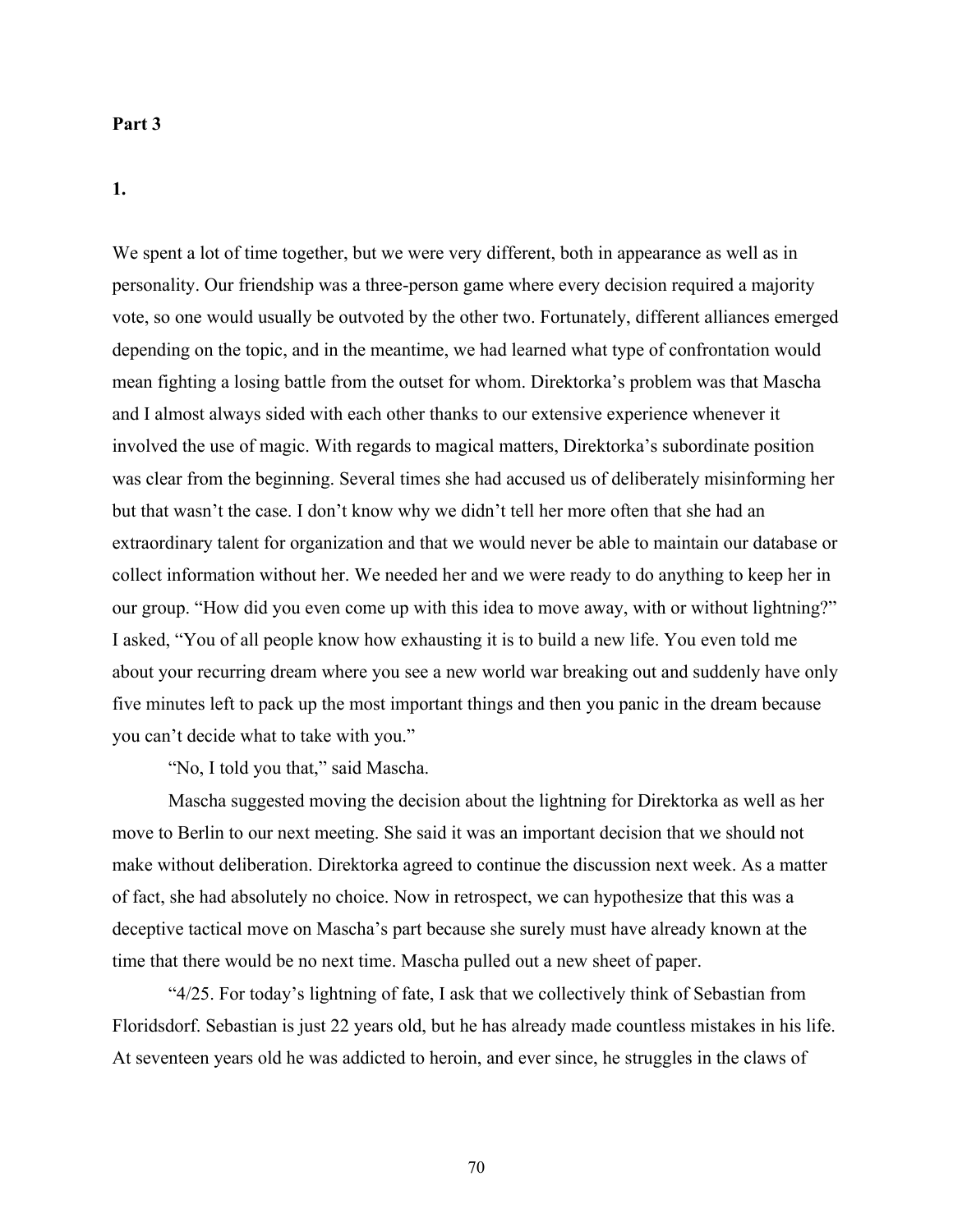**Part 3**

**1.**

We spent a lot of time together, but we were very different, both in appearance as well as in personality. Our friendship was a three-person game where every decision required a majority vote, so one would usually be outvoted by the other two. Fortunately, different alliances emerged depending on the topic, and in the meantime, we had learned what type of confrontation would mean fighting a losing battle from the outset for whom. Direktorka's problem was that Mascha and I almost always sided with each other thanks to our extensive experience whenever it involved the use of magic. With regards to magical matters, Direktorka's subordinate position was clear from the beginning. Several times she had accused us of deliberately misinforming her but that wasn't the case. I don't know why we didn't tell her more often that she had an extraordinary talent for organization and that we would never be able to maintain our database or collect information without her. We needed her and we were ready to do anything to keep her in our group. "How did you even come up with this idea to move away, with or without lightning?" I asked, "You of all people know how exhausting it is to build a new life. You even told me about your recurring dream where you see a new world war breaking out and suddenly have only five minutes left to pack up the most important things and then you panic in the dream because you can't decide what to take with you."

"No, I told you that," said Mascha.

Mascha suggested moving the decision about the lightning for Direktorka as well as her move to Berlin to our next meeting. She said it was an important decision that we should not make without deliberation. Direktorka agreed to continue the discussion next week. As a matter of fact, she had absolutely no choice. Now in retrospect, we can hypothesize that this was a deceptive tactical move on Mascha's part because she surely must have already known at the time that there would be no next time. Mascha pulled out a new sheet of paper.

"4/25. For today's lightning of fate, I ask that we collectively think of Sebastian from Floridsdorf. Sebastian is just 22 years old, but he has already made countless mistakes in his life. At seventeen years old he was addicted to heroin, and ever since, he struggles in the claws of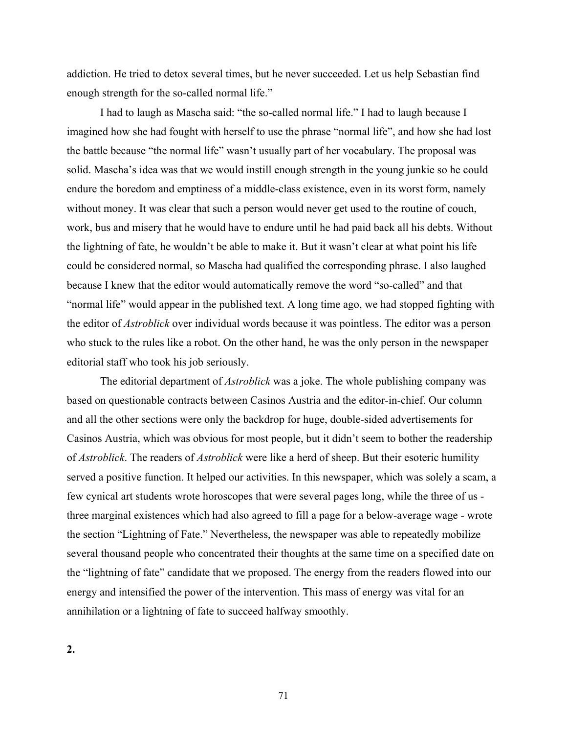addiction. He tried to detox several times, but he never succeeded. Let us help Sebastian find enough strength for the so-called normal life."

I had to laugh as Mascha said: "the so-called normal life." I had to laugh because I imagined how she had fought with herself to use the phrase "normal life", and how she had lost the battle because "the normal life" wasn't usually part of her vocabulary. The proposal was solid. Mascha's idea was that we would instill enough strength in the young junkie so he could endure the boredom and emptiness of a middle-class existence, even in its worst form, namely without money. It was clear that such a person would never get used to the routine of couch, work, bus and misery that he would have to endure until he had paid back all his debts. Without the lightning of fate, he wouldn't be able to make it. But it wasn't clear at what point his life could be considered normal, so Mascha had qualified the corresponding phrase. I also laughed because I knew that the editor would automatically remove the word "so-called" and that "normal life" would appear in the published text. A long time ago, we had stopped fighting with the editor of *Astroblick* over individual words because it was pointless. The editor was a person who stuck to the rules like a robot. On the other hand, he was the only person in the newspaper editorial staff who took his job seriously.

The editorial department of *Astroblick* was a joke. The whole publishing company was based on questionable contracts between Casinos Austria and the editor-in-chief. Our column and all the other sections were only the backdrop for huge, double-sided advertisements for Casinos Austria, which was obvious for most people, but it didn't seem to bother the readership of *Astroblick*. The readers of *Astroblick* were like a herd of sheep. But their esoteric humility served a positive function. It helped our activities. In this newspaper, which was solely a scam, a few cynical art students wrote horoscopes that were several pages long, while the three of us - three marginal existences which had also agreed to fill a page for a below-average wage - wrote the section "Lightning of Fate." Nevertheless, the newspaper was able to repeatedly mobilize several thousand people who concentrated their thoughts at the same time on a specified date on the "lightning of fate" candidate that we proposed. The energy from the readers flowed into our energy and intensified the power of the intervention. This mass of energy was vital for an annihilation or a lightning of fate to succeed halfway smoothly.

**2.**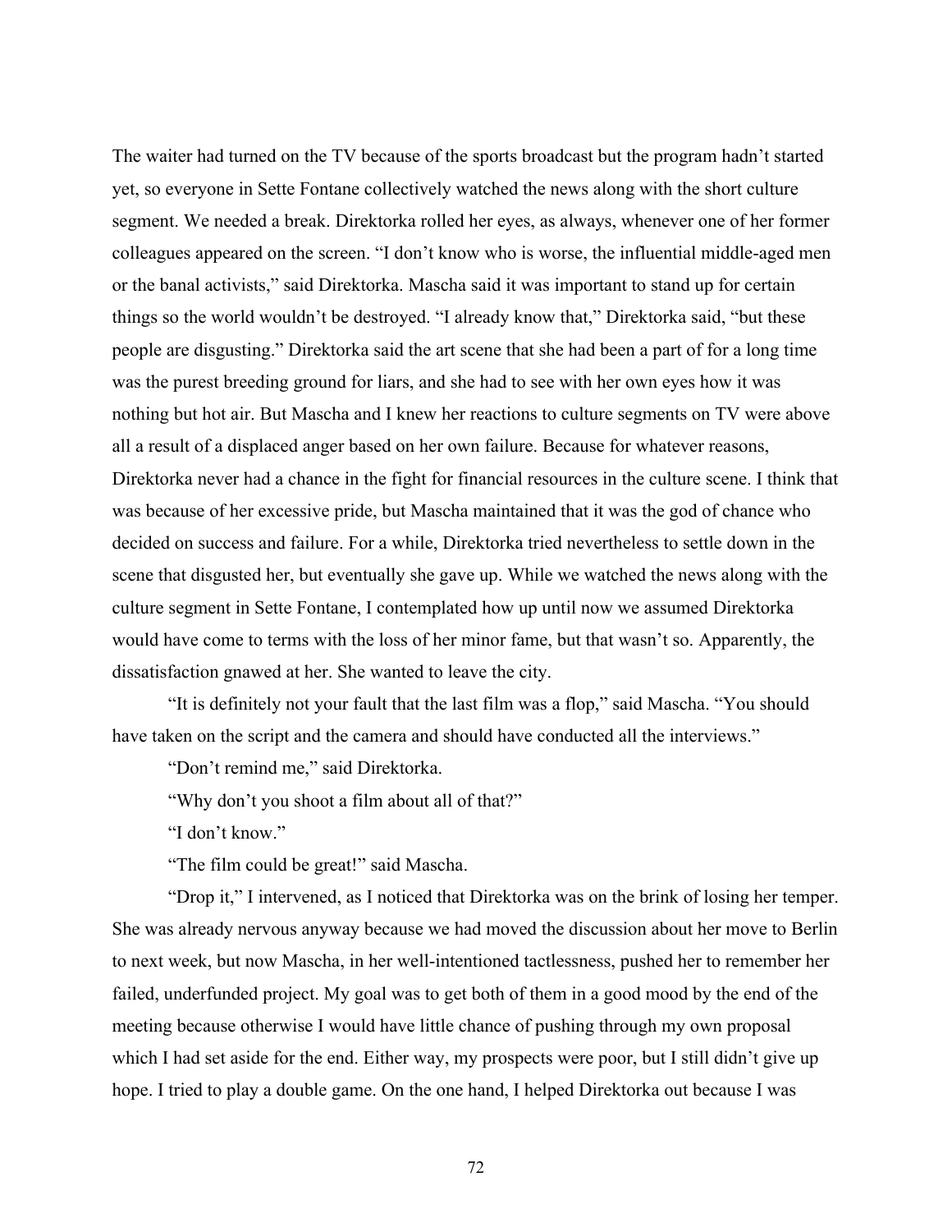The waiter had turned on the TV because of the sports broadcast but the program hadn't started yet, so everyone in Sette Fontane collectively watched the news along with the short culture segment. We needed a break. Direktorka rolled her eyes, as always, whenever one of her former colleagues appeared on the screen. "I don't know who is worse, the influential middle-aged men or the banal activists," said Direktorka. Mascha said it was important to stand up for certain things so the world wouldn't be destroyed. "I already know that," Direktorka said, "but these people are disgusting." Direktorka said the art scene that she had been a part of for a long time was the purest breeding ground for liars, and she had to see with her own eyes how it was nothing but hot air. But Mascha and I knew her reactions to culture segments on TV were above all a result of a displaced anger based on her own failure. Because for whatever reasons, Direktorka never had a chance in the fight for financial resources in the culture scene. I think that was because of her excessive pride, but Mascha maintained that it was the god of chance who decided on success and failure. For a while, Direktorka tried nevertheless to settle down in the scene that disgusted her, but eventually she gave up. While we watched the news along with the culture segment in Sette Fontane, I contemplated how up until now we assumed Direktorka would have come to terms with the loss of her minor fame, but that wasn't so. Apparently, the dissatisfaction gnawed at her. She wanted to leave the city.

"It is definitely not your fault that the last film was a flop," said Mascha. "You should have taken on the script and the camera and should have conducted all the interviews."

"Don't remind me," said Direktorka.

"Why don't you shoot a film about all of that?"

"I don't know."

"The film could be great!" said Mascha.

"Drop it," I intervened, as I noticed that Direktorka was on the brink of losing her temper. She was already nervous anyway because we had moved the discussion about her move to Berlin to next week, but now Mascha, in her well-intentioned tactlessness, pushed her to remember her failed, underfunded project. My goal was to get both of them in a good mood by the end of the meeting because otherwise I would have little chance of pushing through my own proposal which I had set aside for the end. Either way, my prospects were poor, but I still didn't give up hope. I tried to play a double game. On the one hand, I helped Direktorka out because I was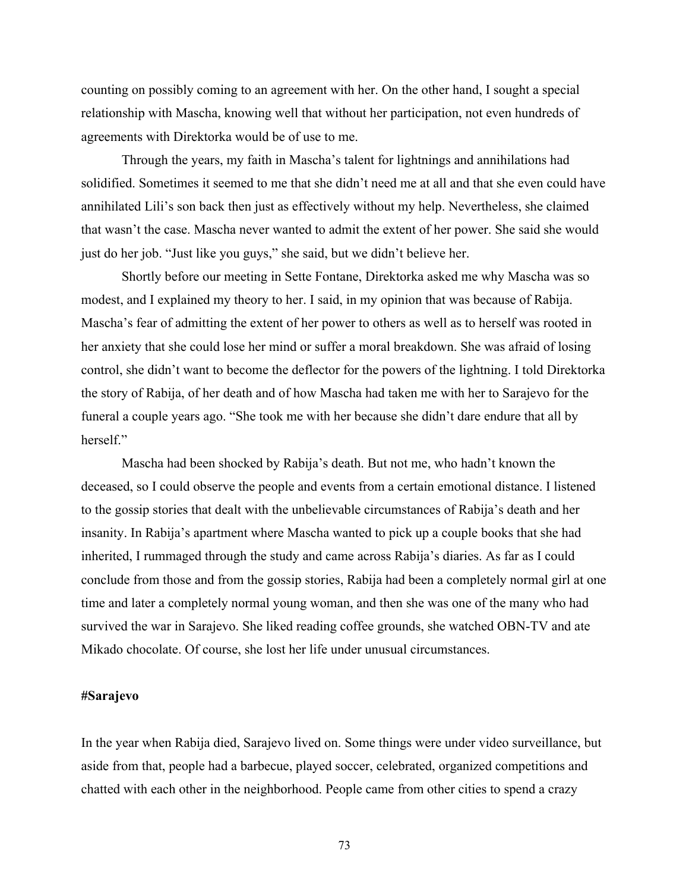counting on possibly coming to an agreement with her. On the other hand, I sought a special relationship with Mascha, knowing well that without her participation, not even hundreds of agreements with Direktorka would be of use to me.

Through the years, my faith in Mascha's talent for lightnings and annihilations had solidified. Sometimes it seemed to me that she didn't need me at all and that she even could have annihilated Lili's son back then just as effectively without my help. Nevertheless, she claimed that wasn't the case. Mascha never wanted to admit the extent of her power. She said she would just do her job. "Just like you guys," she said, but we didn't believe her.

Shortly before our meeting in Sette Fontane, Direktorka asked me why Mascha was so modest, and I explained my theory to her. I said, in my opinion that was because of Rabija. Mascha's fear of admitting the extent of her power to others as well as to herself was rooted in her anxiety that she could lose her mind or suffer a moral breakdown. She was afraid of losing control, she didn't want to become the deflector for the powers of the lightning. I told Direktorka the story of Rabija, of her death and of how Mascha had taken me with her to Sarajevo for the funeral a couple years ago. "She took me with her because she didn't dare endure that all by herself."

Mascha had been shocked by Rabija's death. But not me, who hadn't known the deceased, so I could observe the people and events from a certain emotional distance. I listened to the gossip stories that dealt with the unbelievable circumstances of Rabija's death and her insanity. In Rabija's apartment where Mascha wanted to pick up a couple books that she had inherited, I rummaged through the study and came across Rabija's diaries. As far as I could conclude from those and from the gossip stories, Rabija had been a completely normal girl at one time and later a completely normal young woman, and then she was one of the many who had survived the war in Sarajevo. She liked reading coffee grounds, she watched OBN-TV and ate Mikado chocolate. Of course, she lost her life under unusual circumstances.

**#Sarajevo**

In the year when Rabija died, Sarajevo lived on. Some things were under video surveillance, but aside from that, people had a barbecue, played soccer, celebrated, organized competitions and chatted with each other in the neighborhood. People came from other cities to spend a crazy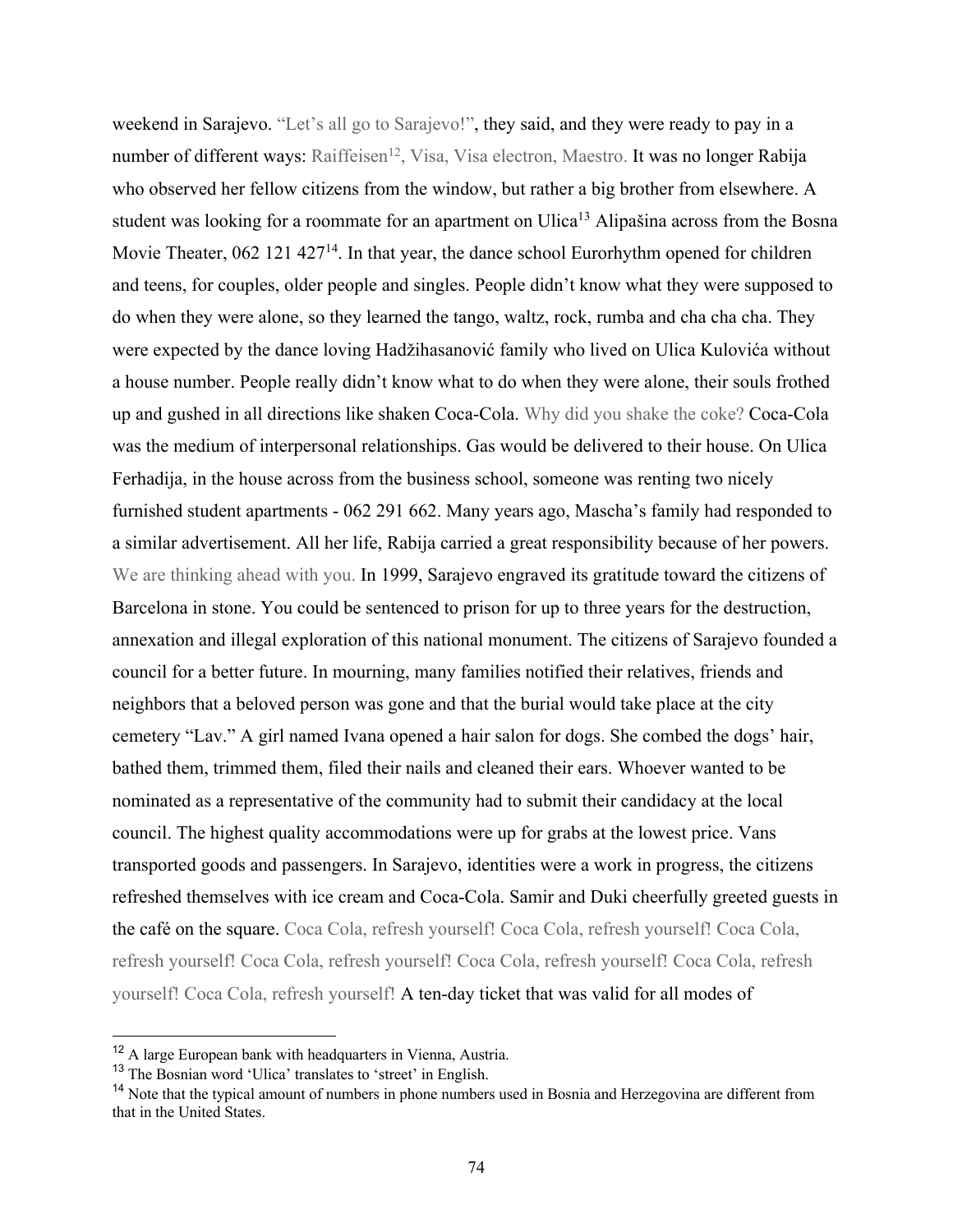weekend in Sarajevo. “Let’s all go to Sarajevo!”, they said, and they were ready to pay in a number of different ways: Raiffeisen[12], Visa, Visa electron, Maestro. It was no longer Rabija who observed her fellow citizens from the window, but rather a big brother from elsewhere. A student was looking for a roommate for an apartment on Ulica[13] Alipašina across from the Bosna Movie Theater, 062 121 427[14]. In that year, the dance school Eurorhythm opened for children and teens, for couples, older people and singles. People didn’t know what they were supposed to do when they were alone, so they learned the tango, waltz, rock, rumba and cha cha cha. They were expected by the dance loving Hadžihasanović family who lived on Ulica Kulovića without a house number. People really didn’t know what to do when they were alone, their souls frothed up and gushed in all directions like shaken Coca-Cola. Why did you shake the coke? Coca-Cola was the medium of interpersonal relationships. Gas would be delivered to their house. On Ulica Ferhadija, in the house across from the business school, someone was renting two nicely furnished student apartments - 062 291 662. Many years ago, Mascha’s family had responded to a similar advertisement. All her life, Rabija carried a great responsibility because of her powers. We are thinking ahead with you. In 1999, Sarajevo engraved its gratitude toward the citizens of Barcelona in stone. You could be sentenced to prison for up to three years for the destruction, annexation and illegal exploration of this national monument. The citizens of Sarajevo founded a council for a better future. In mourning, many families notified their relatives, friends and neighbors that a beloved person was gone and that the burial would take place at the city cemetery “Lav.” A girl named Ivana opened a hair salon for dogs. She combed the dogs’ hair, bathed them, trimmed them, filed their nails and cleaned their ears. Whoever wanted to be nominated as a representative of the community had to submit their candidacy at the local council. The highest quality accommodations were up for grabs at the lowest price. Vans transported goods and passengers. In Sarajevo, identities were a work in progress, the citizens refreshed themselves with ice cream and Coca-Cola. Samir and Duki cheerfully greeted guests in the café on the square. Coca Cola, refresh yourself! Coca Cola, refresh yourself! Coca Cola, refresh yourself! Coca Cola, refresh yourself! Coca Cola, refresh yourself! Coca Cola, refresh yourself! Coca Cola, refresh yourself! A ten-day ticket that was valid for all modes of

---

[12] A large European bank with headquarters in Vienna, Austria.

[13] The Bosnian word ‘Ulica’ translates to ‘street’ in English.

[14] Note that the typical amount of numbers in phone numbers used in Bosnia and Herzegovina are different from that in the United States.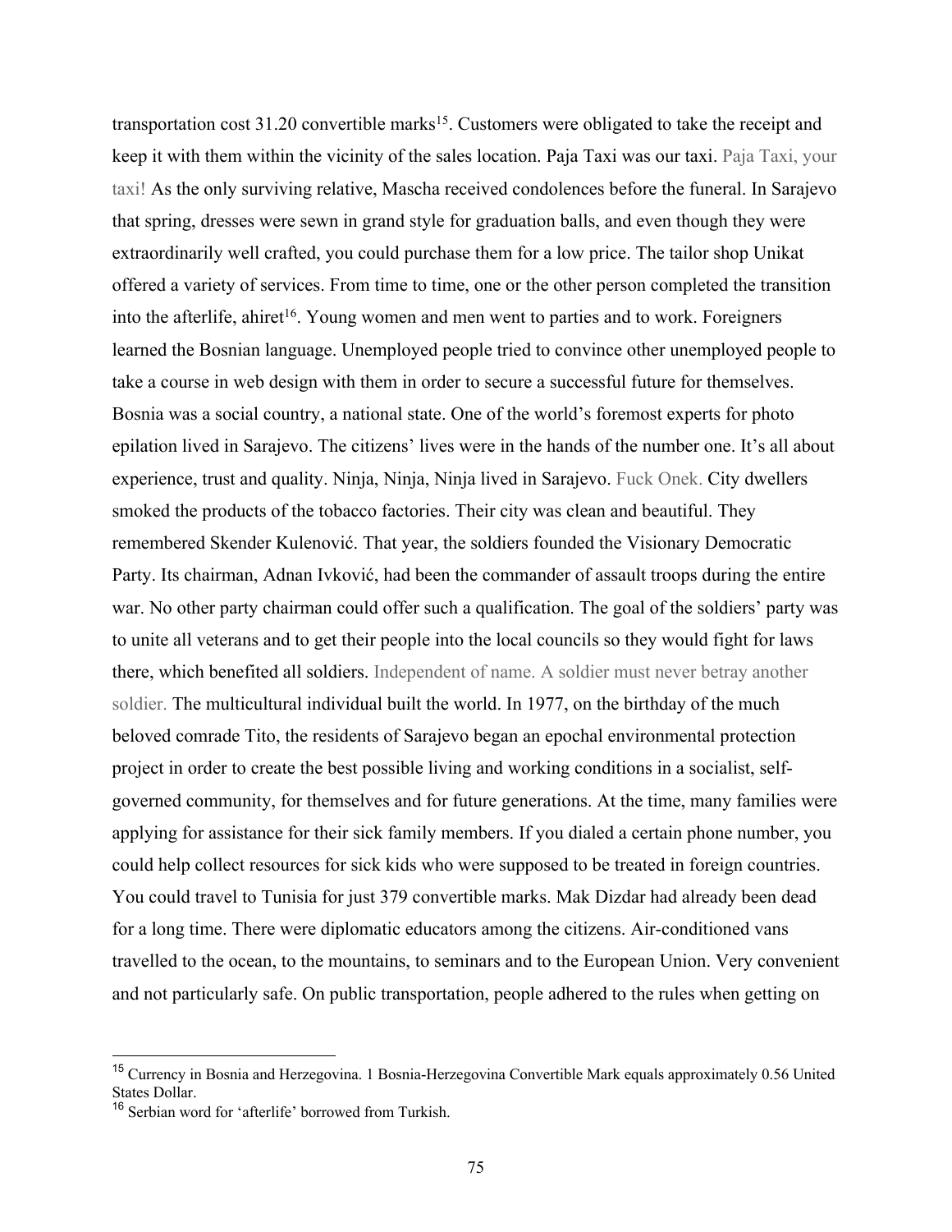transportation cost 31.20 convertible marks[15]. Customers were obligated to take the receipt and keep it with them within the vicinity of the sales location. Paja Taxi was our taxi. Paja Taxi, your taxi! As the only surviving relative, Mascha received condolences before the funeral. In Sarajevo that spring, dresses were sewn in grand style for graduation balls, and even though they were extraordinarily well crafted, you could purchase them for a low price. The tailor shop Unikat offered a variety of services. From time to time, one or the other person completed the transition into the afterlife, ahiret[16]. Young women and men went to parties and to work. Foreigners learned the Bosnian language. Unemployed people tried to convince other unemployed people to take a course in web design with them in order to secure a successful future for themselves. Bosnia was a social country, a national state. One of the world's foremost experts for photo epilation lived in Sarajevo. The citizens' lives were in the hands of the number one. It's all about experience, trust and quality. Ninja, Ninja, Ninja lived in Sarajevo. Fuck Onek. City dwellers smoked the products of the tobacco factories. Their city was clean and beautiful. They remembered Skender Kulenović. That year, the soldiers founded the Visionary Democratic Party. Its chairman, Adnan Ivković, had been the commander of assault troops during the entire war. No other party chairman could offer such a qualification. The goal of the soldiers' party was to unite all veterans and to get their people into the local councils so they would fight for laws there, which benefited all soldiers. Independent of name. A soldier must never betray another soldier. The multicultural individual built the world. In 1977, on the birthday of the much beloved comrade Tito, the residents of Sarajevo began an epochal environmental protection project in order to create the best possible living and working conditions in a socialist, self-governed community, for themselves and for future generations. At the time, many families were applying for assistance for their sick family members. If you dialed a certain phone number, you could help collect resources for sick kids who were supposed to be treated in foreign countries. You could travel to Tunisia for just 379 convertible marks. Mak Dizdar had already been dead for a long time. There were diplomatic educators among the citizens. Air-conditioned vans travelled to the ocean, to the mountains, to seminars and to the European Union. Very convenient and not particularly safe. On public transportation, people adhered to the rules when getting on

---

[15] Currency in Bosnia and Herzegovina. 1 Bosnia-Herzegovina Convertible Mark equals approximately 0.56 United States Dollar.

[16] Serbian word for 'afterlife' borrowed from Turkish.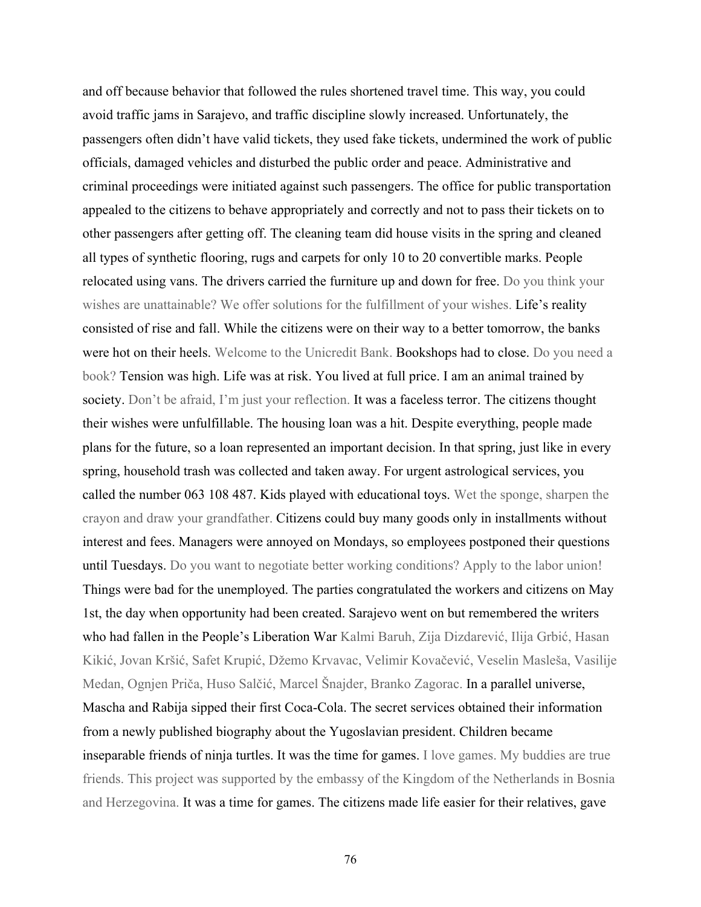and off because behavior that followed the rules shortened travel time. This way, you could avoid traffic jams in Sarajevo, and traffic discipline slowly increased. Unfortunately, the passengers often didn't have valid tickets, they used fake tickets, undermined the work of public officials, damaged vehicles and disturbed the public order and peace. Administrative and criminal proceedings were initiated against such passengers. The office for public transportation appealed to the citizens to behave appropriately and correctly and not to pass their tickets on to other passengers after getting off. The cleaning team did house visits in the spring and cleaned all types of synthetic flooring, rugs and carpets for only 10 to 20 convertible marks. People relocated using vans. The drivers carried the furniture up and down for free. Do you think your wishes are unattainable? We offer solutions for the fulfillment of your wishes. Life's reality consisted of rise and fall. While the citizens were on their way to a better tomorrow, the banks were hot on their heels. Welcome to the Unicredit Bank. Bookshops had to close. Do you need a book? Tension was high. Life was at risk. You lived at full price. I am an animal trained by society. Don't be afraid, I'm just your reflection. It was a faceless terror. The citizens thought their wishes were unfulfillable. The housing loan was a hit. Despite everything, people made plans for the future, so a loan represented an important decision. In that spring, just like in every spring, household trash was collected and taken away. For urgent astrological services, you called the number 063 108 487. Kids played with educational toys. Wet the sponge, sharpen the crayon and draw your grandfather. Citizens could buy many goods only in installments without interest and fees. Managers were annoyed on Mondays, so employees postponed their questions until Tuesdays. Do you want to negotiate better working conditions? Apply to the labor union! Things were bad for the unemployed. The parties congratulated the workers and citizens on May 1st, the day when opportunity had been created. Sarajevo went on but remembered the writers who had fallen in the People's Liberation War Kalmi Baruh, Zija Dizdarević, Ilija Grbić, Hasan Kikić, Jovan Kršić, Safet Krupić, Džemo Krvavac, Velimir Kovačević, Veselin Masleša, Vasilije Medan, Ognjen Priča, Huso Salčić, Marcel Šnajder, Branko Zagorac. In a parallel universe, Mascha and Rabija sipped their first Coca-Cola. The secret services obtained their information from a newly published biography about the Yugoslavian president. Children became inseparable friends of ninja turtles. It was the time for games. I love games. My buddies are true friends. This project was supported by the embassy of the Kingdom of the Netherlands in Bosnia and Herzegovina. It was a time for games. The citizens made life easier for their relatives, gave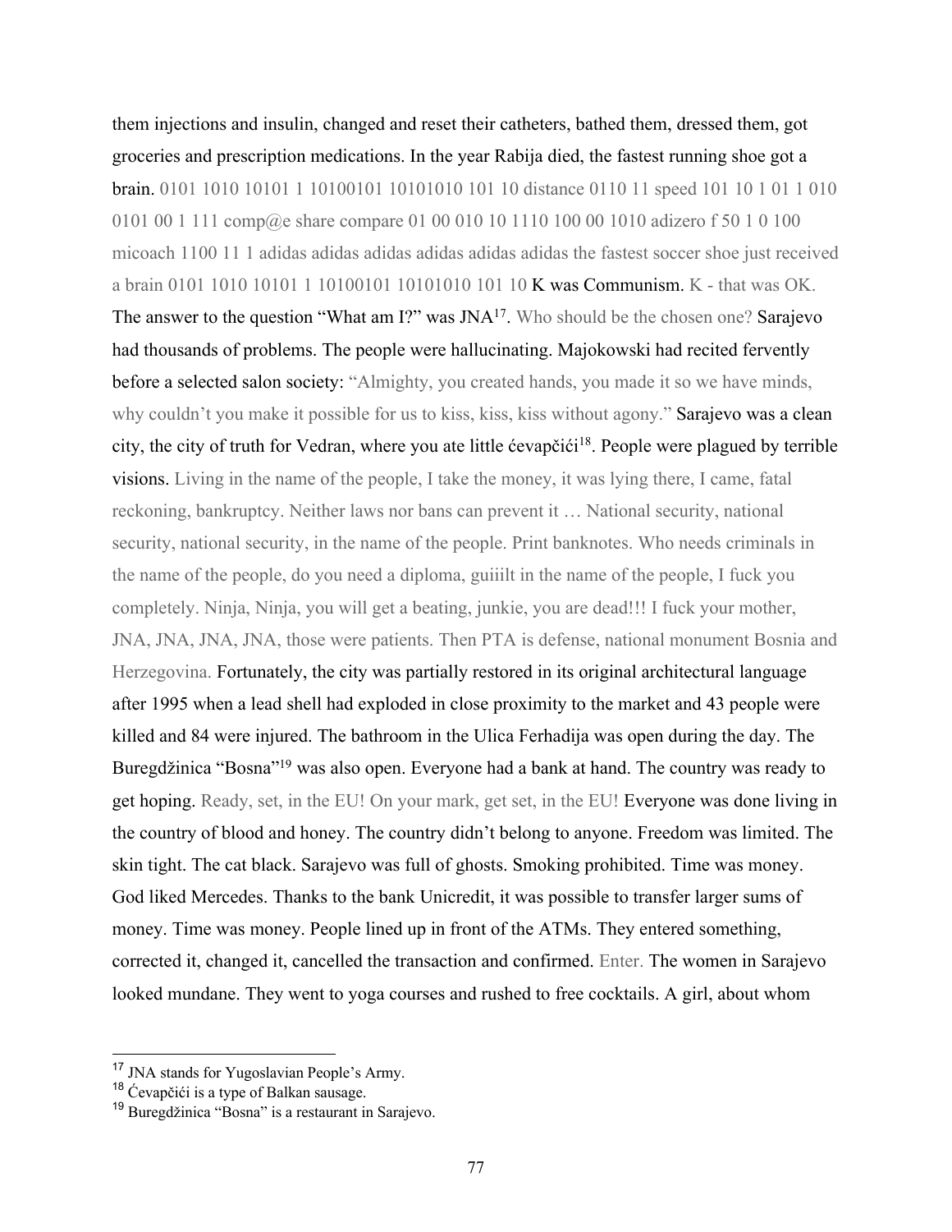them injections and insulin, changed and reset their catheters, bathed them, dressed them, got groceries and prescription medications. In the year Rabija died, the fastest running shoe got a brain. 0101 1010 10101 1 10100101 10101010 101 10 distance 0110 11 speed 101 10 1 01 1 010 0101 00 1 111 comp@e share compare 01 00 010 10 1110 100 00 1010 adizero f 50 1 0 100 micoach 1100 11 1 adidas adidas adidas adidas adidas adidas the fastest soccer shoe just received a brain 0101 1010 10101 1 10100101 10101010 101 10 K was Communism. K - that was OK. The answer to the question "What am I?" was JNA[17]. Who should be the chosen one? Sarajevo had thousands of problems. The people were hallucinating. Majokowski had recited fervently before a selected salon society: "Almighty, you created hands, you made it so we have minds, why couldn't you make it possible for us to kiss, kiss, kiss without agony." Sarajevo was a clean city, the city of truth for Vedran, where you ate little ćevapčići[18]. People were plagued by terrible visions. Living in the name of the people, I take the money, it was lying there, I came, fatal reckoning, bankruptcy. Neither laws nor bans can prevent it … National security, national security, national security, in the name of the people. Print banknotes. Who needs criminals in the name of the people, do you need a diploma, guiiilt in the name of the people, I fuck you completely. Ninja, Ninja, you will get a beating, junkie, you are dead!!! I fuck your mother, JNA, JNA, JNA, JNA, those were patients. Then PTA is defense, national monument Bosnia and Herzegovina. Fortunately, the city was partially restored in its original architectural language after 1995 when a lead shell had exploded in close proximity to the market and 43 people were killed and 84 were injured. The bathroom in the Ulica Ferhadija was open during the day. The Buregdžinica "Bosna"[19] was also open. Everyone had a bank at hand. The country was ready to get hoping. Ready, set, in the EU! On your mark, get set, in the EU! Everyone was done living in the country of blood and honey. The country didn't belong to anyone. Freedom was limited. The skin tight. The cat black. Sarajevo was full of ghosts. Smoking prohibited. Time was money. God liked Mercedes. Thanks to the bank Unicredit, it was possible to transfer larger sums of money. Time was money. People lined up in front of the ATMs. They entered something, corrected it, changed it, cancelled the transaction and confirmed. Enter. The women in Sarajevo looked mundane. They went to yoga courses and rushed to free cocktails. A girl, about whom

---

[17] JNA stands for Yugoslavian People's Army.

[18] Ćevapčići is a type of Balkan sausage.

[19] Buregdžinica "Bosna" is a restaurant in Sarajevo.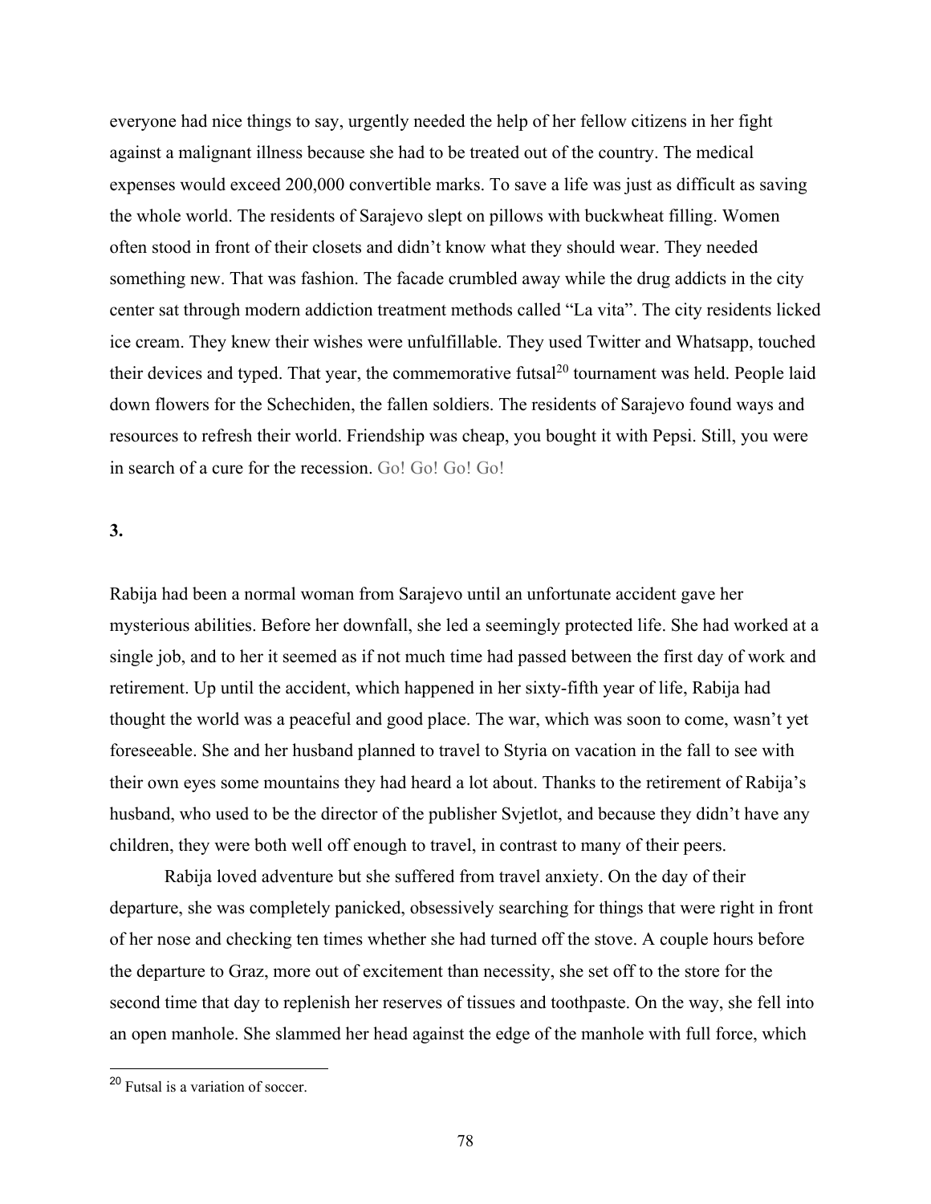everyone had nice things to say, urgently needed the help of her fellow citizens in her fight against a malignant illness because she had to be treated out of the country. The medical expenses would exceed 200,000 convertible marks. To save a life was just as difficult as saving the whole world. The residents of Sarajevo slept on pillows with buckwheat filling. Women often stood in front of their closets and didn't know what they should wear. They needed something new. That was fashion. The facade crumbled away while the drug addicts in the city center sat through modern addiction treatment methods called "La vita". The city residents licked ice cream. They knew their wishes were unfulfillable. They used Twitter and Whatsapp, touched their devices and typed. That year, the commemorative futsal[20] tournament was held. People laid down flowers for the Schechiden, the fallen soldiers. The residents of Sarajevo found ways and resources to refresh their world. Friendship was cheap, you bought it with Pepsi. Still, you were in search of a cure for the recession. Go! Go! Go! Go!

**3.**

Rabija had been a normal woman from Sarajevo until an unfortunate accident gave her mysterious abilities. Before her downfall, she led a seemingly protected life. She had worked at a single job, and to her it seemed as if not much time had passed between the first day of work and retirement. Up until the accident, which happened in her sixty-fifth year of life, Rabija had thought the world was a peaceful and good place. The war, which was soon to come, wasn't yet foreseeable. She and her husband planned to travel to Styria on vacation in the fall to see with their own eyes some mountains they had heard a lot about. Thanks to the retirement of Rabija's husband, who used to be the director of the publisher Svjetlot, and because they didn't have any children, they were both well off enough to travel, in contrast to many of their peers.

Rabija loved adventure but she suffered from travel anxiety. On the day of their departure, she was completely panicked, obsessively searching for things that were right in front of her nose and checking ten times whether she had turned off the stove. A couple hours before the departure to Graz, more out of excitement than necessity, she set off to the store for the second time that day to replenish her reserves of tissues and toothpaste. On the way, she fell into an open manhole. She slammed her head against the edge of the manhole with full force, which

[20] Futsal is a variation of soccer.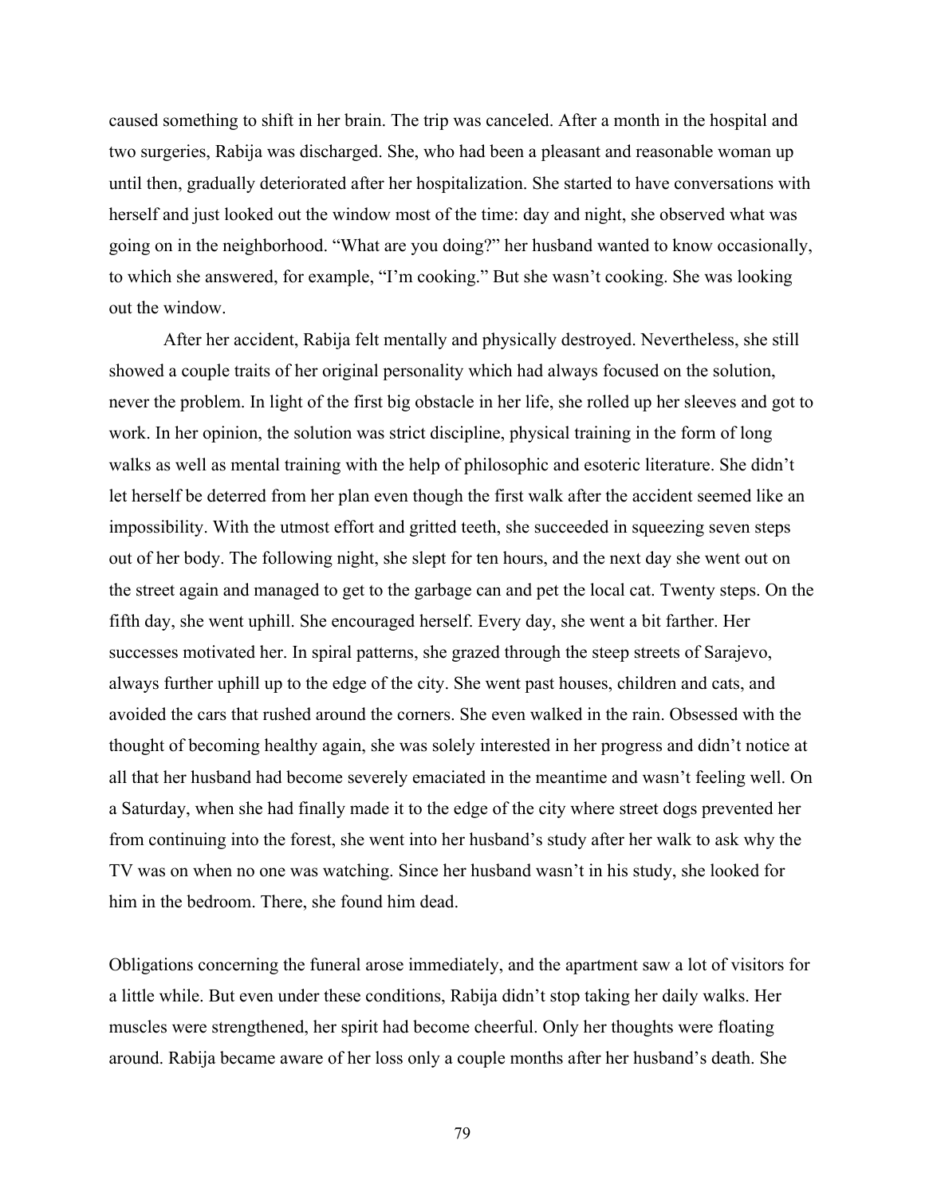caused something to shift in her brain. The trip was canceled. After a month in the hospital and two surgeries, Rabija was discharged. She, who had been a pleasant and reasonable woman up until then, gradually deteriorated after her hospitalization. She started to have conversations with herself and just looked out the window most of the time: day and night, she observed what was going on in the neighborhood. "What are you doing?" her husband wanted to know occasionally, to which she answered, for example, "I'm cooking." But she wasn't cooking. She was looking out the window.

After her accident, Rabija felt mentally and physically destroyed. Nevertheless, she still showed a couple traits of her original personality which had always focused on the solution, never the problem. In light of the first big obstacle in her life, she rolled up her sleeves and got to work. In her opinion, the solution was strict discipline, physical training in the form of long walks as well as mental training with the help of philosophic and esoteric literature. She didn't let herself be deterred from her plan even though the first walk after the accident seemed like an impossibility. With the utmost effort and gritted teeth, she succeeded in squeezing seven steps out of her body. The following night, she slept for ten hours, and the next day she went out on the street again and managed to get to the garbage can and pet the local cat. Twenty steps. On the fifth day, she went uphill. She encouraged herself. Every day, she went a bit farther. Her successes motivated her. In spiral patterns, she grazed through the steep streets of Sarajevo, always further uphill up to the edge of the city. She went past houses, children and cats, and avoided the cars that rushed around the corners. She even walked in the rain. Obsessed with the thought of becoming healthy again, she was solely interested in her progress and didn't notice at all that her husband had become severely emaciated in the meantime and wasn't feeling well. On a Saturday, when she had finally made it to the edge of the city where street dogs prevented her from continuing into the forest, she went into her husband's study after her walk to ask why the TV was on when no one was watching. Since her husband wasn't in his study, she looked for him in the bedroom. There, she found him dead.

Obligations concerning the funeral arose immediately, and the apartment saw a lot of visitors for a little while. But even under these conditions, Rabija didn't stop taking her daily walks. Her muscles were strengthened, her spirit had become cheerful. Only her thoughts were floating around. Rabija became aware of her loss only a couple months after her husband's death. She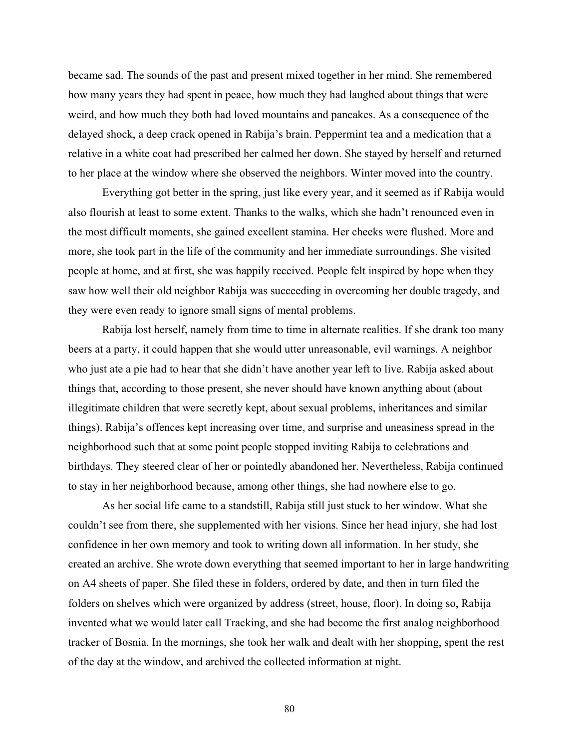became sad. The sounds of the past and present mixed together in her mind. She remembered how many years they had spent in peace, how much they had laughed about things that were weird, and how much they both had loved mountains and pancakes. As a consequence of the delayed shock, a deep crack opened in Rabija's brain. Peppermint tea and a medication that a relative in a white coat had prescribed her calmed her down. She stayed by herself and returned to her place at the window where she observed the neighbors. Winter moved into the country.

Everything got better in the spring, just like every year, and it seemed as if Rabija would also flourish at least to some extent. Thanks to the walks, which she hadn't renounced even in the most difficult moments, she gained excellent stamina. Her cheeks were flushed. More and more, she took part in the life of the community and her immediate surroundings. She visited people at home, and at first, she was happily received. People felt inspired by hope when they saw how well their old neighbor Rabija was succeeding in overcoming her double tragedy, and they were even ready to ignore small signs of mental problems.

Rabija lost herself, namely from time to time in alternate realities. If she drank too many beers at a party, it could happen that she would utter unreasonable, evil warnings. A neighbor who just ate a pie had to hear that she didn't have another year left to live. Rabija asked about things that, according to those present, she never should have known anything about (about illegitimate children that were secretly kept, about sexual problems, inheritances and similar things). Rabija's offences kept increasing over time, and surprise and uneasiness spread in the neighborhood such that at some point people stopped inviting Rabija to celebrations and birthdays. They steered clear of her or pointedly abandoned her. Nevertheless, Rabija continued to stay in her neighborhood because, among other things, she had nowhere else to go.

As her social life came to a standstill, Rabija still just stuck to her window. What she couldn't see from there, she supplemented with her visions. Since her head injury, she had lost confidence in her own memory and took to writing down all information. In her study, she created an archive. She wrote down everything that seemed important to her in large handwriting on A4 sheets of paper. She filed these in folders, ordered by date, and then in turn filed the folders on shelves which were organized by address (street, house, floor). In doing so, Rabija invented what we would later call Tracking, and she had become the first analog neighborhood tracker of Bosnia. In the mornings, she took her walk and dealt with her shopping, spent the rest of the day at the window, and archived the collected information at night.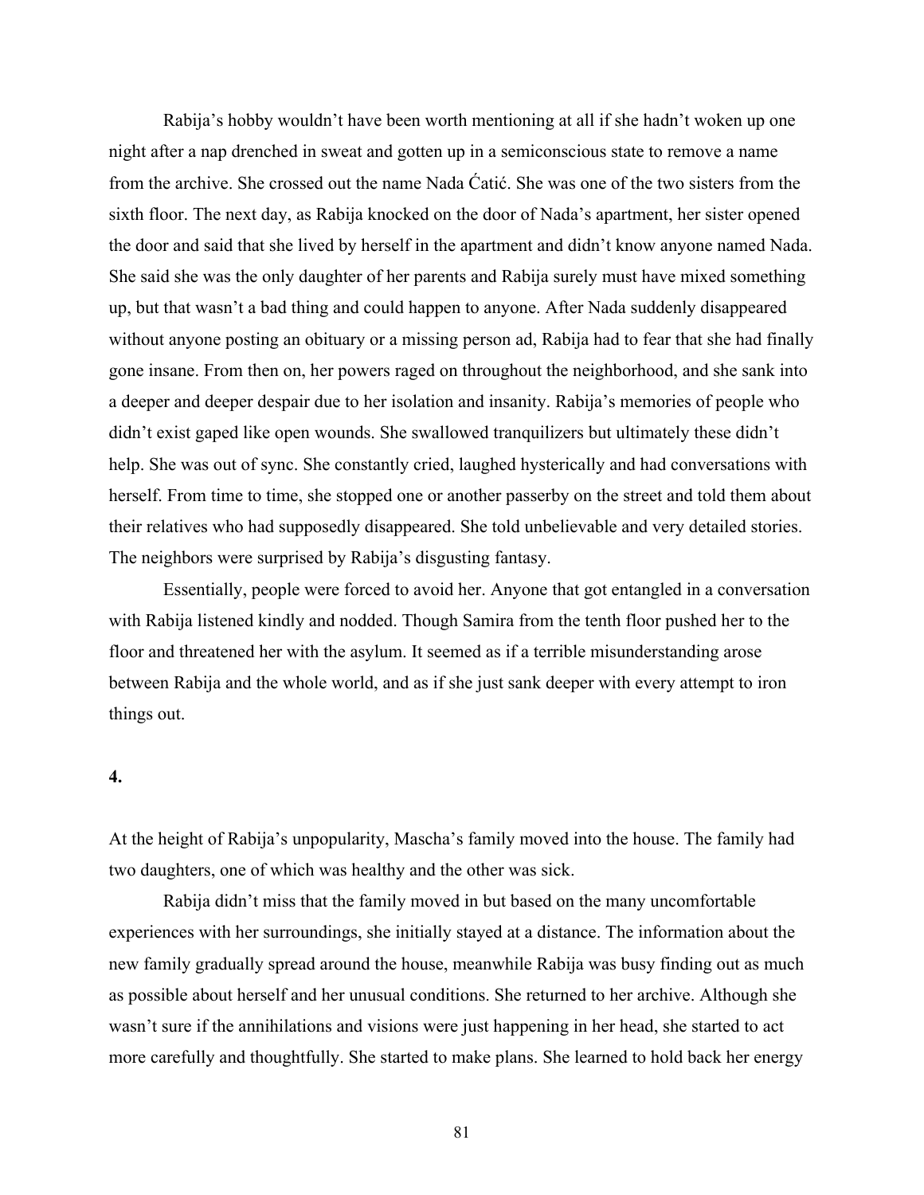Rabija's hobby wouldn't have been worth mentioning at all if she hadn't woken up one night after a nap drenched in sweat and gotten up in a semiconscious state to remove a name from the archive. She crossed out the name Nada Ćatić. She was one of the two sisters from the sixth floor. The next day, as Rabija knocked on the door of Nada's apartment, her sister opened the door and said that she lived by herself in the apartment and didn't know anyone named Nada. She said she was the only daughter of her parents and Rabija surely must have mixed something up, but that wasn't a bad thing and could happen to anyone. After Nada suddenly disappeared without anyone posting an obituary or a missing person ad, Rabija had to fear that she had finally gone insane. From then on, her powers raged on throughout the neighborhood, and she sank into a deeper and deeper despair due to her isolation and insanity. Rabija's memories of people who didn't exist gaped like open wounds. She swallowed tranquilizers but ultimately these didn't help. She was out of sync. She constantly cried, laughed hysterically and had conversations with herself. From time to time, she stopped one or another passerby on the street and told them about their relatives who had supposedly disappeared. She told unbelievable and very detailed stories. The neighbors were surprised by Rabija's disgusting fantasy.

Essentially, people were forced to avoid her. Anyone that got entangled in a conversation with Rabija listened kindly and nodded. Though Samira from the tenth floor pushed her to the floor and threatened her with the asylum. It seemed as if a terrible misunderstanding arose between Rabija and the whole world, and as if she just sank deeper with every attempt to iron things out.

**4.**

At the height of Rabija's unpopularity, Mascha's family moved into the house. The family had two daughters, one of which was healthy and the other was sick.

Rabija didn't miss that the family moved in but based on the many uncomfortable experiences with her surroundings, she initially stayed at a distance. The information about the new family gradually spread around the house, meanwhile Rabija was busy finding out as much as possible about herself and her unusual conditions. She returned to her archive. Although she wasn't sure if the annihilations and visions were just happening in her head, she started to act more carefully and thoughtfully. She started to make plans. She learned to hold back her energy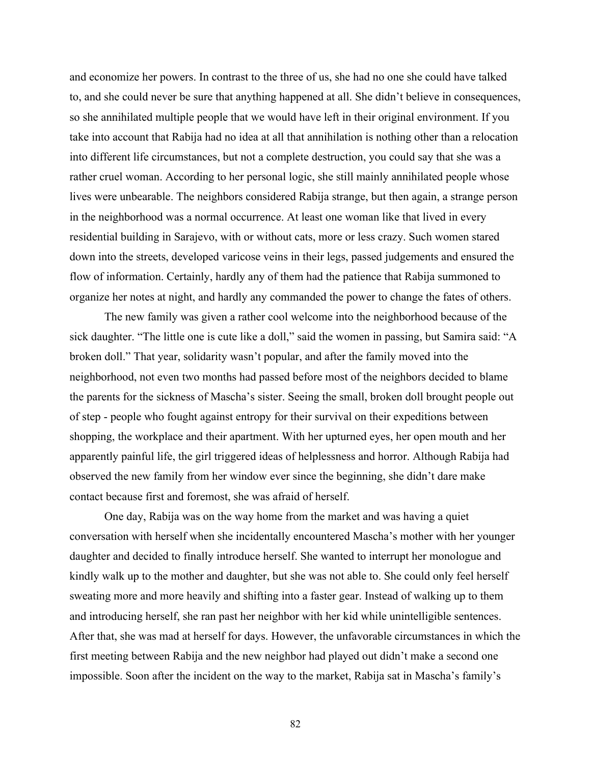and economize her powers. In contrast to the three of us, she had no one she could have talked to, and she could never be sure that anything happened at all. She didn't believe in consequences, so she annihilated multiple people that we would have left in their original environment. If you take into account that Rabija had no idea at all that annihilation is nothing other than a relocation into different life circumstances, but not a complete destruction, you could say that she was a rather cruel woman. According to her personal logic, she still mainly annihilated people whose lives were unbearable. The neighbors considered Rabija strange, but then again, a strange person in the neighborhood was a normal occurrence. At least one woman like that lived in every residential building in Sarajevo, with or without cats, more or less crazy. Such women stared down into the streets, developed varicose veins in their legs, passed judgements and ensured the flow of information. Certainly, hardly any of them had the patience that Rabija summoned to organize her notes at night, and hardly any commanded the power to change the fates of others.

The new family was given a rather cool welcome into the neighborhood because of the sick daughter. "The little one is cute like a doll," said the women in passing, but Samira said: "A broken doll." That year, solidarity wasn't popular, and after the family moved into the neighborhood, not even two months had passed before most of the neighbors decided to blame the parents for the sickness of Mascha's sister. Seeing the small, broken doll brought people out of step - people who fought against entropy for their survival on their expeditions between shopping, the workplace and their apartment. With her upturned eyes, her open mouth and her apparently painful life, the girl triggered ideas of helplessness and horror. Although Rabija had observed the new family from her window ever since the beginning, she didn't dare make contact because first and foremost, she was afraid of herself.

One day, Rabija was on the way home from the market and was having a quiet conversation with herself when she incidentally encountered Mascha's mother with her younger daughter and decided to finally introduce herself. She wanted to interrupt her monologue and kindly walk up to the mother and daughter, but she was not able to. She could only feel herself sweating more and more heavily and shifting into a faster gear. Instead of walking up to them and introducing herself, she ran past her neighbor with her kid while unintelligible sentences. After that, she was mad at herself for days. However, the unfavorable circumstances in which the first meeting between Rabija and the new neighbor had played out didn't make a second one impossible. Soon after the incident on the way to the market, Rabija sat in Mascha's family's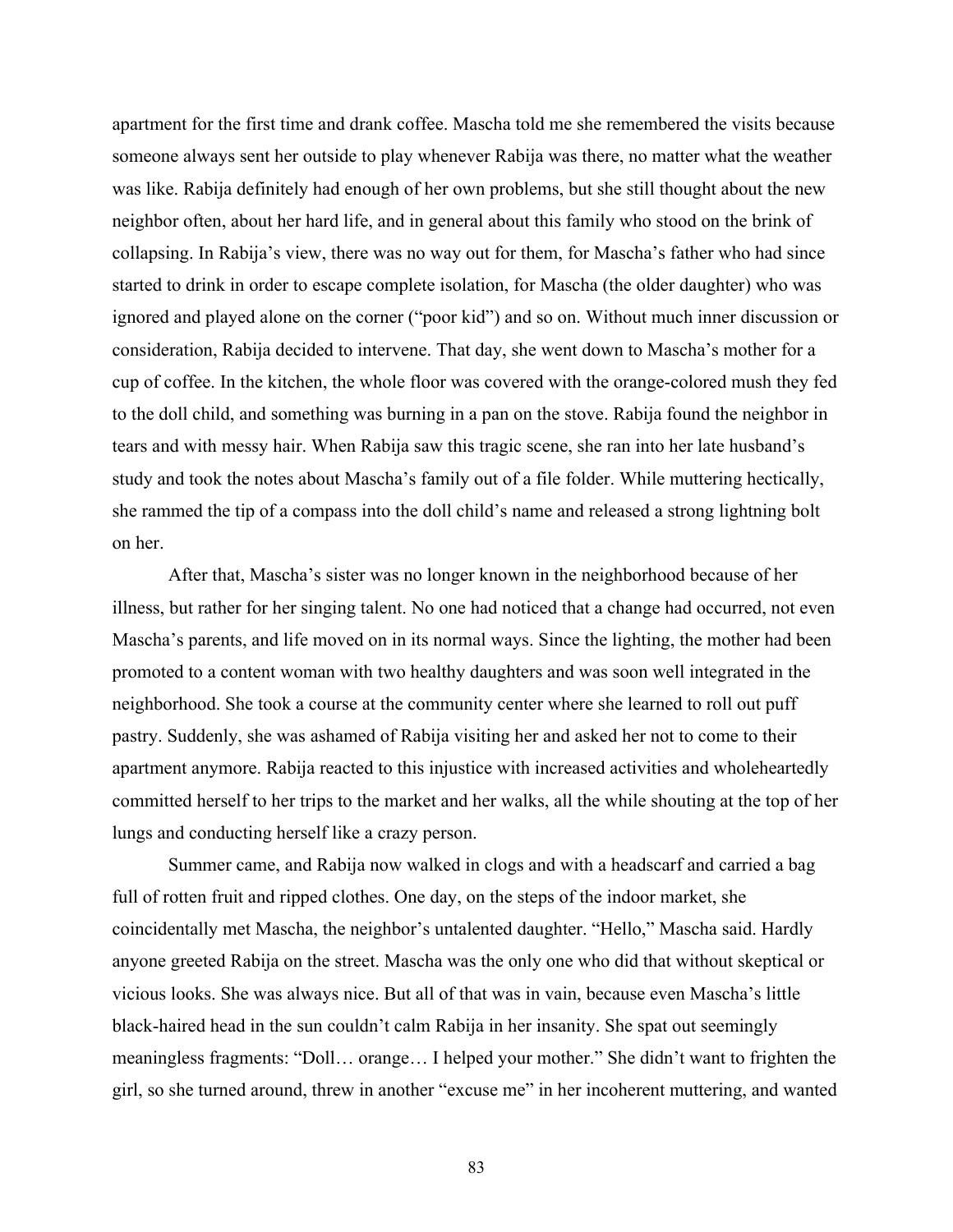apartment for the first time and drank coffee. Mascha told me she remembered the visits because someone always sent her outside to play whenever Rabija was there, no matter what the weather was like. Rabija definitely had enough of her own problems, but she still thought about the new neighbor often, about her hard life, and in general about this family who stood on the brink of collapsing. In Rabija's view, there was no way out for them, for Mascha's father who had since started to drink in order to escape complete isolation, for Mascha (the older daughter) who was ignored and played alone on the corner ("poor kid") and so on. Without much inner discussion or consideration, Rabija decided to intervene. That day, she went down to Mascha's mother for a cup of coffee. In the kitchen, the whole floor was covered with the orange-colored mush they fed to the doll child, and something was burning in a pan on the stove. Rabija found the neighbor in tears and with messy hair. When Rabija saw this tragic scene, she ran into her late husband's study and took the notes about Mascha's family out of a file folder. While muttering hectically, she rammed the tip of a compass into the doll child's name and released a strong lightning bolt on her.

After that, Mascha's sister was no longer known in the neighborhood because of her illness, but rather for her singing talent. No one had noticed that a change had occurred, not even Mascha's parents, and life moved on in its normal ways. Since the lighting, the mother had been promoted to a content woman with two healthy daughters and was soon well integrated in the neighborhood. She took a course at the community center where she learned to roll out puff pastry. Suddenly, she was ashamed of Rabija visiting her and asked her not to come to their apartment anymore. Rabija reacted to this injustice with increased activities and wholeheartedly committed herself to her trips to the market and her walks, all the while shouting at the top of her lungs and conducting herself like a crazy person.

Summer came, and Rabija now walked in clogs and with a headscarf and carried a bag full of rotten fruit and ripped clothes. One day, on the steps of the indoor market, she coincidentally met Mascha, the neighbor's untalented daughter. "Hello," Mascha said. Hardly anyone greeted Rabija on the street. Mascha was the only one who did that without skeptical or vicious looks. She was always nice. But all of that was in vain, because even Mascha's little black-haired head in the sun couldn't calm Rabija in her insanity. She spat out seemingly meaningless fragments: "Doll… orange… I helped your mother." She didn't want to frighten the girl, so she turned around, threw in another "excuse me" in her incoherent muttering, and wanted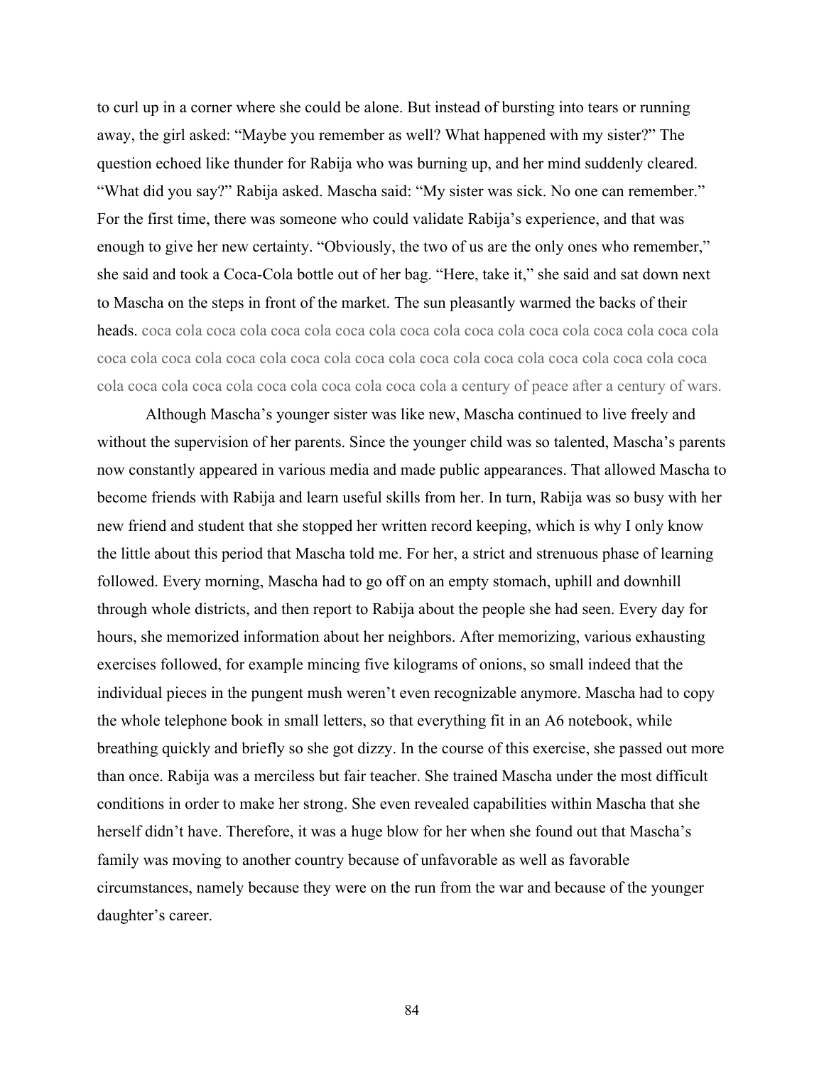to curl up in a corner where she could be alone. But instead of bursting into tears or running away, the girl asked: "Maybe you remember as well? What happened with my sister?" The question echoed like thunder for Rabija who was burning up, and her mind suddenly cleared. "What did you say?" Rabija asked. Mascha said: "My sister was sick. No one can remember." For the first time, there was someone who could validate Rabija's experience, and that was enough to give her new certainty. "Obviously, the two of us are the only ones who remember," she said and took a Coca-Cola bottle out of her bag. "Here, take it," she said and sat down next to Mascha on the steps in front of the market. The sun pleasantly warmed the backs of their heads. coca cola coca cola coca cola coca cola coca cola coca cola coca cola coca cola coca cola coca cola coca cola coca cola coca cola coca cola coca cola coca cola coca cola coca cola coca cola coca cola coca cola coca cola coca cola coca cola coca cola coca cola coca cola a century of peace after a century of wars.

Although Mascha's younger sister was like new, Mascha continued to live freely and without the supervision of her parents. Since the younger child was so talented, Mascha's parents now constantly appeared in various media and made public appearances. That allowed Mascha to become friends with Rabija and learn useful skills from her. In turn, Rabija was so busy with her new friend and student that she stopped her written record keeping, which is why I only know the little about this period that Mascha told me. For her, a strict and strenuous phase of learning followed. Every morning, Mascha had to go off on an empty stomach, uphill and downhill through whole districts, and then report to Rabija about the people she had seen. Every day for hours, she memorized information about her neighbors. After memorizing, various exhausting exercises followed, for example mincing five kilograms of onions, so small indeed that the individual pieces in the pungent mush weren't even recognizable anymore. Mascha had to copy the whole telephone book in small letters, so that everything fit in an A6 notebook, while breathing quickly and briefly so she got dizzy. In the course of this exercise, she passed out more than once. Rabija was a merciless but fair teacher. She trained Mascha under the most difficult conditions in order to make her strong. She even revealed capabilities within Mascha that she herself didn't have. Therefore, it was a huge blow for her when she found out that Mascha's family was moving to another country because of unfavorable as well as favorable circumstances, namely because they were on the run from the war and because of the younger daughter's career.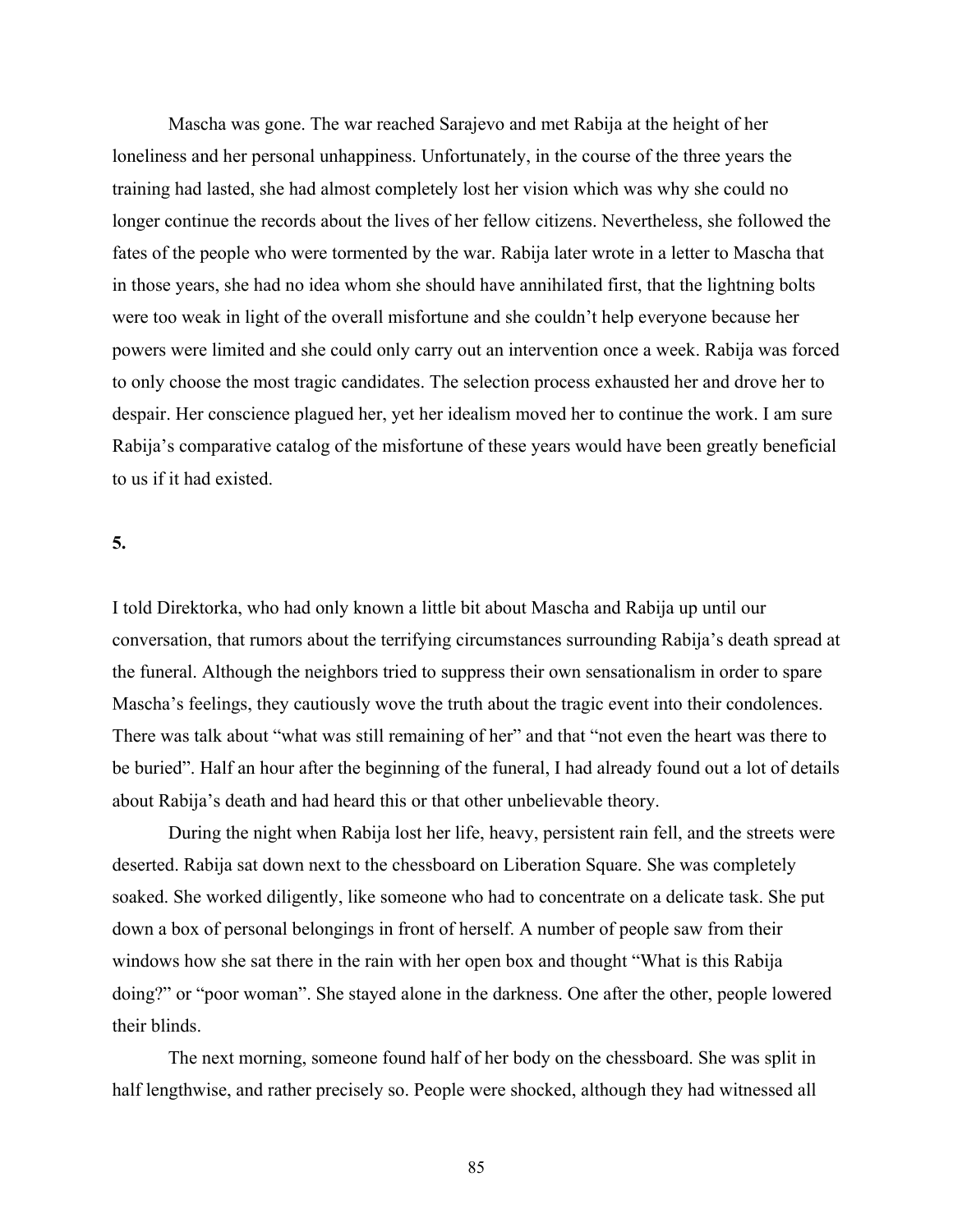Mascha was gone. The war reached Sarajevo and met Rabija at the height of her loneliness and her personal unhappiness. Unfortunately, in the course of the three years the training had lasted, she had almost completely lost her vision which was why she could no longer continue the records about the lives of her fellow citizens. Nevertheless, she followed the fates of the people who were tormented by the war. Rabija later wrote in a letter to Mascha that in those years, she had no idea whom she should have annihilated first, that the lightning bolts were too weak in light of the overall misfortune and she couldn't help everyone because her powers were limited and she could only carry out an intervention once a week. Rabija was forced to only choose the most tragic candidates. The selection process exhausted her and drove her to despair. Her conscience plagued her, yet her idealism moved her to continue the work. I am sure Rabija's comparative catalog of the misfortune of these years would have been greatly beneficial to us if it had existed.

**5.**

I told Direktorka, who had only known a little bit about Mascha and Rabija up until our conversation, that rumors about the terrifying circumstances surrounding Rabija's death spread at the funeral. Although the neighbors tried to suppress their own sensationalism in order to spare Mascha's feelings, they cautiously wove the truth about the tragic event into their condolences. There was talk about "what was still remaining of her" and that "not even the heart was there to be buried". Half an hour after the beginning of the funeral, I had already found out a lot of details about Rabija's death and had heard this or that other unbelievable theory.

During the night when Rabija lost her life, heavy, persistent rain fell, and the streets were deserted. Rabija sat down next to the chessboard on Liberation Square. She was completely soaked. She worked diligently, like someone who had to concentrate on a delicate task. She put down a box of personal belongings in front of herself. A number of people saw from their windows how she sat there in the rain with her open box and thought "What is this Rabija doing?" or "poor woman". She stayed alone in the darkness. One after the other, people lowered their blinds.

The next morning, someone found half of her body on the chessboard. She was split in half lengthwise, and rather precisely so. People were shocked, although they had witnessed all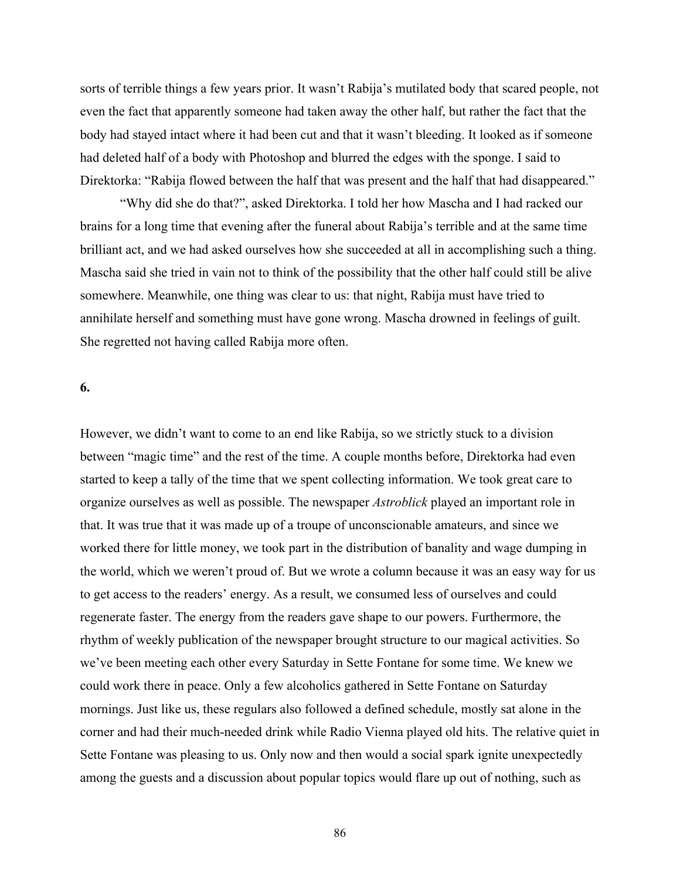sorts of terrible things a few years prior. It wasn't Rabija's mutilated body that scared people, not even the fact that apparently someone had taken away the other half, but rather the fact that the body had stayed intact where it had been cut and that it wasn't bleeding. It looked as if someone had deleted half of a body with Photoshop and blurred the edges with the sponge. I said to Direktorka: "Rabija flowed between the half that was present and the half that had disappeared."

"Why did she do that?", asked Direktorka. I told her how Mascha and I had racked our brains for a long time that evening after the funeral about Rabija's terrible and at the same time brilliant act, and we had asked ourselves how she succeeded at all in accomplishing such a thing. Mascha said she tried in vain not to think of the possibility that the other half could still be alive somewhere. Meanwhile, one thing was clear to us: that night, Rabija must have tried to annihilate herself and something must have gone wrong. Mascha drowned in feelings of guilt. She regretted not having called Rabija more often.

**6.**

However, we didn't want to come to an end like Rabija, so we strictly stuck to a division between "magic time" and the rest of the time. A couple months before, Direktorka had even started to keep a tally of the time that we spent collecting information. We took great care to organize ourselves as well as possible. The newspaper *Astroblick* played an important role in that. It was true that it was made up of a troupe of unconscionable amateurs, and since we worked there for little money, we took part in the distribution of banality and wage dumping in the world, which we weren't proud of. But we wrote a column because it was an easy way for us to get access to the readers' energy. As a result, we consumed less of ourselves and could regenerate faster. The energy from the readers gave shape to our powers. Furthermore, the rhythm of weekly publication of the newspaper brought structure to our magical activities. So we've been meeting each other every Saturday in Sette Fontane for some time. We knew we could work there in peace. Only a few alcoholics gathered in Sette Fontane on Saturday mornings. Just like us, these regulars also followed a defined schedule, mostly sat alone in the corner and had their much-needed drink while Radio Vienna played old hits. The relative quiet in Sette Fontane was pleasing to us. Only now and then would a social spark ignite unexpectedly among the guests and a discussion about popular topics would flare up out of nothing, such as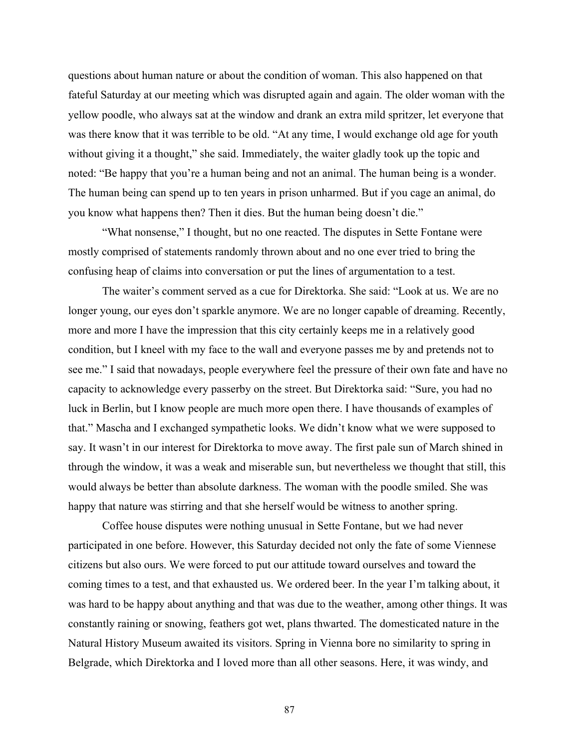questions about human nature or about the condition of woman. This also happened on that fateful Saturday at our meeting which was disrupted again and again. The older woman with the yellow poodle, who always sat at the window and drank an extra mild spritzer, let everyone that was there know that it was terrible to be old. "At any time, I would exchange old age for youth without giving it a thought," she said. Immediately, the waiter gladly took up the topic and noted: "Be happy that you're a human being and not an animal. The human being is a wonder. The human being can spend up to ten years in prison unharmed. But if you cage an animal, do you know what happens then? Then it dies. But the human being doesn't die."

"What nonsense," I thought, but no one reacted. The disputes in Sette Fontane were mostly comprised of statements randomly thrown about and no one ever tried to bring the confusing heap of claims into conversation or put the lines of argumentation to a test.

The waiter's comment served as a cue for Direktorka. She said: "Look at us. We are no longer young, our eyes don't sparkle anymore. We are no longer capable of dreaming. Recently, more and more I have the impression that this city certainly keeps me in a relatively good condition, but I kneel with my face to the wall and everyone passes me by and pretends not to see me." I said that nowadays, people everywhere feel the pressure of their own fate and have no capacity to acknowledge every passerby on the street. But Direktorka said: "Sure, you had no luck in Berlin, but I know people are much more open there. I have thousands of examples of that." Mascha and I exchanged sympathetic looks. We didn't know what we were supposed to say. It wasn't in our interest for Direktorka to move away. The first pale sun of March shined in through the window, it was a weak and miserable sun, but nevertheless we thought that still, this would always be better than absolute darkness. The woman with the poodle smiled. She was happy that nature was stirring and that she herself would be witness to another spring.

Coffee house disputes were nothing unusual in Sette Fontane, but we had never participated in one before. However, this Saturday decided not only the fate of some Viennese citizens but also ours. We were forced to put our attitude toward ourselves and toward the coming times to a test, and that exhausted us. We ordered beer. In the year I'm talking about, it was hard to be happy about anything and that was due to the weather, among other things. It was constantly raining or snowing, feathers got wet, plans thwarted. The domesticated nature in the Natural History Museum awaited its visitors. Spring in Vienna bore no similarity to spring in Belgrade, which Direktorka and I loved more than all other seasons. Here, it was windy, and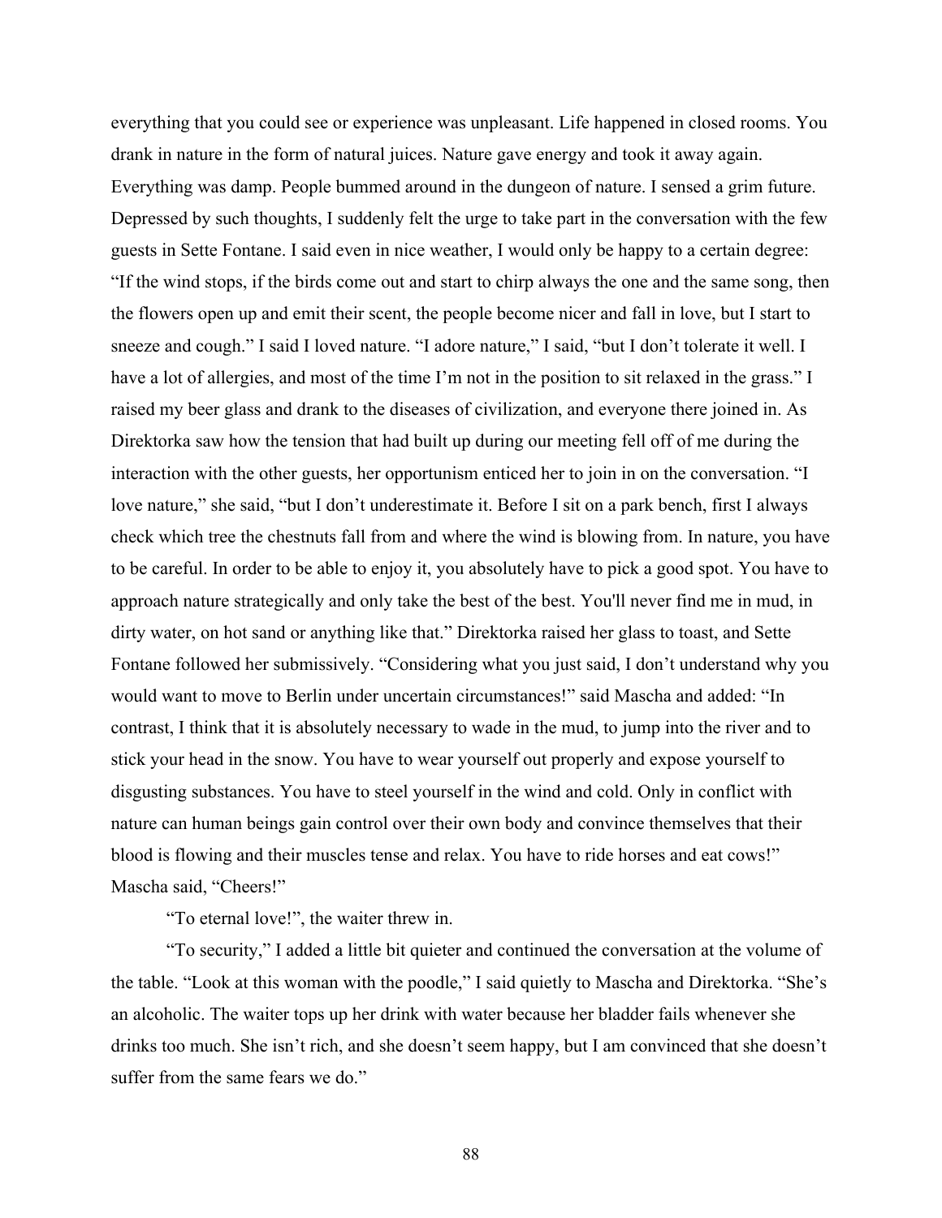everything that you could see or experience was unpleasant. Life happened in closed rooms. You drank in nature in the form of natural juices. Nature gave energy and took it away again. Everything was damp. People bummed around in the dungeon of nature. I sensed a grim future. Depressed by such thoughts, I suddenly felt the urge to take part in the conversation with the few guests in Sette Fontane. I said even in nice weather, I would only be happy to a certain degree: "If the wind stops, if the birds come out and start to chirp always the one and the same song, then the flowers open up and emit their scent, the people become nicer and fall in love, but I start to sneeze and cough." I said I loved nature. "I adore nature," I said, "but I don't tolerate it well. I have a lot of allergies, and most of the time I'm not in the position to sit relaxed in the grass." I raised my beer glass and drank to the diseases of civilization, and everyone there joined in. As Direktorka saw how the tension that had built up during our meeting fell off of me during the interaction with the other guests, her opportunism enticed her to join in on the conversation. "I love nature," she said, "but I don't underestimate it. Before I sit on a park bench, first I always check which tree the chestnuts fall from and where the wind is blowing from. In nature, you have to be careful. In order to be able to enjoy it, you absolutely have to pick a good spot. You have to approach nature strategically and only take the best of the best. You'll never find me in mud, in dirty water, on hot sand or anything like that." Direktorka raised her glass to toast, and Sette Fontane followed her submissively. "Considering what you just said, I don't understand why you would want to move to Berlin under uncertain circumstances!" said Mascha and added: "In contrast, I think that it is absolutely necessary to wade in the mud, to jump into the river and to stick your head in the snow. You have to wear yourself out properly and expose yourself to disgusting substances. You have to steel yourself in the wind and cold. Only in conflict with nature can human beings gain control over their own body and convince themselves that their blood is flowing and their muscles tense and relax. You have to ride horses and eat cows!" Mascha said, "Cheers!"

"To eternal love!", the waiter threw in.

"To security," I added a little bit quieter and continued the conversation at the volume of the table. "Look at this woman with the poodle," I said quietly to Mascha and Direktorka. "She's an alcoholic. The waiter tops up her drink with water because her bladder fails whenever she drinks too much. She isn't rich, and she doesn't seem happy, but I am convinced that she doesn't suffer from the same fears we do."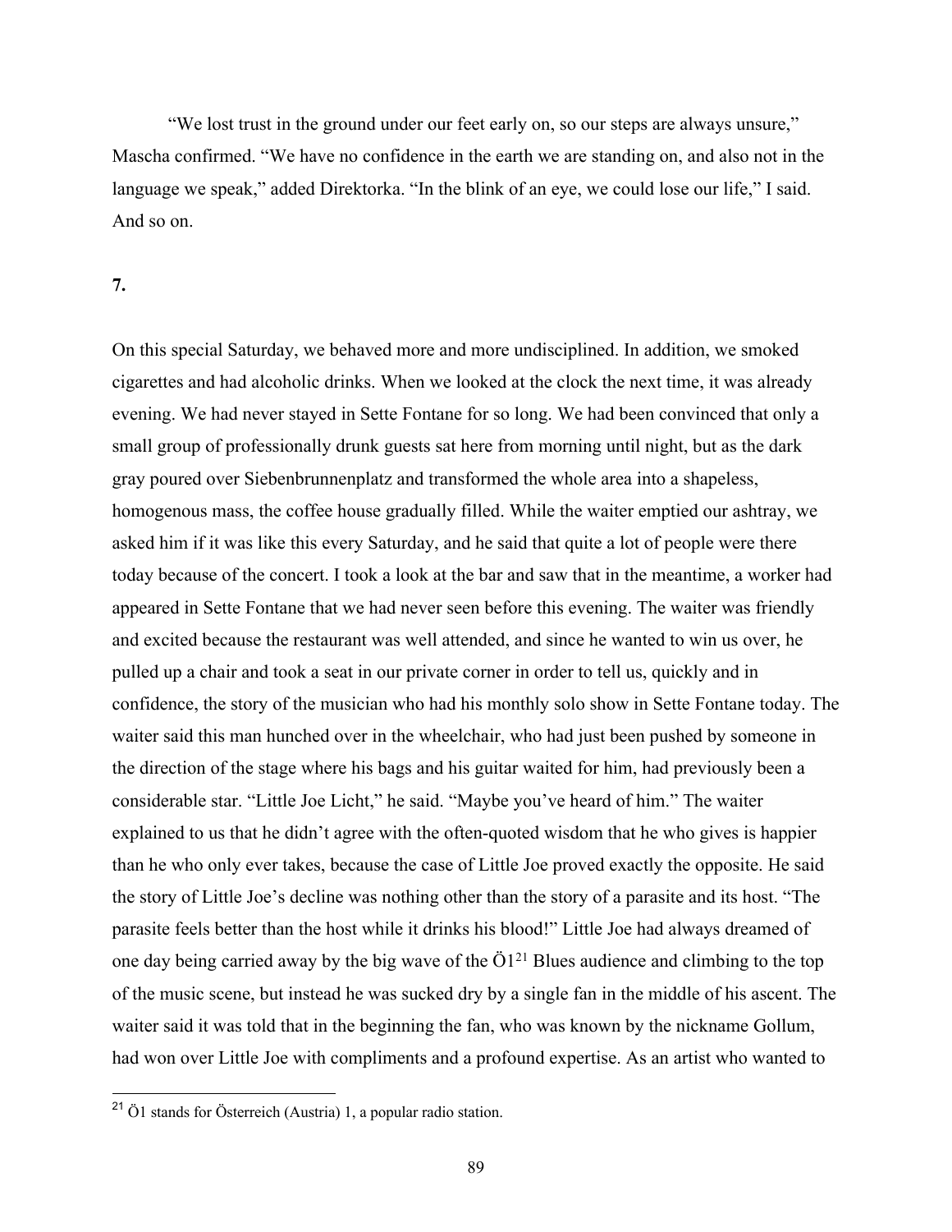“We lost trust in the ground under our feet early on, so our steps are always unsure,” Mascha confirmed. “We have no confidence in the earth we are standing on, and also not in the language we speak,” added Direktorka. “In the blink of an eye, we could lose our life,” I said. And so on.

**7.**

On this special Saturday, we behaved more and more undisciplined. In addition, we smoked cigarettes and had alcoholic drinks. When we looked at the clock the next time, it was already evening. We had never stayed in Sette Fontane for so long. We had been convinced that only a small group of professionally drunk guests sat here from morning until night, but as the dark gray poured over Siebenbrunnenplatz and transformed the whole area into a shapeless, homogenous mass, the coffee house gradually filled. While the waiter emptied our ashtray, we asked him if it was like this every Saturday, and he said that quite a lot of people were there today because of the concert. I took a look at the bar and saw that in the meantime, a worker had appeared in Sette Fontane that we had never seen before this evening. The waiter was friendly and excited because the restaurant was well attended, and since he wanted to win us over, he pulled up a chair and took a seat in our private corner in order to tell us, quickly and in confidence, the story of the musician who had his monthly solo show in Sette Fontane today. The waiter said this man hunched over in the wheelchair, who had just been pushed by someone in the direction of the stage where his bags and his guitar waited for him, had previously been a considerable star. “Little Joe Licht,” he said. “Maybe you’ve heard of him.” The waiter explained to us that he didn’t agree with the often-quoted wisdom that he who gives is happier than he who only ever takes, because the case of Little Joe proved exactly the opposite. He said the story of Little Joe’s decline was nothing other than the story of a parasite and its host. “The parasite feels better than the host while it drinks his blood!” Little Joe had always dreamed of one day being carried away by the big wave of the Ö1[21] Blues audience and climbing to the top of the music scene, but instead he was sucked dry by a single fan in the middle of his ascent. The waiter said it was told that in the beginning the fan, who was known by the nickname Gollum, had won over Little Joe with compliments and a profound expertise. As an artist who wanted to

[21] Ö1 stands for Österreich (Austria) 1, a popular radio station.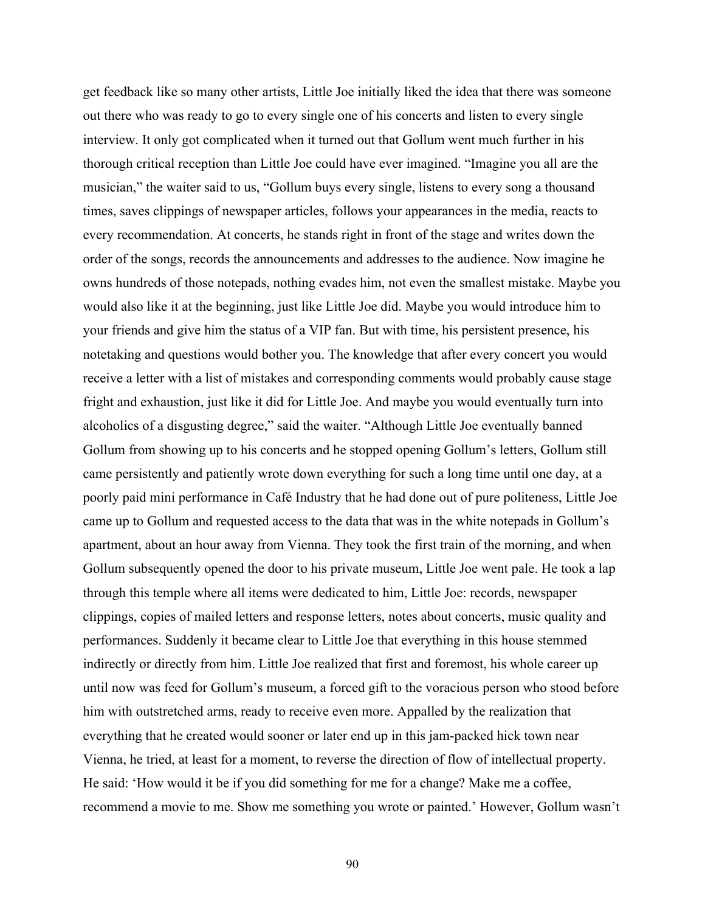get feedback like so many other artists, Little Joe initially liked the idea that there was someone out there who was ready to go to every single one of his concerts and listen to every single interview. It only got complicated when it turned out that Gollum went much further in his thorough critical reception than Little Joe could have ever imagined. "Imagine you all are the musician," the waiter said to us, "Gollum buys every single, listens to every song a thousand times, saves clippings of newspaper articles, follows your appearances in the media, reacts to every recommendation. At concerts, he stands right in front of the stage and writes down the order of the songs, records the announcements and addresses to the audience. Now imagine he owns hundreds of those notepads, nothing evades him, not even the smallest mistake. Maybe you would also like it at the beginning, just like Little Joe did. Maybe you would introduce him to your friends and give him the status of a VIP fan. But with time, his persistent presence, his notetaking and questions would bother you. The knowledge that after every concert you would receive a letter with a list of mistakes and corresponding comments would probably cause stage fright and exhaustion, just like it did for Little Joe. And maybe you would eventually turn into alcoholics of a disgusting degree," said the waiter. "Although Little Joe eventually banned Gollum from showing up to his concerts and he stopped opening Gollum's letters, Gollum still came persistently and patiently wrote down everything for such a long time until one day, at a poorly paid mini performance in Café Industry that he had done out of pure politeness, Little Joe came up to Gollum and requested access to the data that was in the white notepads in Gollum's apartment, about an hour away from Vienna. They took the first train of the morning, and when Gollum subsequently opened the door to his private museum, Little Joe went pale. He took a lap through this temple where all items were dedicated to him, Little Joe: records, newspaper clippings, copies of mailed letters and response letters, notes about concerts, music quality and performances. Suddenly it became clear to Little Joe that everything in this house stemmed indirectly or directly from him. Little Joe realized that first and foremost, his whole career up until now was feed for Gollum's museum, a forced gift to the voracious person who stood before him with outstretched arms, ready to receive even more. Appalled by the realization that everything that he created would sooner or later end up in this jam-packed hick town near Vienna, he tried, at least for a moment, to reverse the direction of flow of intellectual property. He said: 'How would it be if you did something for me for a change? Make me a coffee, recommend a movie to me. Show me something you wrote or painted.' However, Gollum wasn't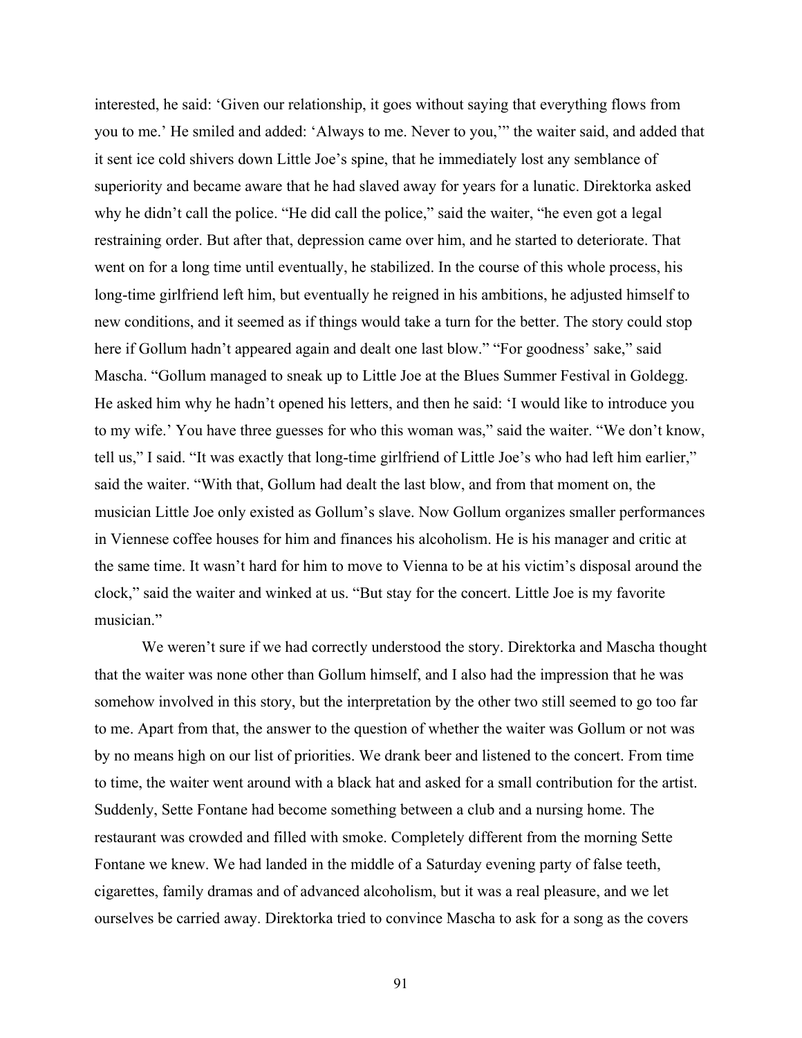interested, he said: 'Given our relationship, it goes without saying that everything flows from you to me.' He smiled and added: 'Always to me. Never to you,'" the waiter said, and added that it sent ice cold shivers down Little Joe's spine, that he immediately lost any semblance of superiority and became aware that he had slaved away for years for a lunatic. Direktorka asked why he didn't call the police. "He did call the police," said the waiter, "he even got a legal restraining order. But after that, depression came over him, and he started to deteriorate. That went on for a long time until eventually, he stabilized. In the course of this whole process, his long-time girlfriend left him, but eventually he reigned in his ambitions, he adjusted himself to new conditions, and it seemed as if things would take a turn for the better. The story could stop here if Gollum hadn't appeared again and dealt one last blow." "For goodness' sake," said Mascha. "Gollum managed to sneak up to Little Joe at the Blues Summer Festival in Goldegg. He asked him why he hadn't opened his letters, and then he said: 'I would like to introduce you to my wife.' You have three guesses for who this woman was," said the waiter. "We don't know, tell us," I said. "It was exactly that long-time girlfriend of Little Joe's who had left him earlier," said the waiter. "With that, Gollum had dealt the last blow, and from that moment on, the musician Little Joe only existed as Gollum's slave. Now Gollum organizes smaller performances in Viennese coffee houses for him and finances his alcoholism. He is his manager and critic at the same time. It wasn't hard for him to move to Vienna to be at his victim's disposal around the clock," said the waiter and winked at us. "But stay for the concert. Little Joe is my favorite musician."

We weren't sure if we had correctly understood the story. Direktorka and Mascha thought that the waiter was none other than Gollum himself, and I also had the impression that he was somehow involved in this story, but the interpretation by the other two still seemed to go too far to me. Apart from that, the answer to the question of whether the waiter was Gollum or not was by no means high on our list of priorities. We drank beer and listened to the concert. From time to time, the waiter went around with a black hat and asked for a small contribution for the artist. Suddenly, Sette Fontane had become something between a club and a nursing home. The restaurant was crowded and filled with smoke. Completely different from the morning Sette Fontane we knew. We had landed in the middle of a Saturday evening party of false teeth, cigarettes, family dramas and of advanced alcoholism, but it was a real pleasure, and we let ourselves be carried away. Direktorka tried to convince Mascha to ask for a song as the covers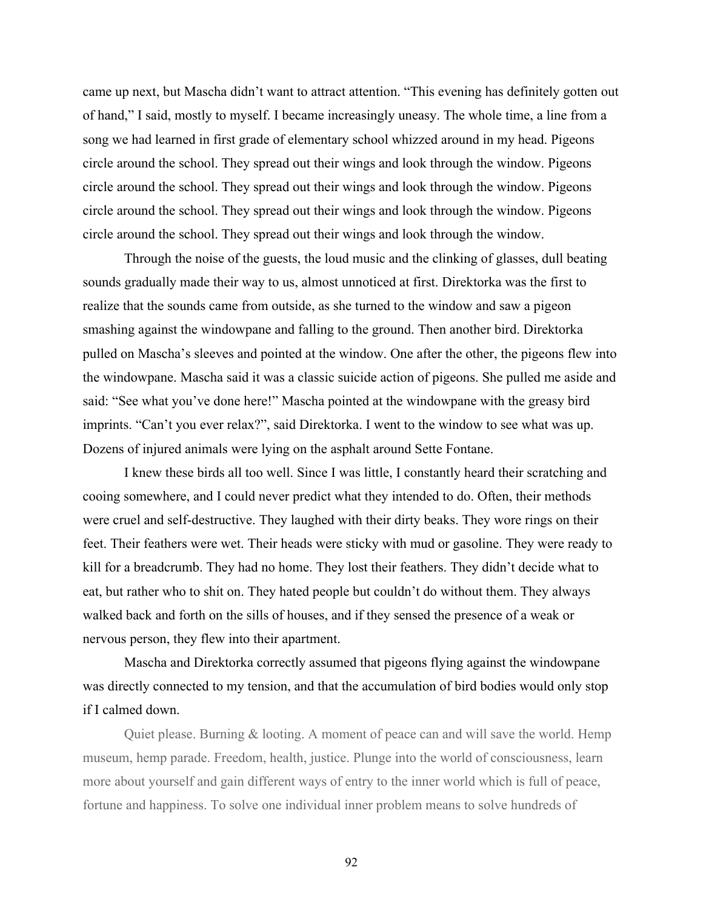came up next, but Mascha didn't want to attract attention. "This evening has definitely gotten out of hand," I said, mostly to myself. I became increasingly uneasy. The whole time, a line from a song we had learned in first grade of elementary school whizzed around in my head. Pigeons circle around the school. They spread out their wings and look through the window. Pigeons circle around the school. They spread out their wings and look through the window. Pigeons circle around the school. They spread out their wings and look through the window. Pigeons circle around the school. They spread out their wings and look through the window.

Through the noise of the guests, the loud music and the clinking of glasses, dull beating sounds gradually made their way to us, almost unnoticed at first. Direktorka was the first to realize that the sounds came from outside, as she turned to the window and saw a pigeon smashing against the windowpane and falling to the ground. Then another bird. Direktorka pulled on Mascha's sleeves and pointed at the window. One after the other, the pigeons flew into the windowpane. Mascha said it was a classic suicide action of pigeons. She pulled me aside and said: "See what you've done here!" Mascha pointed at the windowpane with the greasy bird imprints. "Can't you ever relax?", said Direktorka. I went to the window to see what was up. Dozens of injured animals were lying on the asphalt around Sette Fontane.

I knew these birds all too well. Since I was little, I constantly heard their scratching and cooing somewhere, and I could never predict what they intended to do. Often, their methods were cruel and self-destructive. They laughed with their dirty beaks. They wore rings on their feet. Their feathers were wet. Their heads were sticky with mud or gasoline. They were ready to kill for a breadcrumb. They had no home. They lost their feathers. They didn't decide what to eat, but rather who to shit on. They hated people but couldn't do without them. They always walked back and forth on the sills of houses, and if they sensed the presence of a weak or nervous person, they flew into their apartment.

Mascha and Direktorka correctly assumed that pigeons flying against the windowpane was directly connected to my tension, and that the accumulation of bird bodies would only stop if I calmed down.

Quiet please. Burning & looting. A moment of peace can and will save the world. Hemp museum, hemp parade. Freedom, health, justice. Plunge into the world of consciousness, learn more about yourself and gain different ways of entry to the inner world which is full of peace, fortune and happiness. To solve one individual inner problem means to solve hundreds of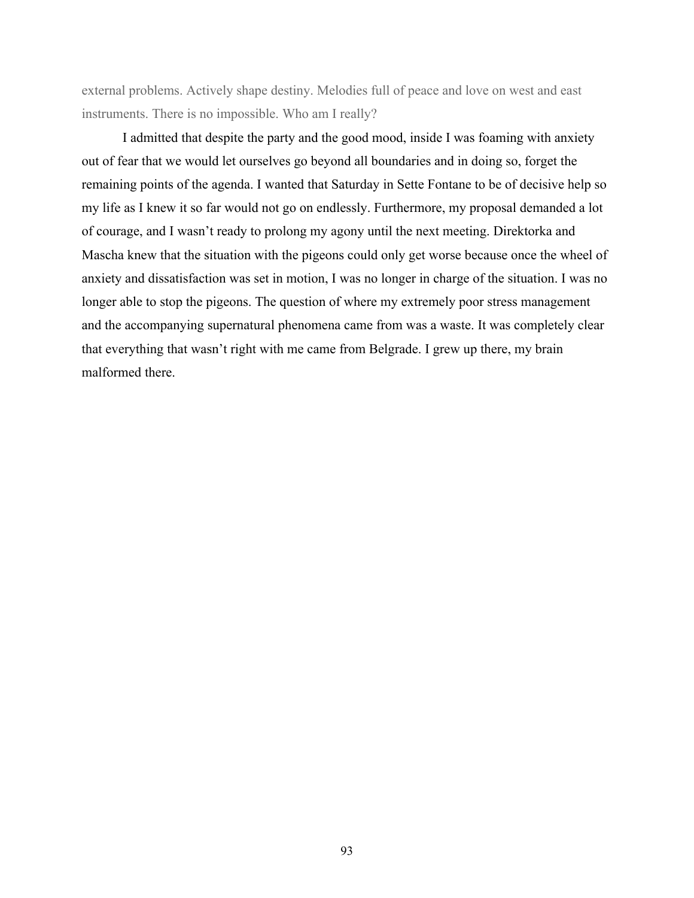external problems. Actively shape destiny. Melodies full of peace and love on west and east instruments. There is no impossible. Who am I really?

I admitted that despite the party and the good mood, inside I was foaming with anxiety out of fear that we would let ourselves go beyond all boundaries and in doing so, forget the remaining points of the agenda. I wanted that Saturday in Sette Fontane to be of decisive help so my life as I knew it so far would not go on endlessly. Furthermore, my proposal demanded a lot of courage, and I wasn't ready to prolong my agony until the next meeting. Direktorka and Mascha knew that the situation with the pigeons could only get worse because once the wheel of anxiety and dissatisfaction was set in motion, I was no longer in charge of the situation. I was no longer able to stop the pigeons. The question of where my extremely poor stress management and the accompanying supernatural phenomena came from was a waste. It was completely clear that everything that wasn't right with me came from Belgrade. I grew up there, my brain malformed there.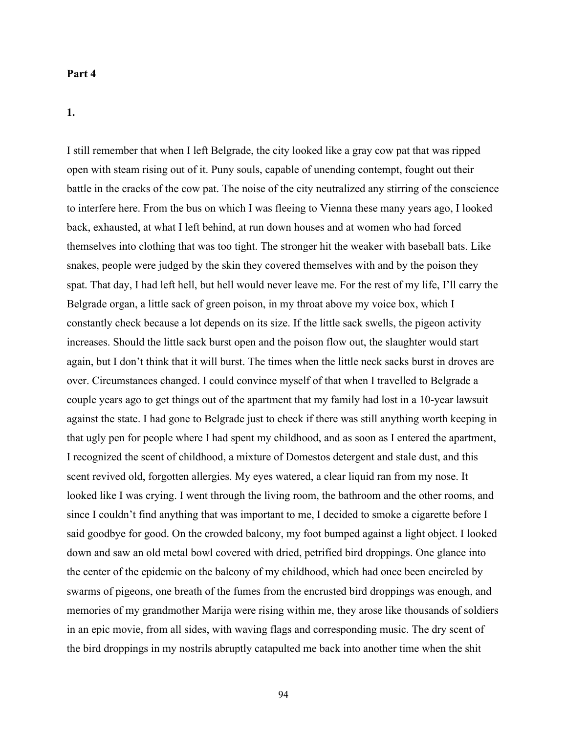**Part 4**

**1.**

I still remember that when I left Belgrade, the city looked like a gray cow pat that was ripped open with steam rising out of it. Puny souls, capable of unending contempt, fought out their battle in the cracks of the cow pat. The noise of the city neutralized any stirring of the conscience to interfere here. From the bus on which I was fleeing to Vienna these many years ago, I looked back, exhausted, at what I left behind, at run down houses and at women who had forced themselves into clothing that was too tight. The stronger hit the weaker with baseball bats. Like snakes, people were judged by the skin they covered themselves with and by the poison they spat. That day, I had left hell, but hell would never leave me. For the rest of my life, I'll carry the Belgrade organ, a little sack of green poison, in my throat above my voice box, which I constantly check because a lot depends on its size. If the little sack swells, the pigeon activity increases. Should the little sack burst open and the poison flow out, the slaughter would start again, but I don't think that it will burst. The times when the little neck sacks burst in droves are over. Circumstances changed. I could convince myself of that when I travelled to Belgrade a couple years ago to get things out of the apartment that my family had lost in a 10-year lawsuit against the state. I had gone to Belgrade just to check if there was still anything worth keeping in that ugly pen for people where I had spent my childhood, and as soon as I entered the apartment, I recognized the scent of childhood, a mixture of Domestos detergent and stale dust, and this scent revived old, forgotten allergies. My eyes watered, a clear liquid ran from my nose. It looked like I was crying. I went through the living room, the bathroom and the other rooms, and since I couldn't find anything that was important to me, I decided to smoke a cigarette before I said goodbye for good. On the crowded balcony, my foot bumped against a light object. I looked down and saw an old metal bowl covered with dried, petrified bird droppings. One glance into the center of the epidemic on the balcony of my childhood, which had once been encircled by swarms of pigeons, one breath of the fumes from the encrusted bird droppings was enough, and memories of my grandmother Marija were rising within me, they arose like thousands of soldiers in an epic movie, from all sides, with waving flags and corresponding music. The dry scent of the bird droppings in my nostrils abruptly catapulted me back into another time when the shit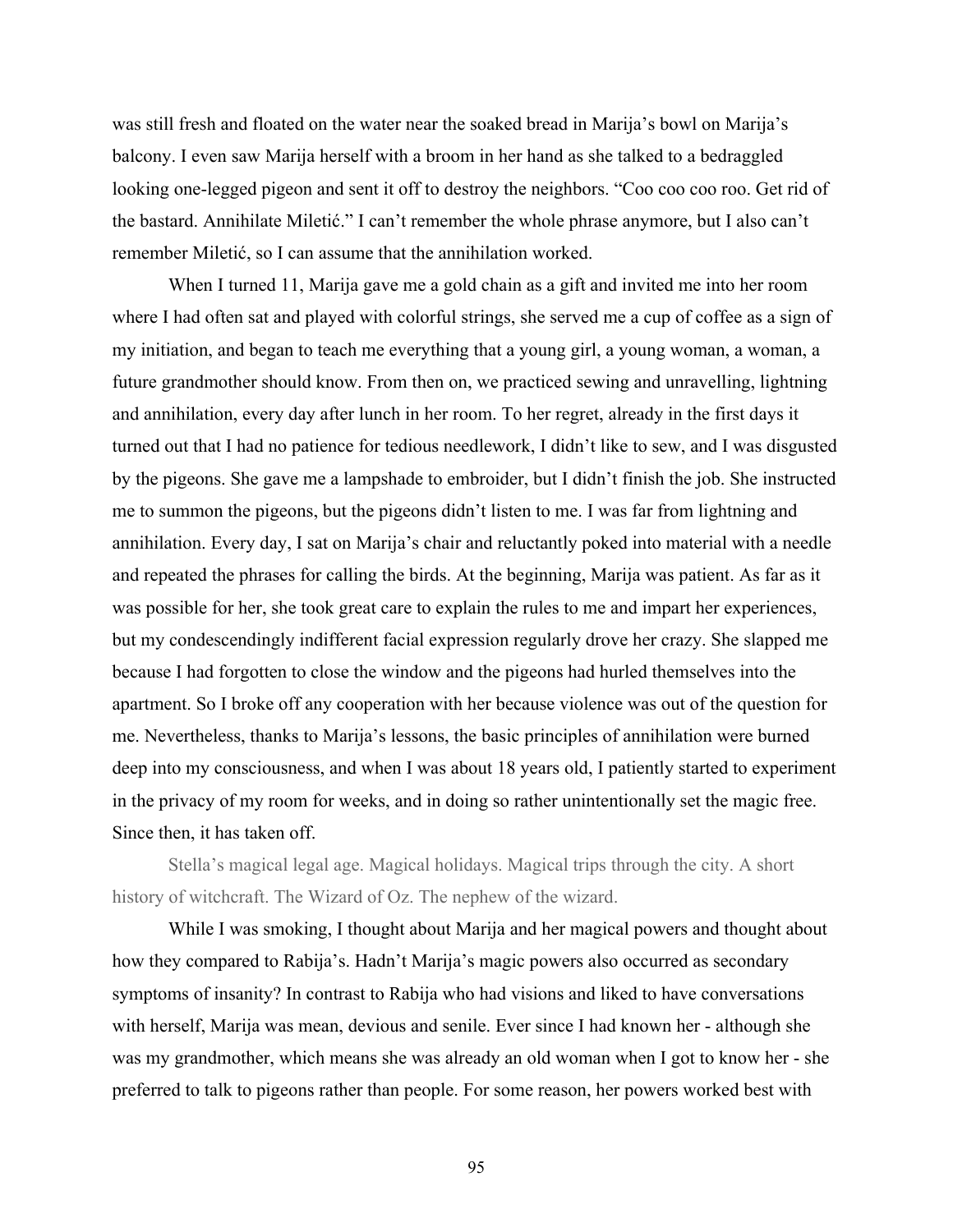was still fresh and floated on the water near the soaked bread in Marija's bowl on Marija's balcony. I even saw Marija herself with a broom in her hand as she talked to a bedraggled looking one-legged pigeon and sent it off to destroy the neighbors. "Coo coo coo roo. Get rid of the bastard. Annihilate Miletić." I can't remember the whole phrase anymore, but I also can't remember Miletić, so I can assume that the annihilation worked.

When I turned 11, Marija gave me a gold chain as a gift and invited me into her room where I had often sat and played with colorful strings, she served me a cup of coffee as a sign of my initiation, and began to teach me everything that a young girl, a young woman, a woman, a future grandmother should know. From then on, we practiced sewing and unravelling, lightning and annihilation, every day after lunch in her room. To her regret, already in the first days it turned out that I had no patience for tedious needlework, I didn't like to sew, and I was disgusted by the pigeons. She gave me a lampshade to embroider, but I didn't finish the job. She instructed me to summon the pigeons, but the pigeons didn't listen to me. I was far from lightning and annihilation. Every day, I sat on Marija's chair and reluctantly poked into material with a needle and repeated the phrases for calling the birds. At the beginning, Marija was patient. As far as it was possible for her, she took great care to explain the rules to me and impart her experiences, but my condescendingly indifferent facial expression regularly drove her crazy. She slapped me because I had forgotten to close the window and the pigeons had hurled themselves into the apartment. So I broke off any cooperation with her because violence was out of the question for me. Nevertheless, thanks to Marija's lessons, the basic principles of annihilation were burned deep into my consciousness, and when I was about 18 years old, I patiently started to experiment in the privacy of my room for weeks, and in doing so rather unintentionally set the magic free. Since then, it has taken off.

Stella's magical legal age. Magical holidays. Magical trips through the city. A short history of witchcraft. The Wizard of Oz. The nephew of the wizard.

While I was smoking, I thought about Marija and her magical powers and thought about how they compared to Rabija's. Hadn't Marija's magic powers also occurred as secondary symptoms of insanity? In contrast to Rabija who had visions and liked to have conversations with herself, Marija was mean, devious and senile. Ever since I had known her - although she was my grandmother, which means she was already an old woman when I got to know her - she preferred to talk to pigeons rather than people. For some reason, her powers worked best with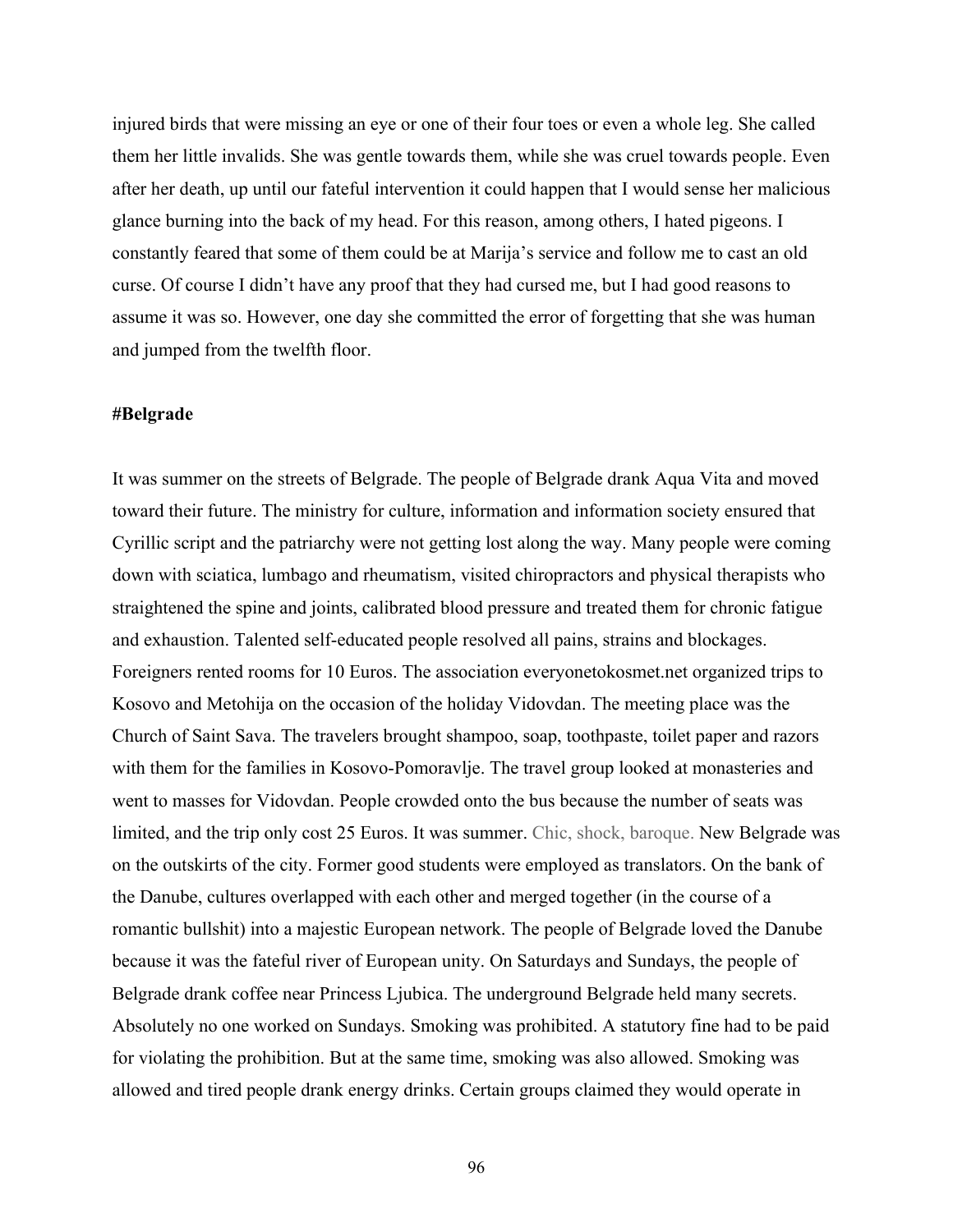injured birds that were missing an eye or one of their four toes or even a whole leg. She called them her little invalids. She was gentle towards them, while she was cruel towards people. Even after her death, up until our fateful intervention it could happen that I would sense her malicious glance burning into the back of my head. For this reason, among others, I hated pigeons. I constantly feared that some of them could be at Marija's service and follow me to cast an old curse. Of course I didn't have any proof that they had cursed me, but I had good reasons to assume it was so. However, one day she committed the error of forgetting that she was human and jumped from the twelfth floor.

**#Belgrade**

It was summer on the streets of Belgrade. The people of Belgrade drank Aqua Vita and moved toward their future. The ministry for culture, information and information society ensured that Cyrillic script and the patriarchy were not getting lost along the way. Many people were coming down with sciatica, lumbago and rheumatism, visited chiropractors and physical therapists who straightened the spine and joints, calibrated blood pressure and treated them for chronic fatigue and exhaustion. Talented self-educated people resolved all pains, strains and blockages. Foreigners rented rooms for 10 Euros. The association everyonetokosmet.net organized trips to Kosovo and Metohija on the occasion of the holiday Vidovdan. The meeting place was the Church of Saint Sava. The travelers brought shampoo, soap, toothpaste, toilet paper and razors with them for the families in Kosovo-Pomoravlje. The travel group looked at monasteries and went to masses for Vidovdan. People crowded onto the bus because the number of seats was limited, and the trip only cost 25 Euros. It was summer. Chic, shock, baroque. New Belgrade was on the outskirts of the city. Former good students were employed as translators. On the bank of the Danube, cultures overlapped with each other and merged together (in the course of a romantic bullshit) into a majestic European network. The people of Belgrade loved the Danube because it was the fateful river of European unity. On Saturdays and Sundays, the people of Belgrade drank coffee near Princess Ljubica. The underground Belgrade held many secrets. Absolutely no one worked on Sundays. Smoking was prohibited. A statutory fine had to be paid for violating the prohibition. But at the same time, smoking was also allowed. Smoking was allowed and tired people drank energy drinks. Certain groups claimed they would operate in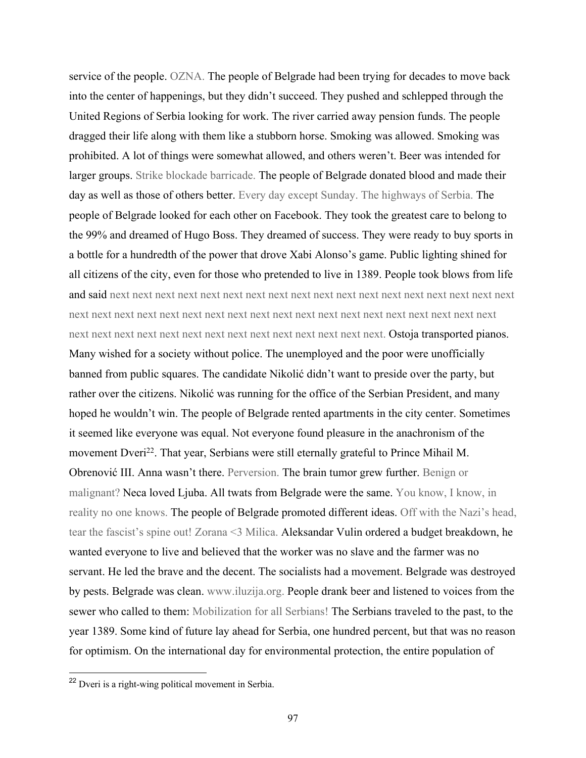service of the people. OZNA. The people of Belgrade had been trying for decades to move back into the center of happenings, but they didn't succeed. They pushed and schlepped through the United Regions of Serbia looking for work. The river carried away pension funds. The people dragged their life along with them like a stubborn horse. Smoking was allowed. Smoking was prohibited. A lot of things were somewhat allowed, and others weren't. Beer was intended for larger groups. Strike blockade barricade. The people of Belgrade donated blood and made their day as well as those of others better. Every day except Sunday. The highways of Serbia. The people of Belgrade looked for each other on Facebook. They took the greatest care to belong to the 99% and dreamed of Hugo Boss. They dreamed of success. They were ready to buy sports in a bottle for a hundredth of the power that drove Xabi Alonso's game. Public lighting shined for all citizens of the city, even for those who pretended to live in 1389. People took blows from life and said next next next next next next next next next next next next next next next next next next next next next next next next next next next next next next next next next next next next next next next next next next next next next next next next next next next. Ostoja transported pianos. Many wished for a society without police. The unemployed and the poor were unofficially banned from public squares. The candidate Nikolić didn't want to preside over the party, but rather over the citizens. Nikolić was running for the office of the Serbian President, and many hoped he wouldn't win. The people of Belgrade rented apartments in the city center. Sometimes it seemed like everyone was equal. Not everyone found pleasure in the anachronism of the movement Dveri[22]. That year, Serbians were still eternally grateful to Prince Mihail M. Obrenović III. Anna wasn't there. Perversion. The brain tumor grew further. Benign or malignant? Neca loved Ljuba. All twats from Belgrade were the same. You know, I know, in reality no one knows. The people of Belgrade promoted different ideas. Off with the Nazi's head, tear the fascist's spine out! Zorana <3 Milica. Aleksandar Vulin ordered a budget breakdown, he wanted everyone to live and believed that the worker was no slave and the farmer was no servant. He led the brave and the decent. The socialists had a movement. Belgrade was destroyed by pests. Belgrade was clean. www.iluzija.org. People drank beer and listened to voices from the sewer who called to them: Mobilization for all Serbians! The Serbians traveled to the past, to the year 1389. Some kind of future lay ahead for Serbia, one hundred percent, but that was no reason for optimism. On the international day for environmental protection, the entire population of

[22] Dveri is a right-wing political movement in Serbia.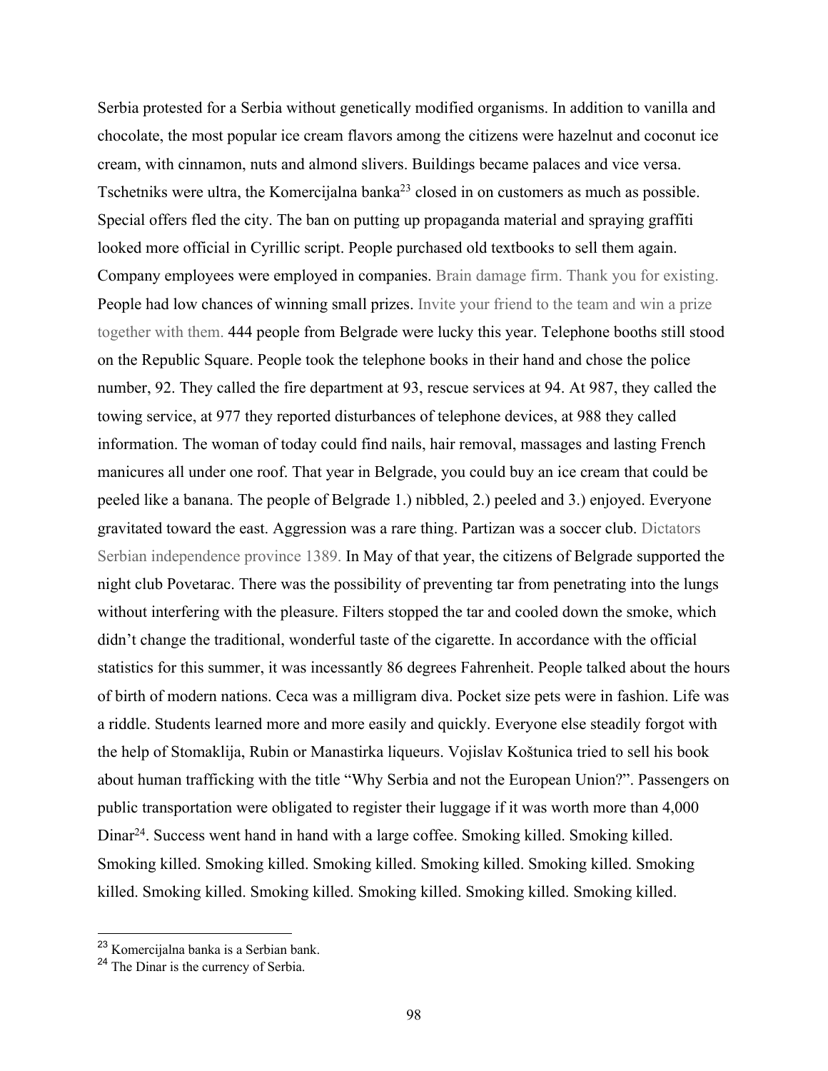Serbia protested for a Serbia without genetically modified organisms. In addition to vanilla and chocolate, the most popular ice cream flavors among the citizens were hazelnut and coconut ice cream, with cinnamon, nuts and almond slivers. Buildings became palaces and vice versa. Tschetniks were ultra, the Komercijalna banka[23] closed in on customers as much as possible. Special offers fled the city. The ban on putting up propaganda material and spraying graffiti looked more official in Cyrillic script. People purchased old textbooks to sell them again. Company employees were employed in companies. Brain damage firm. Thank you for existing. People had low chances of winning small prizes. Invite your friend to the team and win a prize together with them. 444 people from Belgrade were lucky this year. Telephone booths still stood on the Republic Square. People took the telephone books in their hand and chose the police number, 92. They called the fire department at 93, rescue services at 94. At 987, they called the towing service, at 977 they reported disturbances of telephone devices, at 988 they called information. The woman of today could find nails, hair removal, massages and lasting French manicures all under one roof. That year in Belgrade, you could buy an ice cream that could be peeled like a banana. The people of Belgrade 1.) nibbled, 2.) peeled and 3.) enjoyed. Everyone gravitated toward the east. Aggression was a rare thing. Partizan was a soccer club. Dictators Serbian independence province 1389. In May of that year, the citizens of Belgrade supported the night club Povetarac. There was the possibility of preventing tar from penetrating into the lungs without interfering with the pleasure. Filters stopped the tar and cooled down the smoke, which didn't change the traditional, wonderful taste of the cigarette. In accordance with the official statistics for this summer, it was incessantly 86 degrees Fahrenheit. People talked about the hours of birth of modern nations. Ceca was a milligram diva. Pocket size pets were in fashion. Life was a riddle. Students learned more and more easily and quickly. Everyone else steadily forgot with the help of Stomaklija, Rubin or Manastirka liqueurs. Vojislav Koštunica tried to sell his book about human trafficking with the title "Why Serbia and not the European Union?". Passengers on public transportation were obligated to register their luggage if it was worth more than 4,000 Dinar[24]. Success went hand in hand with a large coffee. Smoking killed. Smoking killed. Smoking killed. Smoking killed. Smoking killed. Smoking killed. Smoking killed. Smoking killed. Smoking killed. Smoking killed. Smoking killed. Smoking killed. Smoking killed.

---

[23] Komercijalna banka is a Serbian bank.

[24] The Dinar is the currency of Serbia.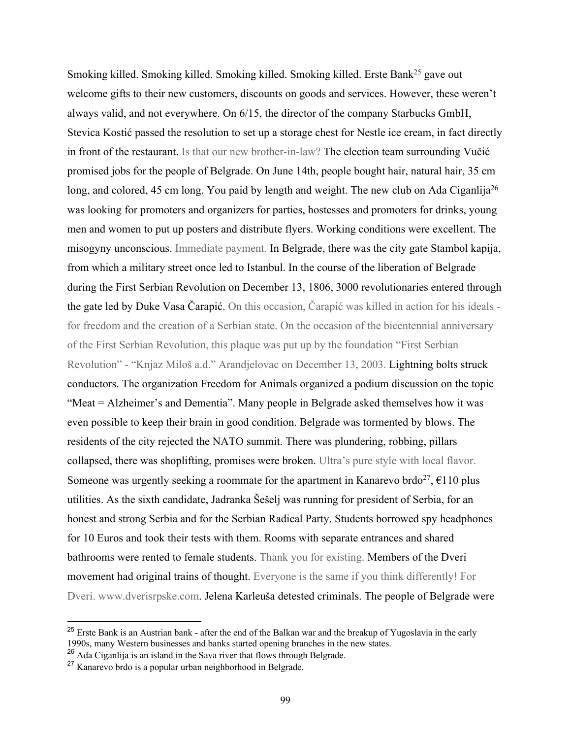Smoking killed. Smoking killed. Smoking killed. Smoking killed. Erste Bank[25] gave out welcome gifts to their new customers, discounts on goods and services. However, these weren't always valid, and not everywhere. On 6/15, the director of the company Starbucks GmbH, Stevica Kostić passed the resolution to set up a storage chest for Nestle ice cream, in fact directly in front of the restaurant. Is that our new brother-in-law? The election team surrounding Vučić promised jobs for the people of Belgrade. On June 14th, people bought hair, natural hair, 35 cm long, and colored, 45 cm long. You paid by length and weight. The new club on Ada Ciganlija[26] was looking for promoters and organizers for parties, hostesses and promoters for drinks, young men and women to put up posters and distribute flyers. Working conditions were excellent. The misogyny unconscious. Immediate payment. In Belgrade, there was the city gate Stambol kapija, from which a military street once led to Istanbul. In the course of the liberation of Belgrade during the First Serbian Revolution on December 13, 1806, 3000 revolutionaries entered through the gate led by Duke Vasa Čarapić. On this occasion, Čarapić was killed in action for his ideals - for freedom and the creation of a Serbian state. On the occasion of the bicentennial anniversary of the First Serbian Revolution, this plaque was put up by the foundation "First Serbian Revolution" - "Knjaz Miloš a.d." Arandjelovac on December 13, 2003. Lightning bolts struck conductors. The organization Freedom for Animals organized a podium discussion on the topic "Meat = Alzheimer's and Dementia". Many people in Belgrade asked themselves how it was even possible to keep their brain in good condition. Belgrade was tormented by blows. The residents of the city rejected the NATO summit. There was plundering, robbing, pillars collapsed, there was shoplifting, promises were broken. Ultra's pure style with local flavor. Someone was urgently seeking a roommate for the apartment in Kanarevo brdo[27], €110 plus utilities. As the sixth candidate, Jadranka Šešelj was running for president of Serbia, for an honest and strong Serbia and for the Serbian Radical Party. Students borrowed spy headphones for 10 Euros and took their tests with them. Rooms with separate entrances and shared bathrooms were rented to female students. Thank you for existing. Members of the Dveri movement had original trains of thought. Everyone is the same if you think differently! For Dveri. www.dverisrpske.com. Jelena Karleuša detested criminals. The people of Belgrade were

---

[25] Erste Bank is an Austrian bank - after the end of the Balkan war and the breakup of Yugoslavia in the early 1990s, many Western businesses and banks started opening branches in the new states.

[26] Ada Ciganlija is an island in the Sava river that flows through Belgrade.

[27] Kanarevo brdo is a popular urban neighborhood in Belgrade.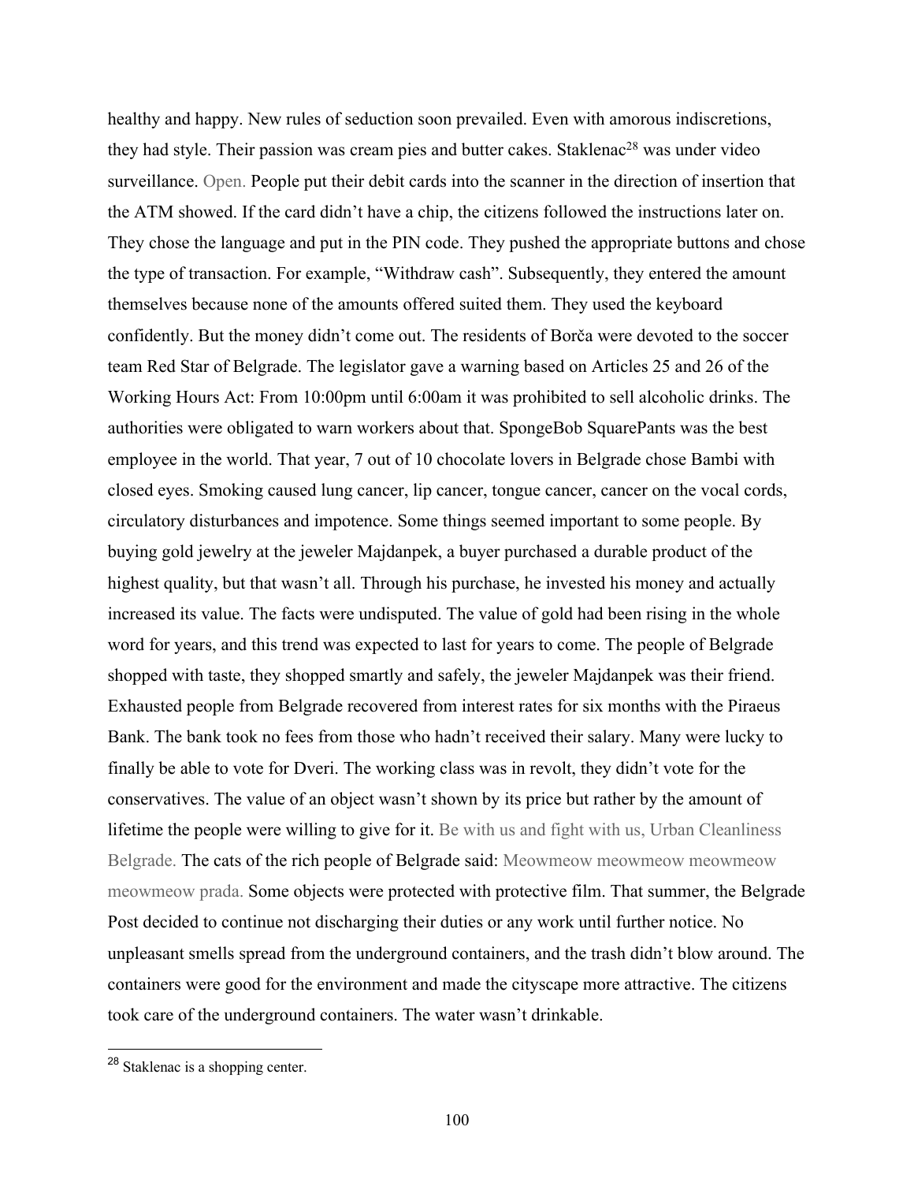healthy and happy. New rules of seduction soon prevailed. Even with amorous indiscretions, they had style. Their passion was cream pies and butter cakes. Staklenac[28] was under video surveillance. Open. People put their debit cards into the scanner in the direction of insertion that the ATM showed. If the card didn't have a chip, the citizens followed the instructions later on. They chose the language and put in the PIN code. They pushed the appropriate buttons and chose the type of transaction. For example, "Withdraw cash". Subsequently, they entered the amount themselves because none of the amounts offered suited them. They used the keyboard confidently. But the money didn't come out. The residents of Borča were devoted to the soccer team Red Star of Belgrade. The legislator gave a warning based on Articles 25 and 26 of the Working Hours Act: From 10:00pm until 6:00am it was prohibited to sell alcoholic drinks. The authorities were obligated to warn workers about that. SpongeBob SquarePants was the best employee in the world. That year, 7 out of 10 chocolate lovers in Belgrade chose Bambi with closed eyes. Smoking caused lung cancer, lip cancer, tongue cancer, cancer on the vocal cords, circulatory disturbances and impotence. Some things seemed important to some people. By buying gold jewelry at the jeweler Majdanpek, a buyer purchased a durable product of the highest quality, but that wasn't all. Through his purchase, he invested his money and actually increased its value. The facts were undisputed. The value of gold had been rising in the whole word for years, and this trend was expected to last for years to come. The people of Belgrade shopped with taste, they shopped smartly and safely, the jeweler Majdanpek was their friend. Exhausted people from Belgrade recovered from interest rates for six months with the Piraeus Bank. The bank took no fees from those who hadn't received their salary. Many were lucky to finally be able to vote for Dveri. The working class was in revolt, they didn't vote for the conservatives. The value of an object wasn't shown by its price but rather by the amount of lifetime the people were willing to give for it. Be with us and fight with us, Urban Cleanliness Belgrade. The cats of the rich people of Belgrade said: Meowmeow meowmeow meowmeow meowmeow prada. Some objects were protected with protective film. That summer, the Belgrade Post decided to continue not discharging their duties or any work until further notice. No unpleasant smells spread from the underground containers, and the trash didn't blow around. The containers were good for the environment and made the cityscape more attractive. The citizens took care of the underground containers. The water wasn't drinkable.

[28] Staklenac is a shopping center.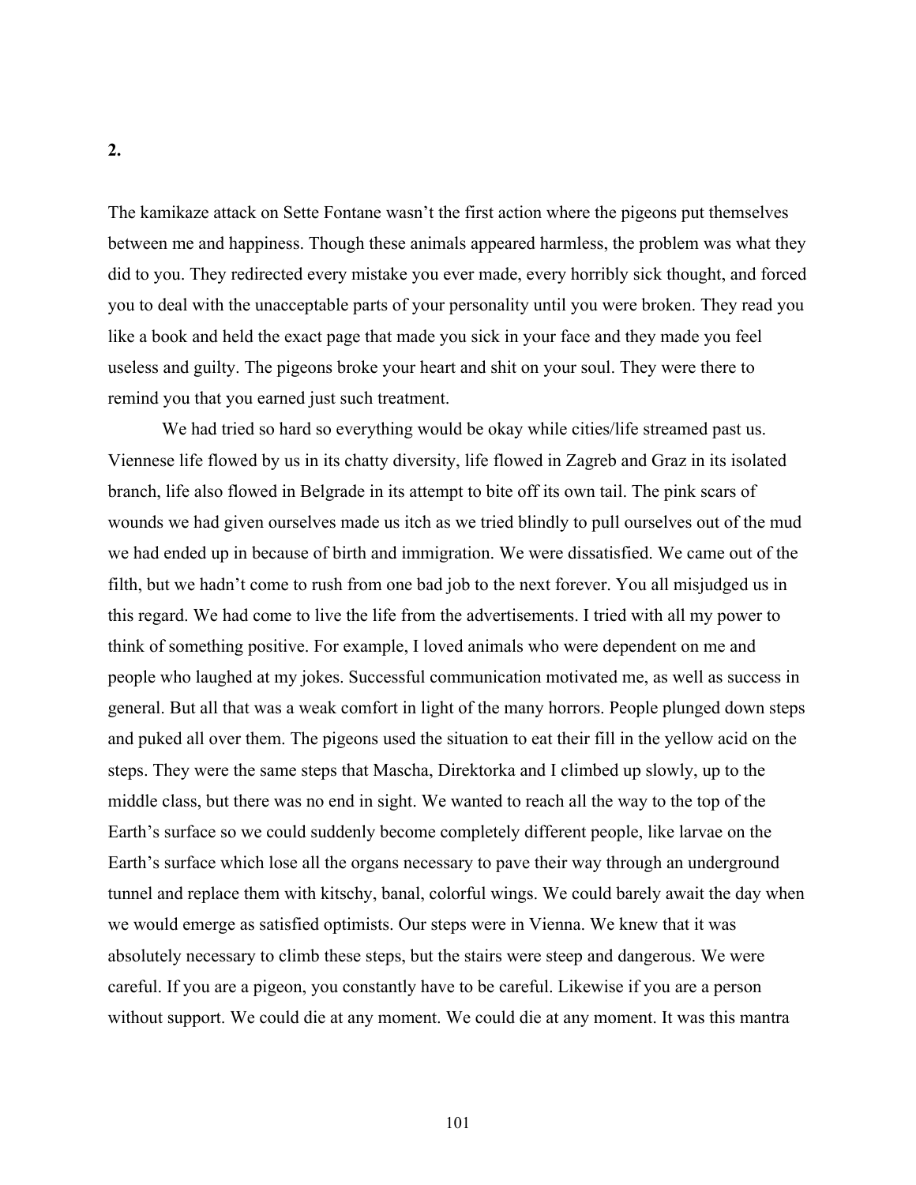**2.**

The kamikaze attack on Sette Fontane wasn't the first action where the pigeons put themselves between me and happiness. Though these animals appeared harmless, the problem was what they did to you. They redirected every mistake you ever made, every horribly sick thought, and forced you to deal with the unacceptable parts of your personality until you were broken. They read you like a book and held the exact page that made you sick in your face and they made you feel useless and guilty. The pigeons broke your heart and shit on your soul. They were there to remind you that you earned just such treatment.

We had tried so hard so everything would be okay while cities/life streamed past us. Viennese life flowed by us in its chatty diversity, life flowed in Zagreb and Graz in its isolated branch, life also flowed in Belgrade in its attempt to bite off its own tail. The pink scars of wounds we had given ourselves made us itch as we tried blindly to pull ourselves out of the mud we had ended up in because of birth and immigration. We were dissatisfied. We came out of the filth, but we hadn't come to rush from one bad job to the next forever. You all misjudged us in this regard. We had come to live the life from the advertisements. I tried with all my power to think of something positive. For example, I loved animals who were dependent on me and people who laughed at my jokes. Successful communication motivated me, as well as success in general. But all that was a weak comfort in light of the many horrors. People plunged down steps and puked all over them. The pigeons used the situation to eat their fill in the yellow acid on the steps. They were the same steps that Mascha, Direktorka and I climbed up slowly, up to the middle class, but there was no end in sight. We wanted to reach all the way to the top of the Earth's surface so we could suddenly become completely different people, like larvae on the Earth's surface which lose all the organs necessary to pave their way through an underground tunnel and replace them with kitschy, banal, colorful wings. We could barely await the day when we would emerge as satisfied optimists. Our steps were in Vienna. We knew that it was absolutely necessary to climb these steps, but the stairs were steep and dangerous. We were careful. If you are a pigeon, you constantly have to be careful. Likewise if you are a person without support. We could die at any moment. We could die at any moment. It was this mantra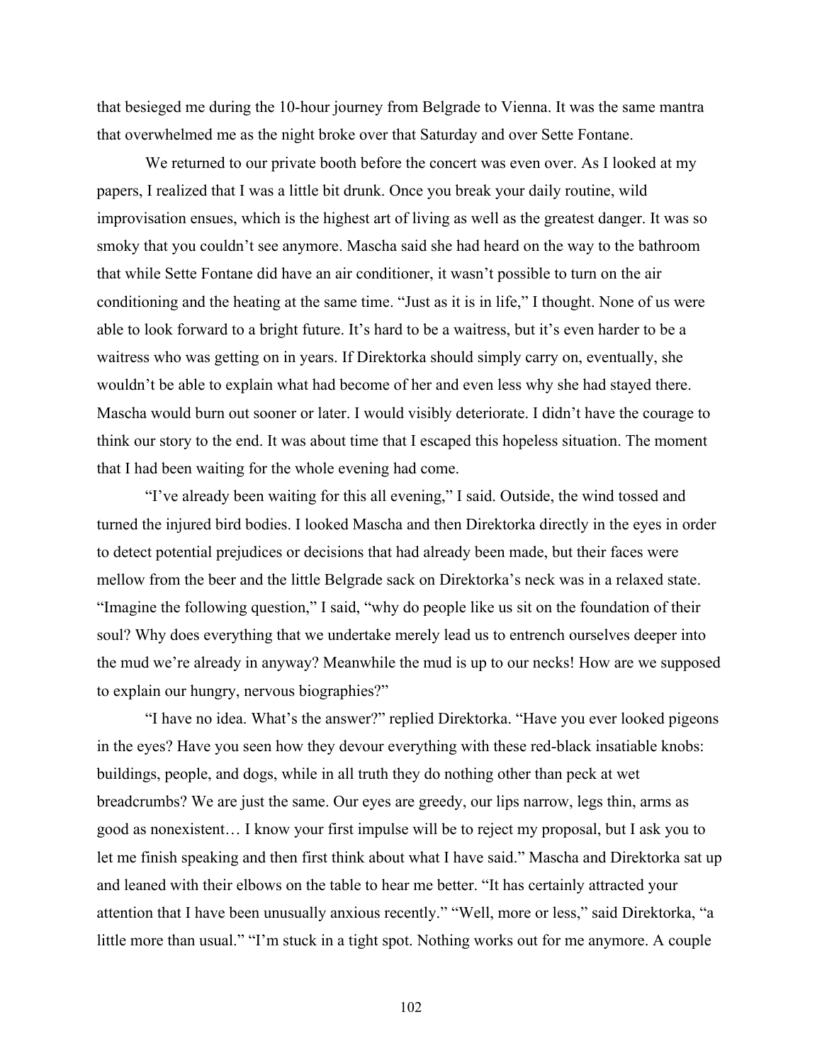that besieged me during the 10-hour journey from Belgrade to Vienna. It was the same mantra that overwhelmed me as the night broke over that Saturday and over Sette Fontane.

We returned to our private booth before the concert was even over. As I looked at my papers, I realized that I was a little bit drunk. Once you break your daily routine, wild improvisation ensues, which is the highest art of living as well as the greatest danger. It was so smoky that you couldn't see anymore. Mascha said she had heard on the way to the bathroom that while Sette Fontane did have an air conditioner, it wasn't possible to turn on the air conditioning and the heating at the same time. "Just as it is in life," I thought. None of us were able to look forward to a bright future. It's hard to be a waitress, but it's even harder to be a waitress who was getting on in years. If Direktorka should simply carry on, eventually, she wouldn't be able to explain what had become of her and even less why she had stayed there. Mascha would burn out sooner or later. I would visibly deteriorate. I didn't have the courage to think our story to the end. It was about time that I escaped this hopeless situation. The moment that I had been waiting for the whole evening had come.

"I've already been waiting for this all evening," I said. Outside, the wind tossed and turned the injured bird bodies. I looked Mascha and then Direktorka directly in the eyes in order to detect potential prejudices or decisions that had already been made, but their faces were mellow from the beer and the little Belgrade sack on Direktorka's neck was in a relaxed state. "Imagine the following question," I said, "why do people like us sit on the foundation of their soul? Why does everything that we undertake merely lead us to entrench ourselves deeper into the mud we're already in anyway? Meanwhile the mud is up to our necks! How are we supposed to explain our hungry, nervous biographies?"

"I have no idea. What's the answer?" replied Direktorka. "Have you ever looked pigeons in the eyes? Have you seen how they devour everything with these red-black insatiable knobs: buildings, people, and dogs, while in all truth they do nothing other than peck at wet breadcrumbs? We are just the same. Our eyes are greedy, our lips narrow, legs thin, arms as good as nonexistent… I know your first impulse will be to reject my proposal, but I ask you to let me finish speaking and then first think about what I have said." Mascha and Direktorka sat up and leaned with their elbows on the table to hear me better. "It has certainly attracted your attention that I have been unusually anxious recently." "Well, more or less," said Direktorka, "a little more than usual." "I'm stuck in a tight spot. Nothing works out for me anymore. A couple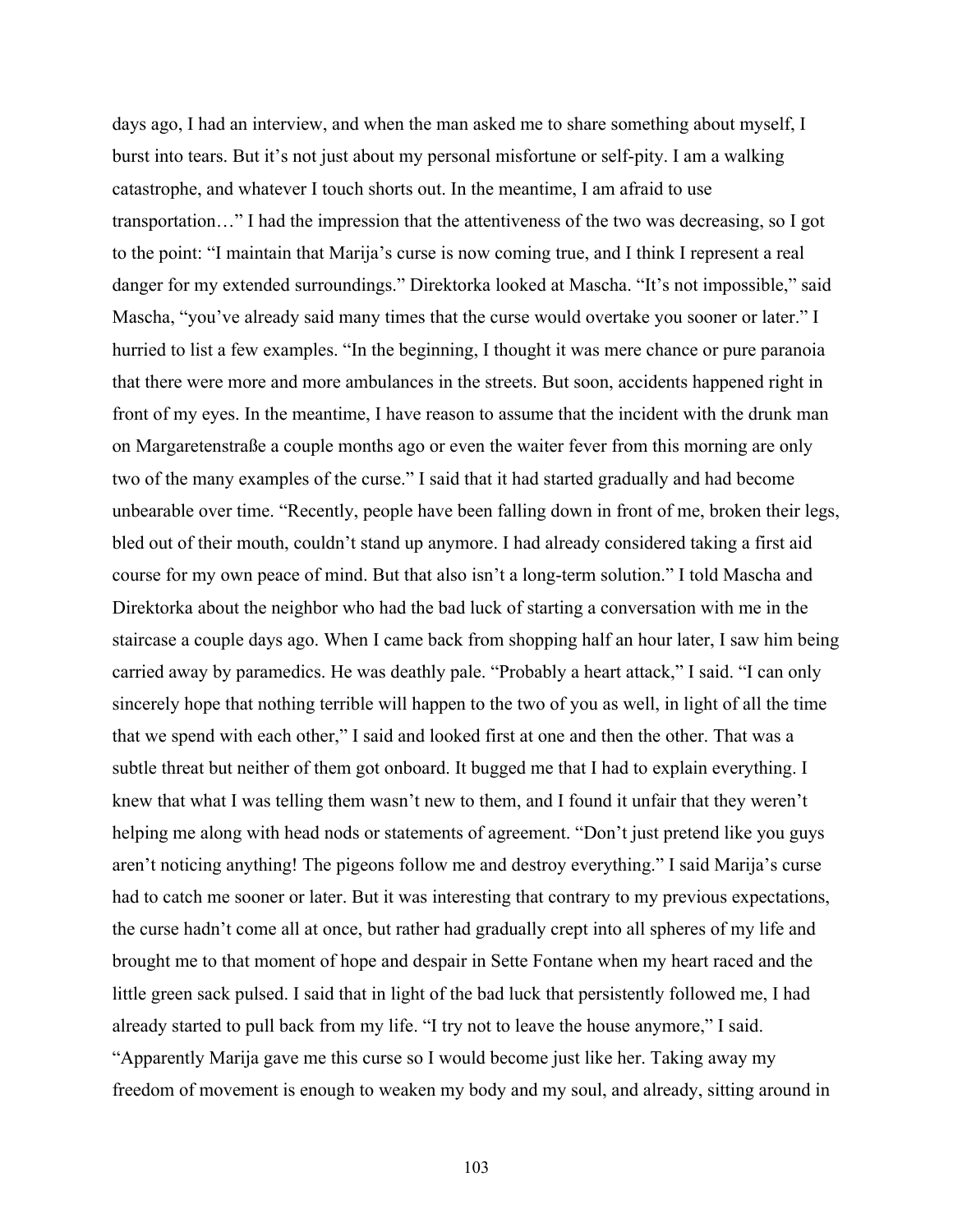days ago, I had an interview, and when the man asked me to share something about myself, I burst into tears. But it's not just about my personal misfortune or self-pity. I am a walking catastrophe, and whatever I touch shorts out. In the meantime, I am afraid to use transportation…" I had the impression that the attentiveness of the two was decreasing, so I got to the point: "I maintain that Marija's curse is now coming true, and I think I represent a real danger for my extended surroundings." Direktorka looked at Mascha. "It's not impossible," said Mascha, "you've already said many times that the curse would overtake you sooner or later." I hurried to list a few examples. "In the beginning, I thought it was mere chance or pure paranoia that there were more and more ambulances in the streets. But soon, accidents happened right in front of my eyes. In the meantime, I have reason to assume that the incident with the drunk man on Margaretenstraße a couple months ago or even the waiter fever from this morning are only two of the many examples of the curse." I said that it had started gradually and had become unbearable over time. "Recently, people have been falling down in front of me, broken their legs, bled out of their mouth, couldn't stand up anymore. I had already considered taking a first aid course for my own peace of mind. But that also isn't a long-term solution." I told Mascha and Direktorka about the neighbor who had the bad luck of starting a conversation with me in the staircase a couple days ago. When I came back from shopping half an hour later, I saw him being carried away by paramedics. He was deathly pale. "Probably a heart attack," I said. "I can only sincerely hope that nothing terrible will happen to the two of you as well, in light of all the time that we spend with each other," I said and looked first at one and then the other. That was a subtle threat but neither of them got onboard. It bugged me that I had to explain everything. I knew that what I was telling them wasn't new to them, and I found it unfair that they weren't helping me along with head nods or statements of agreement. "Don't just pretend like you guys aren't noticing anything! The pigeons follow me and destroy everything." I said Marija's curse had to catch me sooner or later. But it was interesting that contrary to my previous expectations, the curse hadn't come all at once, but rather had gradually crept into all spheres of my life and brought me to that moment of hope and despair in Sette Fontane when my heart raced and the little green sack pulsed. I said that in light of the bad luck that persistently followed me, I had already started to pull back from my life. "I try not to leave the house anymore," I said. "Apparently Marija gave me this curse so I would become just like her. Taking away my freedom of movement is enough to weaken my body and my soul, and already, sitting around in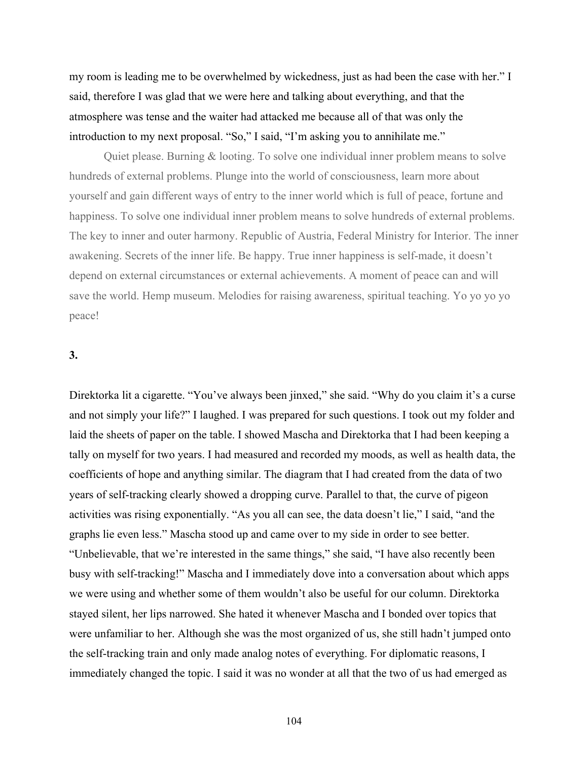my room is leading me to be overwhelmed by wickedness, just as had been the case with her." I said, therefore I was glad that we were here and talking about everything, and that the atmosphere was tense and the waiter had attacked me because all of that was only the introduction to my next proposal. "So," I said, "I'm asking you to annihilate me."

Quiet please. Burning & looting. To solve one individual inner problem means to solve hundreds of external problems. Plunge into the world of consciousness, learn more about yourself and gain different ways of entry to the inner world which is full of peace, fortune and happiness. To solve one individual inner problem means to solve hundreds of external problems. The key to inner and outer harmony. Republic of Austria, Federal Ministry for Interior. The inner awakening. Secrets of the inner life. Be happy. True inner happiness is self-made, it doesn't depend on external circumstances or external achievements. A moment of peace can and will save the world. Hemp museum. Melodies for raising awareness, spiritual teaching. Yo yo yo yo peace!

**3.**

Direktorka lit a cigarette. "You've always been jinxed," she said. "Why do you claim it's a curse and not simply your life?" I laughed. I was prepared for such questions. I took out my folder and laid the sheets of paper on the table. I showed Mascha and Direktorka that I had been keeping a tally on myself for two years. I had measured and recorded my moods, as well as health data, the coefficients of hope and anything similar. The diagram that I had created from the data of two years of self-tracking clearly showed a dropping curve. Parallel to that, the curve of pigeon activities was rising exponentially. "As you all can see, the data doesn't lie," I said, "and the graphs lie even less." Mascha stood up and came over to my side in order to see better. "Unbelievable, that we're interested in the same things," she said, "I have also recently been busy with self-tracking!" Mascha and I immediately dove into a conversation about which apps we were using and whether some of them wouldn't also be useful for our column. Direktorka stayed silent, her lips narrowed. She hated it whenever Mascha and I bonded over topics that were unfamiliar to her. Although she was the most organized of us, she still hadn't jumped onto the self-tracking train and only made analog notes of everything. For diplomatic reasons, I immediately changed the topic. I said it was no wonder at all that the two of us had emerged as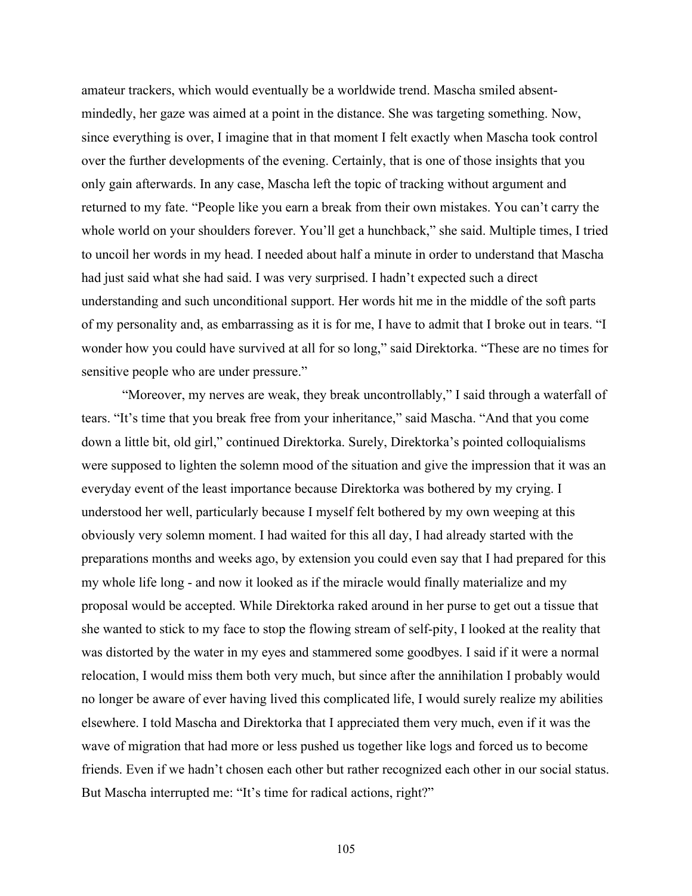amateur trackers, which would eventually be a worldwide trend. Mascha smiled absent-mindedly, her gaze was aimed at a point in the distance. She was targeting something. Now, since everything is over, I imagine that in that moment I felt exactly when Mascha took control over the further developments of the evening. Certainly, that is one of those insights that you only gain afterwards. In any case, Mascha left the topic of tracking without argument and returned to my fate. "People like you earn a break from their own mistakes. You can't carry the whole world on your shoulders forever. You'll get a hunchback," she said. Multiple times, I tried to uncoil her words in my head. I needed about half a minute in order to understand that Mascha had just said what she had said. I was very surprised. I hadn't expected such a direct understanding and such unconditional support. Her words hit me in the middle of the soft parts of my personality and, as embarrassing as it is for me, I have to admit that I broke out in tears. "I wonder how you could have survived at all for so long," said Direktorka. "These are no times for sensitive people who are under pressure."

"Moreover, my nerves are weak, they break uncontrollably," I said through a waterfall of tears. "It's time that you break free from your inheritance," said Mascha. "And that you come down a little bit, old girl," continued Direktorka. Surely, Direktorka's pointed colloquialisms were supposed to lighten the solemn mood of the situation and give the impression that it was an everyday event of the least importance because Direktorka was bothered by my crying. I understood her well, particularly because I myself felt bothered by my own weeping at this obviously very solemn moment. I had waited for this all day, I had already started with the preparations months and weeks ago, by extension you could even say that I had prepared for this my whole life long - and now it looked as if the miracle would finally materialize and my proposal would be accepted. While Direktorka raked around in her purse to get out a tissue that she wanted to stick to my face to stop the flowing stream of self-pity, I looked at the reality that was distorted by the water in my eyes and stammered some goodbyes. I said if it were a normal relocation, I would miss them both very much, but since after the annihilation I probably would no longer be aware of ever having lived this complicated life, I would surely realize my abilities elsewhere. I told Mascha and Direktorka that I appreciated them very much, even if it was the wave of migration that had more or less pushed us together like logs and forced us to become friends. Even if we hadn't chosen each other but rather recognized each other in our social status. But Mascha interrupted me: "It's time for radical actions, right?"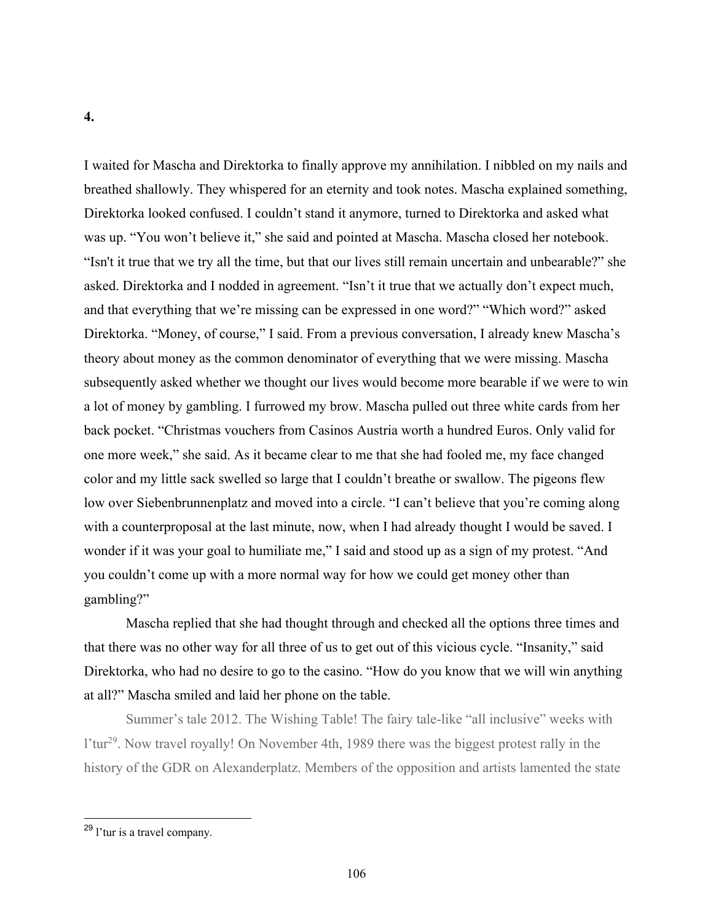**4.**

I waited for Mascha and Direktorka to finally approve my annihilation. I nibbled on my nails and breathed shallowly. They whispered for an eternity and took notes. Mascha explained something, Direktorka looked confused. I couldn't stand it anymore, turned to Direktorka and asked what was up. "You won't believe it," she said and pointed at Mascha. Mascha closed her notebook. "Isn't it true that we try all the time, but that our lives still remain uncertain and unbearable?" she asked. Direktorka and I nodded in agreement. "Isn't it true that we actually don't expect much, and that everything that we're missing can be expressed in one word?" "Which word?" asked Direktorka. "Money, of course," I said. From a previous conversation, I already knew Mascha's theory about money as the common denominator of everything that we were missing. Mascha subsequently asked whether we thought our lives would become more bearable if we were to win a lot of money by gambling. I furrowed my brow. Mascha pulled out three white cards from her back pocket. "Christmas vouchers from Casinos Austria worth a hundred Euros. Only valid for one more week," she said. As it became clear to me that she had fooled me, my face changed color and my little sack swelled so large that I couldn't breathe or swallow. The pigeons flew low over Siebenbrunnenplatz and moved into a circle. "I can't believe that you're coming along with a counterproposal at the last minute, now, when I had already thought I would be saved. I wonder if it was your goal to humiliate me," I said and stood up as a sign of my protest. "And you couldn't come up with a more normal way for how we could get money other than gambling?"

Mascha replied that she had thought through and checked all the options three times and that there was no other way for all three of us to get out of this vicious cycle. "Insanity," said Direktorka, who had no desire to go to the casino. "How do you know that we will win anything at all?" Mascha smiled and laid her phone on the table.

Summer's tale 2012. The Wishing Table! The fairy tale-like "all inclusive" weeks with l'tur[29]. Now travel royally! On November 4th, 1989 there was the biggest protest rally in the history of the GDR on Alexanderplatz. Members of the opposition and artists lamented the state

[29] l'tur is a travel company.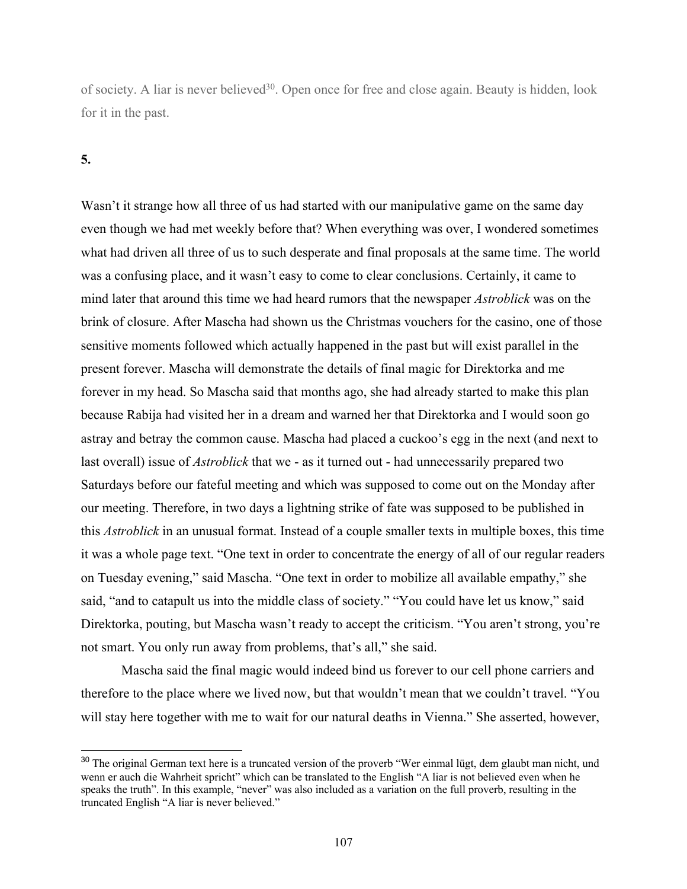of society. A liar is never believed[30]. Open once for free and close again. Beauty is hidden, look for it in the past.

**5.**

Wasn't it strange how all three of us had started with our manipulative game on the same day even though we had met weekly before that? When everything was over, I wondered sometimes what had driven all three of us to such desperate and final proposals at the same time. The world was a confusing place, and it wasn't easy to come to clear conclusions. Certainly, it came to mind later that around this time we had heard rumors that the newspaper *Astroblick* was on the brink of closure. After Mascha had shown us the Christmas vouchers for the casino, one of those sensitive moments followed which actually happened in the past but will exist parallel in the present forever. Mascha will demonstrate the details of final magic for Direktorka and me forever in my head. So Mascha said that months ago, she had already started to make this plan because Rabija had visited her in a dream and warned her that Direktorka and I would soon go astray and betray the common cause. Mascha had placed a cuckoo's egg in the next (and next to last overall) issue of *Astroblick* that we - as it turned out - had unnecessarily prepared two Saturdays before our fateful meeting and which was supposed to come out on the Monday after our meeting. Therefore, in two days a lightning strike of fate was supposed to be published in this *Astroblick* in an unusual format. Instead of a couple smaller texts in multiple boxes, this time it was a whole page text. "One text in order to concentrate the energy of all of our regular readers on Tuesday evening," said Mascha. "One text in order to mobilize all available empathy," she said, "and to catapult us into the middle class of society." "You could have let us know," said Direktorka, pouting, but Mascha wasn't ready to accept the criticism. "You aren't strong, you're not smart. You only run away from problems, that's all," she said.

Mascha said the final magic would indeed bind us forever to our cell phone carriers and therefore to the place where we lived now, but that wouldn't mean that we couldn't travel. "You will stay here together with me to wait for our natural deaths in Vienna." She asserted, however,

---

[30] The original German text here is a truncated version of the proverb "Wer einmal lügt, dem glaubt man nicht, und wenn er auch die Wahrheit spricht" which can be translated to the English "A liar is not believed even when he speaks the truth". In this example, "never" was also included as a variation on the full proverb, resulting in the truncated English "A liar is never believed."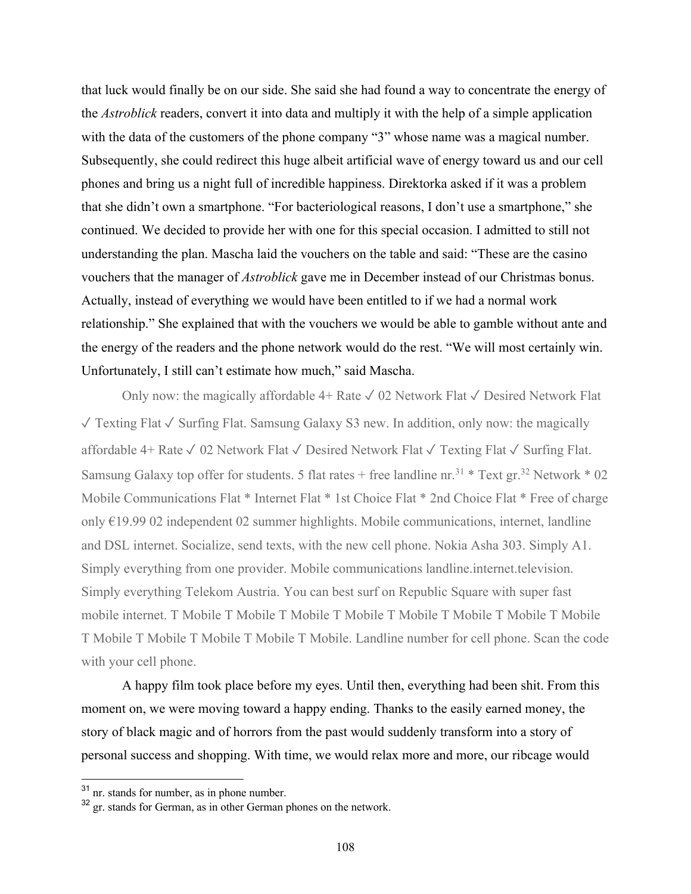that luck would finally be on our side. She said she had found a way to concentrate the energy of the *Astroblick* readers, convert it into data and multiply it with the help of a simple application with the data of the customers of the phone company "3" whose name was a magical number. Subsequently, she could redirect this huge albeit artificial wave of energy toward us and our cell phones and bring us a night full of incredible happiness. Direktorka asked if it was a problem that she didn't own a smartphone. "For bacteriological reasons, I don't use a smartphone," she continued. We decided to provide her with one for this special occasion. I admitted to still not understanding the plan. Mascha laid the vouchers on the table and said: "These are the casino vouchers that the manager of *Astroblick* gave me in December instead of our Christmas bonus. Actually, instead of everything we would have been entitled to if we had a normal work relationship." She explained that with the vouchers we would be able to gamble without ante and the energy of the readers and the phone network would do the rest. "We will most certainly win. Unfortunately, I still can't estimate how much," said Mascha.

Only now: the magically affordable 4+ Rate ✓ 02 Network Flat ✓ Desired Network Flat ✓ Texting Flat ✓ Surfing Flat. Samsung Galaxy S3 new. In addition, only now: the magically affordable 4+ Rate ✓ 02 Network Flat ✓ Desired Network Flat ✓ Texting Flat ✓ Surfing Flat. Samsung Galaxy top offer for students. 5 flat rates + free landline nr.[31] * Text gr.[32] Network * 02 Mobile Communications Flat * Internet Flat * 1st Choice Flat * 2nd Choice Flat * Free of charge only €19.99 02 independent 02 summer highlights. Mobile communications, internet, landline and DSL internet. Socialize, send texts, with the new cell phone. Nokia Asha 303. Simply A1. Simply everything from one provider. Mobile communications landline.internet.television. Simply everything Telekom Austria. You can best surf on Republic Square with super fast mobile internet. T Mobile T Mobile T Mobile T Mobile T Mobile T Mobile T Mobile T Mobile T Mobile T Mobile T Mobile T Mobile T Mobile T Mobile T Mobile T Mobile T Mobile. Landline number for cell phone. Scan the code with your cell phone.

A happy film took place before my eyes. Until then, everything had been shit. From this moment on, we were moving toward a happy ending. Thanks to the easily earned money, the story of black magic and of horrors from the past would suddenly transform into a story of personal success and shopping. With time, we would relax more and more, our ribcage would

---

[31] nr. stands for number, as in phone number.

[32] gr. stands for German, as in other German phones on the network.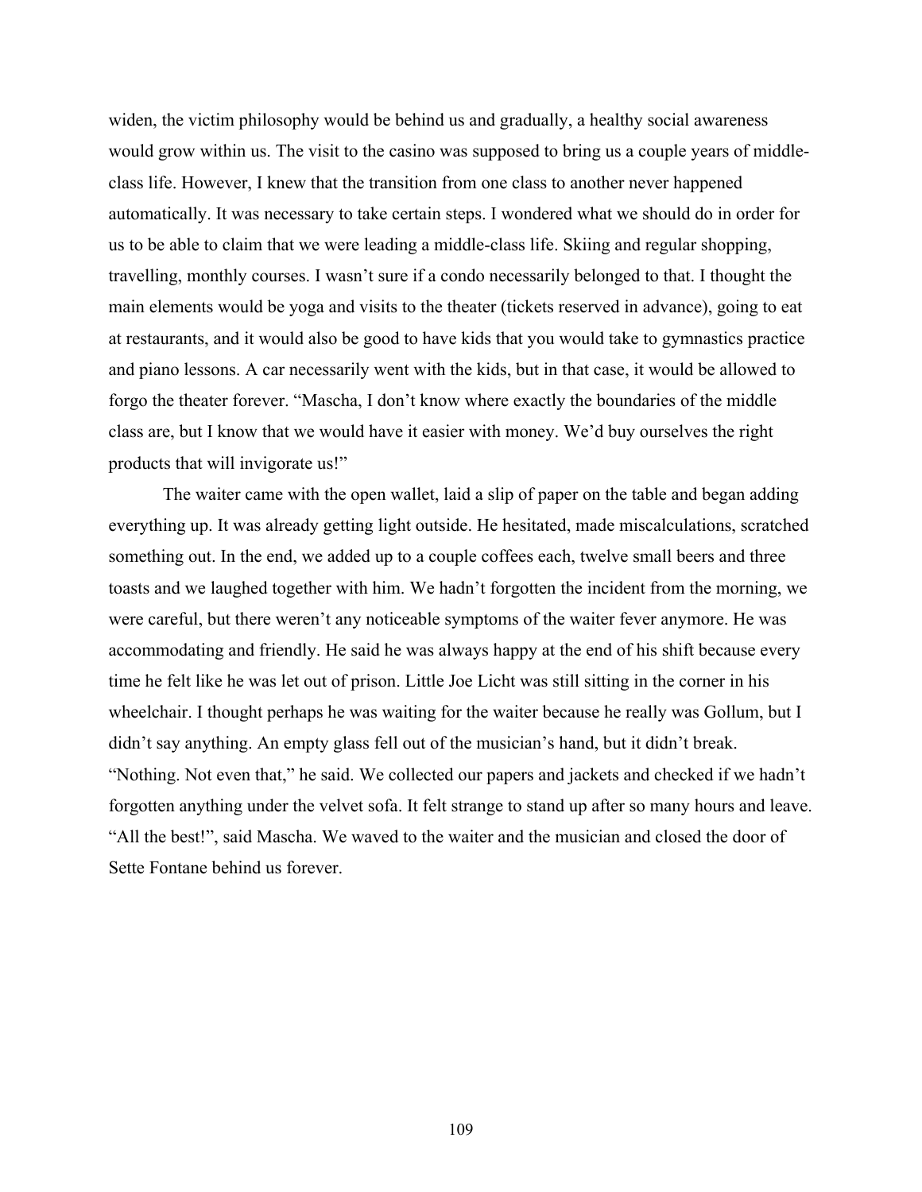widen, the victim philosophy would be behind us and gradually, a healthy social awareness would grow within us. The visit to the casino was supposed to bring us a couple years of middle-class life. However, I knew that the transition from one class to another never happened automatically. It was necessary to take certain steps. I wondered what we should do in order for us to be able to claim that we were leading a middle-class life. Skiing and regular shopping, travelling, monthly courses. I wasn't sure if a condo necessarily belonged to that. I thought the main elements would be yoga and visits to the theater (tickets reserved in advance), going to eat at restaurants, and it would also be good to have kids that you would take to gymnastics practice and piano lessons. A car necessarily went with the kids, but in that case, it would be allowed to forgo the theater forever. "Mascha, I don't know where exactly the boundaries of the middle class are, but I know that we would have it easier with money. We'd buy ourselves the right products that will invigorate us!"

The waiter came with the open wallet, laid a slip of paper on the table and began adding everything up. It was already getting light outside. He hesitated, made miscalculations, scratched something out. In the end, we added up to a couple coffees each, twelve small beers and three toasts and we laughed together with him. We hadn't forgotten the incident from the morning, we were careful, but there weren't any noticeable symptoms of the waiter fever anymore. He was accommodating and friendly. He said he was always happy at the end of his shift because every time he felt like he was let out of prison. Little Joe Licht was still sitting in the corner in his wheelchair. I thought perhaps he was waiting for the waiter because he really was Gollum, but I didn't say anything. An empty glass fell out of the musician's hand, but it didn't break. "Nothing. Not even that," he said. We collected our papers and jackets and checked if we hadn't forgotten anything under the velvet sofa. It felt strange to stand up after so many hours and leave. "All the best!", said Mascha. We waved to the waiter and the musician and closed the door of Sette Fontane behind us forever.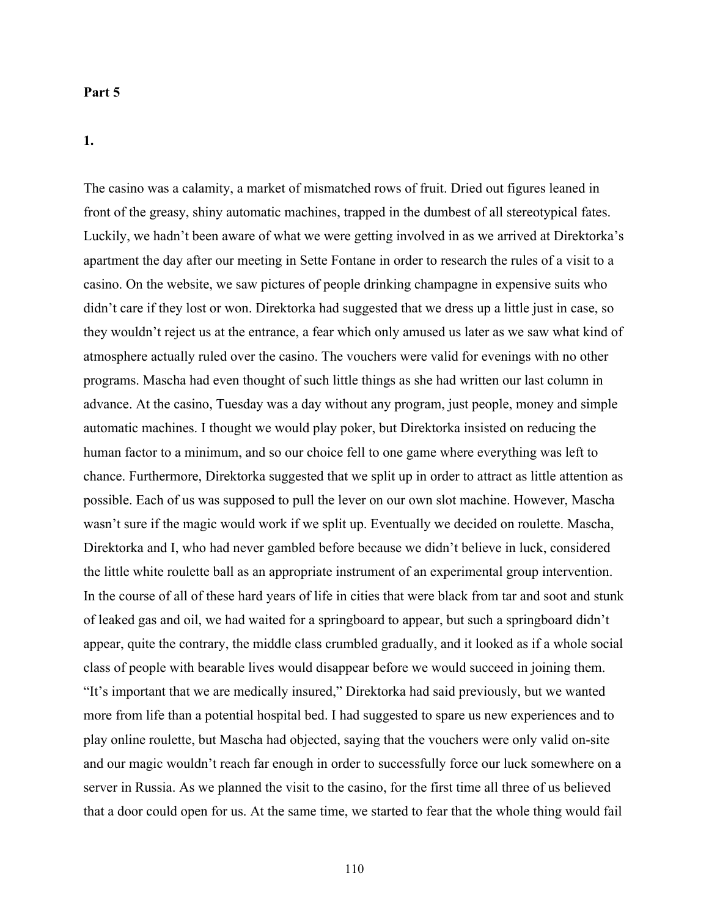**Part 5**

**1.**

The casino was a calamity, a market of mismatched rows of fruit. Dried out figures leaned in front of the greasy, shiny automatic machines, trapped in the dumbest of all stereotypical fates. Luckily, we hadn't been aware of what we were getting involved in as we arrived at Direktorka's apartment the day after our meeting in Sette Fontane in order to research the rules of a visit to a casino. On the website, we saw pictures of people drinking champagne in expensive suits who didn't care if they lost or won. Direktorka had suggested that we dress up a little just in case, so they wouldn't reject us at the entrance, a fear which only amused us later as we saw what kind of atmosphere actually ruled over the casino. The vouchers were valid for evenings with no other programs. Mascha had even thought of such little things as she had written our last column in advance. At the casino, Tuesday was a day without any program, just people, money and simple automatic machines. I thought we would play poker, but Direktorka insisted on reducing the human factor to a minimum, and so our choice fell to one game where everything was left to chance. Furthermore, Direktorka suggested that we split up in order to attract as little attention as possible. Each of us was supposed to pull the lever on our own slot machine. However, Mascha wasn't sure if the magic would work if we split up. Eventually we decided on roulette. Mascha, Direktorka and I, who had never gambled before because we didn't believe in luck, considered the little white roulette ball as an appropriate instrument of an experimental group intervention. In the course of all of these hard years of life in cities that were black from tar and soot and stunk of leaked gas and oil, we had waited for a springboard to appear, but such a springboard didn't appear, quite the contrary, the middle class crumbled gradually, and it looked as if a whole social class of people with bearable lives would disappear before we would succeed in joining them. "It's important that we are medically insured," Direktorka had said previously, but we wanted more from life than a potential hospital bed. I had suggested to spare us new experiences and to play online roulette, but Mascha had objected, saying that the vouchers were only valid on-site and our magic wouldn't reach far enough in order to successfully force our luck somewhere on a server in Russia. As we planned the visit to the casino, for the first time all three of us believed that a door could open for us. At the same time, we started to fear that the whole thing would fail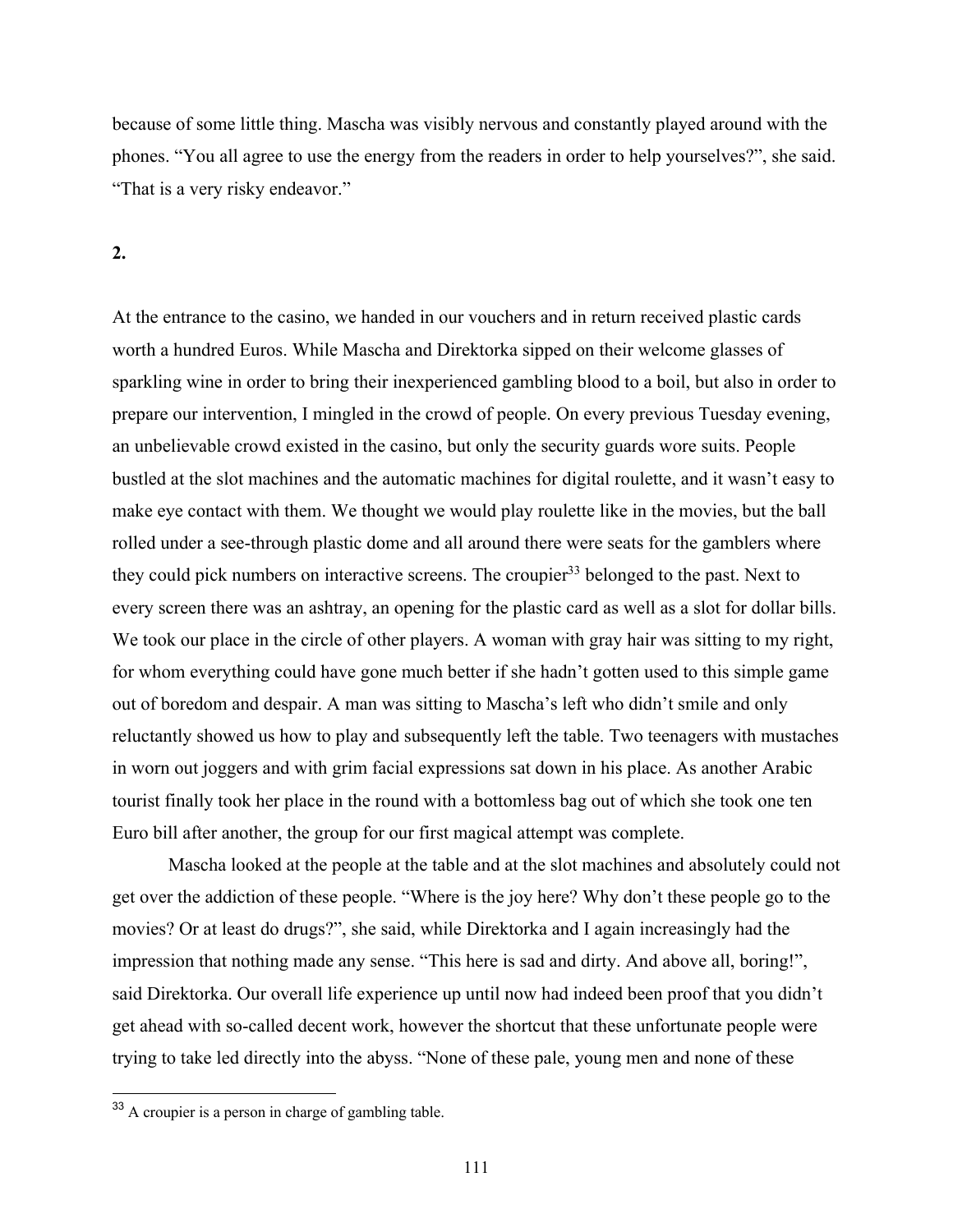because of some little thing. Mascha was visibly nervous and constantly played around with the phones. “You all agree to use the energy from the readers in order to help yourselves?”, she said. “That is a very risky endeavor.”

**2.**

At the entrance to the casino, we handed in our vouchers and in return received plastic cards worth a hundred Euros. While Mascha and Direktorka sipped on their welcome glasses of sparkling wine in order to bring their inexperienced gambling blood to a boil, but also in order to prepare our intervention, I mingled in the crowd of people. On every previous Tuesday evening, an unbelievable crowd existed in the casino, but only the security guards wore suits. People bustled at the slot machines and the automatic machines for digital roulette, and it wasn’t easy to make eye contact with them. We thought we would play roulette like in the movies, but the ball rolled under a see-through plastic dome and all around there were seats for the gamblers where they could pick numbers on interactive screens. The croupier[33] belonged to the past. Next to every screen there was an ashtray, an opening for the plastic card as well as a slot for dollar bills. We took our place in the circle of other players. A woman with gray hair was sitting to my right, for whom everything could have gone much better if she hadn’t gotten used to this simple game out of boredom and despair. A man was sitting to Mascha’s left who didn’t smile and only reluctantly showed us how to play and subsequently left the table. Two teenagers with mustaches in worn out joggers and with grim facial expressions sat down in his place. As another Arabic tourist finally took her place in the round with a bottomless bag out of which she took one ten Euro bill after another, the group for our first magical attempt was complete.

Mascha looked at the people at the table and at the slot machines and absolutely could not get over the addiction of these people. “Where is the joy here? Why don’t these people go to the movies? Or at least do drugs?”, she said, while Direktorka and I again increasingly had the impression that nothing made any sense. “This here is sad and dirty. And above all, boring!”, said Direktorka. Our overall life experience up until now had indeed been proof that you didn’t get ahead with so-called decent work, however the shortcut that these unfortunate people were trying to take led directly into the abyss. “None of these pale, young men and none of these

[33] A croupier is a person in charge of gambling table.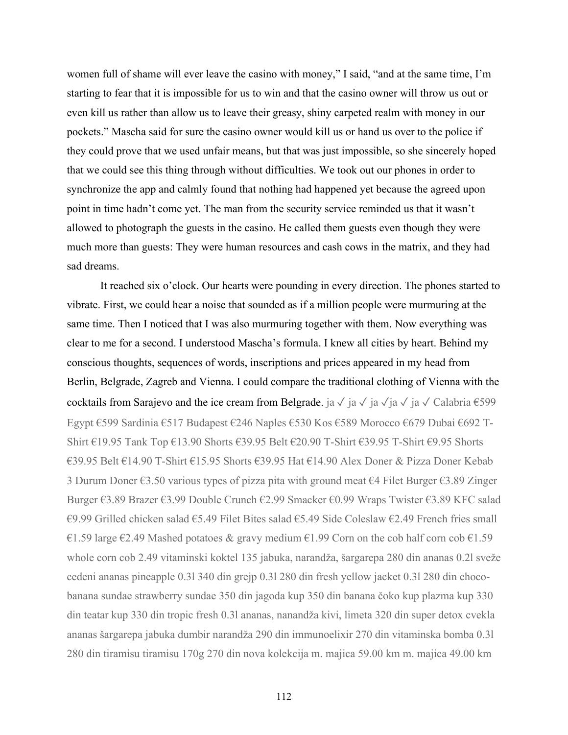women full of shame will ever leave the casino with money," I said, "and at the same time, I'm starting to fear that it is impossible for us to win and that the casino owner will throw us out or even kill us rather than allow us to leave their greasy, shiny carpeted realm with money in our pockets." Mascha said for sure the casino owner would kill us or hand us over to the police if they could prove that we used unfair means, but that was just impossible, so she sincerely hoped that we could see this thing through without difficulties. We took out our phones in order to synchronize the app and calmly found that nothing had happened yet because the agreed upon point in time hadn't come yet. The man from the security service reminded us that it wasn't allowed to photograph the guests in the casino. He called them guests even though they were much more than guests: They were human resources and cash cows in the matrix, and they had sad dreams.

It reached six o'clock. Our hearts were pounding in every direction. The phones started to vibrate. First, we could hear a noise that sounded as if a million people were murmuring at the same time. Then I noticed that I was also murmuring together with them. Now everything was clear to me for a second. I understood Mascha's formula. I knew all cities by heart. Behind my conscious thoughts, sequences of words, inscriptions and prices appeared in my head from Berlin, Belgrade, Zagreb and Vienna. I could compare the traditional clothing of Vienna with the cocktails from Sarajevo and the ice cream from Belgrade. ja ✓ ja ✓ ja ✓ja ✓ ja ✓ Calabria €599 Egypt €599 Sardinia €517 Budapest €246 Naples €530 Kos €589 Morocco €679 Dubai €692 T-Shirt €19.95 Tank Top €13.90 Shorts €39.95 Belt €20.90 T-Shirt €39.95 T-Shirt €9.95 Shorts €39.95 Belt €14.90 T-Shirt €15.95 Shorts €39.95 Hat €14.90 Alex Doner & Pizza Doner Kebab 3 Durum Doner €3.50 various types of pizza pita with ground meat €4 Filet Burger €3.89 Zinger Burger €3.89 Brazer €3.99 Double Crunch €2.99 Smacker €0.99 Wraps Twister €3.89 KFC salad €9.99 Grilled chicken salad €5.49 Filet Bites salad €5.49 Side Coleslaw €2.49 French fries small €1.59 large €2.49 Mashed potatoes & gravy medium €1.99 Corn on the cob half corn cob €1.59 whole corn cob 2.49 vitaminski koktel 135 jabuka, narandža, šargarepa 280 din ananas 0.2l sveže cedeni ananas pineapple 0.3l 340 din grejp 0.3l 280 din fresh yellow jacket 0.3l 280 din choco-banana sundae strawberry sundae 350 din jagoda kup 350 din banana čoko kup plazma kup 330 din teatar kup 330 din tropic fresh 0.3l ananas, nanandža kivi, limeta 320 din super detox cvekla ananas šargarepa jabuka dumbir narandža 290 din immunoelixir 270 din vitaminska bomba 0.3l 280 din tiramisu tiramisu 170g 270 din nova kolekcija m. majica 59.00 km m. majica 49.00 km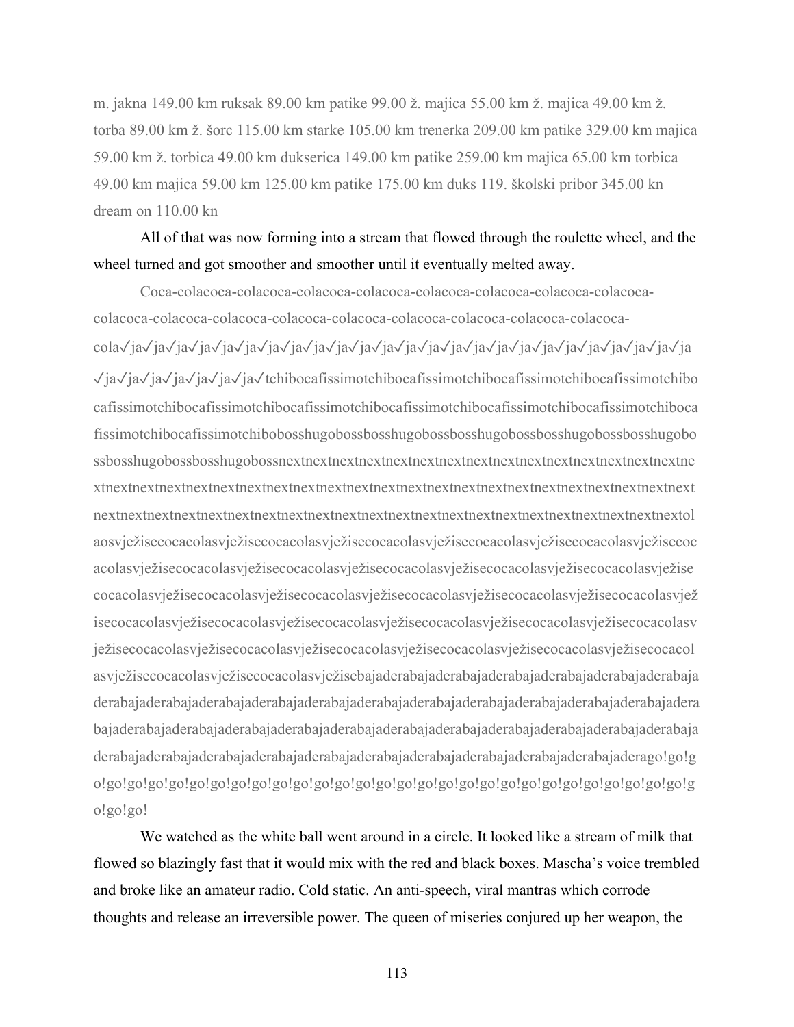m. jakna 149.00 km ruksak 89.00 km patike 99.00 ž. majica 55.00 km ž. majica 49.00 km ž. torba 89.00 km ž. šorc 115.00 km starke 105.00 km trenerka 209.00 km patike 329.00 km majica 59.00 km ž. torbica 49.00 km dukserica 149.00 km patike 259.00 km majica 65.00 km torbica 49.00 km majica 59.00 km 125.00 km patike 175.00 km duks 119. školski pribor 345.00 kn dream on 110.00 kn

All of that was now forming into a stream that flowed through the roulette wheel, and the wheel turned and got smoother and smoother until it eventually melted away.

Coca-colacoca-colacoca-colacoca-colacoca-colacoca-colacoca-colacoca-colacoca-colacoca-colacoca-colacoca-colacoca-colacoca-colacoca-colacoca-colacoca-colacoca-cola✓ja✓ja✓ja✓ja✓ja✓ja✓ja✓ja✓ja✓ja✓ja✓ja✓ja✓ja✓ja✓ja✓ja✓ja✓ja✓ja✓ja✓ja✓ja✓ja✓ja✓ja✓ja✓ja✓ja✓ja✓tchibocafissimotchibocafissimotchibocafissimotchibocafissimotchibocafissimotchibocafissimotchibocafissimotchibocafissimotchibocafissimotchibocafissimotchibocafissimotchibocafissimotchibocafissimotchibobosshugobossbosshugobossbosshugobossbosshugobossbosshugobossbosshugobossbosshugobossnextnextnextnextnextnextnextnextnextnextnextnextnextnextnextnextnextnextnextnextnextnextnextnextnextnextnextnextnextnextnextnextnextnextnextnextnextnextnextnextnextnextnextnextnextnextnextnextnextnextnextnextnextnextnextnextnextnextnextnextnextnextolaosvježisecocacolasvježisecocacolasvježisecocacolasvježisecocacolasvježisecocacolasvježisecocacolasvježisecocacolasvježisecocacolasvježisecocacolasvježisecocacolasvježisecocacolasvježisecocacolasvježisecocacolasvježisecocacolasvježisecocacolasvježisecocacolasvježisecocacolasvježisecocacolasvježisecocacolasvježisecocacolasvježisecocacolasvježisecocacolasvježisecocacolasvježisecocacolasvježisecocacolasvježisecocacolasvježisecocacolasvježisecocacolasvježisecocacolasvježisecocacolasvježisecocacolasvježisecocacolasvježisecocacolasvježisecocacolasvježisecocacolasvježisecocacolasvježisecocacolasvježisecocacolasvježisecocacolasvježisecocacolasvježisecocacolasvježisebajaderabajaderabajaderabajaderabajaderabajaderabajaderabajaderabajaderabajaderabajaderabajaderabajaderabajaderabajaderabajaderabajaderabajaderabajaderabajaderabajaderabajaderabajaderabajaderabajaderabajaderabajaderabajaderabajaderabajaderabajaderabajaderabajaderabajaderabajaderabajaderabajaderabajaderabajaderabajaderabajaderabajaderabajaderabajaderabajaderabajaderabajaderago!go!go!go!go!go!go!go!go!go!go!go!go!go!go!go!go!go!go!go!go!go!go!go!go!go!go!go!go!go!go!go!go!go!go!

We watched as the white ball went around in a circle. It looked like a stream of milk that flowed so blazingly fast that it would mix with the red and black boxes. Mascha's voice trembled and broke like an amateur radio. Cold static. An anti-speech, viral mantras which corrode thoughts and release an irreversible power. The queen of miseries conjured up her weapon, the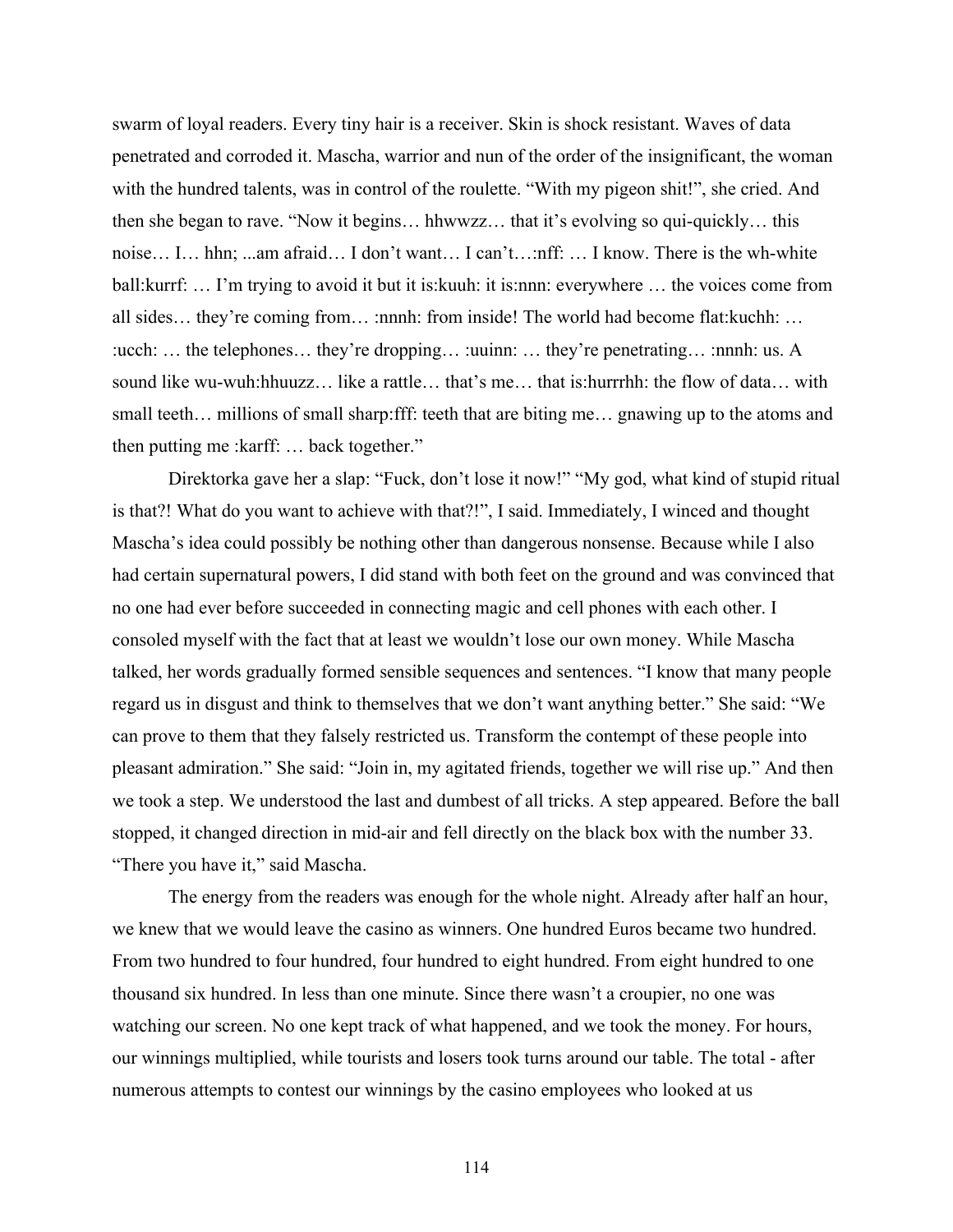swarm of loyal readers. Every tiny hair is a receiver. Skin is shock resistant. Waves of data penetrated and corroded it. Mascha, warrior and nun of the order of the insignificant, the woman with the hundred talents, was in control of the roulette. “With my pigeon shit!”, she cried. And then she began to rave. “Now it begins… hhwwzz… that it’s evolving so qui-quickly… this noise… I… hhn; ...am afraid… I don’t want… I can’t…:nff: … I know. There is the wh-white ball:kurrf: … I’m trying to avoid it but it is:kuuh: it is:nnn: everywhere … the voices come from all sides… they’re coming from… :nnnh: from inside! The world had become flat:kuchh: … :ucch: … the telephones… they’re dropping… :uuinn: … they’re penetrating… :nnnh: us. A sound like wu-wuh:hhuuzz… like a rattle… that’s me… that is:hurrrhh: the flow of data… with small teeth… millions of small sharp:fff: teeth that are biting me… gnawing up to the atoms and then putting me :karff: … back together.”

Direktorka gave her a slap: “Fuck, don’t lose it now!” “My god, what kind of stupid ritual is that?! What do you want to achieve with that?!”, I said. Immediately, I winced and thought Mascha’s idea could possibly be nothing other than dangerous nonsense. Because while I also had certain supernatural powers, I did stand with both feet on the ground and was convinced that no one had ever before succeeded in connecting magic and cell phones with each other. I consoled myself with the fact that at least we wouldn’t lose our own money. While Mascha talked, her words gradually formed sensible sequences and sentences. “I know that many people regard us in disgust and think to themselves that we don’t want anything better.” She said: “We can prove to them that they falsely restricted us. Transform the contempt of these people into pleasant admiration.” She said: “Join in, my agitated friends, together we will rise up.” And then we took a step. We understood the last and dumbest of all tricks. A step appeared. Before the ball stopped, it changed direction in mid-air and fell directly on the black box with the number 33. “There you have it,” said Mascha.

The energy from the readers was enough for the whole night. Already after half an hour, we knew that we would leave the casino as winners. One hundred Euros became two hundred. From two hundred to four hundred, four hundred to eight hundred. From eight hundred to one thousand six hundred. In less than one minute. Since there wasn’t a croupier, no one was watching our screen. No one kept track of what happened, and we took the money. For hours, our winnings multiplied, while tourists and losers took turns around our table. The total - after numerous attempts to contest our winnings by the casino employees who looked at us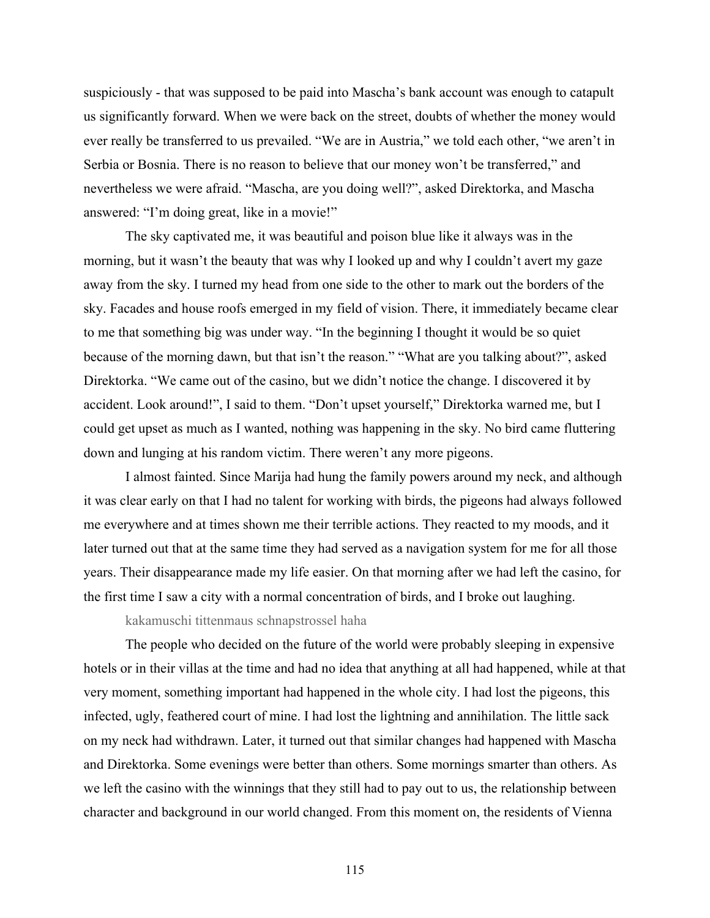suspiciously - that was supposed to be paid into Mascha's bank account was enough to catapult us significantly forward. When we were back on the street, doubts of whether the money would ever really be transferred to us prevailed. "We are in Austria," we told each other, "we aren't in Serbia or Bosnia. There is no reason to believe that our money won't be transferred," and nevertheless we were afraid. "Mascha, are you doing well?", asked Direktorka, and Mascha answered: "I'm doing great, like in a movie!"

The sky captivated me, it was beautiful and poison blue like it always was in the morning, but it wasn't the beauty that was why I looked up and why I couldn't avert my gaze away from the sky. I turned my head from one side to the other to mark out the borders of the sky. Facades and house roofs emerged in my field of vision. There, it immediately became clear to me that something big was under way. "In the beginning I thought it would be so quiet because of the morning dawn, but that isn't the reason." "What are you talking about?", asked Direktorka. "We came out of the casino, but we didn't notice the change. I discovered it by accident. Look around!", I said to them. "Don't upset yourself," Direktorka warned me, but I could get upset as much as I wanted, nothing was happening in the sky. No bird came fluttering down and lunging at his random victim. There weren't any more pigeons.

I almost fainted. Since Marija had hung the family powers around my neck, and although it was clear early on that I had no talent for working with birds, the pigeons had always followed me everywhere and at times shown me their terrible actions. They reacted to my moods, and it later turned out that at the same time they had served as a navigation system for me for all those years. Their disappearance made my life easier. On that morning after we had left the casino, for the first time I saw a city with a normal concentration of birds, and I broke out laughing.

kakamuschi tittenmaus schnapstrossel haha

The people who decided on the future of the world were probably sleeping in expensive hotels or in their villas at the time and had no idea that anything at all had happened, while at that very moment, something important had happened in the whole city. I had lost the pigeons, this infected, ugly, feathered court of mine. I had lost the lightning and annihilation. The little sack on my neck had withdrawn. Later, it turned out that similar changes had happened with Mascha and Direktorka. Some evenings were better than others. Some mornings smarter than others. As we left the casino with the winnings that they still had to pay out to us, the relationship between character and background in our world changed. From this moment on, the residents of Vienna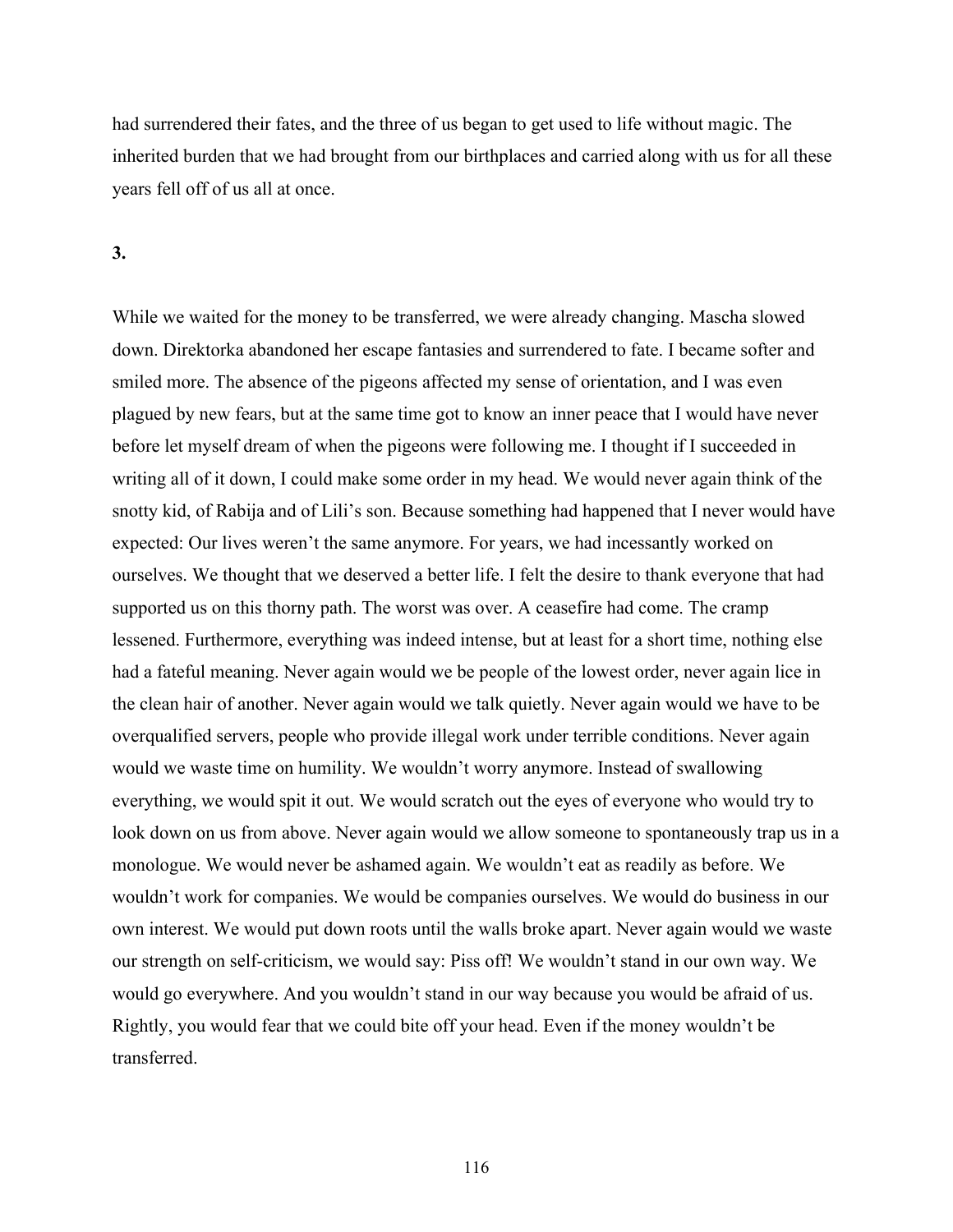had surrendered their fates, and the three of us began to get used to life without magic. The inherited burden that we had brought from our birthplaces and carried along with us for all these years fell off of us all at once.

**3.**

While we waited for the money to be transferred, we were already changing. Mascha slowed down. Direktorka abandoned her escape fantasies and surrendered to fate. I became softer and smiled more. The absence of the pigeons affected my sense of orientation, and I was even plagued by new fears, but at the same time got to know an inner peace that I would have never before let myself dream of when the pigeons were following me. I thought if I succeeded in writing all of it down, I could make some order in my head. We would never again think of the snotty kid, of Rabija and of Lili's son. Because something had happened that I never would have expected: Our lives weren't the same anymore. For years, we had incessantly worked on ourselves. We thought that we deserved a better life. I felt the desire to thank everyone that had supported us on this thorny path. The worst was over. A ceasefire had come. The cramp lessened. Furthermore, everything was indeed intense, but at least for a short time, nothing else had a fateful meaning. Never again would we be people of the lowest order, never again lice in the clean hair of another. Never again would we talk quietly. Never again would we have to be overqualified servers, people who provide illegal work under terrible conditions. Never again would we waste time on humility. We wouldn't worry anymore. Instead of swallowing everything, we would spit it out. We would scratch out the eyes of everyone who would try to look down on us from above. Never again would we allow someone to spontaneously trap us in a monologue. We would never be ashamed again. We wouldn't eat as readily as before. We wouldn't work for companies. We would be companies ourselves. We would do business in our own interest. We would put down roots until the walls broke apart. Never again would we waste our strength on self-criticism, we would say: Piss off! We wouldn't stand in our own way. We would go everywhere. And you wouldn't stand in our way because you would be afraid of us. Rightly, you would fear that we could bite off your head. Even if the money wouldn't be transferred.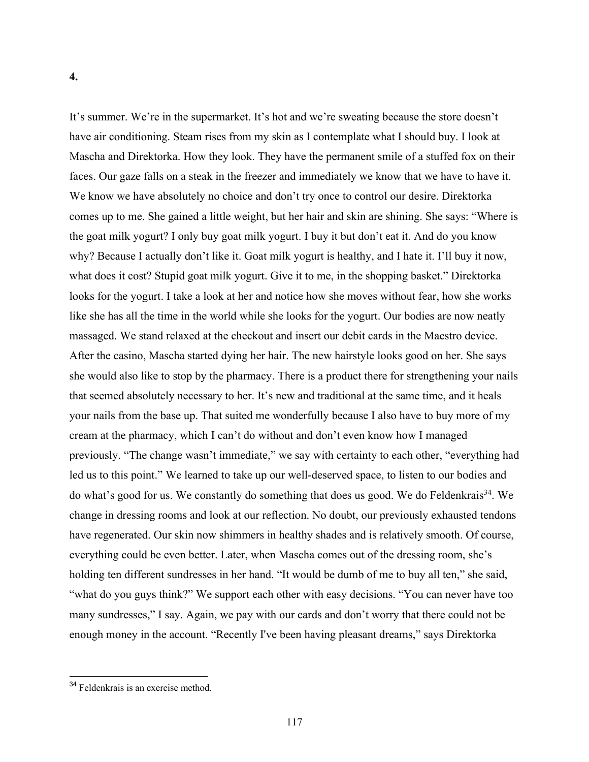**4.**

It's summer. We're in the supermarket. It's hot and we're sweating because the store doesn't have air conditioning. Steam rises from my skin as I contemplate what I should buy. I look at Mascha and Direktorka. How they look. They have the permanent smile of a stuffed fox on their faces. Our gaze falls on a steak in the freezer and immediately we know that we have to have it. We know we have absolutely no choice and don't try once to control our desire. Direktorka comes up to me. She gained a little weight, but her hair and skin are shining. She says: "Where is the goat milk yogurt? I only buy goat milk yogurt. I buy it but don't eat it. And do you know why? Because I actually don't like it. Goat milk yogurt is healthy, and I hate it. I'll buy it now, what does it cost? Stupid goat milk yogurt. Give it to me, in the shopping basket." Direktorka looks for the yogurt. I take a look at her and notice how she moves without fear, how she works like she has all the time in the world while she looks for the yogurt. Our bodies are now neatly massaged. We stand relaxed at the checkout and insert our debit cards in the Maestro device. After the casino, Mascha started dying her hair. The new hairstyle looks good on her. She says she would also like to stop by the pharmacy. There is a product there for strengthening your nails that seemed absolutely necessary to her. It's new and traditional at the same time, and it heals your nails from the base up. That suited me wonderfully because I also have to buy more of my cream at the pharmacy, which I can't do without and don't even know how I managed previously. "The change wasn't immediate," we say with certainty to each other, "everything had led us to this point." We learned to take up our well-deserved space, to listen to our bodies and do what's good for us. We constantly do something that does us good. We do Feldenkrais[34]. We change in dressing rooms and look at our reflection. No doubt, our previously exhausted tendons have regenerated. Our skin now shimmers in healthy shades and is relatively smooth. Of course, everything could be even better. Later, when Mascha comes out of the dressing room, she's holding ten different sundresses in her hand. "It would be dumb of me to buy all ten," she said, "what do you guys think?" We support each other with easy decisions. "You can never have too many sundresses," I say. Again, we pay with our cards and don't worry that there could not be enough money in the account. "Recently I've been having pleasant dreams," says Direktorka

[34] Feldenkrais is an exercise method.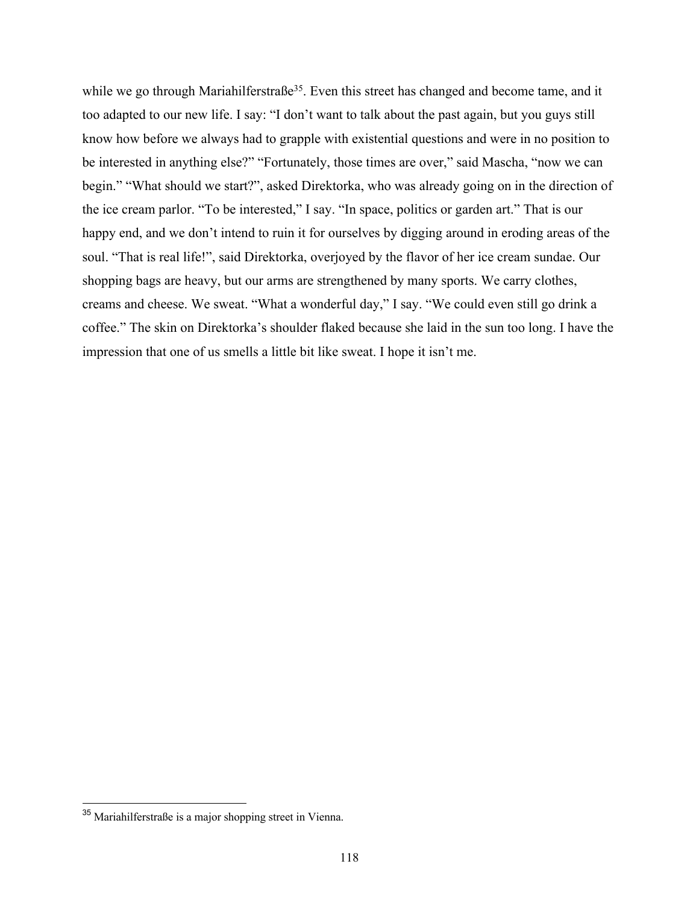while we go through Mariahilferstraße[35]. Even this street has changed and become tame, and it too adapted to our new life. I say: “I don’t want to talk about the past again, but you guys still know how before we always had to grapple with existential questions and were in no position to be interested in anything else?” “Fortunately, those times are over,” said Mascha, “now we can begin.” “What should we start?”, asked Direktorka, who was already going on in the direction of the ice cream parlor. “To be interested,” I say. “In space, politics or garden art.” That is our happy end, and we don’t intend to ruin it for ourselves by digging around in eroding areas of the soul. “That is real life!”, said Direktorka, overjoyed by the flavor of her ice cream sundae. Our shopping bags are heavy, but our arms are strengthened by many sports. We carry clothes, creams and cheese. We sweat. “What a wonderful day,” I say. “We could even still go drink a coffee.” The skin on Direktorka’s shoulder flaked because she laid in the sun too long. I have the impression that one of us smells a little bit like sweat. I hope it isn’t me.

---

[35] Mariahilferstraße is a major shopping street in Vienna.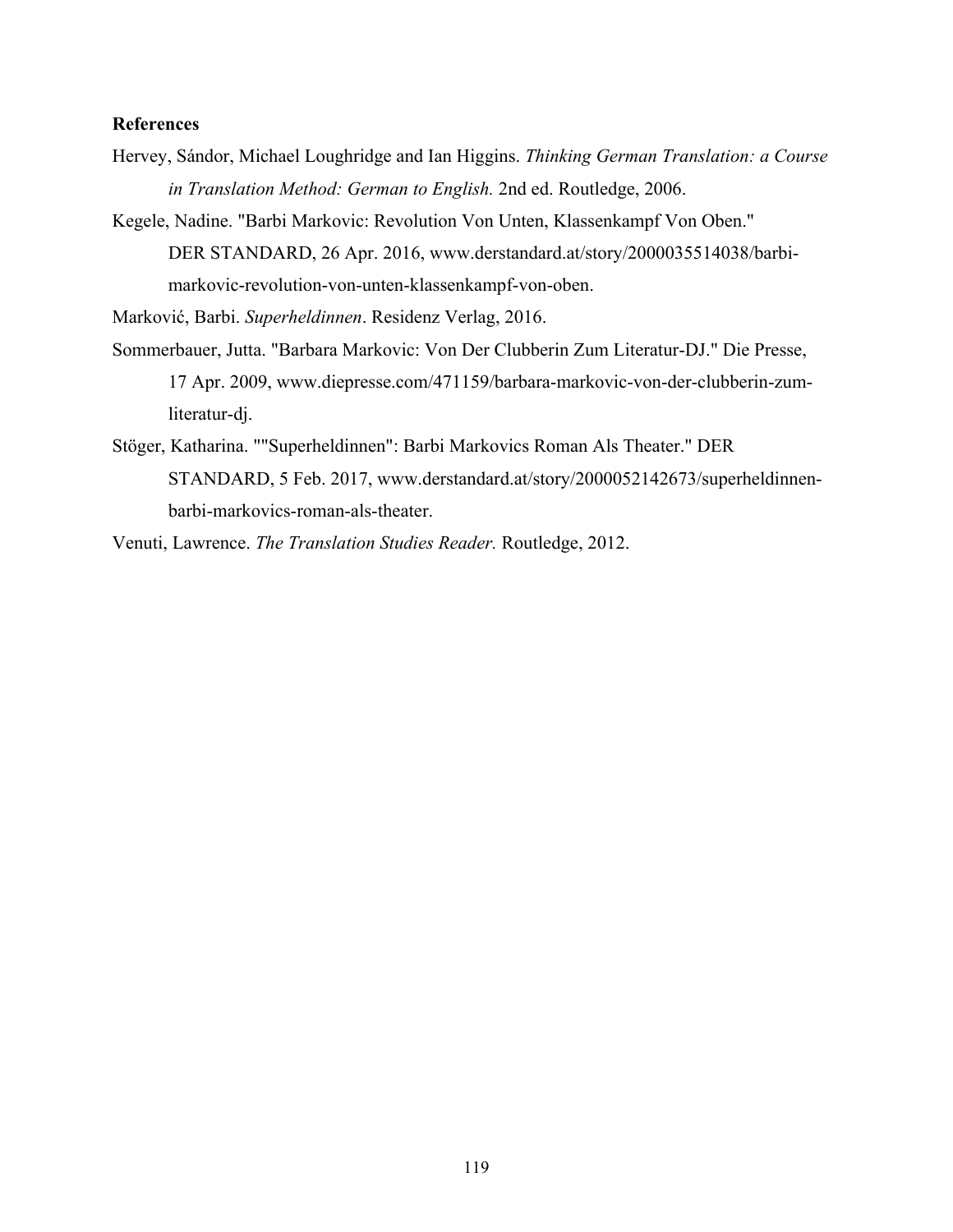**References**

Hervey, Sándor, Michael Loughridge and Ian Higgins. *Thinking German Translation: a Course in Translation Method: German to English.* 2nd ed. Routledge, 2006.

Kegele, Nadine. "Barbi Markovic: Revolution Von Unten, Klassenkampf Von Oben." DER STANDARD, 26 Apr. 2016, www.derstandard.at/story/2000035514038/barbi-markovic-revolution-von-unten-klassenkampf-von-oben.

Marković, Barbi. *Superheldinnen*. Residenz Verlag, 2016.

Sommerbauer, Jutta. "Barbara Markovic: Von Der Clubberin Zum Literatur-DJ." Die Presse, 17 Apr. 2009, www.diepresse.com/471159/barbara-markovic-von-der-clubberin-zum-literatur-dj.

Stöger, Katharina. ""Superheldinnen": Barbi Markovics Roman Als Theater." DER STANDARD, 5 Feb. 2017, www.derstandard.at/story/2000052142673/superheldinnen-barbi-markovics-roman-als-theater.

Venuti, Lawrence. *The Translation Studies Reader.* Routledge, 2012.